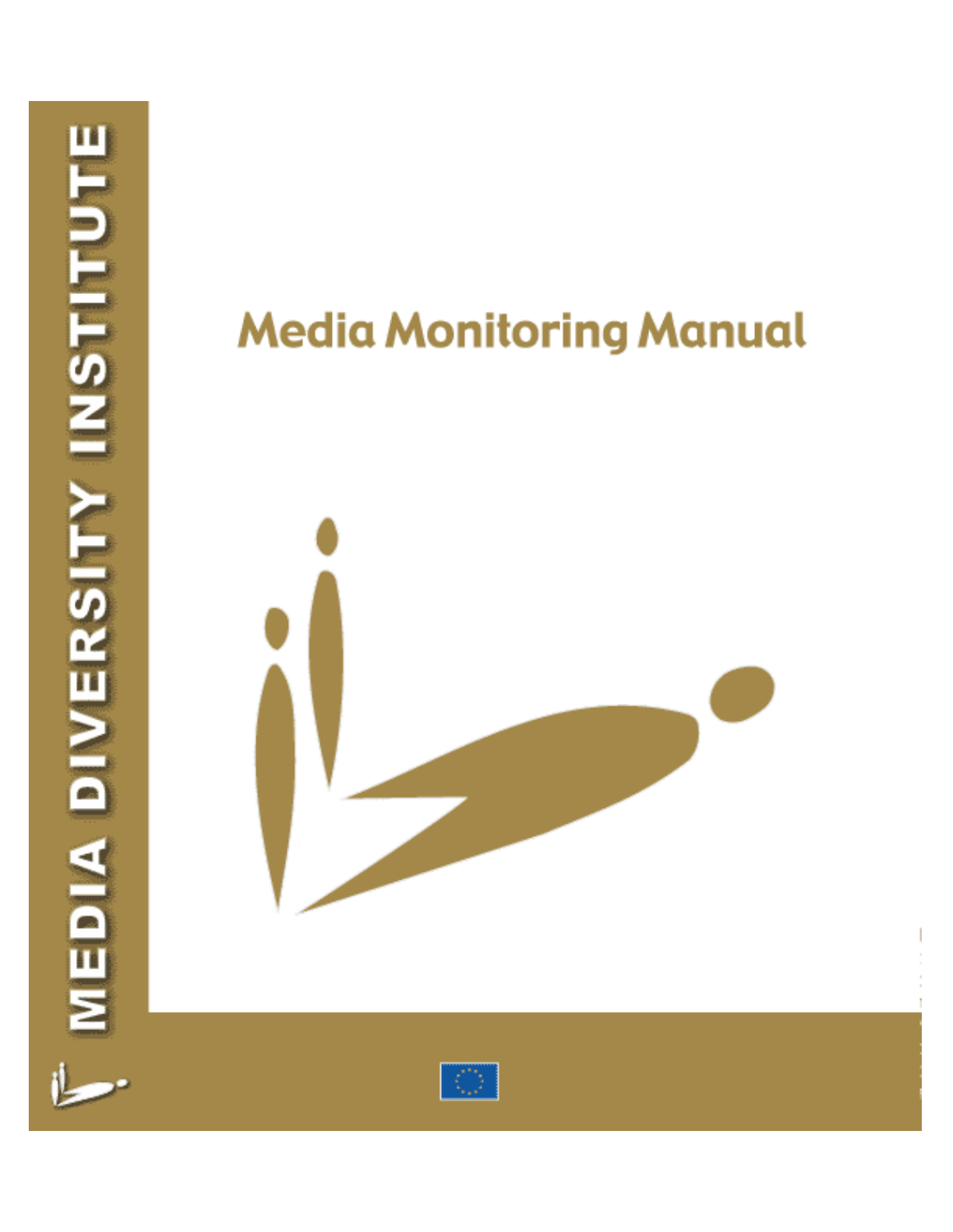MEDIA DIVERSITY INSTITUTE

# Media Monitoring Manual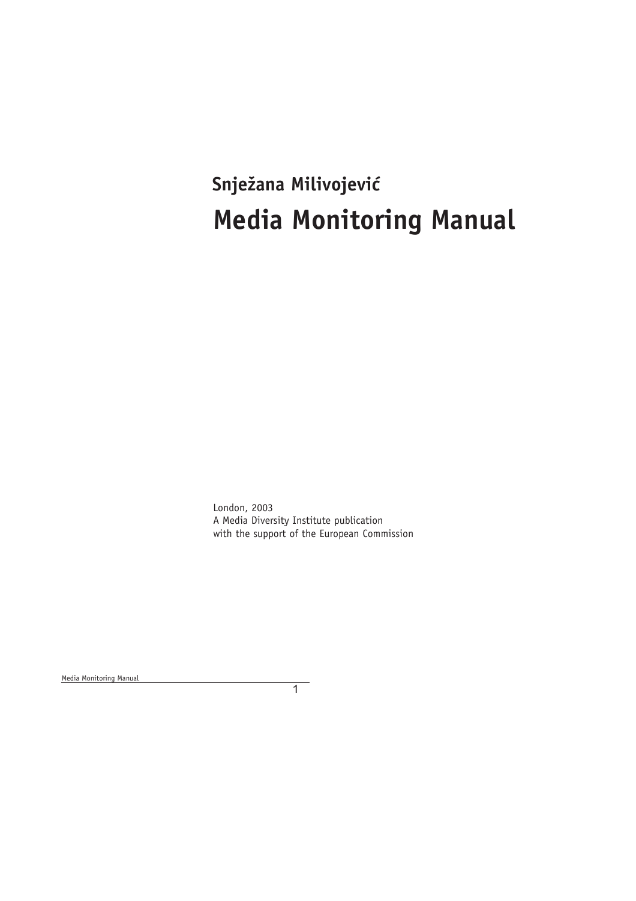**Snježana Milivojević**

# Media Monitoring Manual

London, 2003
A Media Diversity Institute publication
with the support of the European Commission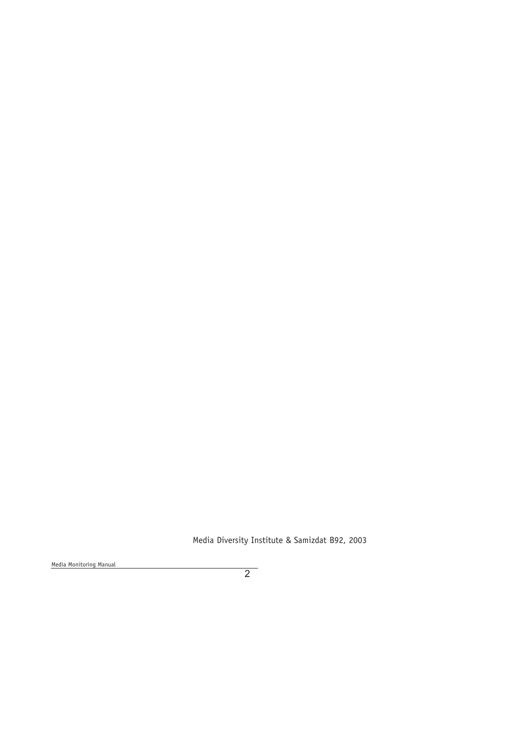Media Diversity Institute & Samizdat B92, 2003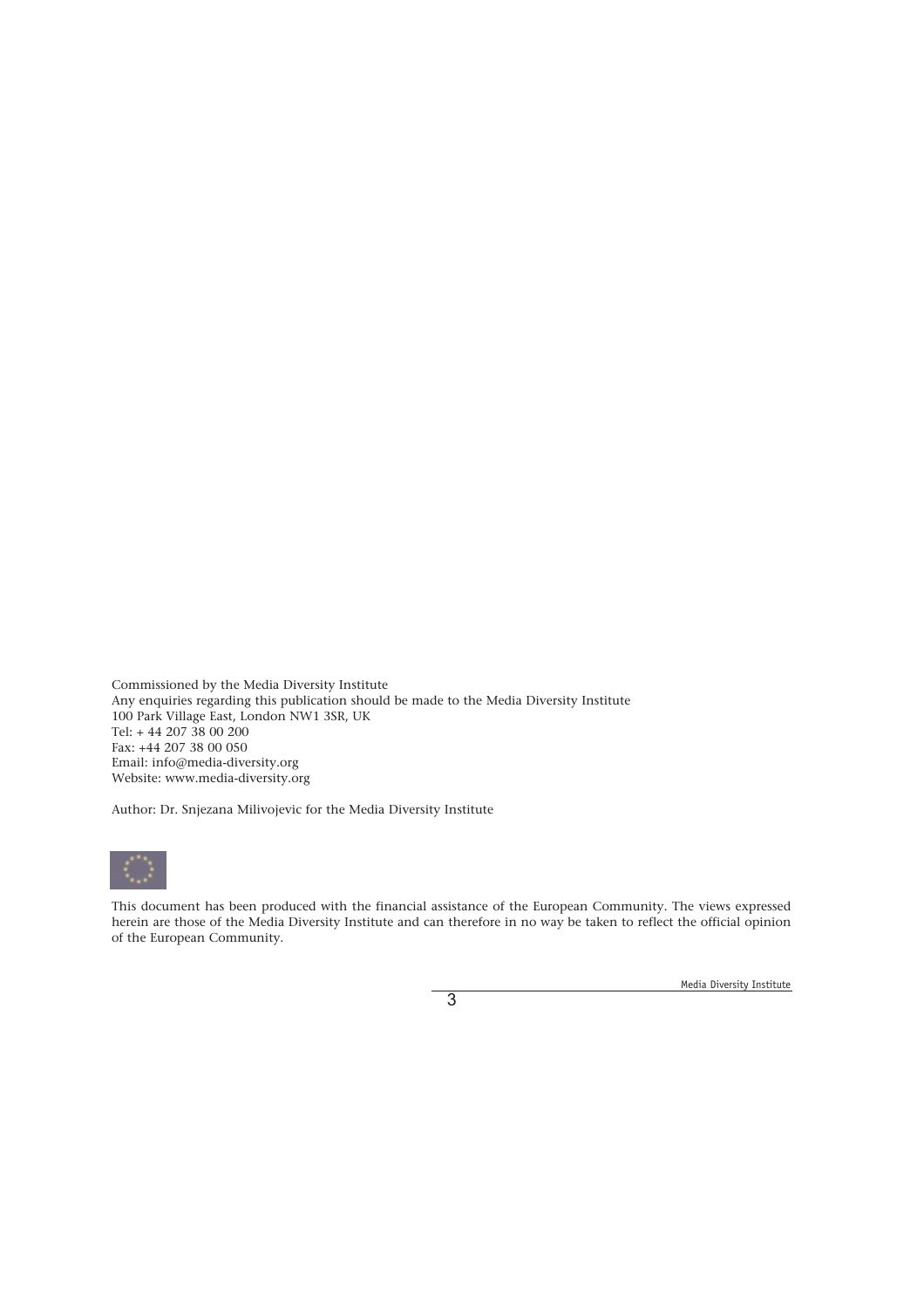Commissioned by the Media Diversity Institute
Any enquiries regarding this publication should be made to the Media Diversity Institute
100 Park Village East, London NW1 3SR, UK
Tel: + 44 207 38 00 200
Fax: +44 207 38 00 050
Email: info@media-diversity.org
Website: www.media-diversity.org

Author: Dr. Snjezana Milivojevic for the Media Diversity Institute

This document has been produced with the financial assistance of the European Community. The views expressed herein are those of the Media Diversity Institute and can therefore in no way be taken to reflect the official opinion of the European Community.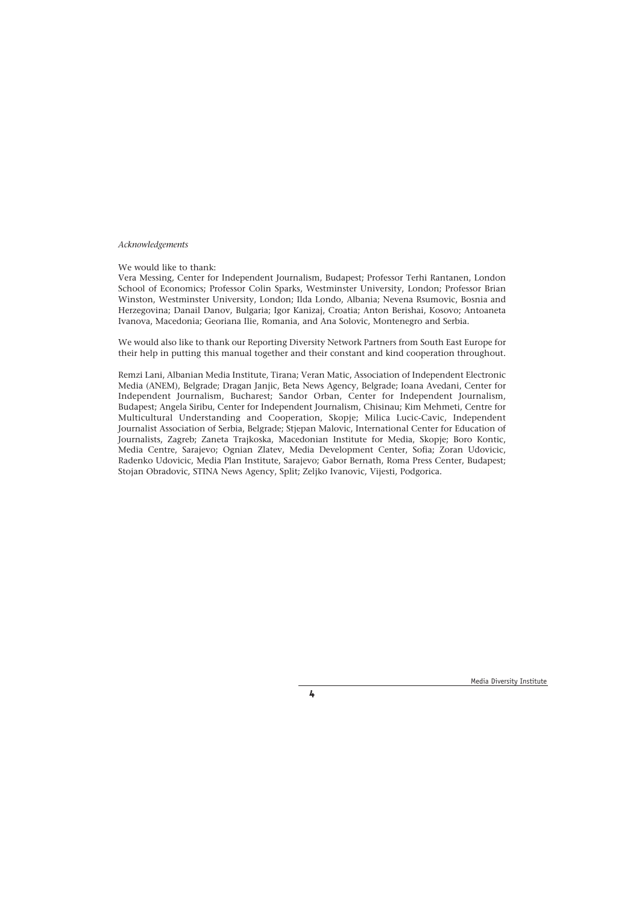*Acknowledgements*

We would like to thank:
Vera Messing, Center for Independent Journalism, Budapest; Professor Terhi Rantanen, London School of Economics; Professor Colin Sparks, Westminster University, London; Professor Brian Winston, Westminster University, London; Ilda Londo, Albania; Nevena Rsumovic, Bosnia and Herzegovina; Danail Danov, Bulgaria; Igor Kanizaj, Croatia; Anton Berishai, Kosovo; Antoaneta Ivanova, Macedonia; Georiana Ilie, Romania, and Ana Solovic, Montenegro and Serbia.

We would also like to thank our Reporting Diversity Network Partners from South East Europe for their help in putting this manual together and their constant and kind cooperation throughout.

Remzi Lani, Albanian Media Institute, Tirana; Veran Matic, Association of Independent Electronic Media (ANEM), Belgrade; Dragan Janjic, Beta News Agency, Belgrade; Ioana Avedani, Center for Independent Journalism, Bucharest; Sandor Orban, Center for Independent Journalism, Budapest; Angela Siribu, Center for Independent Journalism, Chisinau; Kim Mehmeti, Centre for Multicultural Understanding and Cooperation, Skopje; Milica Lucic-Cavic, Independent Journalist Association of Serbia, Belgrade; Stjepan Malovic, International Center for Education of Journalists, Zagreb; Zaneta Trajkoska, Macedonian Institute for Media, Skopje; Boro Kontic, Media Centre, Sarajevo; Ognian Zlatev, Media Development Center, Sofia; Zoran Udovicic, Radenko Udovicic, Media Plan Institute, Sarajevo; Gabor Bernath, Roma Press Center, Budapest; Stojan Obradovic, STINA News Agency, Split; Zeljko Ivanovic, Vijesti, Podgorica.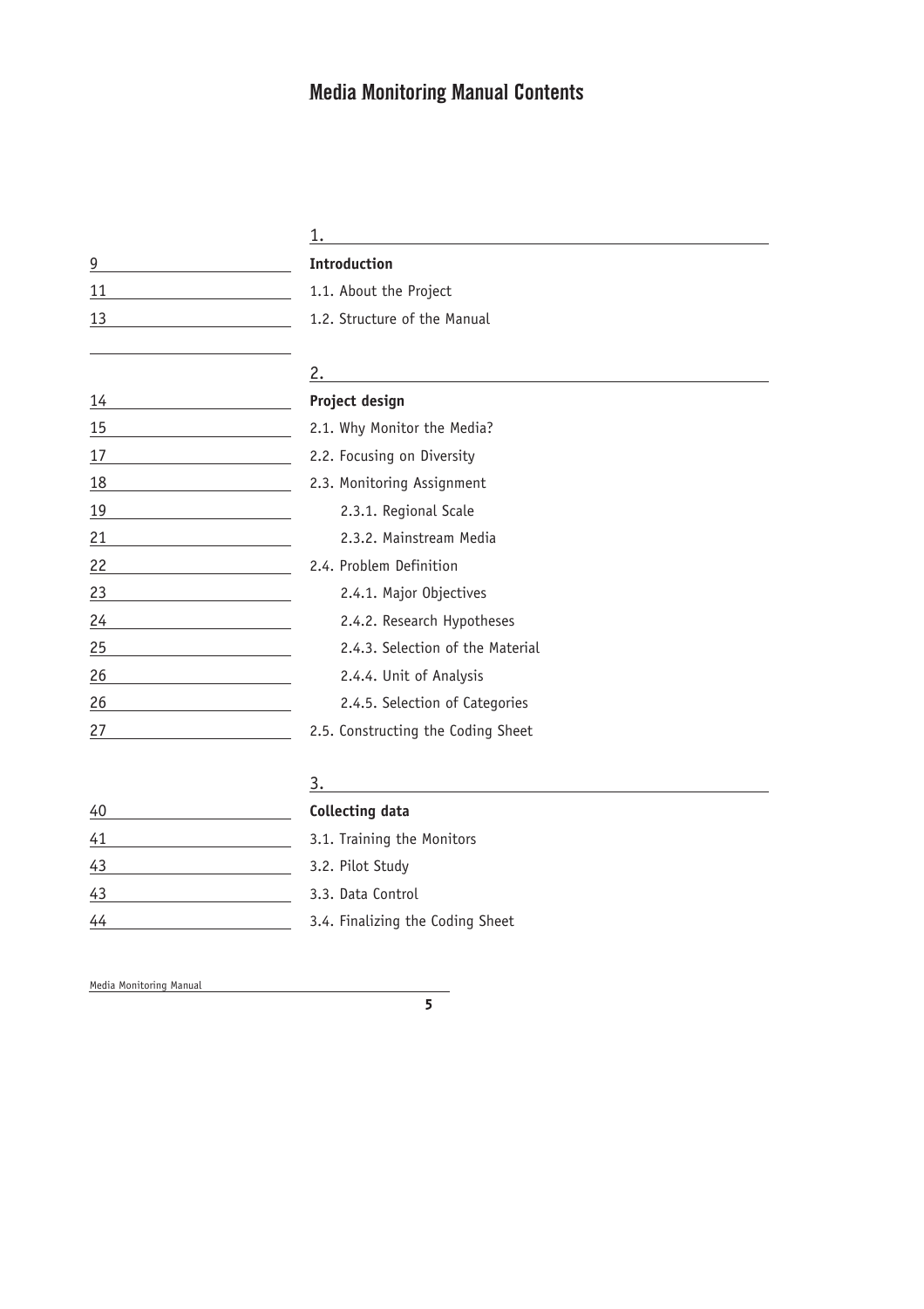# Media Monitoring Manual Contents

## 1.

| Page | Section |
|---|---|
| 9 | **Introduction** |
| 11 | 1.1. About the Project |
| 13 | 1.2. Structure of the Manual |

## 2.

| Page | Section |
|---|---|
| 14 | **Project design** |
| 15 | 2.1. Why Monitor the Media? |
| 17 | 2.2. Focusing on Diversity |
| 18 | 2.3. Monitoring Assignment |
| 19 | 2.3.1. Regional Scale |
| 21 | 2.3.2. Mainstream Media |
| 22 | 2.4. Problem Definition |
| 23 | 2.4.1. Major Objectives |
| 24 | 2.4.2. Research Hypotheses |
| 25 | 2.4.3. Selection of the Material |
| 26 | 2.4.4. Unit of Analysis |
| 26 | 2.4.5. Selection of Categories |
| 27 | 2.5. Constructing the Coding Sheet |

## 3.

| Page | Section |
|---|---|
| 40 | **Collecting data** |
| 41 | 3.1. Training the Monitors |
| 43 | 3.2. Pilot Study |
| 43 | 3.3. Data Control |
| 44 | 3.4. Finalizing the Coding Sheet |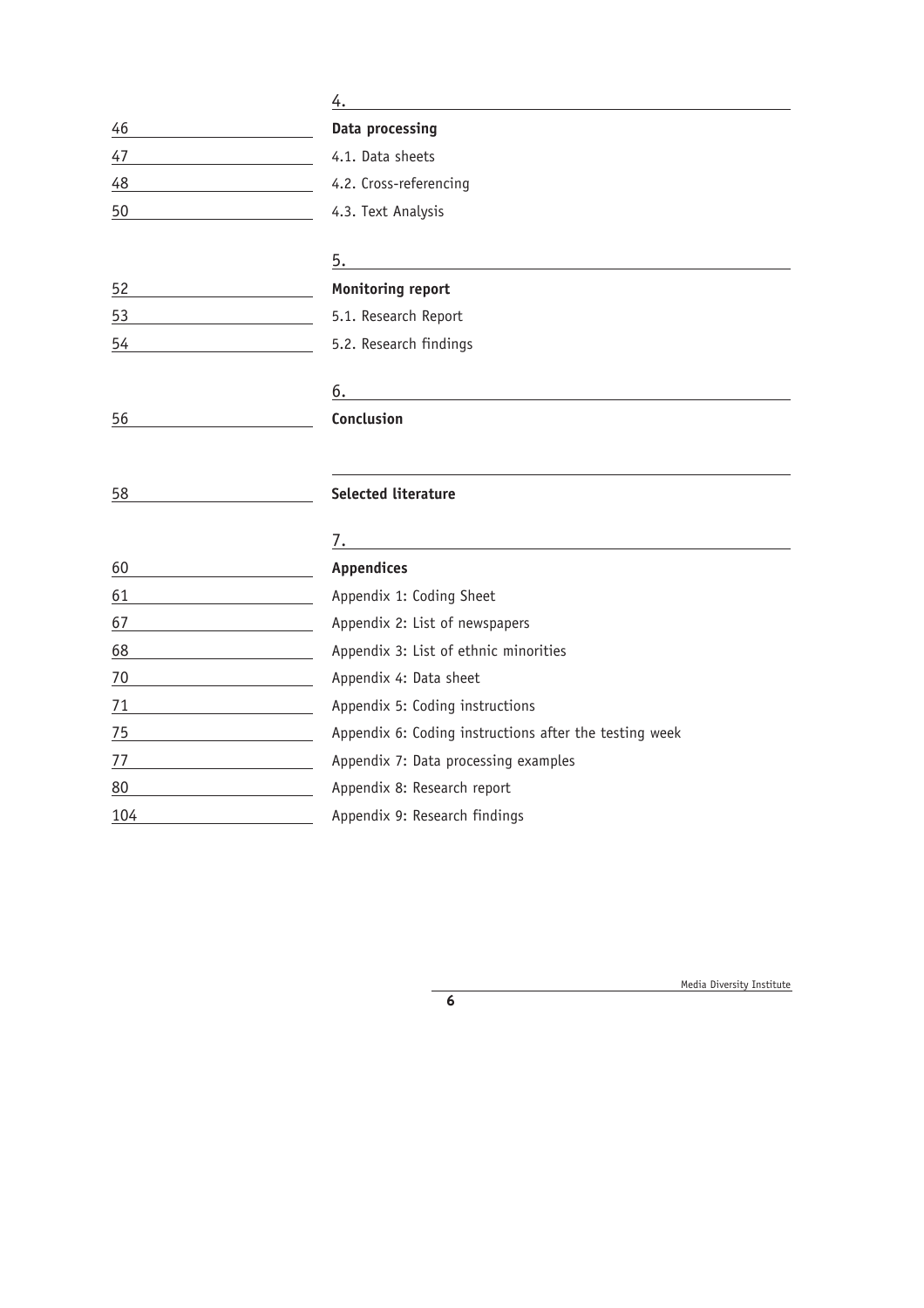## 4.

| | |
|---|---|
| 46 | **Data processing** |
| 47 | 4.1. Data sheets |
| 48 | 4.2. Cross-referencing |
| 50 | 4.3. Text Analysis |

## 5.

| | |
|---|---|
| 52 | **Monitoring report** |
| 53 | 5.1. Research Report |
| 54 | 5.2. Research findings |

## 6.

| | |
|---|---|
| 56 | **Conclusion** |

| | |
|---|---|
| 58 | **Selected literature** |

## 7.

| | |
|---|---|
| 60 | **Appendices** |
| 61 | Appendix 1: Coding Sheet |
| 67 | Appendix 2: List of newspapers |
| 68 | Appendix 3: List of ethnic minorities |
| 70 | Appendix 4: Data sheet |
| 71 | Appendix 5: Coding instructions |
| 75 | Appendix 6: Coding instructions after the testing week |
| 77 | Appendix 7: Data processing examples |
| 80 | Appendix 8: Research report |
| 104 | Appendix 9: Research findings |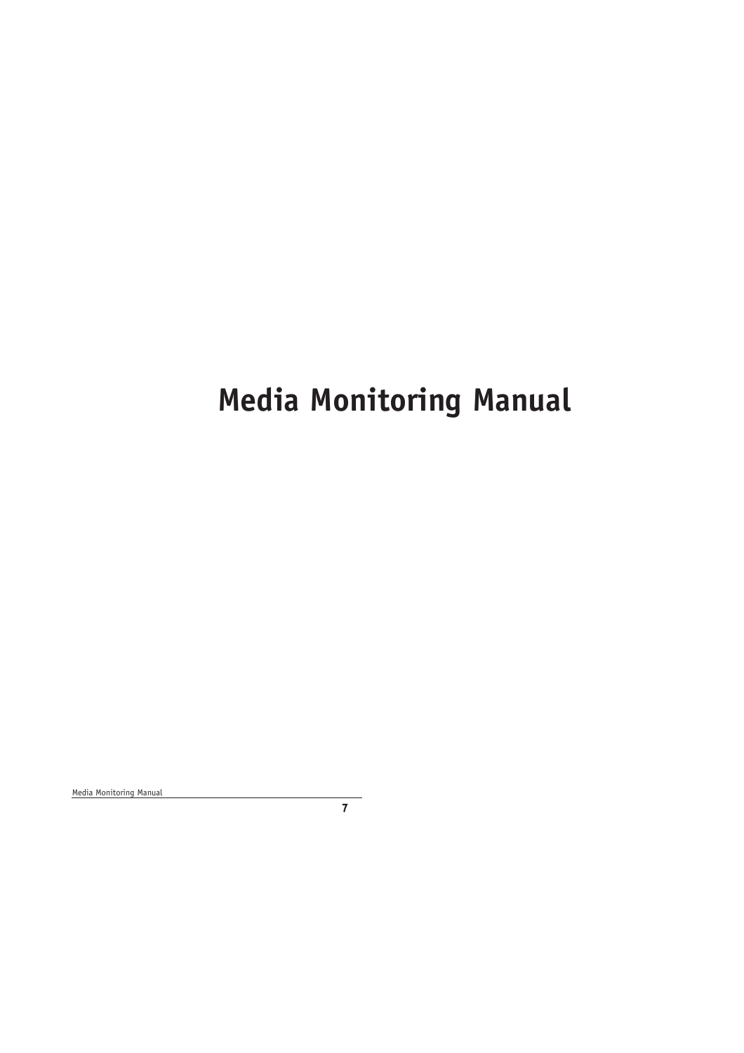# Media Monitoring Manual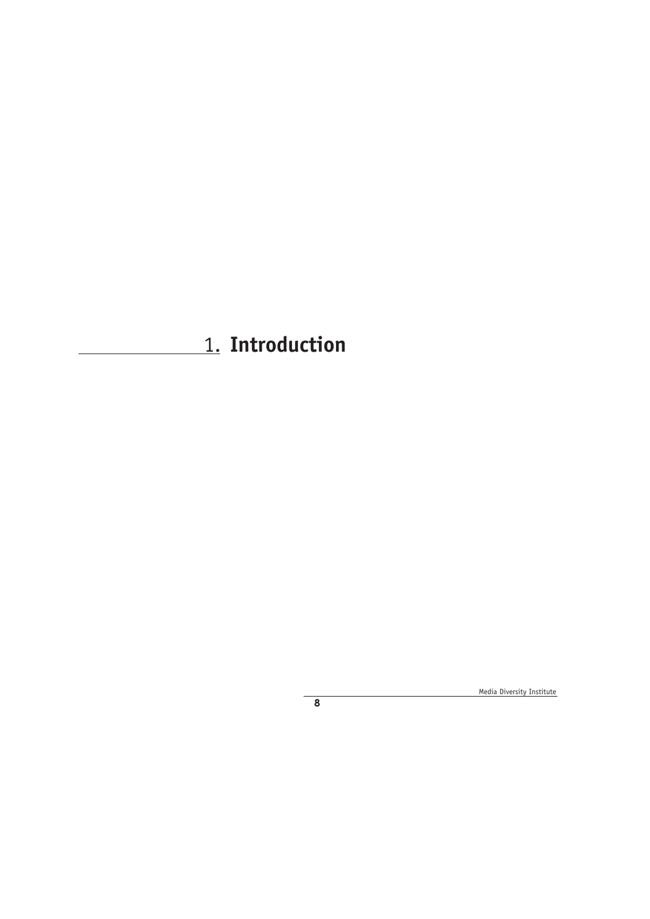# 1. Introduction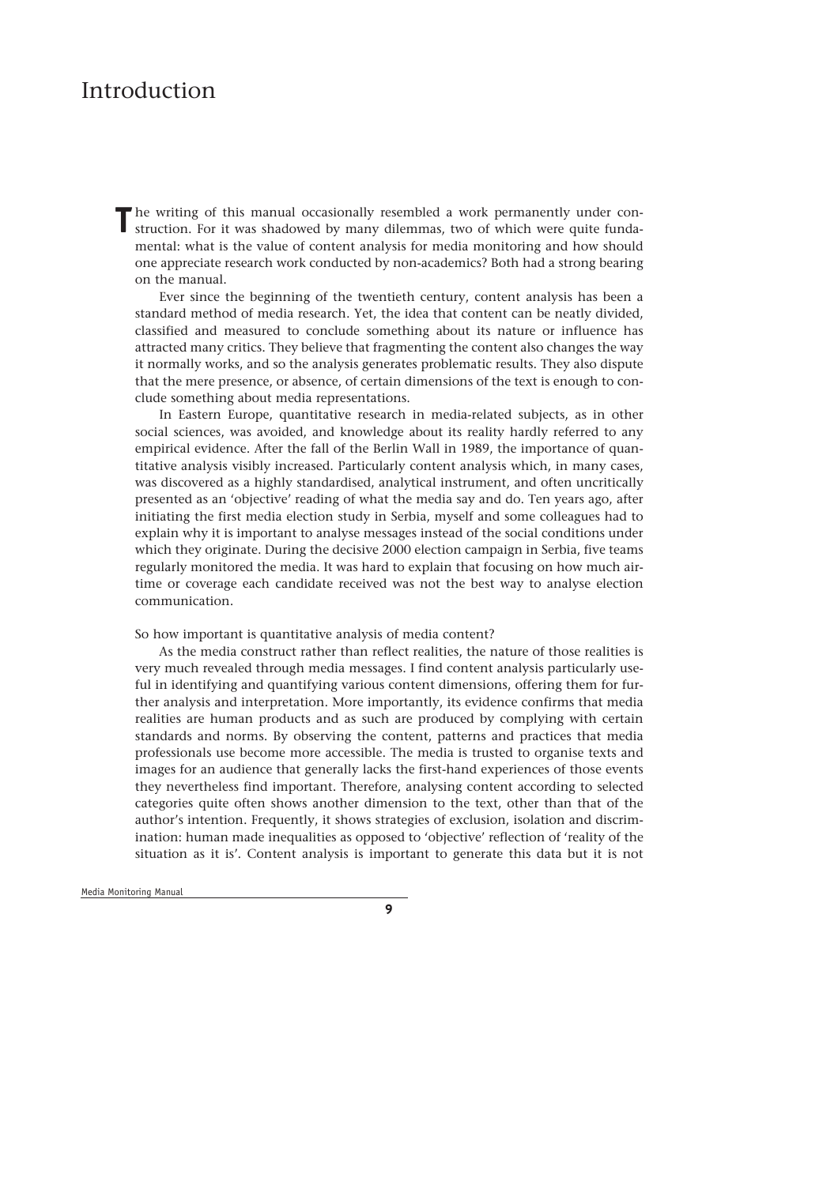# Introduction

The writing of this manual occasionally resembled a work permanently under construction. For it was shadowed by many dilemmas, two of which were quite fundamental: what is the value of content analysis for media monitoring and how should one appreciate research work conducted by non-academics? Both had a strong bearing on the manual.

Ever since the beginning of the twentieth century, content analysis has been a standard method of media research. Yet, the idea that content can be neatly divided, classified and measured to conclude something about its nature or influence has attracted many critics. They believe that fragmenting the content also changes the way it normally works, and so the analysis generates problematic results. They also dispute that the mere presence, or absence, of certain dimensions of the text is enough to conclude something about media representations.

In Eastern Europe, quantitative research in media-related subjects, as in other social sciences, was avoided, and knowledge about its reality hardly referred to any empirical evidence. After the fall of the Berlin Wall in 1989, the importance of quantitative analysis visibly increased. Particularly content analysis which, in many cases, was discovered as a highly standardised, analytical instrument, and often uncritically presented as an 'objective' reading of what the media say and do. Ten years ago, after initiating the first media election study in Serbia, myself and some colleagues had to explain why it is important to analyse messages instead of the social conditions under which they originate. During the decisive 2000 election campaign in Serbia, five teams regularly monitored the media. It was hard to explain that focusing on how much airtime or coverage each candidate received was not the best way to analyse election communication.

So how important is quantitative analysis of media content?

As the media construct rather than reflect realities, the nature of those realities is very much revealed through media messages. I find content analysis particularly useful in identifying and quantifying various content dimensions, offering them for further analysis and interpretation. More importantly, its evidence confirms that media realities are human products and as such are produced by complying with certain standards and norms. By observing the content, patterns and practices that media professionals use become more accessible. The media is trusted to organise texts and images for an audience that generally lacks the first-hand experiences of those events they nevertheless find important. Therefore, analysing content according to selected categories quite often shows another dimension to the text, other than that of the author's intention. Frequently, it shows strategies of exclusion, isolation and discrimination: human made inequalities as opposed to 'objective' reflection of 'reality of the situation as it is'. Content analysis is important to generate this data but it is not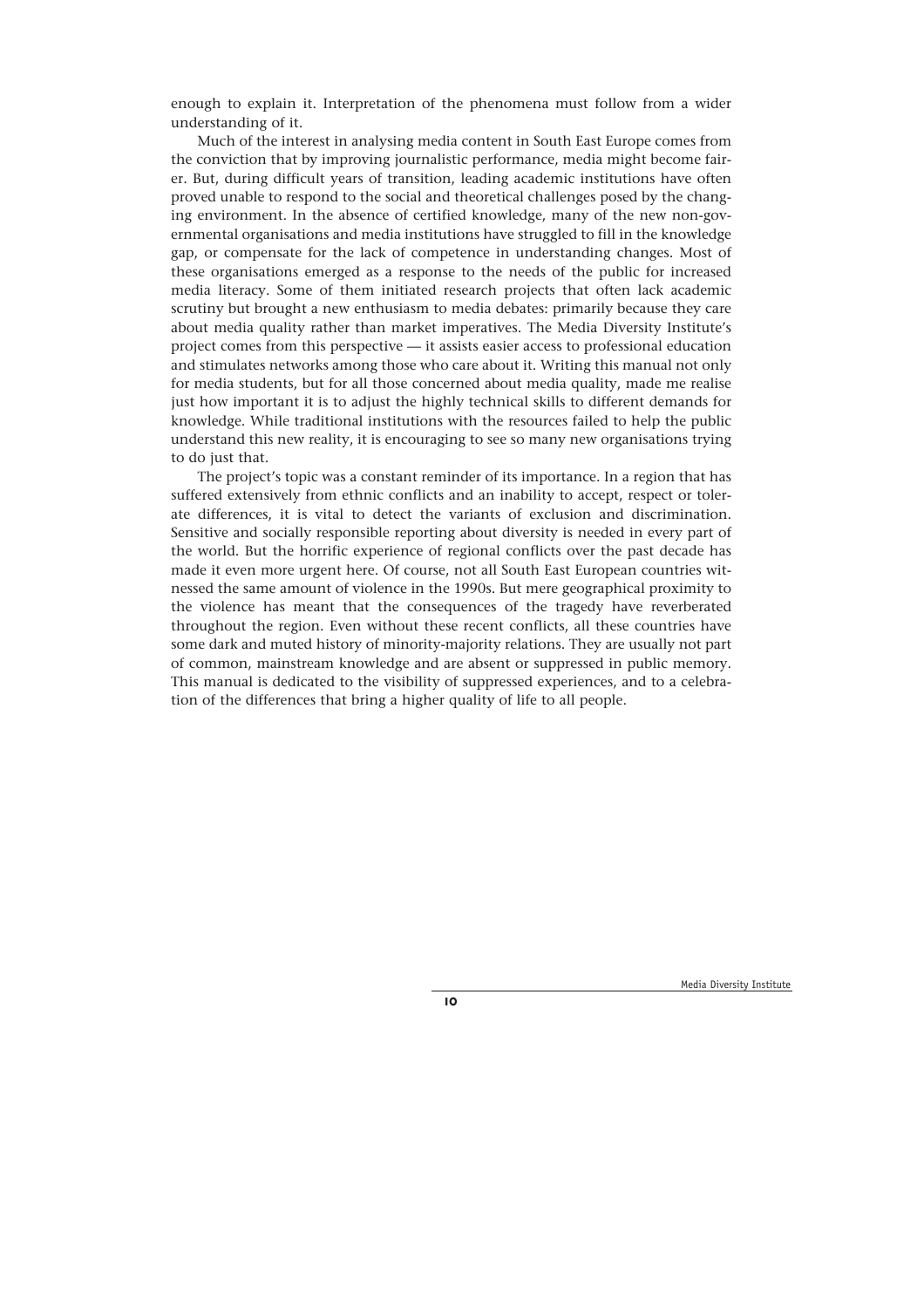enough to explain it. Interpretation of the phenomena must follow from a wider understanding of it.

Much of the interest in analysing media content in South East Europe comes from the conviction that by improving journalistic performance, media might become fairer. But, during difficult years of transition, leading academic institutions have often proved unable to respond to the social and theoretical challenges posed by the changing environment. In the absence of certified knowledge, many of the new non-governmental organisations and media institutions have struggled to fill in the knowledge gap, or compensate for the lack of competence in understanding changes. Most of these organisations emerged as a response to the needs of the public for increased media literacy. Some of them initiated research projects that often lack academic scrutiny but brought a new enthusiasm to media debates: primarily because they care about media quality rather than market imperatives. The Media Diversity Institute's project comes from this perspective — it assists easier access to professional education and stimulates networks among those who care about it. Writing this manual not only for media students, but for all those concerned about media quality, made me realise just how important it is to adjust the highly technical skills to different demands for knowledge. While traditional institutions with the resources failed to help the public understand this new reality, it is encouraging to see so many new organisations trying to do just that.

The project's topic was a constant reminder of its importance. In a region that has suffered extensively from ethnic conflicts and an inability to accept, respect or tolerate differences, it is vital to detect the variants of exclusion and discrimination. Sensitive and socially responsible reporting about diversity is needed in every part of the world. But the horrific experience of regional conflicts over the past decade has made it even more urgent here. Of course, not all South East European countries witnessed the same amount of violence in the 1990s. But mere geographical proximity to the violence has meant that the consequences of the tragedy have reverberated throughout the region. Even without these recent conflicts, all these countries have some dark and muted history of minority-majority relations. They are usually not part of common, mainstream knowledge and are absent or suppressed in public memory. This manual is dedicated to the visibility of suppressed experiences, and to a celebration of the differences that bring a higher quality of life to all people.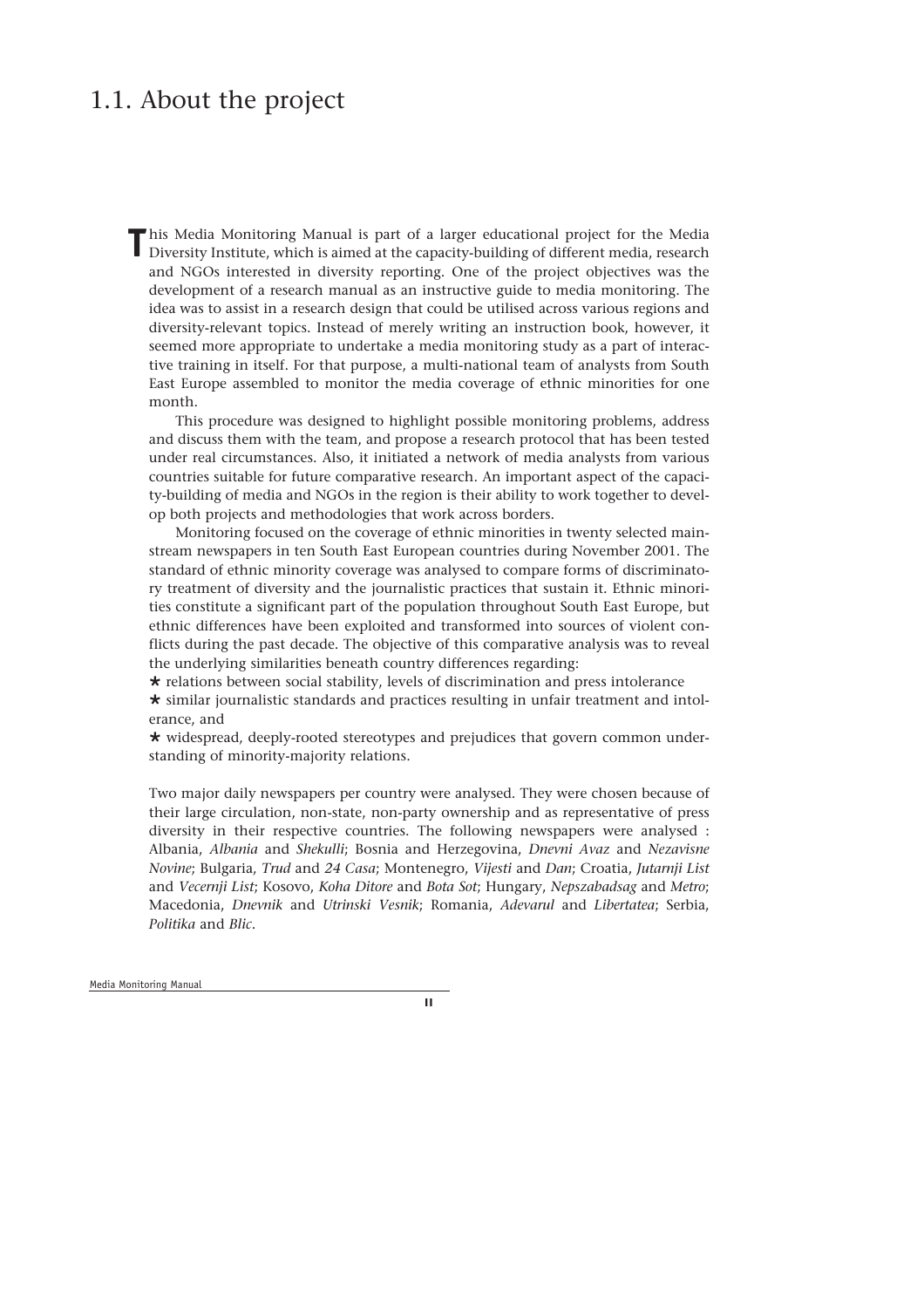## 1.1. About the project

This Media Monitoring Manual is part of a larger educational project for the Media Diversity Institute, which is aimed at the capacity-building of different media, research and NGOs interested in diversity reporting. One of the project objectives was the development of a research manual as an instructive guide to media monitoring. The idea was to assist in a research design that could be utilised across various regions and diversity-relevant topics. Instead of merely writing an instruction book, however, it seemed more appropriate to undertake a media monitoring study as a part of interactive training in itself. For that purpose, a multi-national team of analysts from South East Europe assembled to monitor the media coverage of ethnic minorities for one month.

This procedure was designed to highlight possible monitoring problems, address and discuss them with the team, and propose a research protocol that has been tested under real circumstances. Also, it initiated a network of media analysts from various countries suitable for future comparative research. An important aspect of the capacity-building of media and NGOs in the region is their ability to work together to develop both projects and methodologies that work across borders.

Monitoring focused on the coverage of ethnic minorities in twenty selected mainstream newspapers in ten South East European countries during November 2001. The standard of ethnic minority coverage was analysed to compare forms of discriminatory treatment of diversity and the journalistic practices that sustain it. Ethnic minorities constitute a significant part of the population throughout South East Europe, but ethnic differences have been exploited and transformed into sources of violent conflicts during the past decade. The objective of this comparative analysis was to reveal the underlying similarities beneath country differences regarding:

★ relations between social stability, levels of discrimination and press intolerance
★ similar journalistic standards and practices resulting in unfair treatment and intolerance, and
★ widespread, deeply-rooted stereotypes and prejudices that govern common understanding of minority-majority relations.

Two major daily newspapers per country were analysed. They were chosen because of their large circulation, non-state, non-party ownership and as representative of press diversity in their respective countries. The following newspapers were analysed : Albania, *Albania* and *Shekulli*; Bosnia and Herzegovina, *Dnevni Avaz* and *Nezavisne Novine*; Bulgaria, *Trud* and *24 Casa*; Montenegro, *Vijesti* and *Dan*; Croatia, *Jutarnji List* and *Vecernji List*; Kosovo, *Koha Ditore* and *Bota Sot*; Hungary, *Nepszabadsag* and *Metro*; Macedonia, *Dnevnik* and *Utrinski Vesnik*; Romania, *Adevarul* and *Libertatea*; Serbia, *Politika* and *Blic*.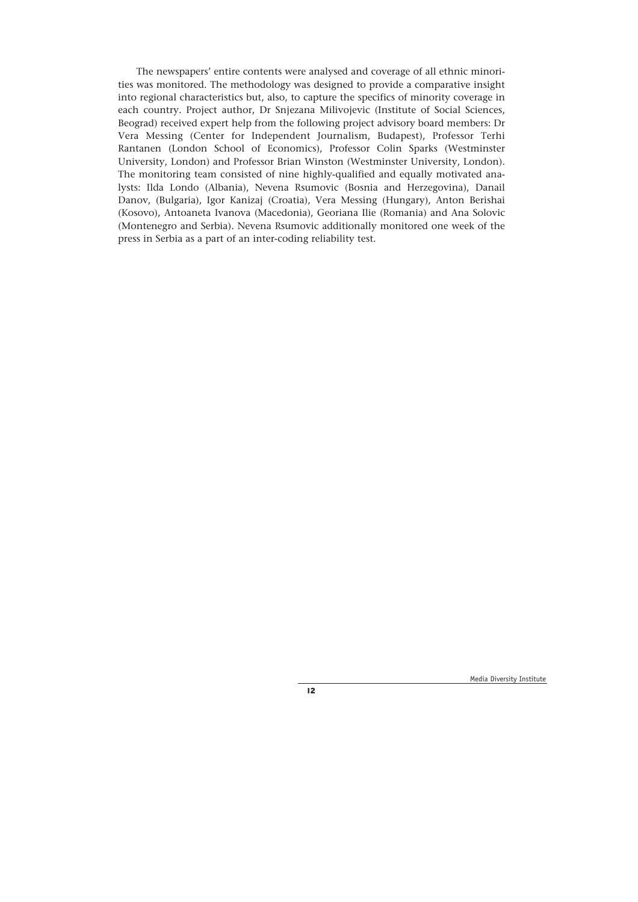The newspapers' entire contents were analysed and coverage of all ethnic minorities was monitored. The methodology was designed to provide a comparative insight into regional characteristics but, also, to capture the specifics of minority coverage in each country. Project author, Dr Snjezana Milivojevic (Institute of Social Sciences, Beograd) received expert help from the following project advisory board members: Dr Vera Messing (Center for Independent Journalism, Budapest), Professor Terhi Rantanen (London School of Economics), Professor Colin Sparks (Westminster University, London) and Professor Brian Winston (Westminster University, London). The monitoring team consisted of nine highly-qualified and equally motivated analysts: Ilda Londo (Albania), Nevena Rsumovic (Bosnia and Herzegovina), Danail Danov, (Bulgaria), Igor Kanizaj (Croatia), Vera Messing (Hungary), Anton Berishai (Kosovo), Antoaneta Ivanova (Macedonia), Georiana Ilie (Romania) and Ana Solovic (Montenegro and Serbia). Nevena Rsumovic additionally monitored one week of the press in Serbia as a part of an inter-coding reliability test.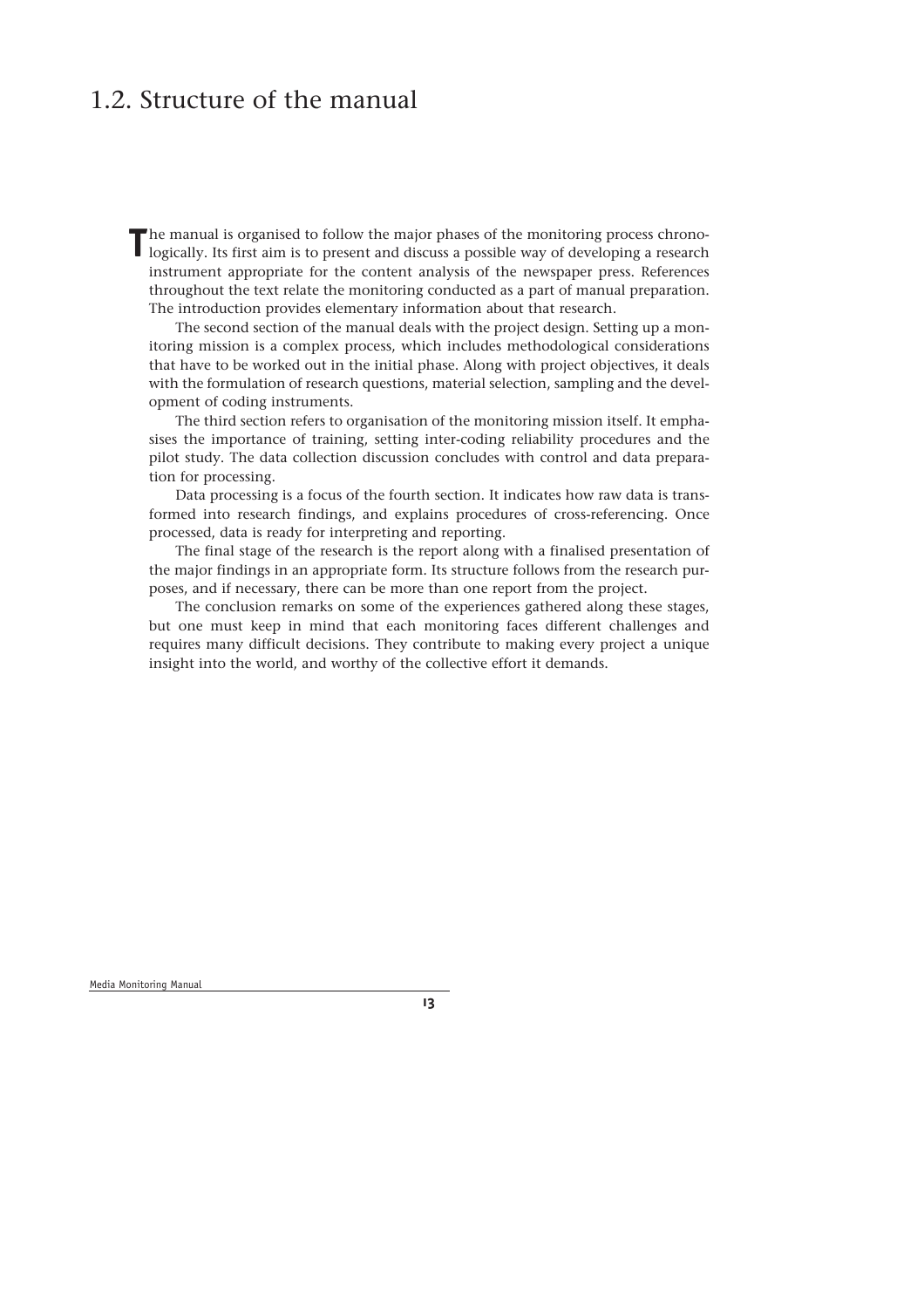## 1.2. Structure of the manual

The manual is organised to follow the major phases of the monitoring process chronologically. Its first aim is to present and discuss a possible way of developing a research instrument appropriate for the content analysis of the newspaper press. References throughout the text relate the monitoring conducted as a part of manual preparation. The introduction provides elementary information about that research.

The second section of the manual deals with the project design. Setting up a monitoring mission is a complex process, which includes methodological considerations that have to be worked out in the initial phase. Along with project objectives, it deals with the formulation of research questions, material selection, sampling and the development of coding instruments.

The third section refers to organisation of the monitoring mission itself. It emphasises the importance of training, setting inter-coding reliability procedures and the pilot study. The data collection discussion concludes with control and data preparation for processing.

Data processing is a focus of the fourth section. It indicates how raw data is transformed into research findings, and explains procedures of cross-referencing. Once processed, data is ready for interpreting and reporting.

The final stage of the research is the report along with a finalised presentation of the major findings in an appropriate form. Its structure follows from the research purposes, and if necessary, there can be more than one report from the project.

The conclusion remarks on some of the experiences gathered along these stages, but one must keep in mind that each monitoring faces different challenges and requires many difficult decisions. They contribute to making every project a unique insight into the world, and worthy of the collective effort it demands.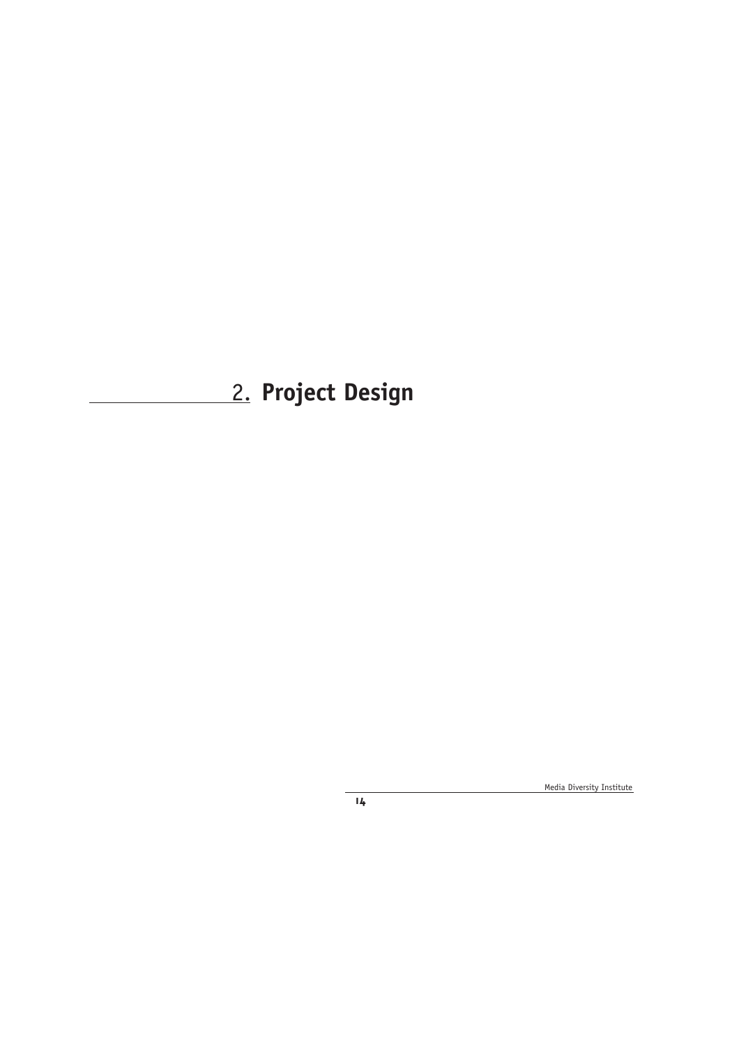# 2. Project Design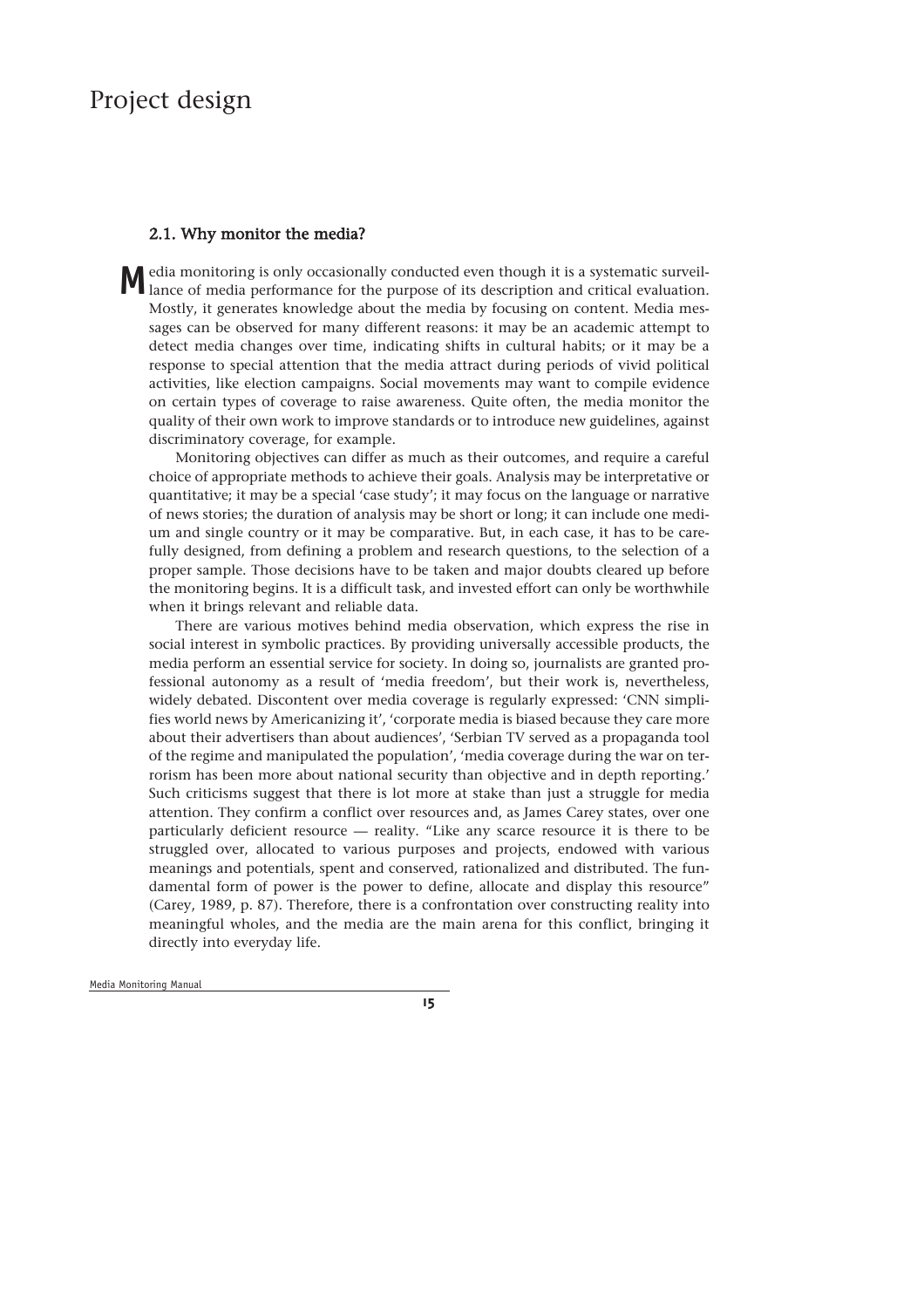# Project design

## 2.1. Why monitor the media?

Media monitoring is only occasionally conducted even though it is a systematic surveillance of media performance for the purpose of its description and critical evaluation. Mostly, it generates knowledge about the media by focusing on content. Media messages can be observed for many different reasons: it may be an academic attempt to detect media changes over time, indicating shifts in cultural habits; or it may be a response to special attention that the media attract during periods of vivid political activities, like election campaigns. Social movements may want to compile evidence on certain types of coverage to raise awareness. Quite often, the media monitor the quality of their own work to improve standards or to introduce new guidelines, against discriminatory coverage, for example.

Monitoring objectives can differ as much as their outcomes, and require a careful choice of appropriate methods to achieve their goals. Analysis may be interpretative or quantitative; it may be a special 'case study'; it may focus on the language or narrative of news stories; the duration of analysis may be short or long; it can include one medium and single country or it may be comparative. But, in each case, it has to be carefully designed, from defining a problem and research questions, to the selection of a proper sample. Those decisions have to be taken and major doubts cleared up before the monitoring begins. It is a difficult task, and invested effort can only be worthwhile when it brings relevant and reliable data.

There are various motives behind media observation, which express the rise in social interest in symbolic practices. By providing universally accessible products, the media perform an essential service for society. In doing so, journalists are granted professional autonomy as a result of 'media freedom', but their work is, nevertheless, widely debated. Discontent over media coverage is regularly expressed: 'CNN simplifies world news by Americanizing it', 'corporate media is biased because they care more about their advertisers than about audiences', 'Serbian TV served as a propaganda tool of the regime and manipulated the population', 'media coverage during the war on terrorism has been more about national security than objective and in depth reporting.' Such criticisms suggest that there is lot more at stake than just a struggle for media attention. They confirm a conflict over resources and, as James Carey states, over one particularly deficient resource — reality. "Like any scarce resource it is there to be struggled over, allocated to various purposes and projects, endowed with various meanings and potentials, spent and conserved, rationalized and distributed. The fundamental form of power is the power to define, allocate and display this resource" (Carey, 1989, p. 87). Therefore, there is a confrontation over constructing reality into meaningful wholes, and the media are the main arena for this conflict, bringing it directly into everyday life.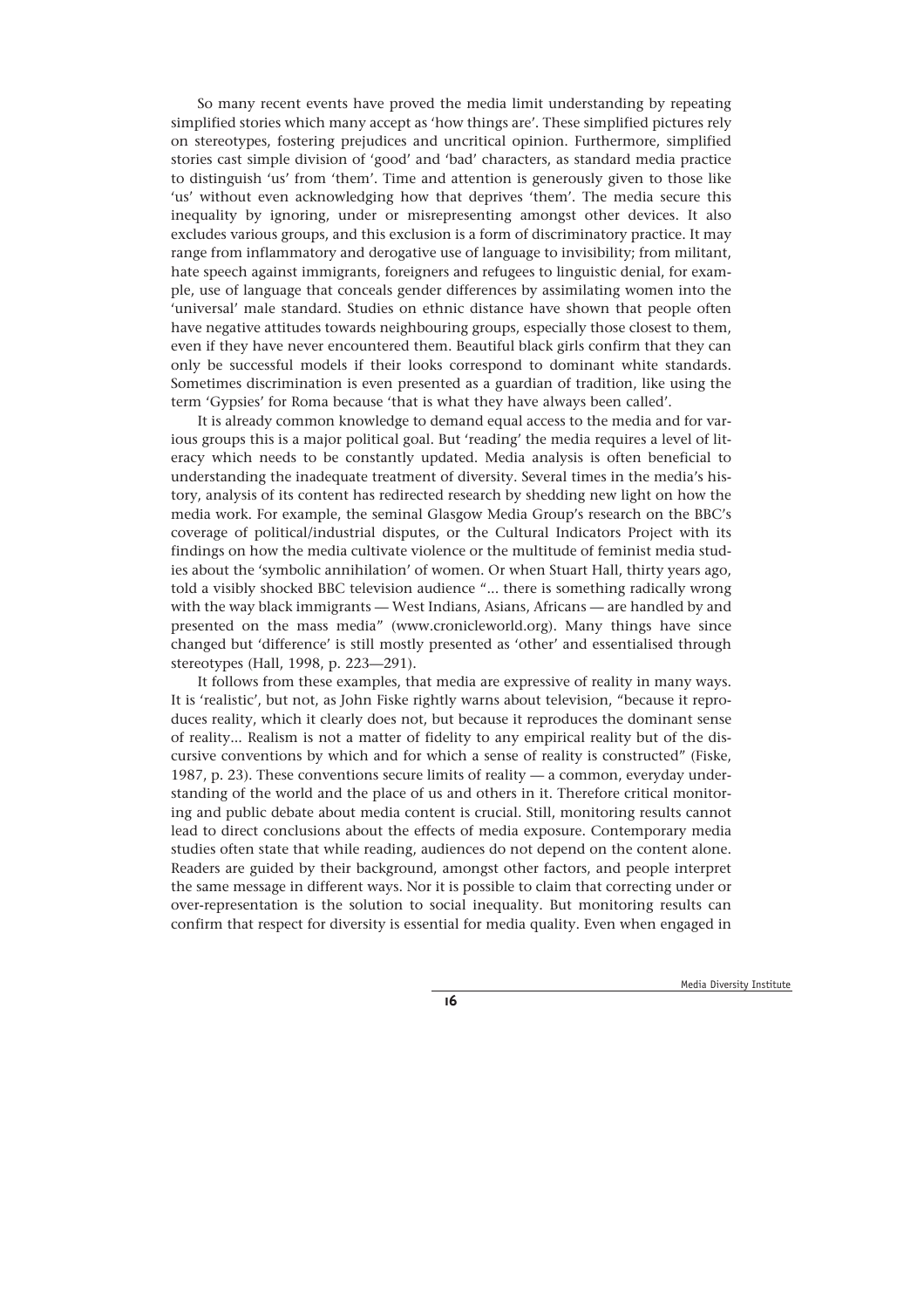So many recent events have proved the media limit understanding by repeating simplified stories which many accept as 'how things are'. These simplified pictures rely on stereotypes, fostering prejudices and uncritical opinion. Furthermore, simplified stories cast simple division of 'good' and 'bad' characters, as standard media practice to distinguish 'us' from 'them'. Time and attention is generously given to those like 'us' without even acknowledging how that deprives 'them'. The media secure this inequality by ignoring, under or misrepresenting amongst other devices. It also excludes various groups, and this exclusion is a form of discriminatory practice. It may range from inflammatory and derogative use of language to invisibility; from militant, hate speech against immigrants, foreigners and refugees to linguistic denial, for example, use of language that conceals gender differences by assimilating women into the 'universal' male standard. Studies on ethnic distance have shown that people often have negative attitudes towards neighbouring groups, especially those closest to them, even if they have never encountered them. Beautiful black girls confirm that they can only be successful models if their looks correspond to dominant white standards. Sometimes discrimination is even presented as a guardian of tradition, like using the term 'Gypsies' for Roma because 'that is what they have always been called'.

It is already common knowledge to demand equal access to the media and for various groups this is a major political goal. But 'reading' the media requires a level of literacy which needs to be constantly updated. Media analysis is often beneficial to understanding the inadequate treatment of diversity. Several times in the media's history, analysis of its content has redirected research by shedding new light on how the media work. For example, the seminal Glasgow Media Group's research on the BBC's coverage of political/industrial disputes, or the Cultural Indicators Project with its findings on how the media cultivate violence or the multitude of feminist media studies about the 'symbolic annihilation' of women. Or when Stuart Hall, thirty years ago, told a visibly shocked BBC television audience "... there is something radically wrong with the way black immigrants — West Indians, Asians, Africans — are handled by and presented on the mass media" (www.cronicleworld.org). Many things have since changed but 'difference' is still mostly presented as 'other' and essentialised through stereotypes (Hall, 1998, p. 223—291).

It follows from these examples, that media are expressive of reality in many ways. It is 'realistic', but not, as John Fiske rightly warns about television, "because it reproduces reality, which it clearly does not, but because it reproduces the dominant sense of reality... Realism is not a matter of fidelity to any empirical reality but of the discursive conventions by which and for which a sense of reality is constructed" (Fiske, 1987, p. 23). These conventions secure limits of reality — a common, everyday understanding of the world and the place of us and others in it. Therefore critical monitoring and public debate about media content is crucial. Still, monitoring results cannot lead to direct conclusions about the effects of media exposure. Contemporary media studies often state that while reading, audiences do not depend on the content alone. Readers are guided by their background, amongst other factors, and people interpret the same message in different ways. Nor it is possible to claim that correcting under or over-representation is the solution to social inequality. But monitoring results can confirm that respect for diversity is essential for media quality. Even when engaged in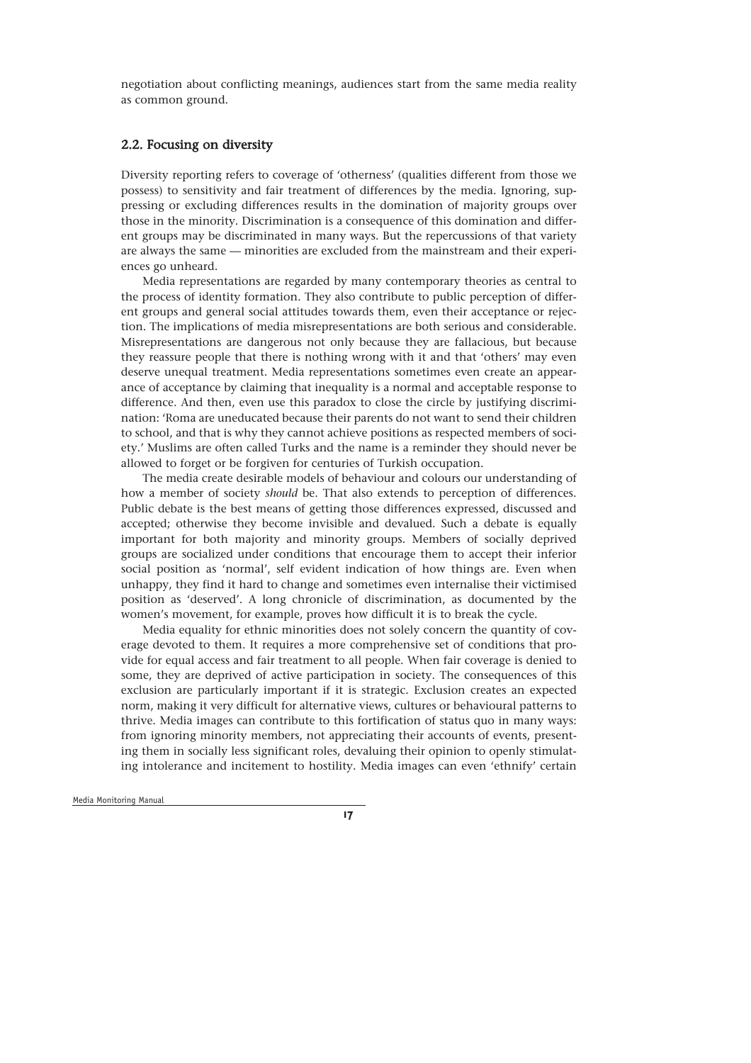negotiation about conflicting meanings, audiences start from the same media reality as common ground.

## 2.2. Focusing on diversity

Diversity reporting refers to coverage of 'otherness' (qualities different from those we possess) to sensitivity and fair treatment of differences by the media. Ignoring, suppressing or excluding differences results in the domination of majority groups over those in the minority. Discrimination is a consequence of this domination and different groups may be discriminated in many ways. But the repercussions of that variety are always the same — minorities are excluded from the mainstream and their experiences go unheard.

Media representations are regarded by many contemporary theories as central to the process of identity formation. They also contribute to public perception of different groups and general social attitudes towards them, even their acceptance or rejection. The implications of media misrepresentations are both serious and considerable. Misrepresentations are dangerous not only because they are fallacious, but because they reassure people that there is nothing wrong with it and that 'others' may even deserve unequal treatment. Media representations sometimes even create an appearance of acceptance by claiming that inequality is a normal and acceptable response to difference. And then, even use this paradox to close the circle by justifying discrimination: 'Roma are uneducated because their parents do not want to send their children to school, and that is why they cannot achieve positions as respected members of society.' Muslims are often called Turks and the name is a reminder they should never be allowed to forget or be forgiven for centuries of Turkish occupation.

The media create desirable models of behaviour and colours our understanding of how a member of society *should* be. That also extends to perception of differences. Public debate is the best means of getting those differences expressed, discussed and accepted; otherwise they become invisible and devalued. Such a debate is equally important for both majority and minority groups. Members of socially deprived groups are socialized under conditions that encourage them to accept their inferior social position as 'normal', self evident indication of how things are. Even when unhappy, they find it hard to change and sometimes even internalise their victimised position as 'deserved'. A long chronicle of discrimination, as documented by the women's movement, for example, proves how difficult it is to break the cycle.

Media equality for ethnic minorities does not solely concern the quantity of coverage devoted to them. It requires a more comprehensive set of conditions that provide for equal access and fair treatment to all people. When fair coverage is denied to some, they are deprived of active participation in society. The consequences of this exclusion are particularly important if it is strategic. Exclusion creates an expected norm, making it very difficult for alternative views, cultures or behavioural patterns to thrive. Media images can contribute to this fortification of status quo in many ways: from ignoring minority members, not appreciating their accounts of events, presenting them in socially less significant roles, devaluing their opinion to openly stimulating intolerance and incitement to hostility. Media images can even 'ethnify' certain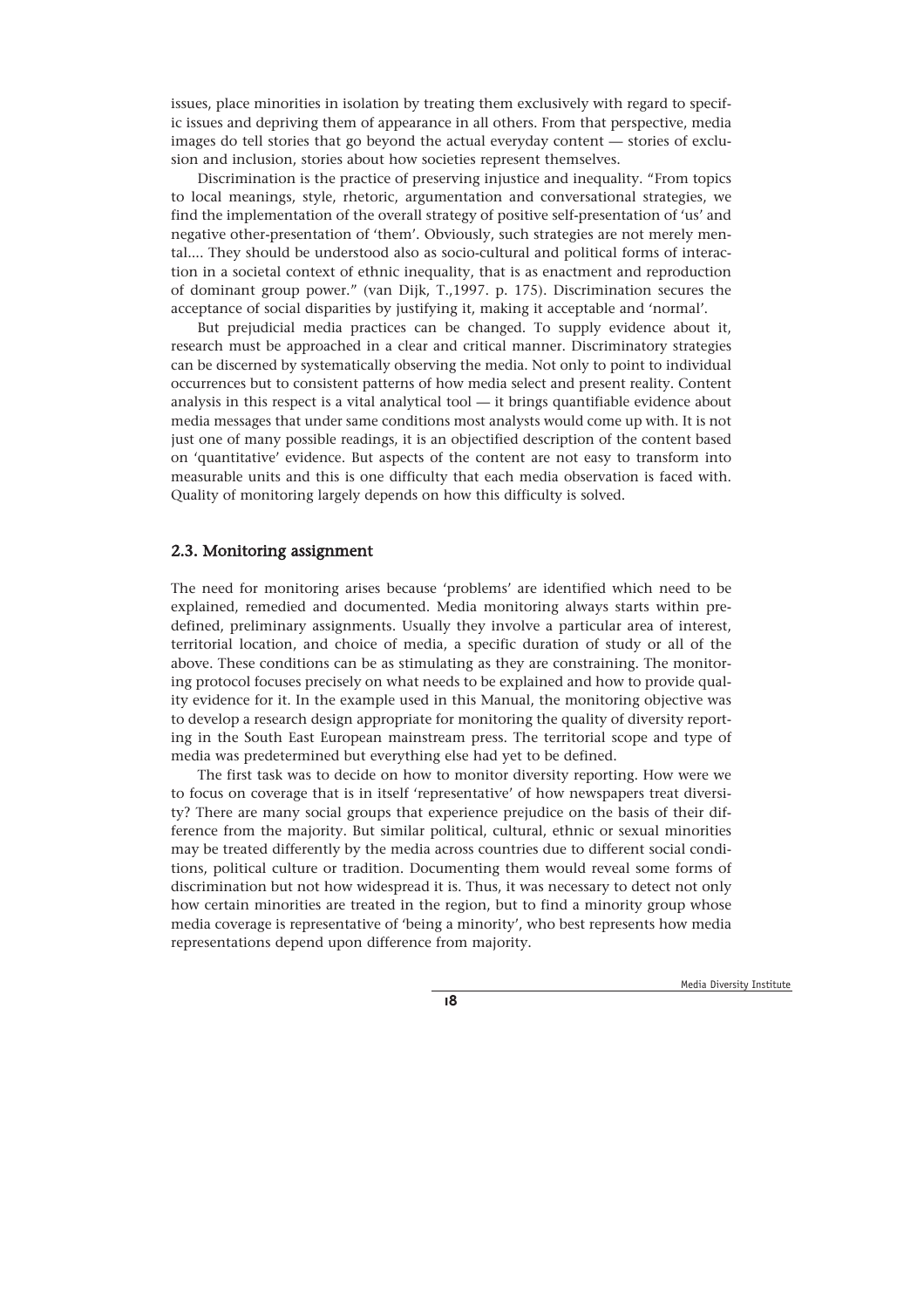issues, place minorities in isolation by treating them exclusively with regard to specific issues and depriving them of appearance in all others. From that perspective, media images do tell stories that go beyond the actual everyday content — stories of exclusion and inclusion, stories about how societies represent themselves.

Discrimination is the practice of preserving injustice and inequality. "From topics to local meanings, style, rhetoric, argumentation and conversational strategies, we find the implementation of the overall strategy of positive self-presentation of 'us' and negative other-presentation of 'them'. Obviously, such strategies are not merely mental.... They should be understood also as socio-cultural and political forms of interaction in a societal context of ethnic inequality, that is as enactment and reproduction of dominant group power." (van Dijk, T.,1997. p. 175). Discrimination secures the acceptance of social disparities by justifying it, making it acceptable and 'normal'.

But prejudicial media practices can be changed. To supply evidence about it, research must be approached in a clear and critical manner. Discriminatory strategies can be discerned by systematically observing the media. Not only to point to individual occurrences but to consistent patterns of how media select and present reality. Content analysis in this respect is a vital analytical tool — it brings quantifiable evidence about media messages that under same conditions most analysts would come up with. It is not just one of many possible readings, it is an objectified description of the content based on 'quantitative' evidence. But aspects of the content are not easy to transform into measurable units and this is one difficulty that each media observation is faced with. Quality of monitoring largely depends on how this difficulty is solved.

## 2.3. Monitoring assignment

The need for monitoring arises because 'problems' are identified which need to be explained, remedied and documented. Media monitoring always starts within predefined, preliminary assignments. Usually they involve a particular area of interest, territorial location, and choice of media, a specific duration of study or all of the above. These conditions can be as stimulating as they are constraining. The monitoring protocol focuses precisely on what needs to be explained and how to provide quality evidence for it. In the example used in this Manual, the monitoring objective was to develop a research design appropriate for monitoring the quality of diversity reporting in the South East European mainstream press. The territorial scope and type of media was predetermined but everything else had yet to be defined.

The first task was to decide on how to monitor diversity reporting. How were we to focus on coverage that is in itself 'representative' of how newspapers treat diversity? There are many social groups that experience prejudice on the basis of their difference from the majority. But similar political, cultural, ethnic or sexual minorities may be treated differently by the media across countries due to different social conditions, political culture or tradition. Documenting them would reveal some forms of discrimination but not how widespread it is. Thus, it was necessary to detect not only how certain minorities are treated in the region, but to find a minority group whose media coverage is representative of 'being a minority', who best represents how media representations depend upon difference from majority.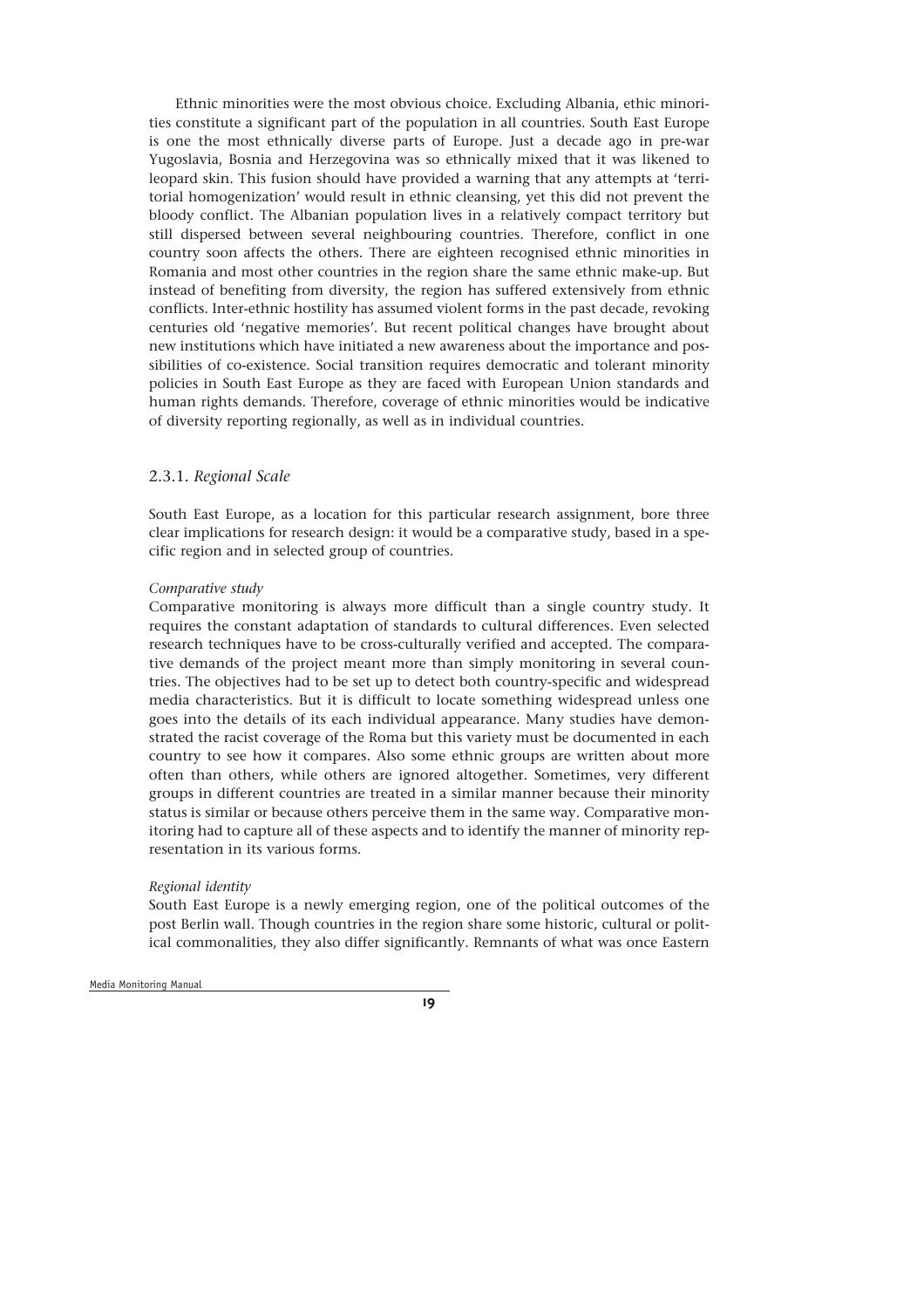Ethnic minorities were the most obvious choice. Excluding Albania, ethic minorities constitute a significant part of the population in all countries. South East Europe is one the most ethnically diverse parts of Europe. Just a decade ago in pre-war Yugoslavia, Bosnia and Herzegovina was so ethnically mixed that it was likened to leopard skin. This fusion should have provided a warning that any attempts at 'territorial homogenization' would result in ethnic cleansing, yet this did not prevent the bloody conflict. The Albanian population lives in a relatively compact territory but still dispersed between several neighbouring countries. Therefore, conflict in one country soon affects the others. There are eighteen recognised ethnic minorities in Romania and most other countries in the region share the same ethnic make-up. But instead of benefiting from diversity, the region has suffered extensively from ethnic conflicts. Inter-ethnic hostility has assumed violent forms in the past decade, revoking centuries old 'negative memories'. But recent political changes have brought about new institutions which have initiated a new awareness about the importance and possibilities of co-existence. Social transition requires democratic and tolerant minority policies in South East Europe as they are faced with European Union standards and human rights demands. Therefore, coverage of ethnic minorities would be indicative of diversity reporting regionally, as well as in individual countries.

### 2.3.1. *Regional Scale*

South East Europe, as a location for this particular research assignment, bore three clear implications for research design: it would be a comparative study, based in a specific region and in selected group of countries.

*Comparative study*

Comparative monitoring is always more difficult than a single country study. It requires the constant adaptation of standards to cultural differences. Even selected research techniques have to be cross-culturally verified and accepted. The comparative demands of the project meant more than simply monitoring in several countries. The objectives had to be set up to detect both country-specific and widespread media characteristics. But it is difficult to locate something widespread unless one goes into the details of its each individual appearance. Many studies have demonstrated the racist coverage of the Roma but this variety must be documented in each country to see how it compares. Also some ethnic groups are written about more often than others, while others are ignored altogether. Sometimes, very different groups in different countries are treated in a similar manner because their minority status is similar or because others perceive them in the same way. Comparative monitoring had to capture all of these aspects and to identify the manner of minority representation in its various forms.

*Regional identity*

South East Europe is a newly emerging region, one of the political outcomes of the post Berlin wall. Though countries in the region share some historic, cultural or political commonalities, they also differ significantly. Remnants of what was once Eastern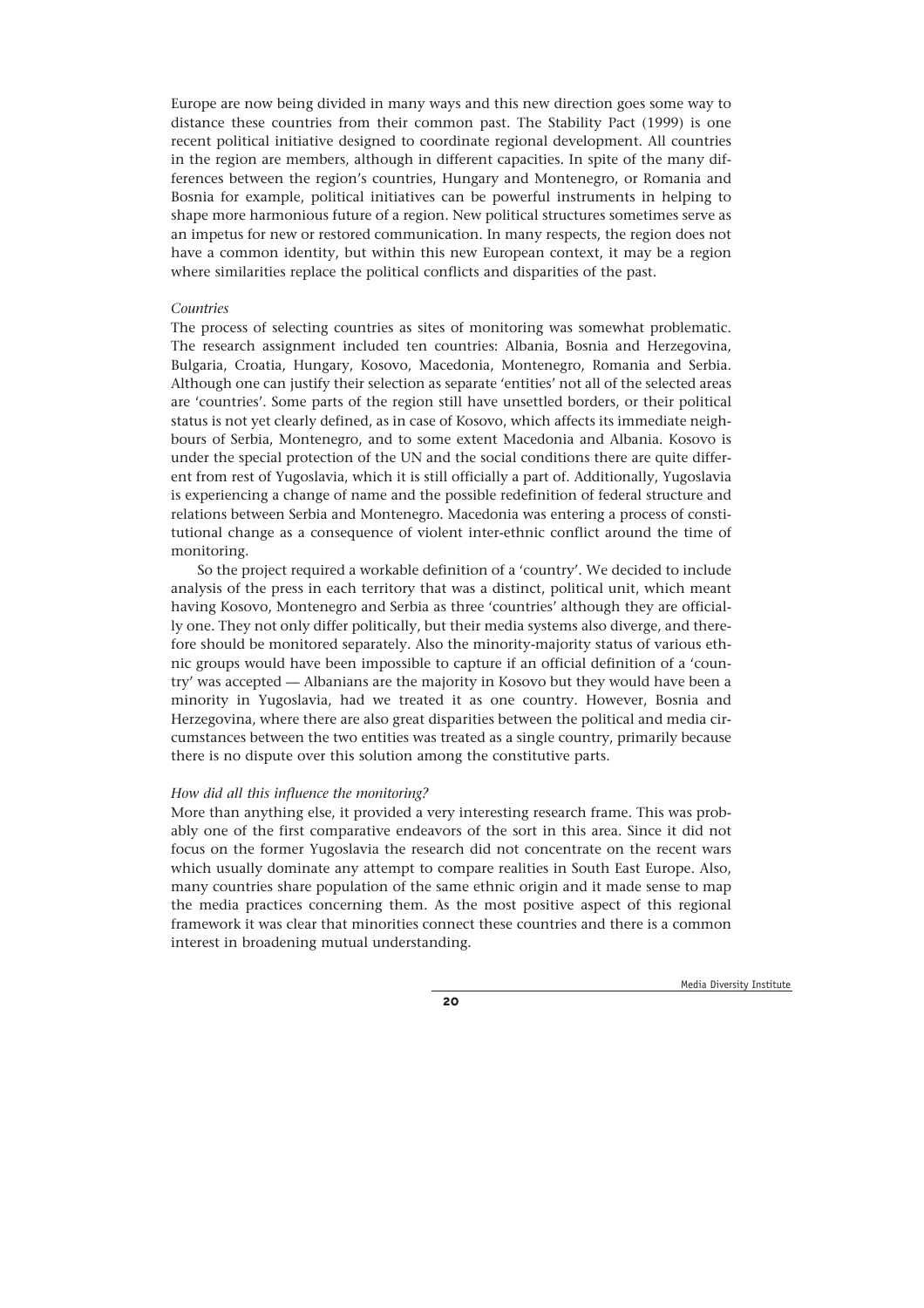Europe are now being divided in many ways and this new direction goes some way to distance these countries from their common past. The Stability Pact (1999) is one recent political initiative designed to coordinate regional development. All countries in the region are members, although in different capacities. In spite of the many differences between the region's countries, Hungary and Montenegro, or Romania and Bosnia for example, political initiatives can be powerful instruments in helping to shape more harmonious future of a region. New political structures sometimes serve as an impetus for new or restored communication. In many respects, the region does not have a common identity, but within this new European context, it may be a region where similarities replace the political conflicts and disparities of the past.

*Countries*

The process of selecting countries as sites of monitoring was somewhat problematic. The research assignment included ten countries: Albania, Bosnia and Herzegovina, Bulgaria, Croatia, Hungary, Kosovo, Macedonia, Montenegro, Romania and Serbia. Although one can justify their selection as separate 'entities' not all of the selected areas are 'countries'. Some parts of the region still have unsettled borders, or their political status is not yet clearly defined, as in case of Kosovo, which affects its immediate neighbours of Serbia, Montenegro, and to some extent Macedonia and Albania. Kosovo is under the special protection of the UN and the social conditions there are quite different from rest of Yugoslavia, which it is still officially a part of. Additionally, Yugoslavia is experiencing a change of name and the possible redefinition of federal structure and relations between Serbia and Montenegro. Macedonia was entering a process of constitutional change as a consequence of violent inter-ethnic conflict around the time of monitoring.

So the project required a workable definition of a 'country'. We decided to include analysis of the press in each territory that was a distinct, political unit, which meant having Kosovo, Montenegro and Serbia as three 'countries' although they are officially one. They not only differ politically, but their media systems also diverge, and therefore should be monitored separately. Also the minority-majority status of various ethnic groups would have been impossible to capture if an official definition of a 'country' was accepted — Albanians are the majority in Kosovo but they would have been a minority in Yugoslavia, had we treated it as one country. However, Bosnia and Herzegovina, where there are also great disparities between the political and media circumstances between the two entities was treated as a single country, primarily because there is no dispute over this solution among the constitutive parts.

*How did all this influence the monitoring?*

More than anything else, it provided a very interesting research frame. This was probably one of the first comparative endeavors of the sort in this area. Since it did not focus on the former Yugoslavia the research did not concentrate on the recent wars which usually dominate any attempt to compare realities in South East Europe. Also, many countries share population of the same ethnic origin and it made sense to map the media practices concerning them. As the most positive aspect of this regional framework it was clear that minorities connect these countries and there is a common interest in broadening mutual understanding.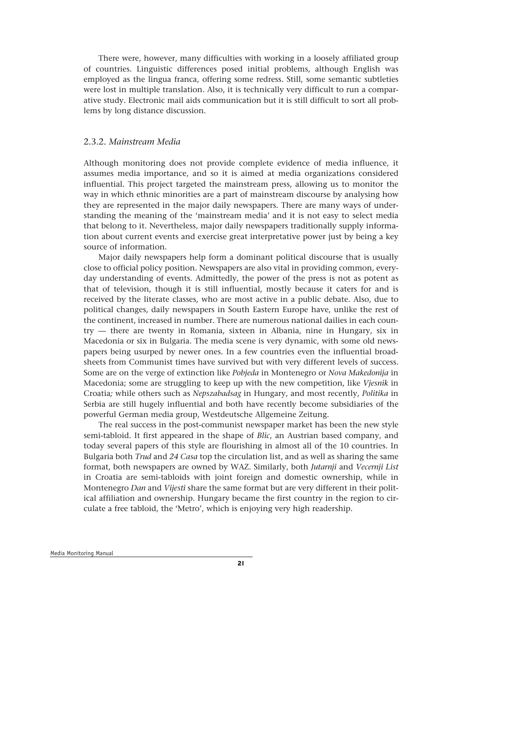There were, however, many difficulties with working in a loosely affiliated group of countries. Linguistic differences posed initial problems, although English was employed as the lingua franca, offering some redress. Still, some semantic subtleties were lost in multiple translation. Also, it is technically very difficult to run a comparative study. Electronic mail aids communication but it is still difficult to sort all problems by long distance discussion.

### 2.3.2. *Mainstream Media*

Although monitoring does not provide complete evidence of media influence, it assumes media importance, and so it is aimed at media organizations considered influential. This project targeted the mainstream press, allowing us to monitor the way in which ethnic minorities are a part of mainstream discourse by analysing how they are represented in the major daily newspapers. There are many ways of understanding the meaning of the 'mainstream media' and it is not easy to select media that belong to it. Nevertheless, major daily newspapers traditionally supply information about current events and exercise great interpretative power just by being a key source of information.

Major daily newspapers help form a dominant political discourse that is usually close to official policy position. Newspapers are also vital in providing common, everyday understanding of events. Admittedly, the power of the press is not as potent as that of television, though it is still influential, mostly because it caters for and is received by the literate classes, who are most active in a public debate. Also, due to political changes, daily newspapers in South Eastern Europe have, unlike the rest of the continent, increased in number. There are numerous national dailies in each country — there are twenty in Romania, sixteen in Albania, nine in Hungary, six in Macedonia or six in Bulgaria. The media scene is very dynamic, with some old newspapers being usurped by newer ones. In a few countries even the influential broadsheets from Communist times have survived but with very different levels of success. Some are on the verge of extinction like *Pobjeda* in Montenegro or *Nova Makedonija* in Macedonia; some are struggling to keep up with the new competition, like *Vjesnik* in Croatia; while others such as *Nepszabadsag* in Hungary, and most recently, *Politika* in Serbia are still hugely influential and both have recently become subsidiaries of the powerful German media group, Westdeutsche Allgemeine Zeitung.

The real success in the post-communist newspaper market has been the new style semi-tabloid. It first appeared in the shape of *Blic*, an Austrian based company, and today several papers of this style are flourishing in almost all of the 10 countries. In Bulgaria both *Trud* and *24 Casa* top the circulation list, and as well as sharing the same format, both newspapers are owned by WAZ. Similarly, both *Jutarnji* and *Vecernji List* in Croatia are semi-tabloids with joint foreign and domestic ownership, while in Montenegro *Dan* and *Vijesti* share the same format but are very different in their political affiliation and ownership. Hungary became the first country in the region to circulate a free tabloid, the 'Metro', which is enjoying very high readership.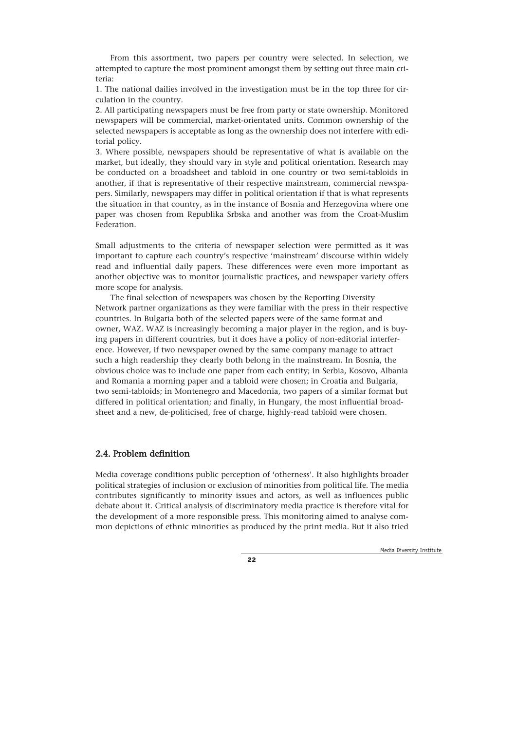From this assortment, two papers per country were selected. In selection, we attempted to capture the most prominent amongst them by setting out three main criteria:

1. The national dailies involved in the investigation must be in the top three for circulation in the country.
2. All participating newspapers must be free from party or state ownership. Monitored newspapers will be commercial, market-orientated units. Common ownership of the selected newspapers is acceptable as long as the ownership does not interfere with editorial policy.
3. Where possible, newspapers should be representative of what is available on the market, but ideally, they should vary in style and political orientation. Research may be conducted on a broadsheet and tabloid in one country or two semi-tabloids in another, if that is representative of their respective mainstream, commercial newspapers. Similarly, newspapers may differ in political orientation if that is what represents the situation in that country, as in the instance of Bosnia and Herzegovina where one paper was chosen from Republika Srbska and another was from the Croat-Muslim Federation.

Small adjustments to the criteria of newspaper selection were permitted as it was important to capture each country's respective 'mainstream' discourse within widely read and influential daily papers. These differences were even more important as another objective was to monitor journalistic practices, and newspaper variety offers more scope for analysis.

The final selection of newspapers was chosen by the Reporting Diversity Network partner organizations as they were familiar with the press in their respective countries. In Bulgaria both of the selected papers were of the same format and owner, WAZ. WAZ is increasingly becoming a major player in the region, and is buying papers in different countries, but it does have a policy of non-editorial interference. However, if two newspaper owned by the same company manage to attract such a high readership they clearly both belong in the mainstream. In Bosnia, the obvious choice was to include one paper from each entity; in Serbia, Kosovo, Albania and Romania a morning paper and a tabloid were chosen; in Croatia and Bulgaria, two semi-tabloids; in Montenegro and Macedonia, two papers of a similar format but differed in political orientation; and finally, in Hungary, the most influential broadsheet and a new, de-politicised, free of charge, highly-read tabloid were chosen.

## 2.4. Problem definition

Media coverage conditions public perception of 'otherness'. It also highlights broader political strategies of inclusion or exclusion of minorities from political life. The media contributes significantly to minority issues and actors, as well as influences public debate about it. Critical analysis of discriminatory media practice is therefore vital for the development of a more responsible press. This monitoring aimed to analyse common depictions of ethnic minorities as produced by the print media. But it also tried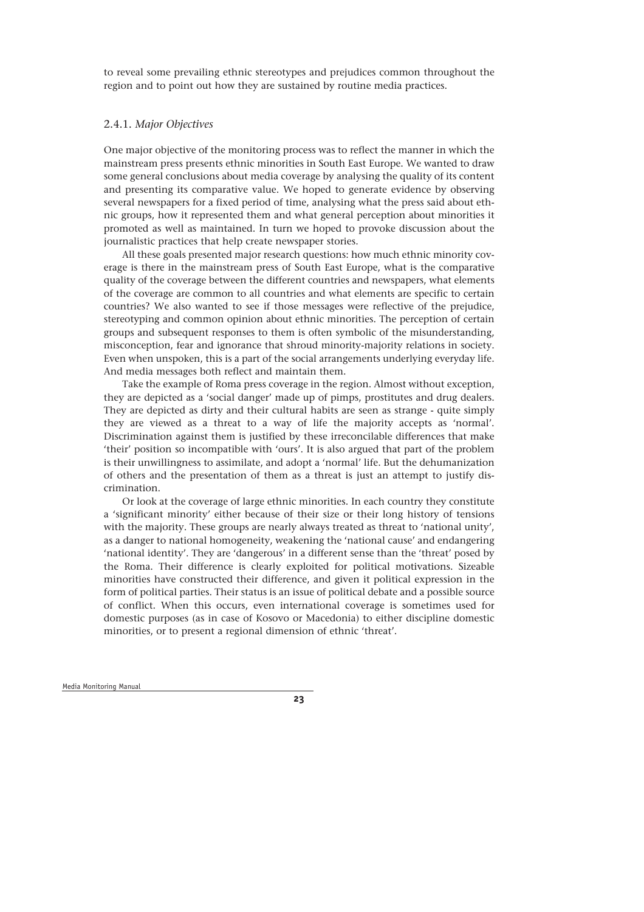to reveal some prevailing ethnic stereotypes and prejudices common throughout the region and to point out how they are sustained by routine media practices.

### 2.4.1. *Major Objectives*

One major objective of the monitoring process was to reflect the manner in which the mainstream press presents ethnic minorities in South East Europe. We wanted to draw some general conclusions about media coverage by analysing the quality of its content and presenting its comparative value. We hoped to generate evidence by observing several newspapers for a fixed period of time, analysing what the press said about ethnic groups, how it represented them and what general perception about minorities it promoted as well as maintained. In turn we hoped to provoke discussion about the journalistic practices that help create newspaper stories.

All these goals presented major research questions: how much ethnic minority coverage is there in the mainstream press of South East Europe, what is the comparative quality of the coverage between the different countries and newspapers, what elements of the coverage are common to all countries and what elements are specific to certain countries? We also wanted to see if those messages were reflective of the prejudice, stereotyping and common opinion about ethnic minorities. The perception of certain groups and subsequent responses to them is often symbolic of the misunderstanding, misconception, fear and ignorance that shroud minority-majority relations in society. Even when unspoken, this is a part of the social arrangements underlying everyday life. And media messages both reflect and maintain them.

Take the example of Roma press coverage in the region. Almost without exception, they are depicted as a 'social danger' made up of pimps, prostitutes and drug dealers. They are depicted as dirty and their cultural habits are seen as strange - quite simply they are viewed as a threat to a way of life the majority accepts as 'normal'. Discrimination against them is justified by these irreconcilable differences that make 'their' position so incompatible with 'ours'. It is also argued that part of the problem is their unwillingness to assimilate, and adopt a 'normal' life. But the dehumanization of others and the presentation of them as a threat is just an attempt to justify discrimination.

Or look at the coverage of large ethnic minorities. In each country they constitute a 'significant minority' either because of their size or their long history of tensions with the majority. These groups are nearly always treated as threat to 'national unity', as a danger to national homogeneity, weakening the 'national cause' and endangering 'national identity'. They are 'dangerous' in a different sense than the 'threat' posed by the Roma. Their difference is clearly exploited for political motivations. Sizeable minorities have constructed their difference, and given it political expression in the form of political parties. Their status is an issue of political debate and a possible source of conflict. When this occurs, even international coverage is sometimes used for domestic purposes (as in case of Kosovo or Macedonia) to either discipline domestic minorities, or to present a regional dimension of ethnic 'threat'.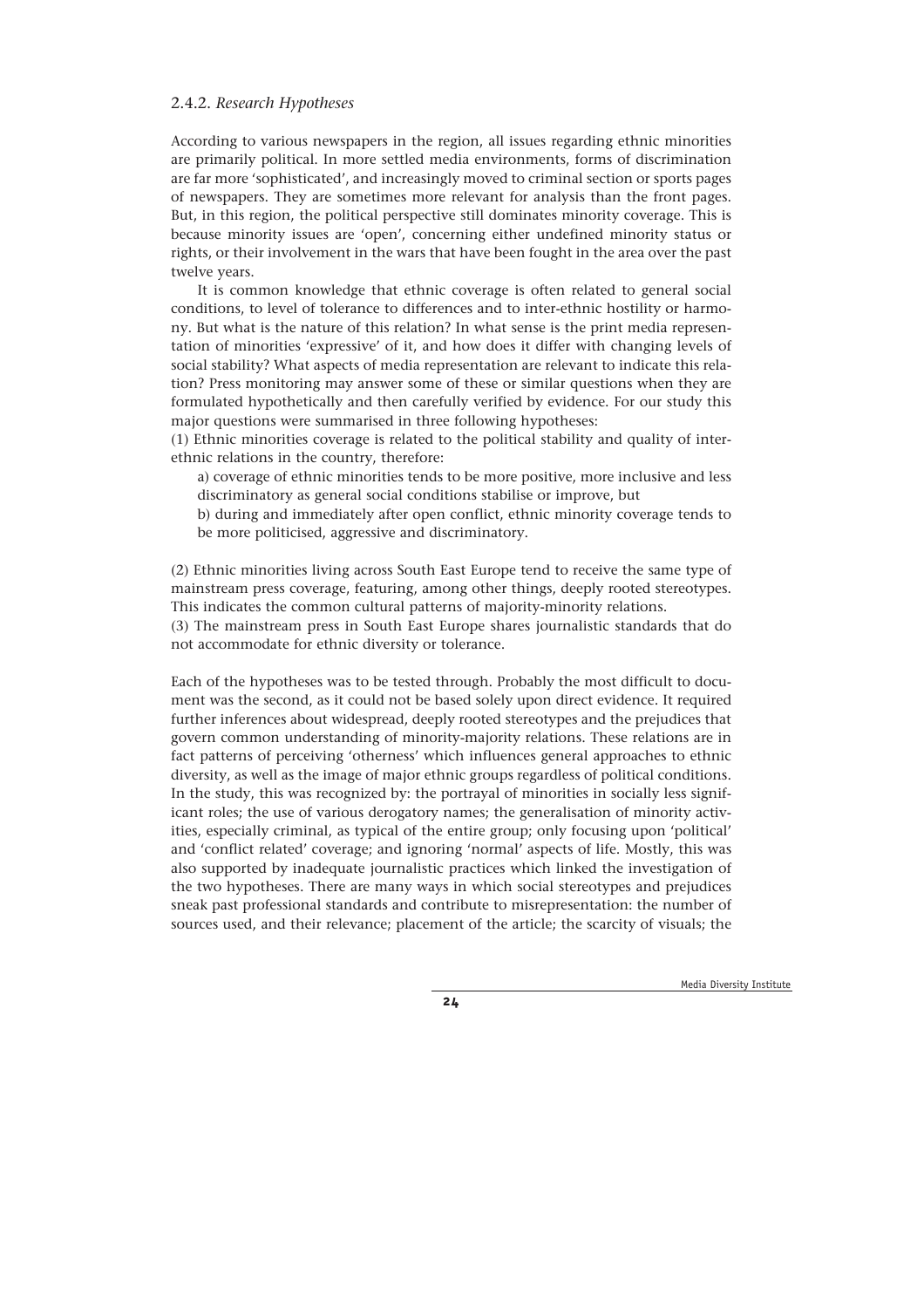### 2.4.2. *Research Hypotheses*

According to various newspapers in the region, all issues regarding ethnic minorities are primarily political. In more settled media environments, forms of discrimination are far more 'sophisticated', and increasingly moved to criminal section or sports pages of newspapers. They are sometimes more relevant for analysis than the front pages. But, in this region, the political perspective still dominates minority coverage. This is because minority issues are 'open', concerning either undefined minority status or rights, or their involvement in the wars that have been fought in the area over the past twelve years.

It is common knowledge that ethnic coverage is often related to general social conditions, to level of tolerance to differences and to inter-ethnic hostility or harmony. But what is the nature of this relation? In what sense is the print media representation of minorities 'expressive' of it, and how does it differ with changing levels of social stability? What aspects of media representation are relevant to indicate this relation? Press monitoring may answer some of these or similar questions when they are formulated hypothetically and then carefully verified by evidence. For our study this major questions were summarised in three following hypotheses:

(1) Ethnic minorities coverage is related to the political stability and quality of inter-ethnic relations in the country, therefore:

a) coverage of ethnic minorities tends to be more positive, more inclusive and less discriminatory as general social conditions stabilise or improve, but

b) during and immediately after open conflict, ethnic minority coverage tends to be more politicised, aggressive and discriminatory.

(2) Ethnic minorities living across South East Europe tend to receive the same type of mainstream press coverage, featuring, among other things, deeply rooted stereotypes. This indicates the common cultural patterns of majority-minority relations.

(3) The mainstream press in South East Europe shares journalistic standards that do not accommodate for ethnic diversity or tolerance.

Each of the hypotheses was to be tested through. Probably the most difficult to document was the second, as it could not be based solely upon direct evidence. It required further inferences about widespread, deeply rooted stereotypes and the prejudices that govern common understanding of minority-majority relations. These relations are in fact patterns of perceiving 'otherness' which influences general approaches to ethnic diversity, as well as the image of major ethnic groups regardless of political conditions. In the study, this was recognized by: the portrayal of minorities in socially less significant roles; the use of various derogatory names; the generalisation of minority activities, especially criminal, as typical of the entire group; only focusing upon 'political' and 'conflict related' coverage; and ignoring 'normal' aspects of life. Mostly, this was also supported by inadequate journalistic practices which linked the investigation of the two hypotheses. There are many ways in which social stereotypes and prejudices sneak past professional standards and contribute to misrepresentation: the number of sources used, and their relevance; placement of the article; the scarcity of visuals; the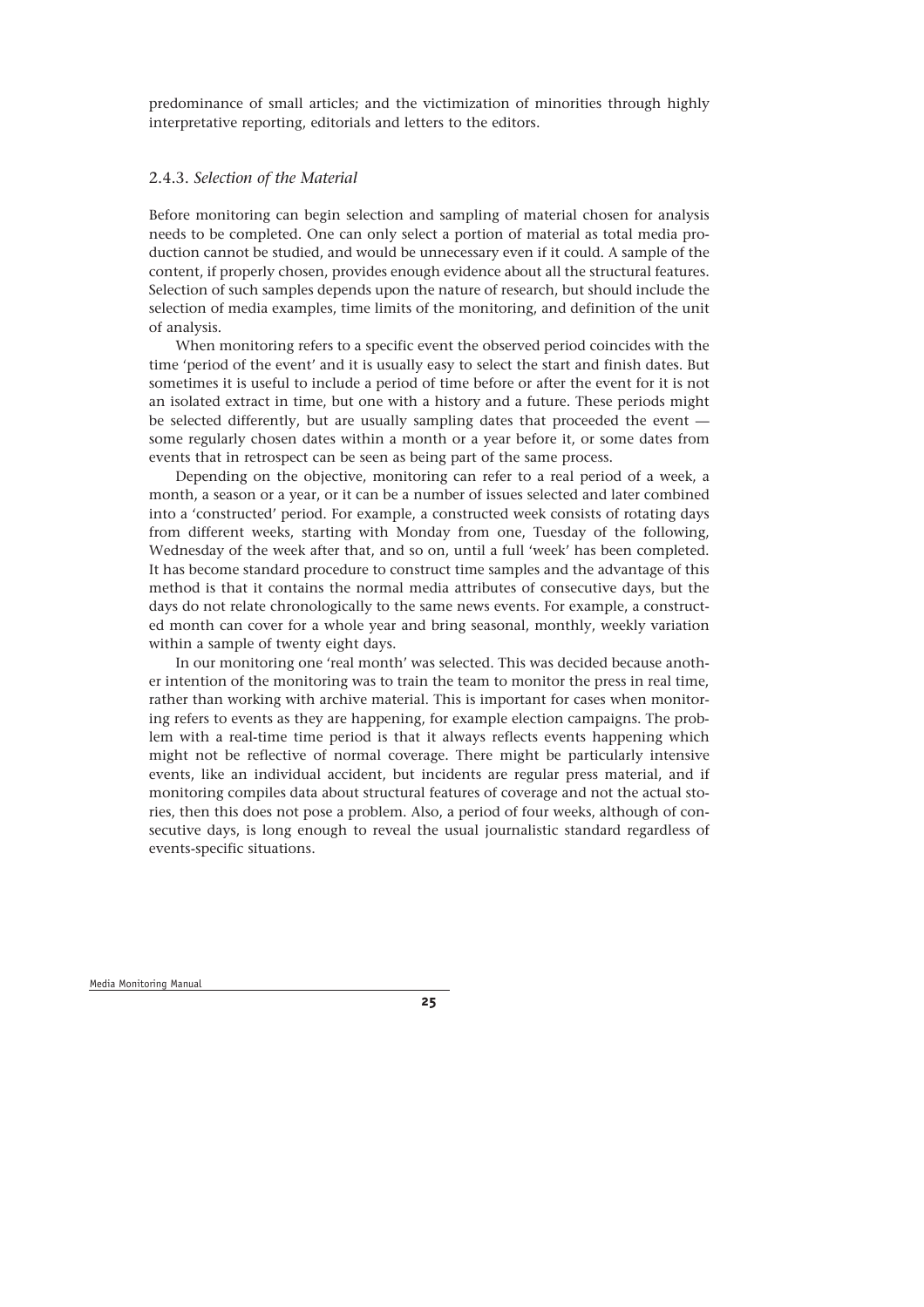predominance of small articles; and the victimization of minorities through highly interpretative reporting, editorials and letters to the editors.

### 2.4.3. *Selection of the Material*

Before monitoring can begin selection and sampling of material chosen for analysis needs to be completed. One can only select a portion of material as total media production cannot be studied, and would be unnecessary even if it could. A sample of the content, if properly chosen, provides enough evidence about all the structural features. Selection of such samples depends upon the nature of research, but should include the selection of media examples, time limits of the monitoring, and definition of the unit of analysis.

When monitoring refers to a specific event the observed period coincides with the time 'period of the event' and it is usually easy to select the start and finish dates. But sometimes it is useful to include a period of time before or after the event for it is not an isolated extract in time, but one with a history and a future. These periods might be selected differently, but are usually sampling dates that proceeded the event — some regularly chosen dates within a month or a year before it, or some dates from events that in retrospect can be seen as being part of the same process.

Depending on the objective, monitoring can refer to a real period of a week, a month, a season or a year, or it can be a number of issues selected and later combined into a 'constructed' period. For example, a constructed week consists of rotating days from different weeks, starting with Monday from one, Tuesday of the following, Wednesday of the week after that, and so on, until a full 'week' has been completed. It has become standard procedure to construct time samples and the advantage of this method is that it contains the normal media attributes of consecutive days, but the days do not relate chronologically to the same news events. For example, a constructed month can cover for a whole year and bring seasonal, monthly, weekly variation within a sample of twenty eight days.

In our monitoring one 'real month' was selected. This was decided because another intention of the monitoring was to train the team to monitor the press in real time, rather than working with archive material. This is important for cases when monitoring refers to events as they are happening, for example election campaigns. The problem with a real-time time period is that it always reflects events happening which might not be reflective of normal coverage. There might be particularly intensive events, like an individual accident, but incidents are regular press material, and if monitoring compiles data about structural features of coverage and not the actual stories, then this does not pose a problem. Also, a period of four weeks, although of consecutive days, is long enough to reveal the usual journalistic standard regardless of events-specific situations.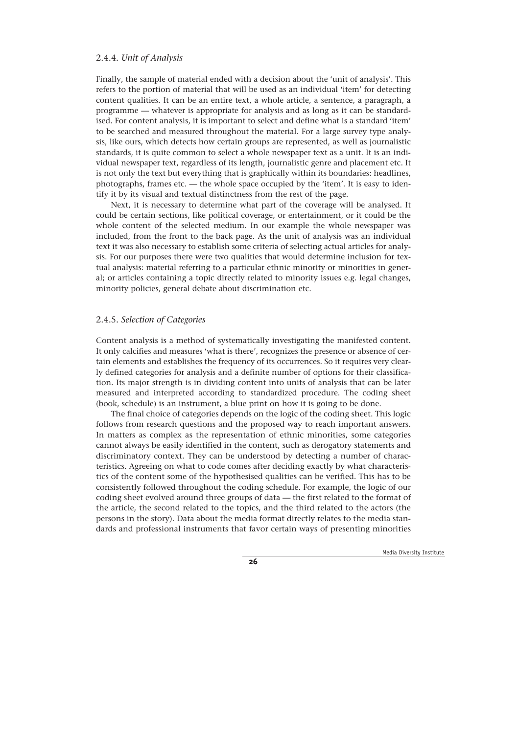### 2.4.4. *Unit of Analysis*

Finally, the sample of material ended with a decision about the 'unit of analysis'. This refers to the portion of material that will be used as an individual 'item' for detecting content qualities. It can be an entire text, a whole article, a sentence, a paragraph, a programme — whatever is appropriate for analysis and as long as it can be standardised. For content analysis, it is important to select and define what is a standard 'item' to be searched and measured throughout the material. For a large survey type analysis, like ours, which detects how certain groups are represented, as well as journalistic standards, it is quite common to select a whole newspaper text as a unit. It is an individual newspaper text, regardless of its length, journalistic genre and placement etc. It is not only the text but everything that is graphically within its boundaries: headlines, photographs, frames etc. — the whole space occupied by the 'item'. It is easy to identify it by its visual and textual distinctness from the rest of the page.

Next, it is necessary to determine what part of the coverage will be analysed. It could be certain sections, like political coverage, or entertainment, or it could be the whole content of the selected medium. In our example the whole newspaper was included, from the front to the back page. As the unit of analysis was an individual text it was also necessary to establish some criteria of selecting actual articles for analysis. For our purposes there were two qualities that would determine inclusion for textual analysis: material referring to a particular ethnic minority or minorities in general; or articles containing a topic directly related to minority issues e.g. legal changes, minority policies, general debate about discrimination etc.

### 2.4.5. *Selection of Categories*

Content analysis is a method of systematically investigating the manifested content. It only calcifies and measures 'what is there', recognizes the presence or absence of certain elements and establishes the frequency of its occurrences. So it requires very clearly defined categories for analysis and a definite number of options for their classification. Its major strength is in dividing content into units of analysis that can be later measured and interpreted according to standardized procedure. The coding sheet (book, schedule) is an instrument, a blue print on how it is going to be done.

The final choice of categories depends on the logic of the coding sheet. This logic follows from research questions and the proposed way to reach important answers. In matters as complex as the representation of ethnic minorities, some categories cannot always be easily identified in the content, such as derogatory statements and discriminatory context. They can be understood by detecting a number of characteristics. Agreeing on what to code comes after deciding exactly by what characteristics of the content some of the hypothesised qualities can be verified. This has to be consistently followed throughout the coding schedule. For example, the logic of our coding sheet evolved around three groups of data — the first related to the format of the article, the second related to the topics, and the third related to the actors (the persons in the story). Data about the media format directly relates to the media standards and professional instruments that favor certain ways of presenting minorities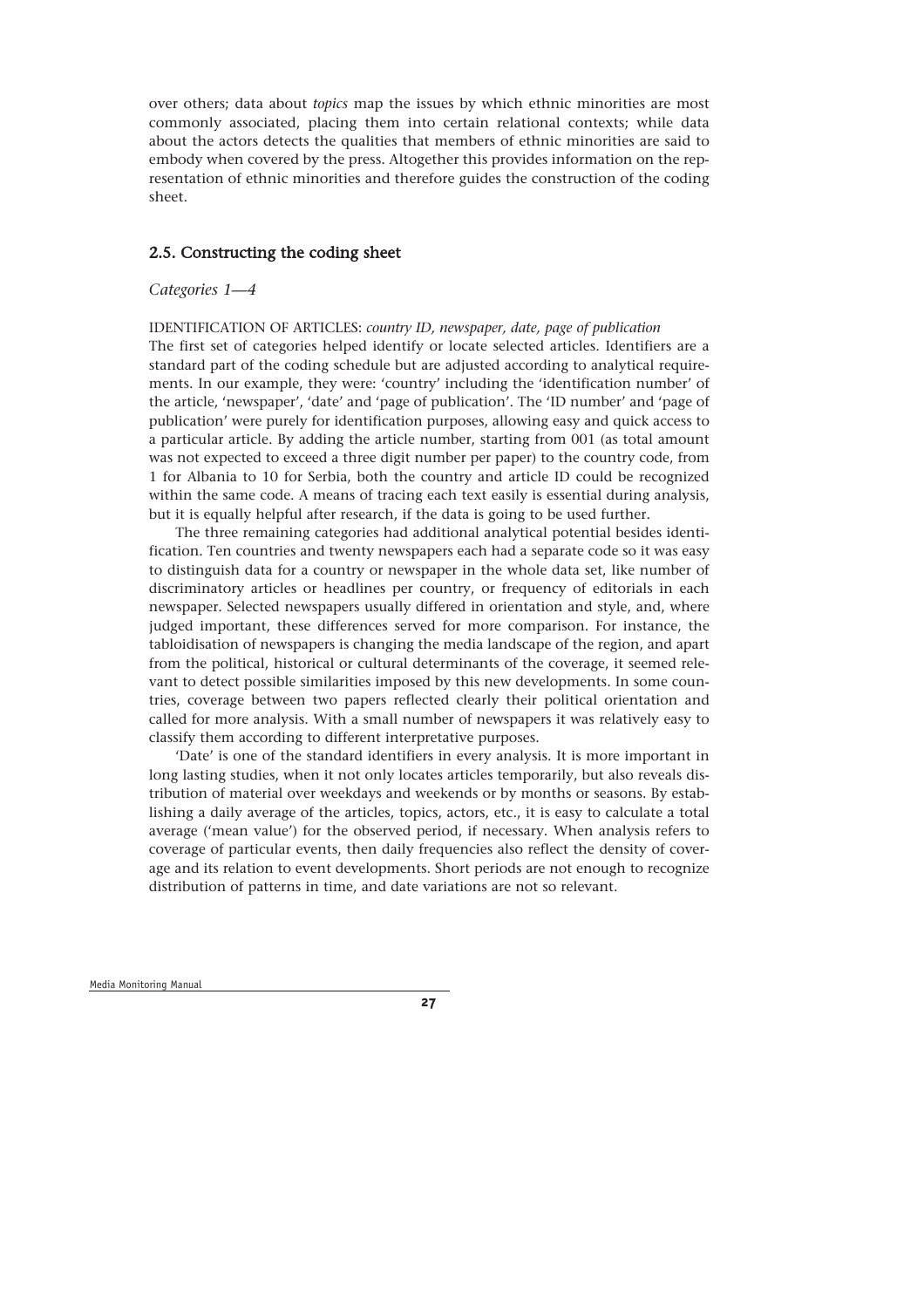over others; data about *topics* map the issues by which ethnic minorities are most commonly associated, placing them into certain relational contexts; while data about the actors detects the qualities that members of ethnic minorities are said to embody when covered by the press. Altogether this provides information on the representation of ethnic minorities and therefore guides the construction of the coding sheet.

## 2.5. Constructing the coding sheet

*Categories 1—4*

IDENTIFICATION OF ARTICLES: *country ID, newspaper, date, page of publication*

The first set of categories helped identify or locate selected articles. Identifiers are a standard part of the coding schedule but are adjusted according to analytical requirements. In our example, they were: 'country' including the 'identification number' of the article, 'newspaper', 'date' and 'page of publication'. The 'ID number' and 'page of publication' were purely for identification purposes, allowing easy and quick access to a particular article. By adding the article number, starting from 001 (as total amount was not expected to exceed a three digit number per paper) to the country code, from 1 for Albania to 10 for Serbia, both the country and article ID could be recognized within the same code. A means of tracing each text easily is essential during analysis, but it is equally helpful after research, if the data is going to be used further.

The three remaining categories had additional analytical potential besides identification. Ten countries and twenty newspapers each had a separate code so it was easy to distinguish data for a country or newspaper in the whole data set, like number of discriminatory articles or headlines per country, or frequency of editorials in each newspaper. Selected newspapers usually differed in orientation and style, and, where judged important, these differences served for more comparison. For instance, the tabloidisation of newspapers is changing the media landscape of the region, and apart from the political, historical or cultural determinants of the coverage, it seemed relevant to detect possible similarities imposed by this new developments. In some countries, coverage between two papers reflected clearly their political orientation and called for more analysis. With a small number of newspapers it was relatively easy to classify them according to different interpretative purposes.

'Date' is one of the standard identifiers in every analysis. It is more important in long lasting studies, when it not only locates articles temporarily, but also reveals distribution of material over weekdays and weekends or by months or seasons. By establishing a daily average of the articles, topics, actors, etc., it is easy to calculate a total average ('mean value') for the observed period, if necessary. When analysis refers to coverage of particular events, then daily frequencies also reflect the density of coverage and its relation to event developments. Short periods are not enough to recognize distribution of patterns in time, and date variations are not so relevant.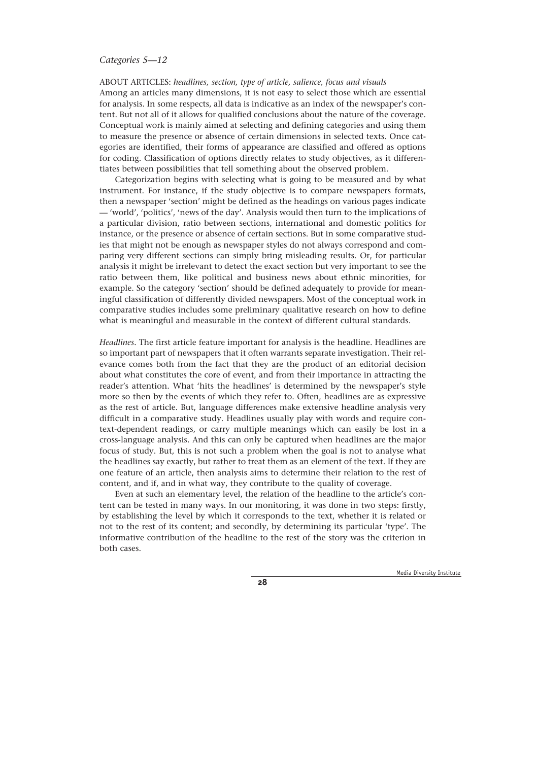*Categories 5—12*

ABOUT ARTICLES: *headlines, section, type of article, salience, focus and visuals*

Among an articles many dimensions, it is not easy to select those which are essential for analysis. In some respects, all data is indicative as an index of the newspaper's content. But not all of it allows for qualified conclusions about the nature of the coverage. Conceptual work is mainly aimed at selecting and defining categories and using them to measure the presence or absence of certain dimensions in selected texts. Once categories are identified, their forms of appearance are classified and offered as options for coding. Classification of options directly relates to study objectives, as it differentiates between possibilities that tell something about the observed problem.

Categorization begins with selecting what is going to be measured and by what instrument. For instance, if the study objective is to compare newspapers formats, then a newspaper 'section' might be defined as the headings on various pages indicate — 'world', 'politics', 'news of the day'. Analysis would then turn to the implications of a particular division, ratio between sections, international and domestic politics for instance, or the presence or absence of certain sections. But in some comparative studies that might not be enough as newspaper styles do not always correspond and comparing very different sections can simply bring misleading results. Or, for particular analysis it might be irrelevant to detect the exact section but very important to see the ratio between them, like political and business news about ethnic minorities, for example. So the category 'section' should be defined adequately to provide for meaningful classification of differently divided newspapers. Most of the conceptual work in comparative studies includes some preliminary qualitative research on how to define what is meaningful and measurable in the context of different cultural standards.

*Headlines.* The first article feature important for analysis is the headline. Headlines are so important part of newspapers that it often warrants separate investigation. Their relevance comes both from the fact that they are the product of an editorial decision about what constitutes the core of event, and from their importance in attracting the reader's attention. What 'hits the headlines' is determined by the newspaper's style more so then by the events of which they refer to. Often, headlines are as expressive as the rest of article. But, language differences make extensive headline analysis very difficult in a comparative study. Headlines usually play with words and require context-dependent readings, or carry multiple meanings which can easily be lost in a cross-language analysis. And this can only be captured when headlines are the major focus of study. But, this is not such a problem when the goal is not to analyse what the headlines say exactly, but rather to treat them as an element of the text. If they are one feature of an article, then analysis aims to determine their relation to the rest of content, and if, and in what way, they contribute to the quality of coverage.

Even at such an elementary level, the relation of the headline to the article's content can be tested in many ways. In our monitoring, it was done in two steps: firstly, by establishing the level by which it corresponds to the text, whether it is related or not to the rest of its content; and secondly, by determining its particular 'type'. The informative contribution of the headline to the rest of the story was the criterion in both cases.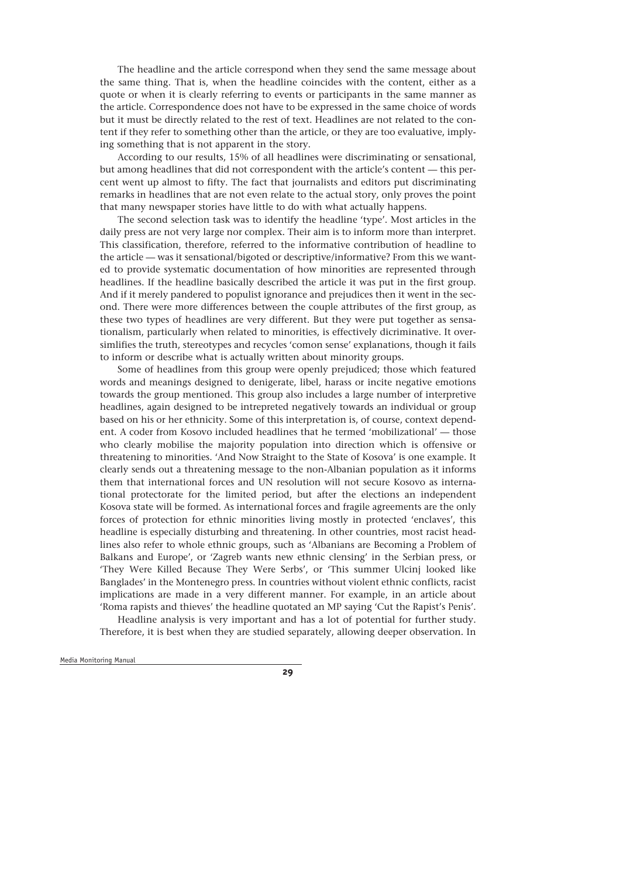The headline and the article correspond when they send the same message about the same thing. That is, when the headline coincides with the content, either as a quote or when it is clearly referring to events or participants in the same manner as the article. Correspondence does not have to be expressed in the same choice of words but it must be directly related to the rest of text. Headlines are not related to the content if they refer to something other than the article, or they are too evaluative, implying something that is not apparent in the story.

According to our results, 15% of all headlines were discriminating or sensational, but among headlines that did not correspondent with the article's content — this percent went up almost to fifty. The fact that journalists and editors put discriminating remarks in headlines that are not even relate to the actual story, only proves the point that many newspaper stories have little to do with what actually happens.

The second selection task was to identify the headline 'type'. Most articles in the daily press are not very large nor complex. Their aim is to inform more than interpret. This classification, therefore, referred to the informative contribution of headline to the article — was it sensational/bigoted or descriptive/informative? From this we wanted to provide systematic documentation of how minorities are represented through headlines. If the headline basically described the article it was put in the first group. And if it merely pandered to populist ignorance and prejudices then it went in the second. There were more differences between the couple attributes of the first group, as these two types of headlines are very different. But they were put together as sensationalism, particularly when related to minorities, is effectively dicriminative. It oversimlifies the truth, stereotypes and recycles 'comon sense' explanations, though it fails to inform or describe what is actually written about minority groups.

Some of headlines from this group were openly prejudiced; those which featured words and meanings designed to denigerate, libel, harass or incite negative emotions towards the group mentioned. This group also includes a large number of interpretive headlines, again designed to be intrepreted negatively towards an individual or group based on his or her ethnicity. Some of this interpretation is, of course, context dependent. A coder from Kosovo included headlines that he termed 'mobilizational' — those who clearly mobilise the majority population into direction which is offensive or threatening to minorities. 'And Now Straight to the State of Kosova' is one example. It clearly sends out a threatening message to the non-Albanian population as it informs them that international forces and UN resolution will not secure Kosovo as international protectorate for the limited period, but after the elections an independent Kosova state will be formed. As international forces and fragile agreements are the only forces of protection for ethnic minorities living mostly in protected 'enclaves', this headline is especially disturbing and threatening. In other countries, most racist headlines also refer to whole ethnic groups, such as 'Albanians are Becoming a Problem of Balkans and Europe', or 'Zagreb wants new ethnic clensing' in the Serbian press, or 'They Were Killed Because They Were Serbs', or 'This summer Ulcinj looked like Banglades' in the Montenegro press. In countries without violent ethnic conflicts, racist implications are made in a very different manner. For example, in an article about 'Roma rapists and thieves' the headline quotated an MP saying 'Cut the Rapist's Penis'.

Headline analysis is very important and has a lot of potential for further study. Therefore, it is best when they are studied separately, allowing deeper observation. In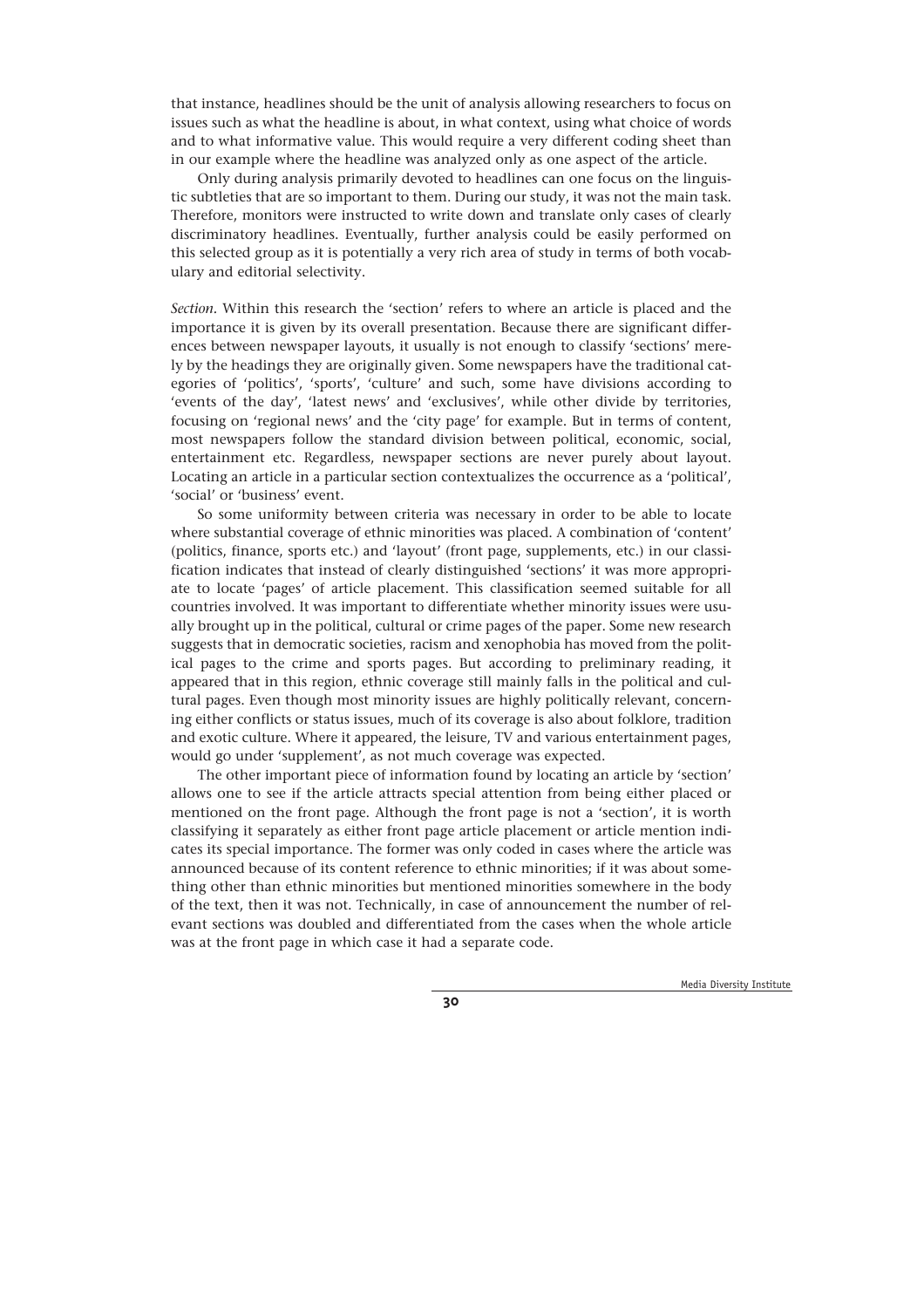that instance, headlines should be the unit of analysis allowing researchers to focus on issues such as what the headline is about, in what context, using what choice of words and to what informative value. This would require a very different coding sheet than in our example where the headline was analyzed only as one aspect of the article.

Only during analysis primarily devoted to headlines can one focus on the linguistic subtleties that are so important to them. During our study, it was not the main task. Therefore, monitors were instructed to write down and translate only cases of clearly discriminatory headlines. Eventually, further analysis could be easily performed on this selected group as it is potentially a very rich area of study in terms of both vocabulary and editorial selectivity.

*Section*. Within this research the 'section' refers to where an article is placed and the importance it is given by its overall presentation. Because there are significant differences between newspaper layouts, it usually is not enough to classify 'sections' merely by the headings they are originally given. Some newspapers have the traditional categories of 'politics', 'sports', 'culture' and such, some have divisions according to 'events of the day', 'latest news' and 'exclusives', while other divide by territories, focusing on 'regional news' and the 'city page' for example. But in terms of content, most newspapers follow the standard division between political, economic, social, entertainment etc. Regardless, newspaper sections are never purely about layout. Locating an article in a particular section contextualizes the occurrence as a 'political', 'social' or 'business' event.

So some uniformity between criteria was necessary in order to be able to locate where substantial coverage of ethnic minorities was placed. A combination of 'content' (politics, finance, sports etc.) and 'layout' (front page, supplements, etc.) in our classification indicates that instead of clearly distinguished 'sections' it was more appropriate to locate 'pages' of article placement. This classification seemed suitable for all countries involved. It was important to differentiate whether minority issues were usually brought up in the political, cultural or crime pages of the paper. Some new research suggests that in democratic societies, racism and xenophobia has moved from the political pages to the crime and sports pages. But according to preliminary reading, it appeared that in this region, ethnic coverage still mainly falls in the political and cultural pages. Even though most minority issues are highly politically relevant, concerning either conflicts or status issues, much of its coverage is also about folklore, tradition and exotic culture. Where it appeared, the leisure, TV and various entertainment pages, would go under 'supplement', as not much coverage was expected.

The other important piece of information found by locating an article by 'section' allows one to see if the article attracts special attention from being either placed or mentioned on the front page. Although the front page is not a 'section', it is worth classifying it separately as either front page article placement or article mention indicates its special importance. The former was only coded in cases where the article was announced because of its content reference to ethnic minorities; if it was about something other than ethnic minorities but mentioned minorities somewhere in the body of the text, then it was not. Technically, in case of announcement the number of relevant sections was doubled and differentiated from the cases when the whole article was at the front page in which case it had a separate code.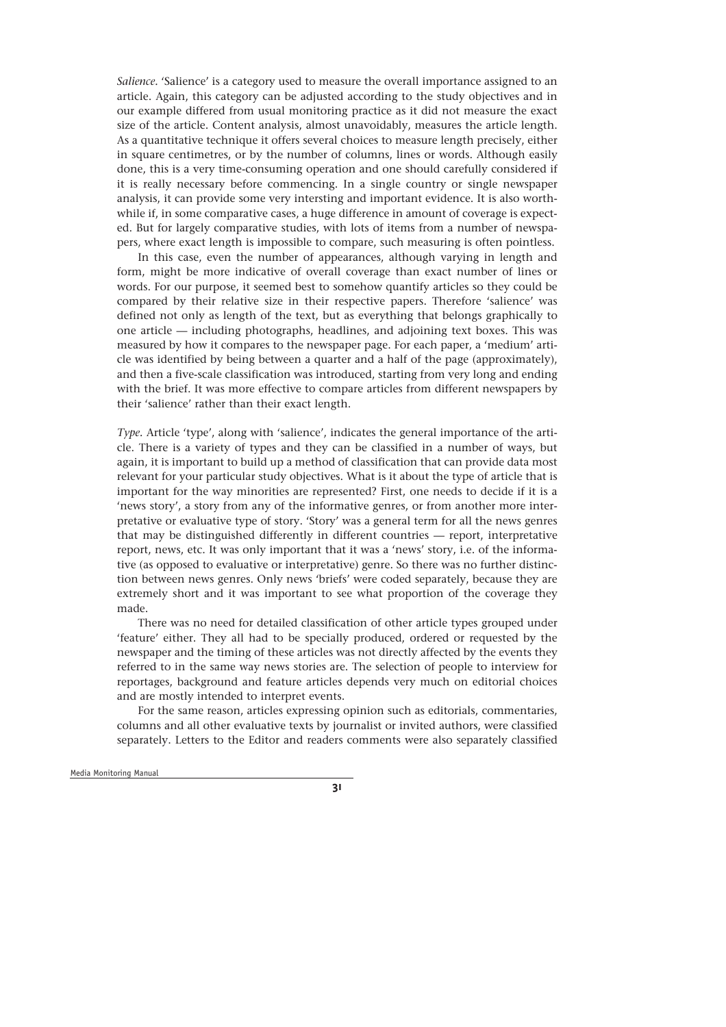*Salience*. 'Salience' is a category used to measure the overall importance assigned to an article. Again, this category can be adjusted according to the study objectives and in our example differed from usual monitoring practice as it did not measure the exact size of the article. Content analysis, almost unavoidably, measures the article length. As a quantitative technique it offers several choices to measure length precisely, either in square centimetres, or by the number of columns, lines or words. Although easily done, this is a very time-consuming operation and one should carefully considered if it is really necessary before commencing. In a single country or single newspaper analysis, it can provide some very intersting and important evidence. It is also worthwhile if, in some comparative cases, a huge difference in amount of coverage is expected. But for largely comparative studies, with lots of items from a number of newspapers, where exact length is impossible to compare, such measuring is often pointless.

In this case, even the number of appearances, although varying in length and form, might be more indicative of overall coverage than exact number of lines or words. For our purpose, it seemed best to somehow quantify articles so they could be compared by their relative size in their respective papers. Therefore 'salience' was defined not only as length of the text, but as everything that belongs graphically to one article — including photographs, headlines, and adjoining text boxes. This was measured by how it compares to the newspaper page. For each paper, a 'medium' article was identified by being between a quarter and a half of the page (approximately), and then a five-scale classification was introduced, starting from very long and ending with the brief. It was more effective to compare articles from different newspapers by their 'salience' rather than their exact length.

*Type*. Article 'type', along with 'salience', indicates the general importance of the article. There is a variety of types and they can be classified in a number of ways, but again, it is important to build up a method of classification that can provide data most relevant for your particular study objectives. What is it about the type of article that is important for the way minorities are represented? First, one needs to decide if it is a 'news story', a story from any of the informative genres, or from another more interpretative or evaluative type of story. 'Story' was a general term for all the news genres that may be distinguished differently in different countries — report, interpretative report, news, etc. It was only important that it was a 'news' story, i.e. of the informative (as opposed to evaluative or interpretative) genre. So there was no further distinction between news genres. Only news 'briefs' were coded separately, because they are extremely short and it was important to see what proportion of the coverage they made.

There was no need for detailed classification of other article types grouped under 'feature' either. They all had to be specially produced, ordered or requested by the newspaper and the timing of these articles was not directly affected by the events they referred to in the same way news stories are. The selection of people to interview for reportages, background and feature articles depends very much on editorial choices and are mostly intended to interpret events.

For the same reason, articles expressing opinion such as editorials, commentaries, columns and all other evaluative texts by journalist or invited authors, were classified separately. Letters to the Editor and readers comments were also separately classified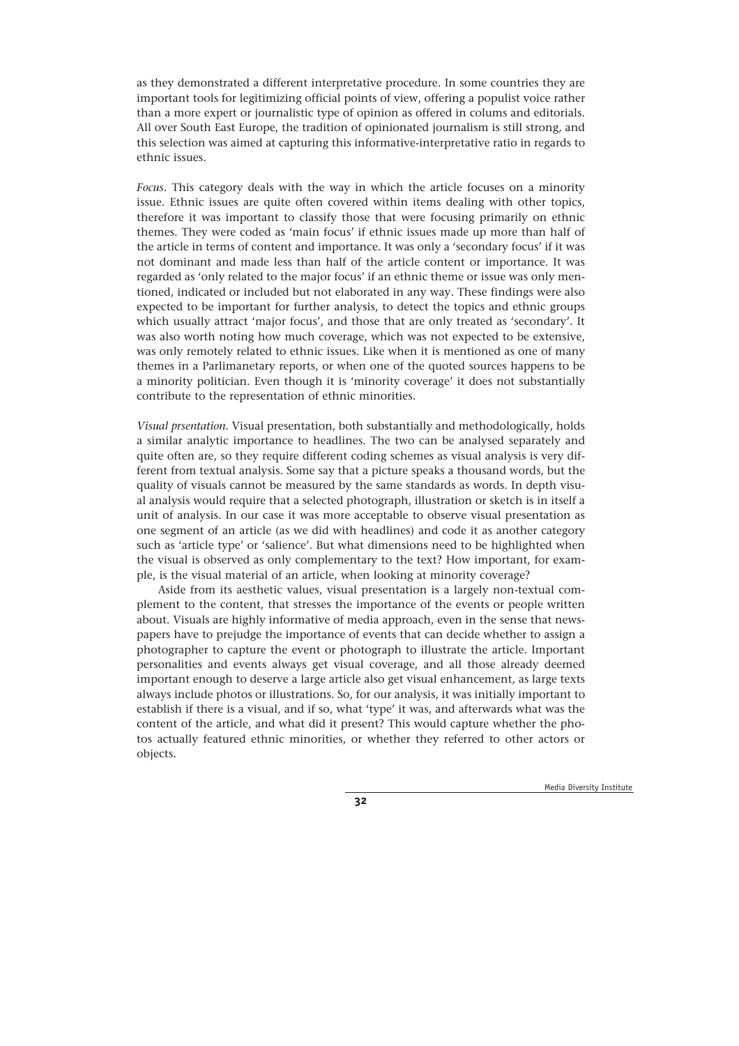as they demonstrated a different interpretative procedure. In some countries they are important tools for legitimizing official points of view, offering a populist voice rather than a more expert or journalistic type of opinion as offered in colums and editorials. All over South East Europe, the tradition of opinionated journalism is still strong, and this selection was aimed at capturing this informative-interpretative ratio in regards to ethnic issues.

*Focus*. This category deals with the way in which the article focuses on a minority issue. Ethnic issues are quite often covered within items dealing with other topics, therefore it was important to classify those that were focusing primarily on ethnic themes. They were coded as 'main focus' if ethnic issues made up more than half of the article in terms of content and importance. It was only a 'secondary focus' if it was not dominant and made less than half of the article content or importance. It was regarded as 'only related to the major focus' if an ethnic theme or issue was only mentioned, indicated or included but not elaborated in any way. These findings were also expected to be important for further analysis, to detect the topics and ethnic groups which usually attract 'major focus', and those that are only treated as 'secondary'. It was also worth noting how much coverage, which was not expected to be extensive, was only remotely related to ethnic issues. Like when it is mentioned as one of many themes in a Parlimanetary reports, or when one of the quoted sources happens to be a minority politician. Even though it is 'minority coverage' it does not substantially contribute to the representation of ethnic minorities.

*Visual prsentation.* Visual presentation, both substantially and methodologically, holds a similar analytic importance to headlines. The two can be analysed separately and quite often are, so they require different coding schemes as visual analysis is very different from textual analysis. Some say that a picture speaks a thousand words, but the quality of visuals cannot be measured by the same standards as words. In depth visual analysis would require that a selected photograph, illustration or sketch is in itself a unit of analysis. In our case it was more acceptable to observe visual presentation as one segment of an article (as we did with headlines) and code it as another category such as 'article type' or 'salience'. But what dimensions need to be highlighted when the visual is observed as only complementary to the text? How important, for example, is the visual material of an article, when looking at minority coverage?

Aside from its aesthetic values, visual presentation is a largely non-textual complement to the content, that stresses the importance of the events or people written about. Visuals are highly informative of media approach, even in the sense that newspapers have to prejudge the importance of events that can decide whether to assign a photographer to capture the event or photograph to illustrate the article. Important personalities and events always get visual coverage, and all those already deemed important enough to deserve a large article also get visual enhancement, as large texts always include photos or illustrations. So, for our analysis, it was initially important to establish if there is a visual, and if so, what 'type' it was, and afterwards what was the content of the article, and what did it present? This would capture whether the photos actually featured ethnic minorities, or whether they referred to other actors or objects.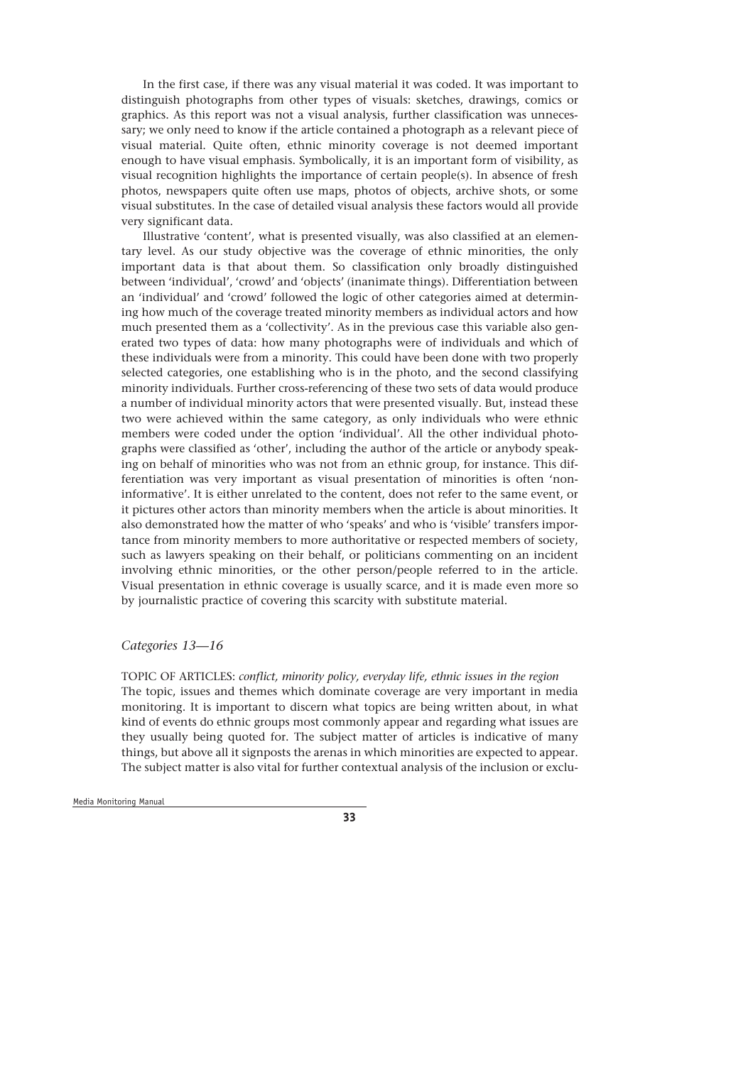In the first case, if there was any visual material it was coded. It was important to distinguish photographs from other types of visuals: sketches, drawings, comics or graphics. As this report was not a visual analysis, further classification was unnecessary; we only need to know if the article contained a photograph as a relevant piece of visual material. Quite often, ethnic minority coverage is not deemed important enough to have visual emphasis. Symbolically, it is an important form of visibility, as visual recognition highlights the importance of certain people(s). In absence of fresh photos, newspapers quite often use maps, photos of objects, archive shots, or some visual substitutes. In the case of detailed visual analysis these factors would all provide very significant data.

Illustrative 'content', what is presented visually, was also classified at an elementary level. As our study objective was the coverage of ethnic minorities, the only important data is that about them. So classification only broadly distinguished between 'individual', 'crowd' and 'objects' (inanimate things). Differentiation between an 'individual' and 'crowd' followed the logic of other categories aimed at determining how much of the coverage treated minority members as individual actors and how much presented them as a 'collectivity'. As in the previous case this variable also generated two types of data: how many photographs were of individuals and which of these individuals were from a minority. This could have been done with two properly selected categories, one establishing who is in the photo, and the second classifying minority individuals. Further cross-referencing of these two sets of data would produce a number of individual minority actors that were presented visually. But, instead these two were achieved within the same category, as only individuals who were ethnic members were coded under the option 'individual'. All the other individual photographs were classified as 'other', including the author of the article or anybody speaking on behalf of minorities who was not from an ethnic group, for instance. This differentiation was very important as visual presentation of minorities is often 'non-informative'. It is either unrelated to the content, does not refer to the same event, or it pictures other actors than minority members when the article is about minorities. It also demonstrated how the matter of who 'speaks' and who is 'visible' transfers importance from minority members to more authoritative or respected members of society, such as lawyers speaking on their behalf, or politicians commenting on an incident involving ethnic minorities, or the other person/people referred to in the article. Visual presentation in ethnic coverage is usually scarce, and it is made even more so by journalistic practice of covering this scarcity with substitute material.

### *Categories 13—16*

TOPIC OF ARTICLES: *conflict, minority policy, everyday life, ethnic issues in the region*

The topic, issues and themes which dominate coverage are very important in media monitoring. It is important to discern what topics are being written about, in what kind of events do ethnic groups most commonly appear and regarding what issues are they usually being quoted for. The subject matter of articles is indicative of many things, but above all it signposts the arenas in which minorities are expected to appear. The subject matter is also vital for further contextual analysis of the inclusion or exclu-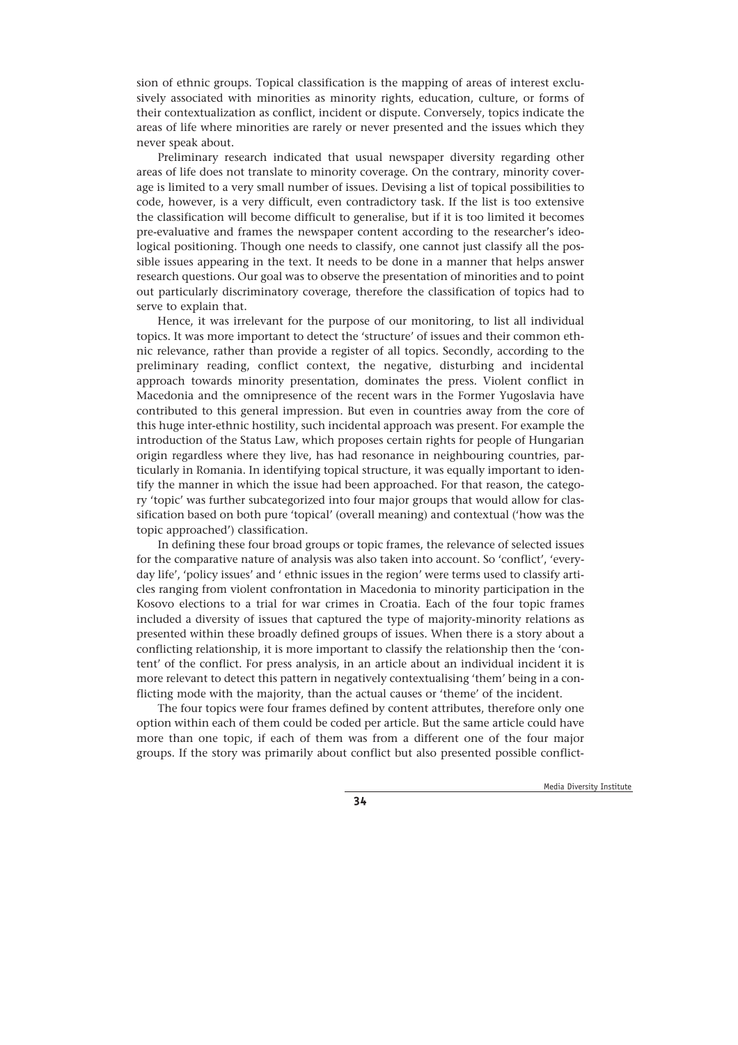sion of ethnic groups. Topical classification is the mapping of areas of interest exclusively associated with minorities as minority rights, education, culture, or forms of their contextualization as conflict, incident or dispute. Conversely, topics indicate the areas of life where minorities are rarely or never presented and the issues which they never speak about.

Preliminary research indicated that usual newspaper diversity regarding other areas of life does not translate to minority coverage. On the contrary, minority coverage is limited to a very small number of issues. Devising a list of topical possibilities to code, however, is a very difficult, even contradictory task. If the list is too extensive the classification will become difficult to generalise, but if it is too limited it becomes pre-evaluative and frames the newspaper content according to the researcher's ideological positioning. Though one needs to classify, one cannot just classify all the possible issues appearing in the text. It needs to be done in a manner that helps answer research questions. Our goal was to observe the presentation of minorities and to point out particularly discriminatory coverage, therefore the classification of topics had to serve to explain that.

Hence, it was irrelevant for the purpose of our monitoring, to list all individual topics. It was more important to detect the 'structure' of issues and their common ethnic relevance, rather than provide a register of all topics. Secondly, according to the preliminary reading, conflict context, the negative, disturbing and incidental approach towards minority presentation, dominates the press. Violent conflict in Macedonia and the omnipresence of the recent wars in the Former Yugoslavia have contributed to this general impression. But even in countries away from the core of this huge inter-ethnic hostility, such incidental approach was present. For example the introduction of the Status Law, which proposes certain rights for people of Hungarian origin regardless where they live, has had resonance in neighbouring countries, particularly in Romania. In identifying topical structure, it was equally important to identify the manner in which the issue had been approached. For that reason, the category 'topic' was further subcategorized into four major groups that would allow for classification based on both pure 'topical' (overall meaning) and contextual ('how was the topic approached') classification.

In defining these four broad groups or topic frames, the relevance of selected issues for the comparative nature of analysis was also taken into account. So 'conflict', 'everyday life', 'policy issues' and ' ethnic issues in the region' were terms used to classify articles ranging from violent confrontation in Macedonia to minority participation in the Kosovo elections to a trial for war crimes in Croatia. Each of the four topic frames included a diversity of issues that captured the type of majority-minority relations as presented within these broadly defined groups of issues. When there is a story about a conflicting relationship, it is more important to classify the relationship then the 'content' of the conflict. For press analysis, in an article about an individual incident it is more relevant to detect this pattern in negatively contextualising 'them' being in a conflicting mode with the majority, than the actual causes or 'theme' of the incident.

The four topics were four frames defined by content attributes, therefore only one option within each of them could be coded per article. But the same article could have more than one topic, if each of them was from a different one of the four major groups. If the story was primarily about conflict but also presented possible conflict-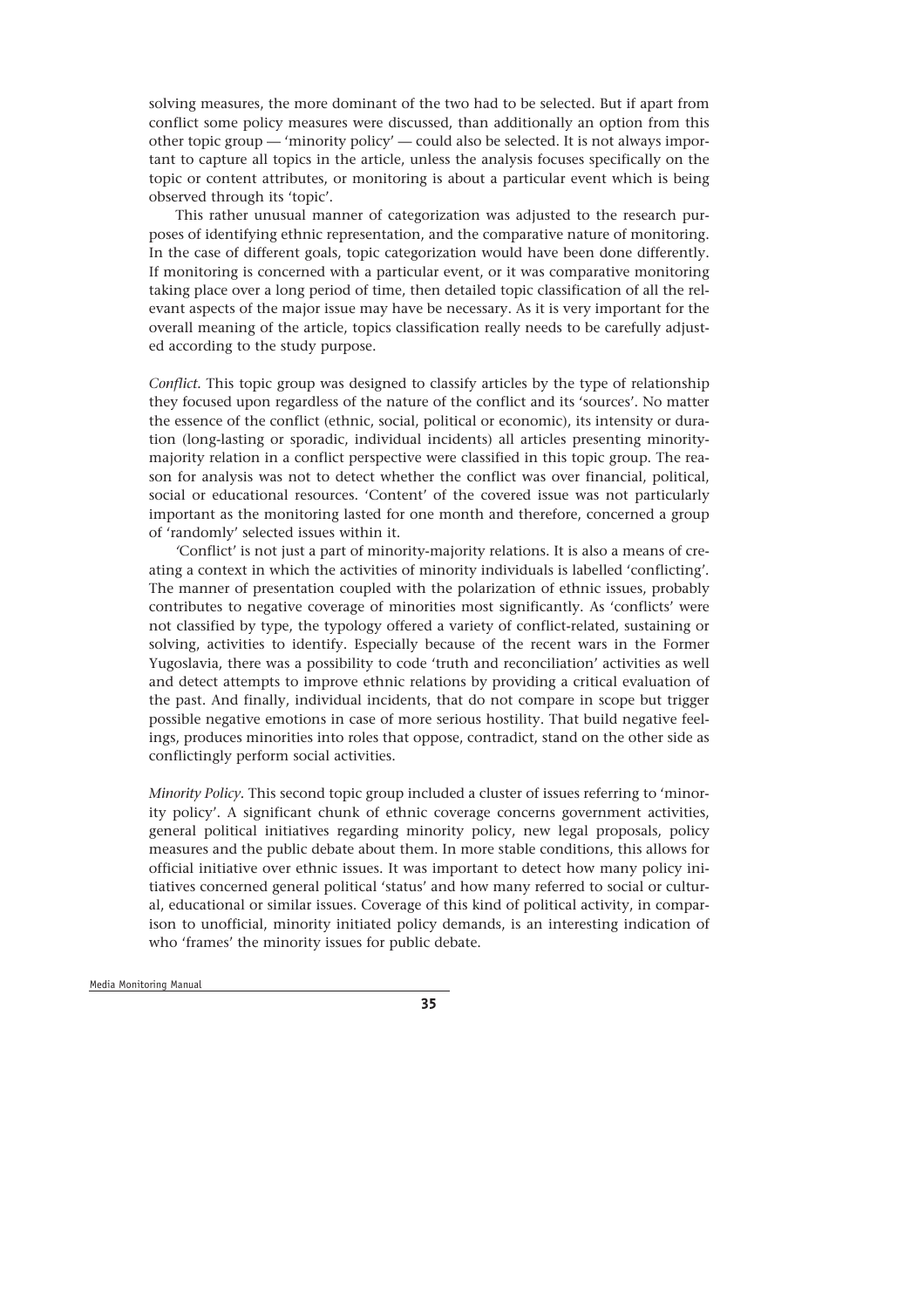solving measures, the more dominant of the two had to be selected. But if apart from conflict some policy measures were discussed, than additionally an option from this other topic group — 'minority policy' — could also be selected. It is not always important to capture all topics in the article, unless the analysis focuses specifically on the topic or content attributes, or monitoring is about a particular event which is being observed through its 'topic'.

This rather unusual manner of categorization was adjusted to the research purposes of identifying ethnic representation, and the comparative nature of monitoring. In the case of different goals, topic categorization would have been done differently. If monitoring is concerned with a particular event, or it was comparative monitoring taking place over a long period of time, then detailed topic classification of all the relevant aspects of the major issue may have be necessary. As it is very important for the overall meaning of the article, topics classification really needs to be carefully adjusted according to the study purpose.

*Conflict*. This topic group was designed to classify articles by the type of relationship they focused upon regardless of the nature of the conflict and its 'sources'. No matter the essence of the conflict (ethnic, social, political or economic), its intensity or duration (long-lasting or sporadic, individual incidents) all articles presenting minority-majority relation in a conflict perspective were classified in this topic group. The reason for analysis was not to detect whether the conflict was over financial, political, social or educational resources. 'Content' of the covered issue was not particularly important as the monitoring lasted for one month and therefore, concerned a group of 'randomly' selected issues within it.

'Conflict' is not just a part of minority-majority relations. It is also a means of creating a context in which the activities of minority individuals is labelled 'conflicting'. The manner of presentation coupled with the polarization of ethnic issues, probably contributes to negative coverage of minorities most significantly. As 'conflicts' were not classified by type, the typology offered a variety of conflict-related, sustaining or solving, activities to identify. Especially because of the recent wars in the Former Yugoslavia, there was a possibility to code 'truth and reconciliation' activities as well and detect attempts to improve ethnic relations by providing a critical evaluation of the past. And finally, individual incidents, that do not compare in scope but trigger possible negative emotions in case of more serious hostility. That build negative feelings, produces minorities into roles that oppose, contradict, stand on the other side as conflictingly perform social activities.

*Minority Policy*. This second topic group included a cluster of issues referring to 'minority policy'. A significant chunk of ethnic coverage concerns government activities, general political initiatives regarding minority policy, new legal proposals, policy measures and the public debate about them. In more stable conditions, this allows for official initiative over ethnic issues. It was important to detect how many policy initiatives concerned general political 'status' and how many referred to social or cultural, educational or similar issues. Coverage of this kind of political activity, in comparison to unofficial, minority initiated policy demands, is an interesting indication of who 'frames' the minority issues for public debate.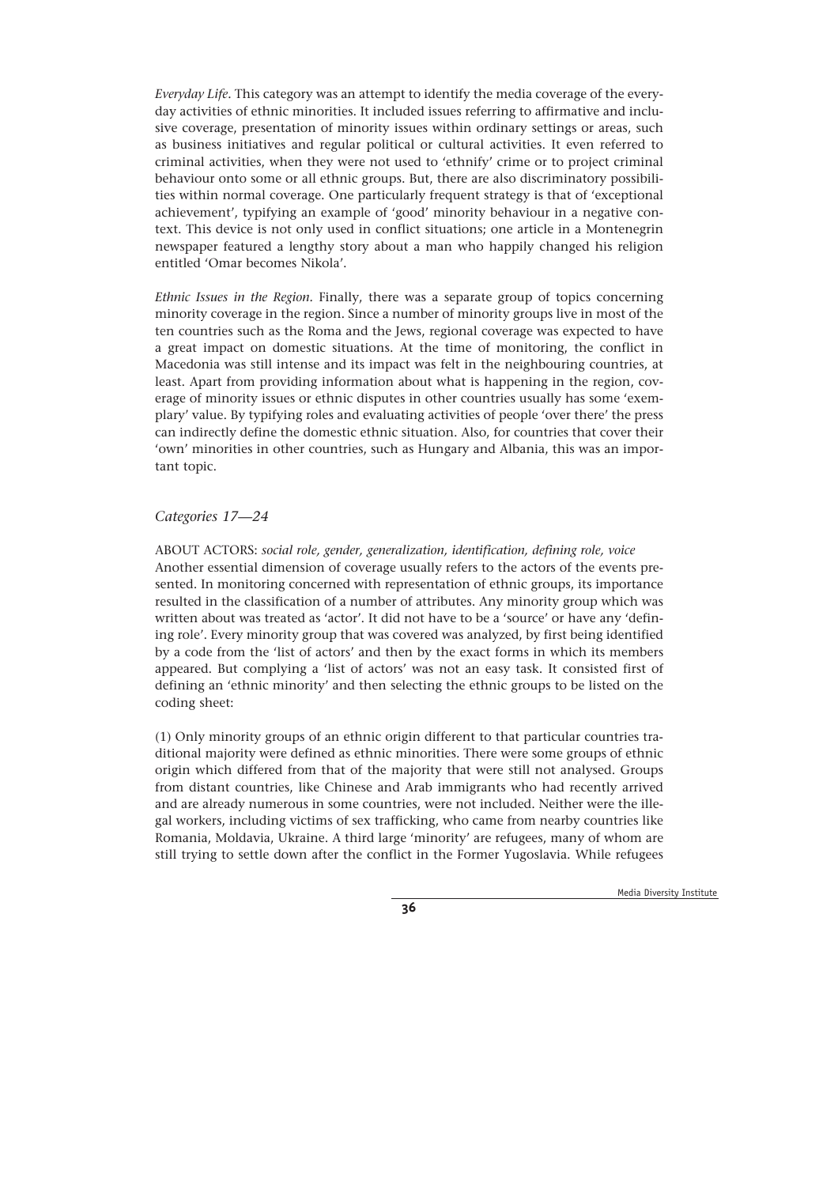*Everyday Life*. This category was an attempt to identify the media coverage of the everyday activities of ethnic minorities. It included issues referring to affirmative and inclusive coverage, presentation of minority issues within ordinary settings or areas, such as business initiatives and regular political or cultural activities. It even referred to criminal activities, when they were not used to 'ethnify' crime or to project criminal behaviour onto some or all ethnic groups. But, there are also discriminatory possibilities within normal coverage. One particularly frequent strategy is that of 'exceptional achievement', typifying an example of 'good' minority behaviour in a negative context. This device is not only used in conflict situations; one article in a Montenegrin newspaper featured a lengthy story about a man who happily changed his religion entitled 'Omar becomes Nikola'.

*Ethnic Issues in the Region.* Finally, there was a separate group of topics concerning minority coverage in the region. Since a number of minority groups live in most of the ten countries such as the Roma and the Jews, regional coverage was expected to have a great impact on domestic situations. At the time of monitoring, the conflict in Macedonia was still intense and its impact was felt in the neighbouring countries, at least. Apart from providing information about what is happening in the region, coverage of minority issues or ethnic disputes in other countries usually has some 'exemplary' value. By typifying roles and evaluating activities of people 'over there' the press can indirectly define the domestic ethnic situation. Also, for countries that cover their 'own' minorities in other countries, such as Hungary and Albania, this was an important topic.

### *Categories 17—24*

ABOUT ACTORS: *social role, gender, generalization, identification, defining role, voice*
Another essential dimension of coverage usually refers to the actors of the events presented. In monitoring concerned with representation of ethnic groups, its importance resulted in the classification of a number of attributes. Any minority group which was written about was treated as 'actor'. It did not have to be a 'source' or have any 'defining role'. Every minority group that was covered was analyzed, by first being identified by a code from the 'list of actors' and then by the exact forms in which its members appeared. But complying a 'list of actors' was not an easy task. It consisted first of defining an 'ethnic minority' and then selecting the ethnic groups to be listed on the coding sheet:

(1) Only minority groups of an ethnic origin different to that particular countries traditional majority were defined as ethnic minorities. There were some groups of ethnic origin which differed from that of the majority that were still not analysed. Groups from distant countries, like Chinese and Arab immigrants who had recently arrived and are already numerous in some countries, were not included. Neither were the illegal workers, including victims of sex trafficking, who came from nearby countries like Romania, Moldavia, Ukraine. A third large 'minority' are refugees, many of whom are still trying to settle down after the conflict in the Former Yugoslavia. While refugees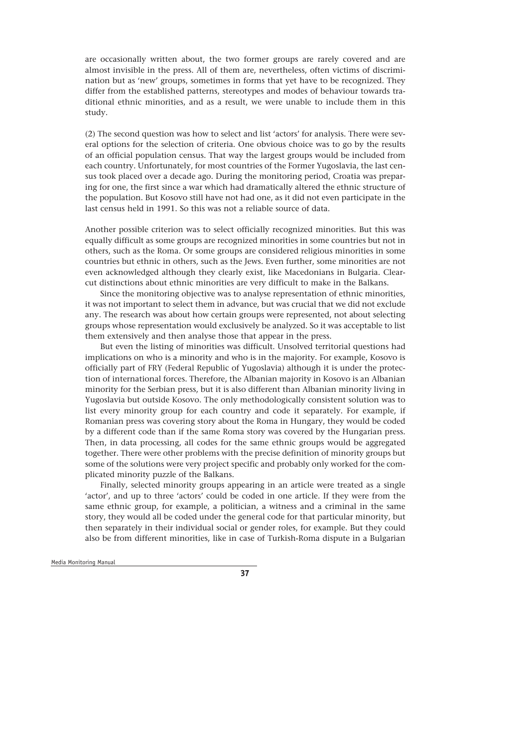are occasionally written about, the two former groups are rarely covered and are almost invisible in the press. All of them are, nevertheless, often victims of discrimination but as 'new' groups, sometimes in forms that yet have to be recognized. They differ from the established patterns, stereotypes and modes of behaviour towards traditional ethnic minorities, and as a result, we were unable to include them in this study.

(2) The second question was how to select and list 'actors' for analysis. There were several options for the selection of criteria. One obvious choice was to go by the results of an official population census. That way the largest groups would be included from each country. Unfortunately, for most countries of the Former Yugoslavia, the last census took placed over a decade ago. During the monitoring period, Croatia was preparing for one, the first since a war which had dramatically altered the ethnic structure of the population. But Kosovo still have not had one, as it did not even participate in the last census held in 1991. So this was not a reliable source of data.

Another possible criterion was to select officially recognized minorities. But this was equally difficult as some groups are recognized minorities in some countries but not in others, such as the Roma. Or some groups are considered religious minorities in some countries but ethnic in others, such as the Jews. Even further, some minorities are not even acknowledged although they clearly exist, like Macedonians in Bulgaria. Clear-cut distinctions about ethnic minorities are very difficult to make in the Balkans.

Since the monitoring objective was to analyse representation of ethnic minorities, it was not important to select them in advance, but was crucial that we did not exclude any. The research was about how certain groups were represented, not about selecting groups whose representation would exclusively be analyzed. So it was acceptable to list them extensively and then analyse those that appear in the press.

But even the listing of minorities was difficult. Unsolved territorial questions had implications on who is a minority and who is in the majority. For example, Kosovo is officially part of FRY (Federal Republic of Yugoslavia) although it is under the protection of international forces. Therefore, the Albanian majority in Kosovo is an Albanian minority for the Serbian press, but it is also different than Albanian minority living in Yugoslavia but outside Kosovo. The only methodologically consistent solution was to list every minority group for each country and code it separately. For example, if Romanian press was covering story about the Roma in Hungary, they would be coded by a different code than if the same Roma story was covered by the Hungarian press. Then, in data processing, all codes for the same ethnic groups would be aggregated together. There were other problems with the precise definition of minority groups but some of the solutions were very project specific and probably only worked for the complicated minority puzzle of the Balkans.

Finally, selected minority groups appearing in an article were treated as a single 'actor', and up to three 'actors' could be coded in one article. If they were from the same ethnic group, for example, a politician, a witness and a criminal in the same story, they would all be coded under the general code for that particular minority, but then separately in their individual social or gender roles, for example. But they could also be from different minorities, like in case of Turkish-Roma dispute in a Bulgarian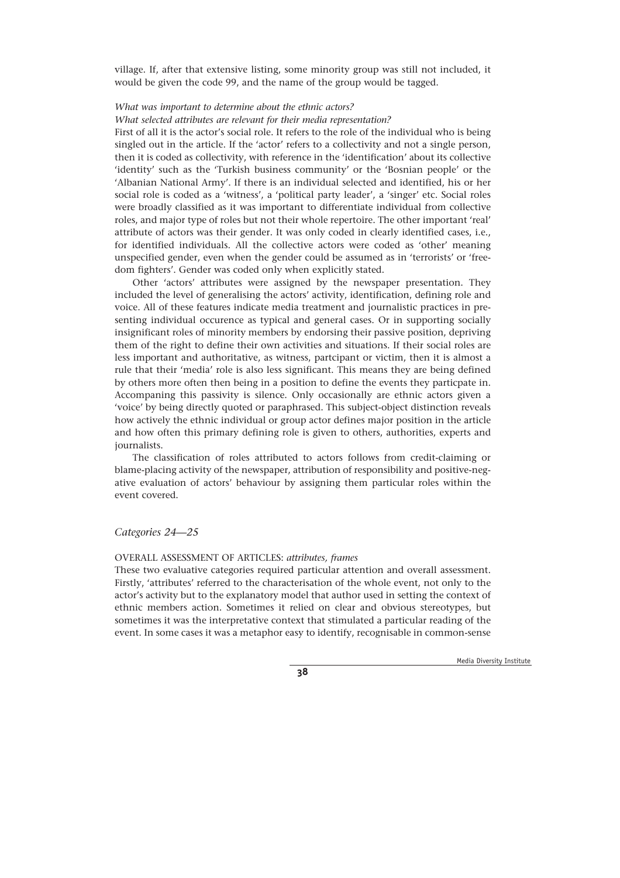village. If, after that extensive listing, some minority group was still not included, it would be given the code 99, and the name of the group would be tagged.

*What was important to determine about the ethnic actors?*
*What selected attributes are relevant for their media representation?*

First of all it is the actor's social role. It refers to the role of the individual who is being singled out in the article. If the 'actor' refers to a collectivity and not a single person, then it is coded as collectivity, with reference in the 'identification' about its collective 'identity' such as the 'Turkish business community' or the 'Bosnian people' or the 'Albanian National Army'. If there is an individual selected and identified, his or her social role is coded as a 'witness', a 'political party leader', a 'singer' etc. Social roles were broadly classified as it was important to differentiate individual from collective roles, and major type of roles but not their whole repertoire. The other important 'real' attribute of actors was their gender. It was only coded in clearly identified cases, i.e., for identified individuals. All the collective actors were coded as 'other' meaning unspecified gender, even when the gender could be assumed as in 'terrorists' or 'freedom fighters'. Gender was coded only when explicitly stated.

Other 'actors' attributes were assigned by the newspaper presentation. They included the level of generalising the actors' activity, identification, defining role and voice. All of these features indicate media treatment and journalistic practices in presenting individual occurence as typical and general cases. Or in supporting socially insignificant roles of minority members by endorsing their passive position, depriving them of the right to define their own activities and situations. If their social roles are less important and authoritative, as witness, partcipant or victim, then it is almost a rule that their 'media' role is also less significant. This means they are being defined by others more often then being in a position to define the events they particpate in. Accompaning this passivity is silence. Only occasionally are ethnic actors given a 'voice' by being directly quoted or paraphrased. This subject-object distinction reveals how actively the ethnic individual or group actor defines major position in the article and how often this primary defining role is given to others, authorities, experts and journalists.

The classification of roles attributed to actors follows from credit-claiming or blame-placing activity of the newspaper, attribution of responsibility and positive-negative evaluation of actors' behaviour by assigning them particular roles within the event covered.

### *Categories 24—25*

OVERALL ASSESSMENT OF ARTICLES: *attributes, frames*

These two evaluative categories required particular attention and overall assessment. Firstly, 'attributes' referred to the characterisation of the whole event, not only to the actor's activity but to the explanatory model that author used in setting the context of ethnic members action. Sometimes it relied on clear and obvious stereotypes, but sometimes it was the interpretative context that stimulated a particular reading of the event. In some cases it was a metaphor easy to identify, recognisable in common-sense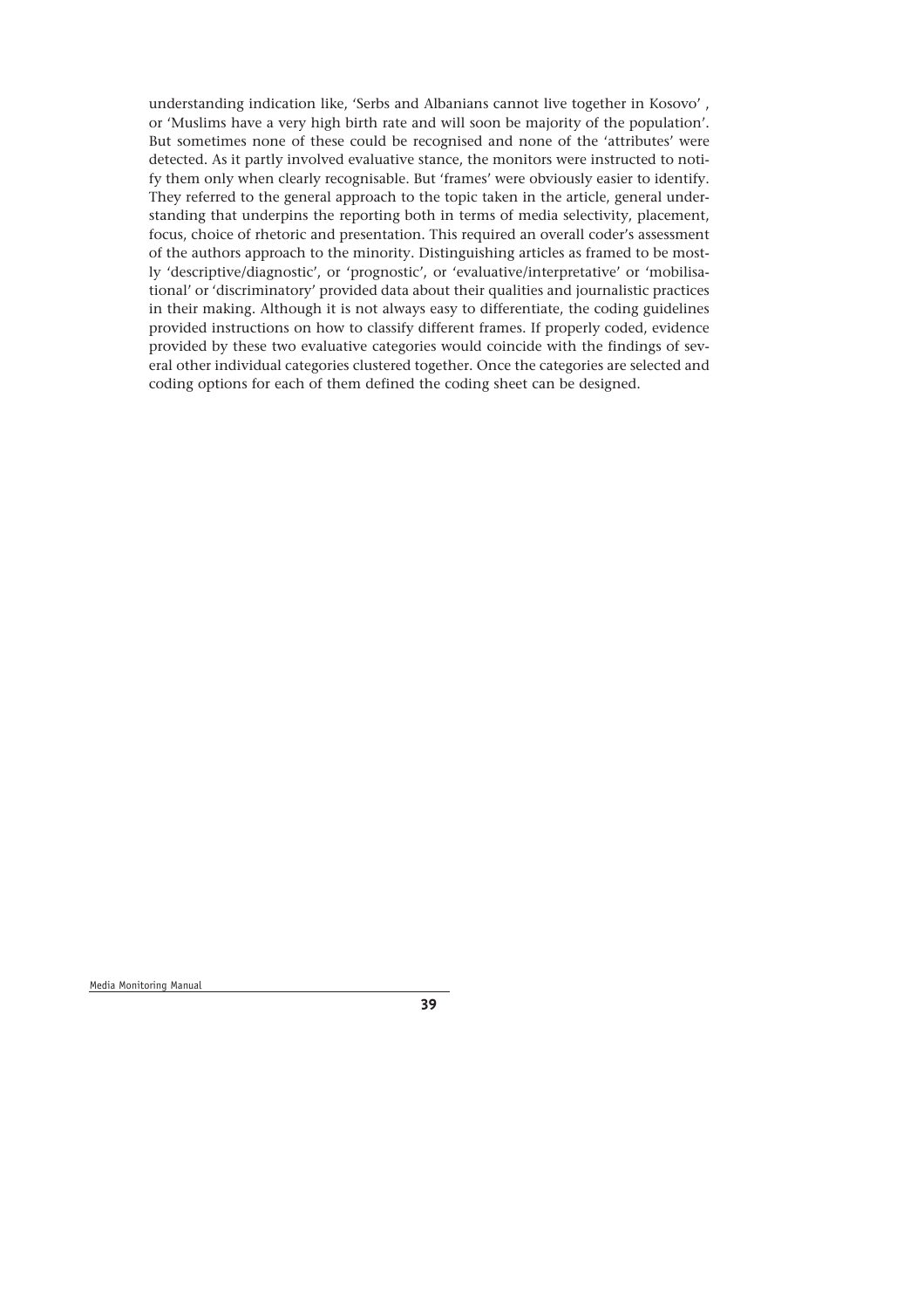understanding indication like, 'Serbs and Albanians cannot live together in Kosovo' , or 'Muslims have a very high birth rate and will soon be majority of the population'. But sometimes none of these could be recognised and none of the 'attributes' were detected. As it partly involved evaluative stance, the monitors were instructed to notify them only when clearly recognisable. But 'frames' were obviously easier to identify. They referred to the general approach to the topic taken in the article, general understanding that underpins the reporting both in terms of media selectivity, placement, focus, choice of rhetoric and presentation. This required an overall coder's assessment of the authors approach to the minority. Distinguishing articles as framed to be mostly 'descriptive/diagnostic', or 'prognostic', or 'evaluative/interpretative' or 'mobilisational' or 'discriminatory' provided data about their qualities and journalistic practices in their making. Although it is not always easy to differentiate, the coding guidelines provided instructions on how to classify different frames. If properly coded, evidence provided by these two evaluative categories would coincide with the findings of several other individual categories clustered together. Once the categories are selected and coding options for each of them defined the coding sheet can be designed.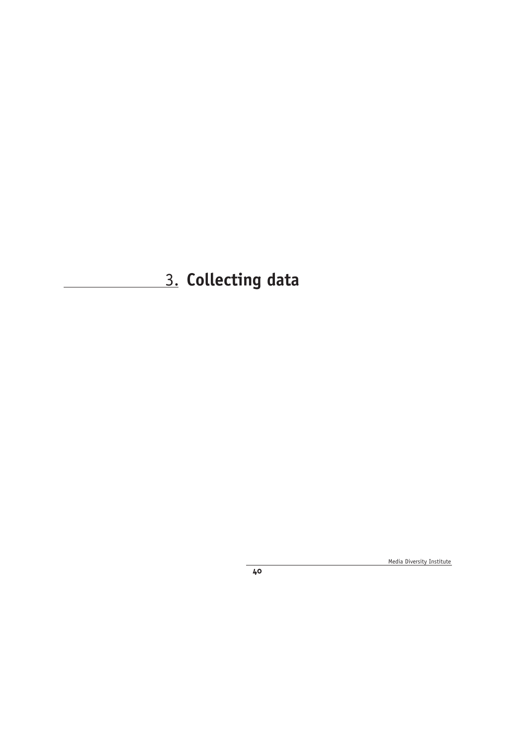# 3. Collecting data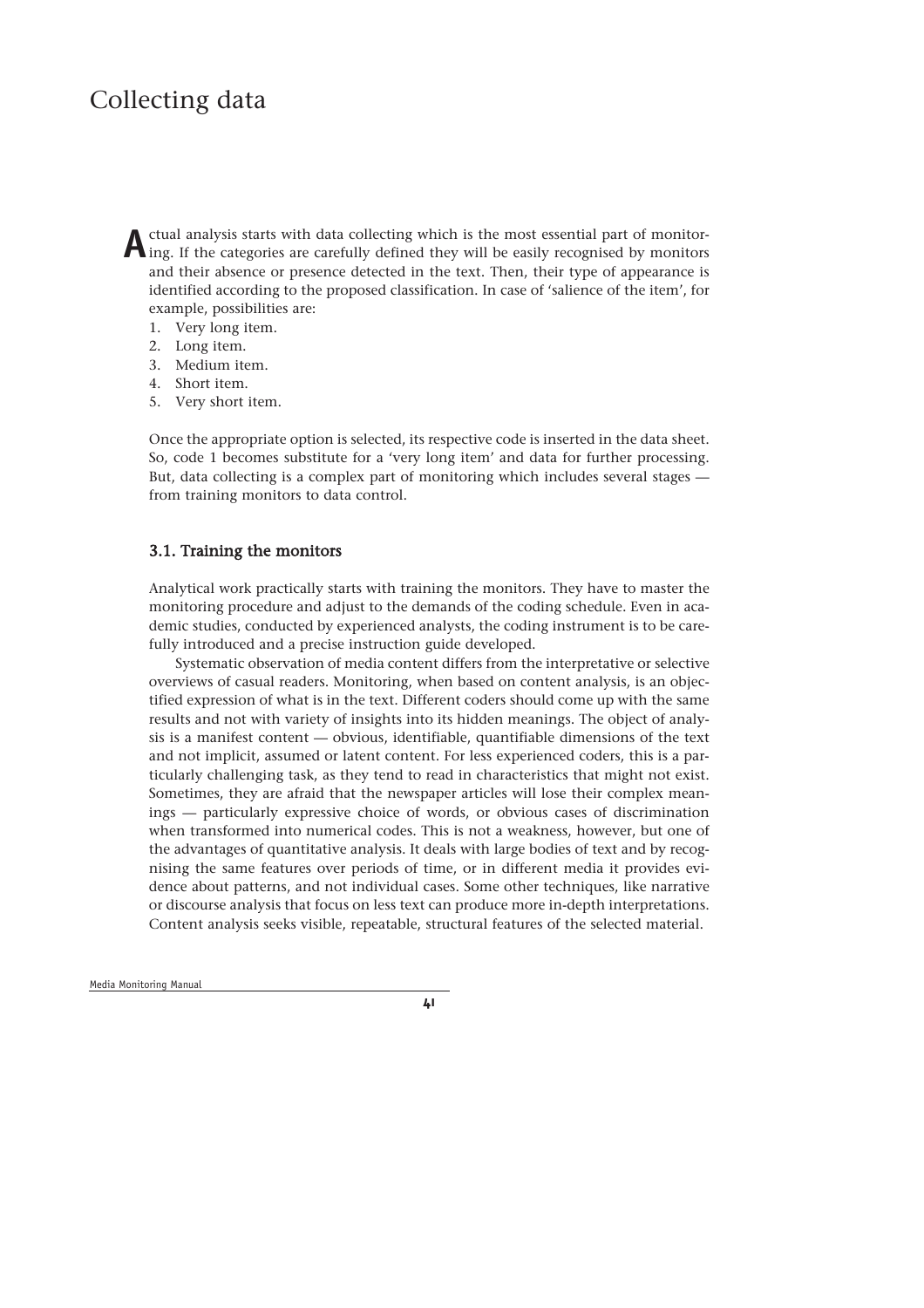# Collecting data

Actual analysis starts with data collecting which is the most essential part of monitoring. If the categories are carefully defined they will be easily recognised by monitors and their absence or presence detected in the text. Then, their type of appearance is identified according to the proposed classification. In case of 'salience of the item', for example, possibilities are:

1. Very long item.
2. Long item.
3. Medium item.
4. Short item.
5. Very short item.

Once the appropriate option is selected, its respective code is inserted in the data sheet. So, code 1 becomes substitute for a 'very long item' and data for further processing. But, data collecting is a complex part of monitoring which includes several stages — from training monitors to data control.

## 3.1. Training the monitors

Analytical work practically starts with training the monitors. They have to master the monitoring procedure and adjust to the demands of the coding schedule. Even in academic studies, conducted by experienced analysts, the coding instrument is to be carefully introduced and a precise instruction guide developed.

Systematic observation of media content differs from the interpretative or selective overviews of casual readers. Monitoring, when based on content analysis, is an objectified expression of what is in the text. Different coders should come up with the same results and not with variety of insights into its hidden meanings. The object of analysis is a manifest content — obvious, identifiable, quantifiable dimensions of the text and not implicit, assumed or latent content. For less experienced coders, this is a particularly challenging task, as they tend to read in characteristics that might not exist. Sometimes, they are afraid that the newspaper articles will lose their complex meanings — particularly expressive choice of words, or obvious cases of discrimination when transformed into numerical codes. This is not a weakness, however, but one of the advantages of quantitative analysis. It deals with large bodies of text and by recognising the same features over periods of time, or in different media it provides evidence about patterns, and not individual cases. Some other techniques, like narrative or discourse analysis that focus on less text can produce more in-depth interpretations. Content analysis seeks visible, repeatable, structural features of the selected material.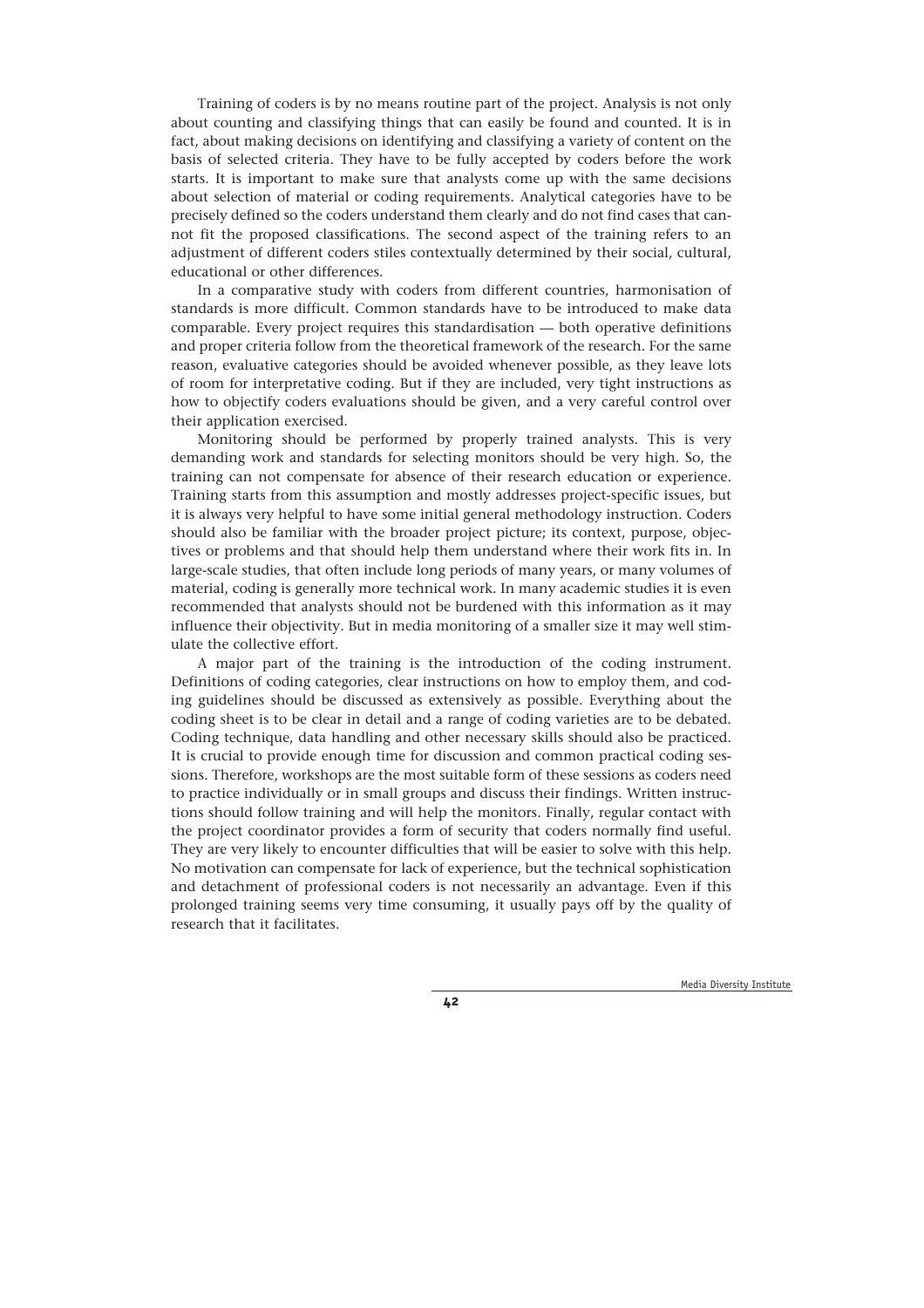Training of coders is by no means routine part of the project. Analysis is not only about counting and classifying things that can easily be found and counted. It is in fact, about making decisions on identifying and classifying a variety of content on the basis of selected criteria. They have to be fully accepted by coders before the work starts. It is important to make sure that analysts come up with the same decisions about selection of material or coding requirements. Analytical categories have to be precisely defined so the coders understand them clearly and do not find cases that cannot fit the proposed classifications. The second aspect of the training refers to an adjustment of different coders stiles contextually determined by their social, cultural, educational or other differences.

In a comparative study with coders from different countries, harmonisation of standards is more difficult. Common standards have to be introduced to make data comparable. Every project requires this standardisation — both operative definitions and proper criteria follow from the theoretical framework of the research. For the same reason, evaluative categories should be avoided whenever possible, as they leave lots of room for interpretative coding. But if they are included, very tight instructions as how to objectify coders evaluations should be given, and a very careful control over their application exercised.

Monitoring should be performed by properly trained analysts. This is very demanding work and standards for selecting monitors should be very high. So, the training can not compensate for absence of their research education or experience. Training starts from this assumption and mostly addresses project-specific issues, but it is always very helpful to have some initial general methodology instruction. Coders should also be familiar with the broader project picture; its context, purpose, objectives or problems and that should help them understand where their work fits in. In large-scale studies, that often include long periods of many years, or many volumes of material, coding is generally more technical work. In many academic studies it is even recommended that analysts should not be burdened with this information as it may influence their objectivity. But in media monitoring of a smaller size it may well stimulate the collective effort.

A major part of the training is the introduction of the coding instrument. Definitions of coding categories, clear instructions on how to employ them, and coding guidelines should be discussed as extensively as possible. Everything about the coding sheet is to be clear in detail and a range of coding varieties are to be debated. Coding technique, data handling and other necessary skills should also be practiced. It is crucial to provide enough time for discussion and common practical coding sessions. Therefore, workshops are the most suitable form of these sessions as coders need to practice individually or in small groups and discuss their findings. Written instructions should follow training and will help the monitors. Finally, regular contact with the project coordinator provides a form of security that coders normally find useful. They are very likely to encounter difficulties that will be easier to solve with this help. No motivation can compensate for lack of experience, but the technical sophistication and detachment of professional coders is not necessarily an advantage. Even if this prolonged training seems very time consuming, it usually pays off by the quality of research that it facilitates.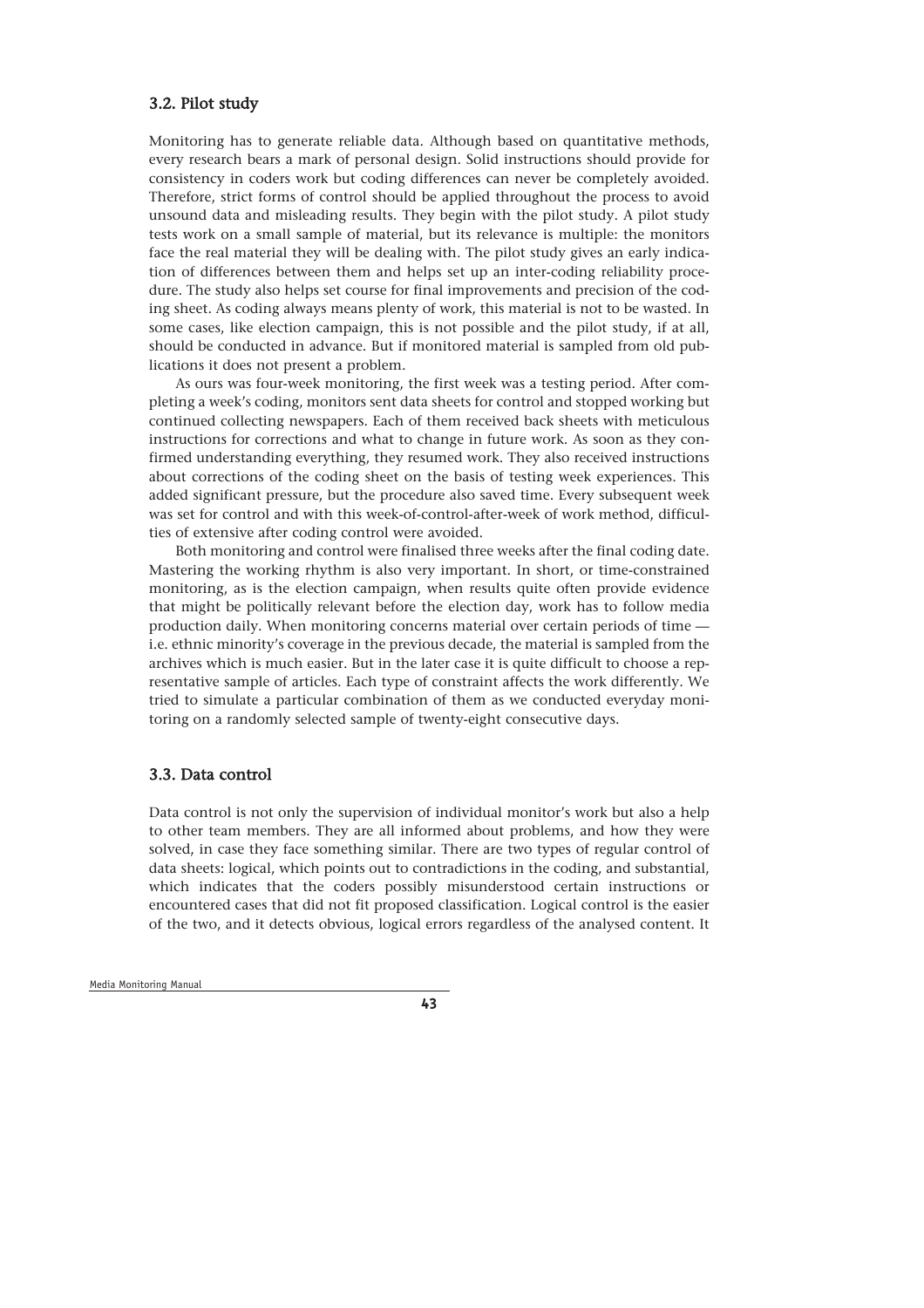### 3.2. Pilot study

Monitoring has to generate reliable data. Although based on quantitative methods, every research bears a mark of personal design. Solid instructions should provide for consistency in coders work but coding differences can never be completely avoided. Therefore, strict forms of control should be applied throughout the process to avoid unsound data and misleading results. They begin with the pilot study. A pilot study tests work on a small sample of material, but its relevance is multiple: the monitors face the real material they will be dealing with. The pilot study gives an early indication of differences between them and helps set up an inter-coding reliability procedure. The study also helps set course for final improvements and precision of the coding sheet. As coding always means plenty of work, this material is not to be wasted. In some cases, like election campaign, this is not possible and the pilot study, if at all, should be conducted in advance. But if monitored material is sampled from old publications it does not present a problem.

As ours was four-week monitoring, the first week was a testing period. After completing a week's coding, monitors sent data sheets for control and stopped working but continued collecting newspapers. Each of them received back sheets with meticulous instructions for corrections and what to change in future work. As soon as they confirmed understanding everything, they resumed work. They also received instructions about corrections of the coding sheet on the basis of testing week experiences. This added significant pressure, but the procedure also saved time. Every subsequent week was set for control and with this week-of-control-after-week of work method, difficulties of extensive after coding control were avoided.

Both monitoring and control were finalised three weeks after the final coding date. Mastering the working rhythm is also very important. In short, or time-constrained monitoring, as is the election campaign, when results quite often provide evidence that might be politically relevant before the election day, work has to follow media production daily. When monitoring concerns material over certain periods of time — i.e. ethnic minority's coverage in the previous decade, the material is sampled from the archives which is much easier. But in the later case it is quite difficult to choose a representative sample of articles. Each type of constraint affects the work differently. We tried to simulate a particular combination of them as we conducted everyday monitoring on a randomly selected sample of twenty-eight consecutive days.

### 3.3. Data control

Data control is not only the supervision of individual monitor's work but also a help to other team members. They are all informed about problems, and how they were solved, in case they face something similar. There are two types of regular control of data sheets: logical, which points out to contradictions in the coding, and substantial, which indicates that the coders possibly misunderstood certain instructions or encountered cases that did not fit proposed classification. Logical control is the easier of the two, and it detects obvious, logical errors regardless of the analysed content. It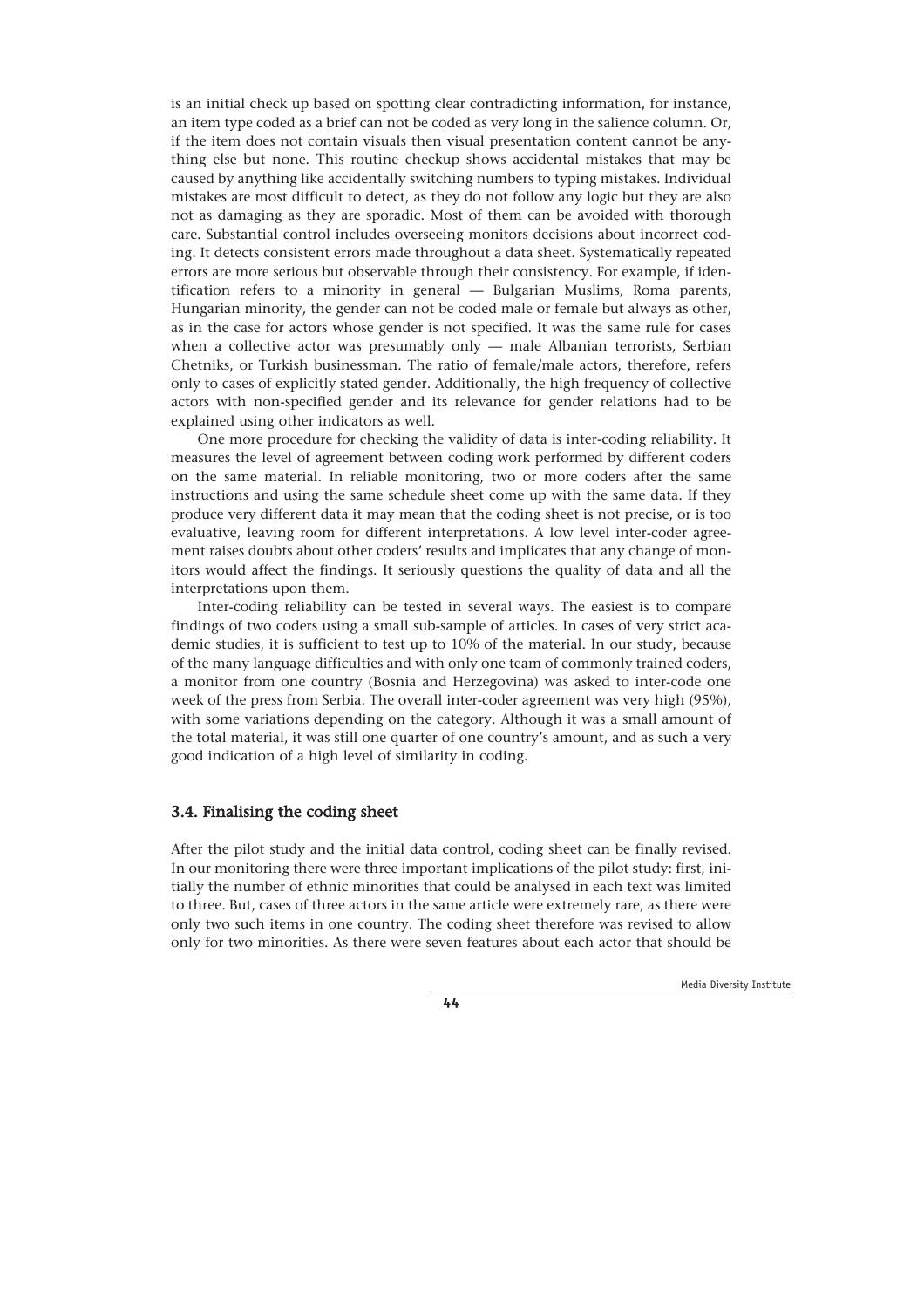is an initial check up based on spotting clear contradicting information, for instance, an item type coded as a brief can not be coded as very long in the salience column. Or, if the item does not contain visuals then visual presentation content cannot be anything else but none. This routine checkup shows accidental mistakes that may be caused by anything like accidentally switching numbers to typing mistakes. Individual mistakes are most difficult to detect, as they do not follow any logic but they are also not as damaging as they are sporadic. Most of them can be avoided with thorough care. Substantial control includes overseeing monitors decisions about incorrect coding. It detects consistent errors made throughout a data sheet. Systematically repeated errors are more serious but observable through their consistency. For example, if identification refers to a minority in general — Bulgarian Muslims, Roma parents, Hungarian minority, the gender can not be coded male or female but always as other, as in the case for actors whose gender is not specified. It was the same rule for cases when a collective actor was presumably only — male Albanian terrorists, Serbian Chetniks, or Turkish businessman. The ratio of female/male actors, therefore, refers only to cases of explicitly stated gender. Additionally, the high frequency of collective actors with non-specified gender and its relevance for gender relations had to be explained using other indicators as well.

One more procedure for checking the validity of data is inter-coding reliability. It measures the level of agreement between coding work performed by different coders on the same material. In reliable monitoring, two or more coders after the same instructions and using the same schedule sheet come up with the same data. If they produce very different data it may mean that the coding sheet is not precise, or is too evaluative, leaving room for different interpretations. A low level inter-coder agreement raises doubts about other coders' results and implicates that any change of monitors would affect the findings. It seriously questions the quality of data and all the interpretations upon them.

Inter-coding reliability can be tested in several ways. The easiest is to compare findings of two coders using a small sub-sample of articles. In cases of very strict academic studies, it is sufficient to test up to 10% of the material. In our study, because of the many language difficulties and with only one team of commonly trained coders, a monitor from one country (Bosnia and Herzegovina) was asked to inter-code one week of the press from Serbia. The overall inter-coder agreement was very high (95%), with some variations depending on the category. Although it was a small amount of the total material, it was still one quarter of one country's amount, and as such a very good indication of a high level of similarity in coding.

### 3.4. Finalising the coding sheet

After the pilot study and the initial data control, coding sheet can be finally revised. In our monitoring there were three important implications of the pilot study: first, initially the number of ethnic minorities that could be analysed in each text was limited to three. But, cases of three actors in the same article were extremely rare, as there were only two such items in one country. The coding sheet therefore was revised to allow only for two minorities. As there were seven features about each actor that should be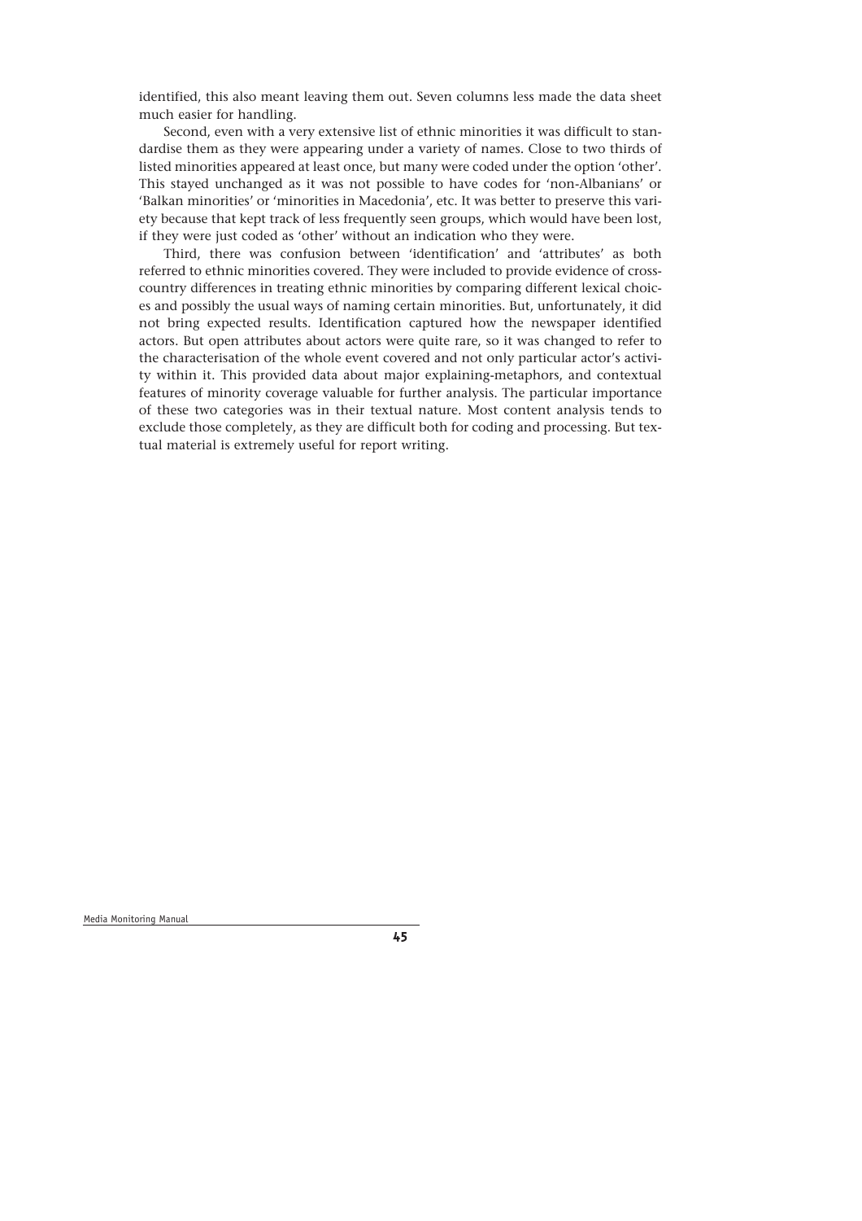identified, this also meant leaving them out. Seven columns less made the data sheet much easier for handling.

Second, even with a very extensive list of ethnic minorities it was difficult to standardise them as they were appearing under a variety of names. Close to two thirds of listed minorities appeared at least once, but many were coded under the option 'other'. This stayed unchanged as it was not possible to have codes for 'non-Albanians' or 'Balkan minorities' or 'minorities in Macedonia', etc. It was better to preserve this variety because that kept track of less frequently seen groups, which would have been lost, if they were just coded as 'other' without an indication who they were.

Third, there was confusion between 'identification' and 'attributes' as both referred to ethnic minorities covered. They were included to provide evidence of cross-country differences in treating ethnic minorities by comparing different lexical choices and possibly the usual ways of naming certain minorities. But, unfortunately, it did not bring expected results. Identification captured how the newspaper identified actors. But open attributes about actors were quite rare, so it was changed to refer to the characterisation of the whole event covered and not only particular actor's activity within it. This provided data about major explaining-metaphors, and contextual features of minority coverage valuable for further analysis. The particular importance of these two categories was in their textual nature. Most content analysis tends to exclude those completely, as they are difficult both for coding and processing. But textual material is extremely useful for report writing.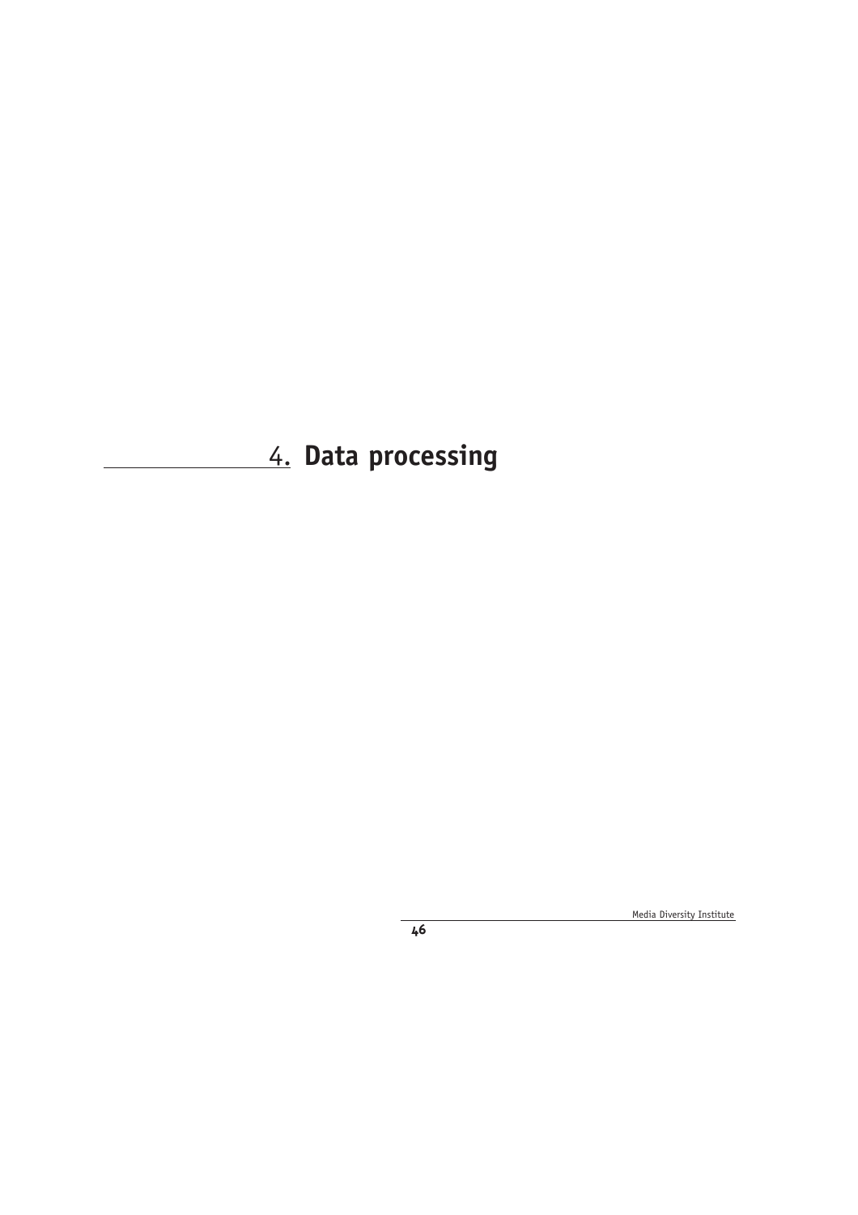# 4. Data processing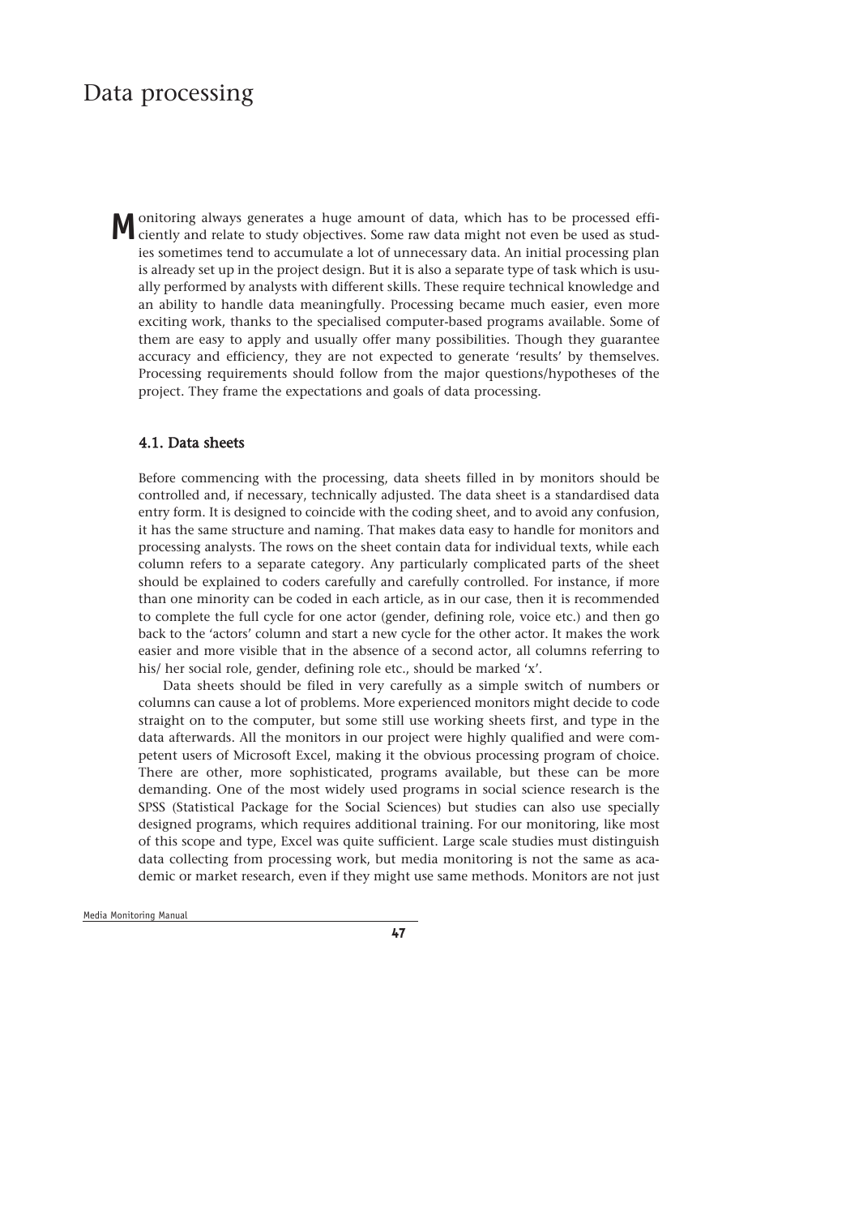# Data processing

Monitoring always generates a huge amount of data, which has to be processed efficiently and relate to study objectives. Some raw data might not even be used as studies sometimes tend to accumulate a lot of unnecessary data. An initial processing plan is already set up in the project design. But it is also a separate type of task which is usually performed by analysts with different skills. These require technical knowledge and an ability to handle data meaningfully. Processing became much easier, even more exciting work, thanks to the specialised computer-based programs available. Some of them are easy to apply and usually offer many possibilities. Though they guarantee accuracy and efficiency, they are not expected to generate 'results' by themselves. Processing requirements should follow from the major questions/hypotheses of the project. They frame the expectations and goals of data processing.

## 4.1. Data sheets

Before commencing with the processing, data sheets filled in by monitors should be controlled and, if necessary, technically adjusted. The data sheet is a standardised data entry form. It is designed to coincide with the coding sheet, and to avoid any confusion, it has the same structure and naming. That makes data easy to handle for monitors and processing analysts. The rows on the sheet contain data for individual texts, while each column refers to a separate category. Any particularly complicated parts of the sheet should be explained to coders carefully and carefully controlled. For instance, if more than one minority can be coded in each article, as in our case, then it is recommended to complete the full cycle for one actor (gender, defining role, voice etc.) and then go back to the 'actors' column and start a new cycle for the other actor. It makes the work easier and more visible that in the absence of a second actor, all columns referring to his/ her social role, gender, defining role etc., should be marked 'x'.

Data sheets should be filed in very carefully as a simple switch of numbers or columns can cause a lot of problems. More experienced monitors might decide to code straight on to the computer, but some still use working sheets first, and type in the data afterwards. All the monitors in our project were highly qualified and were competent users of Microsoft Excel, making it the obvious processing program of choice. There are other, more sophisticated, programs available, but these can be more demanding. One of the most widely used programs in social science research is the SPSS (Statistical Package for the Social Sciences) but studies can also use specially designed programs, which requires additional training. For our monitoring, like most of this scope and type, Excel was quite sufficient. Large scale studies must distinguish data collecting from processing work, but media monitoring is not the same as academic or market research, even if they might use same methods. Monitors are not just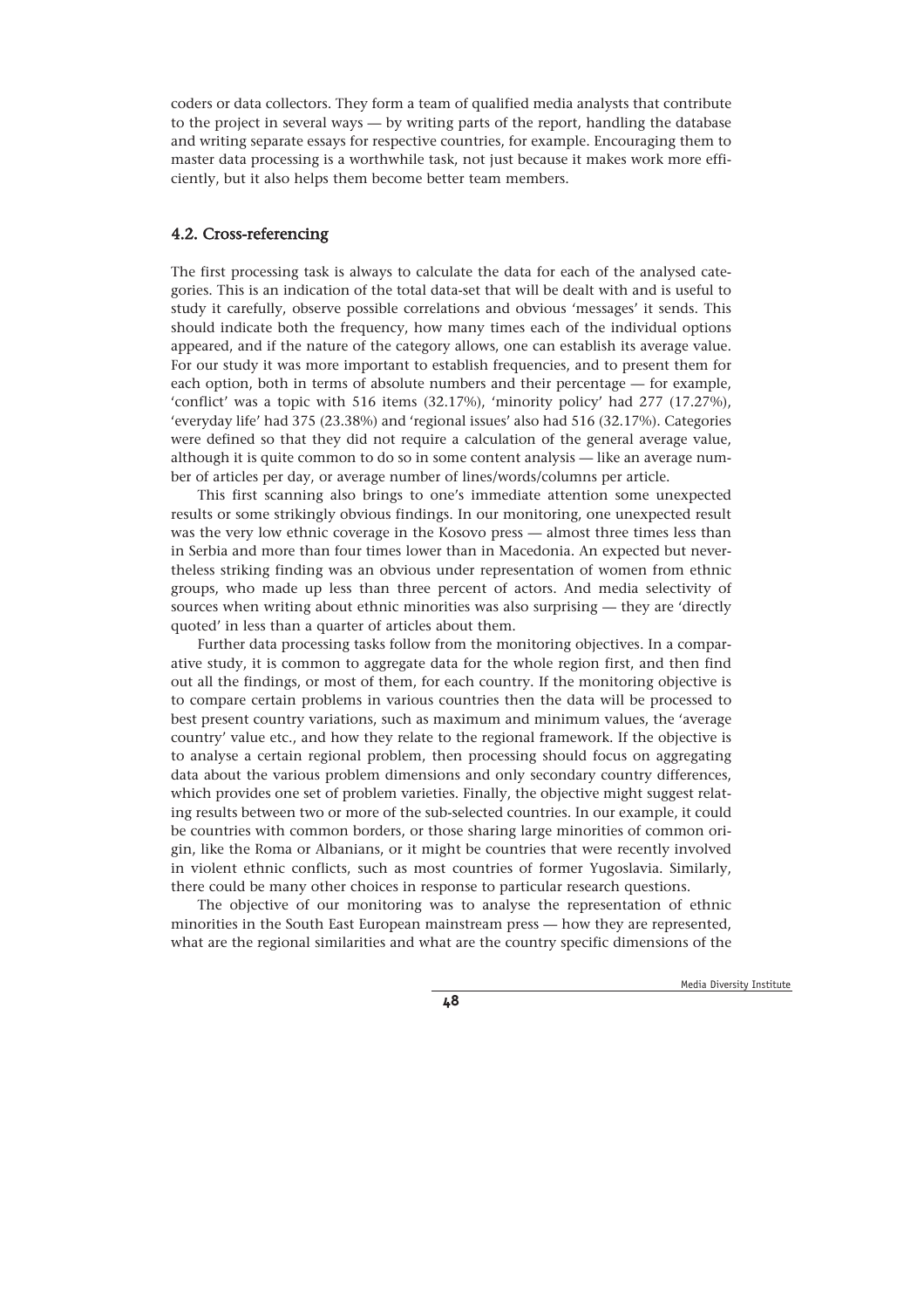coders or data collectors. They form a team of qualified media analysts that contribute to the project in several ways — by writing parts of the report, handling the database and writing separate essays for respective countries, for example. Encouraging them to master data processing is a worthwhile task, not just because it makes work more efficiently, but it also helps them become better team members.

## 4.2. Cross-referencing

The first processing task is always to calculate the data for each of the analysed categories. This is an indication of the total data-set that will be dealt with and is useful to study it carefully, observe possible correlations and obvious 'messages' it sends. This should indicate both the frequency, how many times each of the individual options appeared, and if the nature of the category allows, one can establish its average value. For our study it was more important to establish frequencies, and to present them for each option, both in terms of absolute numbers and their percentage — for example, 'conflict' was a topic with 516 items (32.17%), 'minority policy' had 277 (17.27%), 'everyday life' had 375 (23.38%) and 'regional issues' also had 516 (32.17%). Categories were defined so that they did not require a calculation of the general average value, although it is quite common to do so in some content analysis — like an average number of articles per day, or average number of lines/words/columns per article.

This first scanning also brings to one's immediate attention some unexpected results or some strikingly obvious findings. In our monitoring, one unexpected result was the very low ethnic coverage in the Kosovo press — almost three times less than in Serbia and more than four times lower than in Macedonia. An expected but nevertheless striking finding was an obvious under representation of women from ethnic groups, who made up less than three percent of actors. And media selectivity of sources when writing about ethnic minorities was also surprising — they are 'directly quoted' in less than a quarter of articles about them.

Further data processing tasks follow from the monitoring objectives. In a comparative study, it is common to aggregate data for the whole region first, and then find out all the findings, or most of them, for each country. If the monitoring objective is to compare certain problems in various countries then the data will be processed to best present country variations, such as maximum and minimum values, the 'average country' value etc., and how they relate to the regional framework. If the objective is to analyse a certain regional problem, then processing should focus on aggregating data about the various problem dimensions and only secondary country differences, which provides one set of problem varieties. Finally, the objective might suggest relating results between two or more of the sub-selected countries. In our example, it could be countries with common borders, or those sharing large minorities of common origin, like the Roma or Albanians, or it might be countries that were recently involved in violent ethnic conflicts, such as most countries of former Yugoslavia. Similarly, there could be many other choices in response to particular research questions.

The objective of our monitoring was to analyse the representation of ethnic minorities in the South East European mainstream press — how they are represented, what are the regional similarities and what are the country specific dimensions of the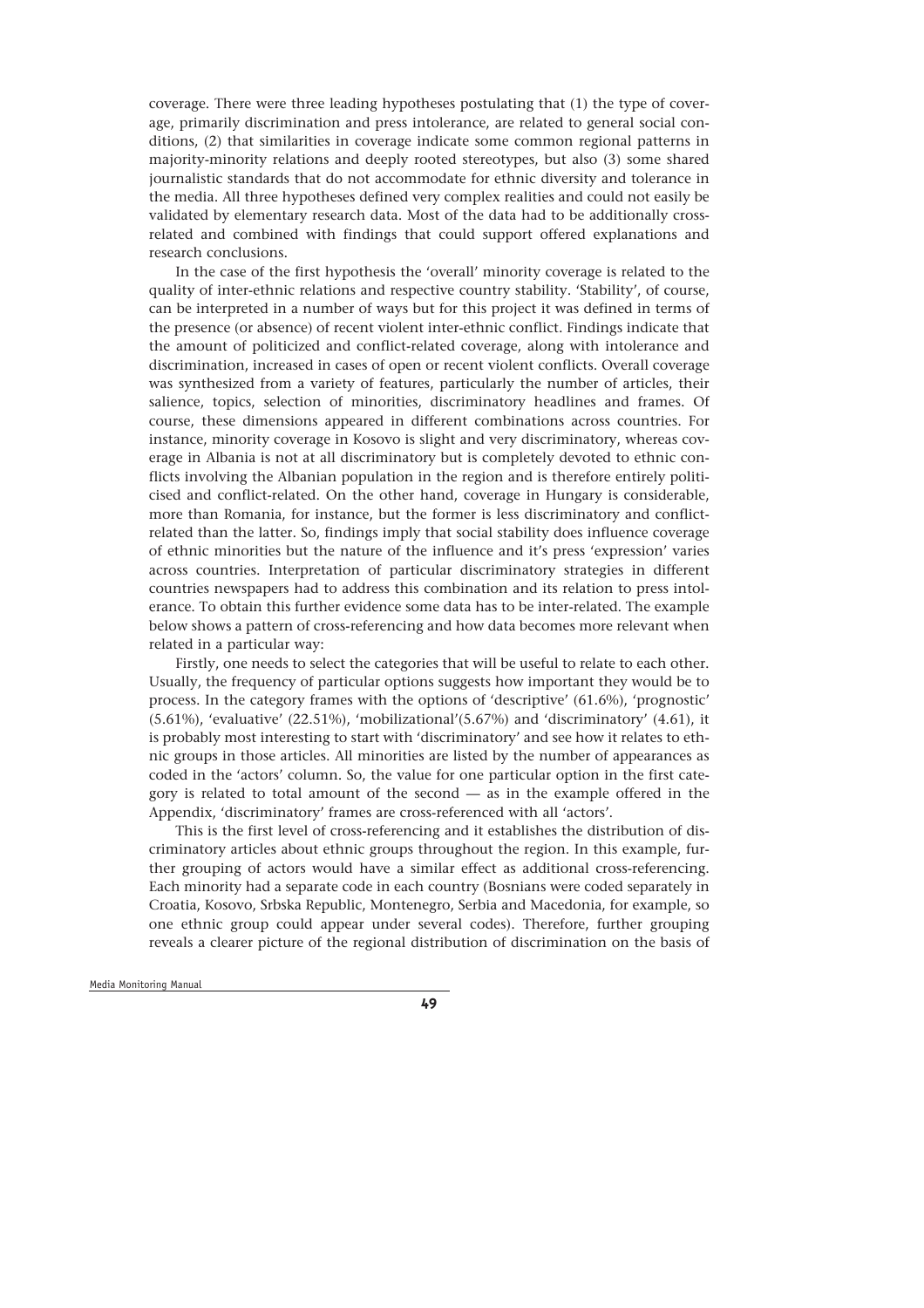coverage. There were three leading hypotheses postulating that (1) the type of coverage, primarily discrimination and press intolerance, are related to general social conditions, (2) that similarities in coverage indicate some common regional patterns in majority-minority relations and deeply rooted stereotypes, but also (3) some shared journalistic standards that do not accommodate for ethnic diversity and tolerance in the media. All three hypotheses defined very complex realities and could not easily be validated by elementary research data. Most of the data had to be additionally cross-related and combined with findings that could support offered explanations and research conclusions.

In the case of the first hypothesis the 'overall' minority coverage is related to the quality of inter-ethnic relations and respective country stability. 'Stability', of course, can be interpreted in a number of ways but for this project it was defined in terms of the presence (or absence) of recent violent inter-ethnic conflict. Findings indicate that the amount of politicized and conflict-related coverage, along with intolerance and discrimination, increased in cases of open or recent violent conflicts. Overall coverage was synthesized from a variety of features, particularly the number of articles, their salience, topics, selection of minorities, discriminatory headlines and frames. Of course, these dimensions appeared in different combinations across countries. For instance, minority coverage in Kosovo is slight and very discriminatory, whereas coverage in Albania is not at all discriminatory but is completely devoted to ethnic conflicts involving the Albanian population in the region and is therefore entirely politicised and conflict-related. On the other hand, coverage in Hungary is considerable, more than Romania, for instance, but the former is less discriminatory and conflict-related than the latter. So, findings imply that social stability does influence coverage of ethnic minorities but the nature of the influence and it's press 'expression' varies across countries. Interpretation of particular discriminatory strategies in different countries newspapers had to address this combination and its relation to press intolerance. To obtain this further evidence some data has to be inter-related. The example below shows a pattern of cross-referencing and how data becomes more relevant when related in a particular way:

Firstly, one needs to select the categories that will be useful to relate to each other. Usually, the frequency of particular options suggests how important they would be to process. In the category frames with the options of 'descriptive' (61.6%), 'prognostic' (5.61%), 'evaluative' (22.51%), 'mobilizational'(5.67%) and 'discriminatory' (4.61), it is probably most interesting to start with 'discriminatory' and see how it relates to ethnic groups in those articles. All minorities are listed by the number of appearances as coded in the 'actors' column. So, the value for one particular option in the first category is related to total amount of the second — as in the example offered in the Appendix, 'discriminatory' frames are cross-referenced with all 'actors'.

This is the first level of cross-referencing and it establishes the distribution of discriminatory articles about ethnic groups throughout the region. In this example, further grouping of actors would have a similar effect as additional cross-referencing. Each minority had a separate code in each country (Bosnians were coded separately in Croatia, Kosovo, Srbska Republic, Montenegro, Serbia and Macedonia, for example, so one ethnic group could appear under several codes). Therefore, further grouping reveals a clearer picture of the regional distribution of discrimination on the basis of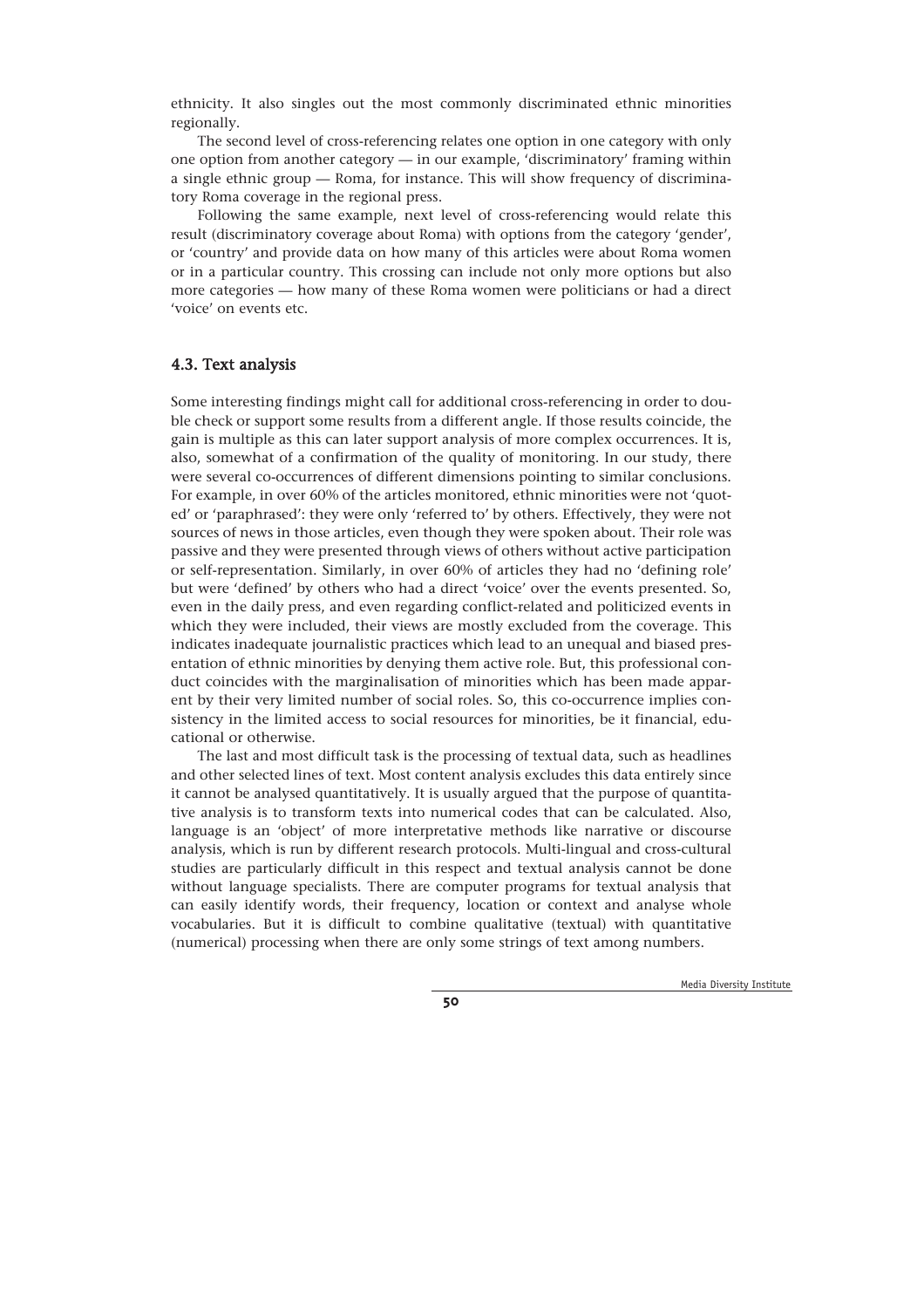ethnicity. It also singles out the most commonly discriminated ethnic minorities regionally.

The second level of cross-referencing relates one option in one category with only one option from another category — in our example, 'discriminatory' framing within a single ethnic group — Roma, for instance. This will show frequency of discriminatory Roma coverage in the regional press.

Following the same example, next level of cross-referencing would relate this result (discriminatory coverage about Roma) with options from the category 'gender', or 'country' and provide data on how many of this articles were about Roma women or in a particular country. This crossing can include not only more options but also more categories — how many of these Roma women were politicians or had a direct 'voice' on events etc.

### 4.3. Text analysis

Some interesting findings might call for additional cross-referencing in order to double check or support some results from a different angle. If those results coincide, the gain is multiple as this can later support analysis of more complex occurrences. It is, also, somewhat of a confirmation of the quality of monitoring. In our study, there were several co-occurrences of different dimensions pointing to similar conclusions. For example, in over 60% of the articles monitored, ethnic minorities were not 'quoted' or 'paraphrased': they were only 'referred to' by others. Effectively, they were not sources of news in those articles, even though they were spoken about. Their role was passive and they were presented through views of others without active participation or self-representation. Similarly, in over 60% of articles they had no 'defining role' but were 'defined' by others who had a direct 'voice' over the events presented. So, even in the daily press, and even regarding conflict-related and politicized events in which they were included, their views are mostly excluded from the coverage. This indicates inadequate journalistic practices which lead to an unequal and biased presentation of ethnic minorities by denying them active role. But, this professional conduct coincides with the marginalisation of minorities which has been made apparent by their very limited number of social roles. So, this co-occurrence implies consistency in the limited access to social resources for minorities, be it financial, educational or otherwise.

The last and most difficult task is the processing of textual data, such as headlines and other selected lines of text. Most content analysis excludes this data entirely since it cannot be analysed quantitatively. It is usually argued that the purpose of quantitative analysis is to transform texts into numerical codes that can be calculated. Also, language is an 'object' of more interpretative methods like narrative or discourse analysis, which is run by different research protocols. Multi-lingual and cross-cultural studies are particularly difficult in this respect and textual analysis cannot be done without language specialists. There are computer programs for textual analysis that can easily identify words, their frequency, location or context and analyse whole vocabularies. But it is difficult to combine qualitative (textual) with quantitative (numerical) processing when there are only some strings of text among numbers.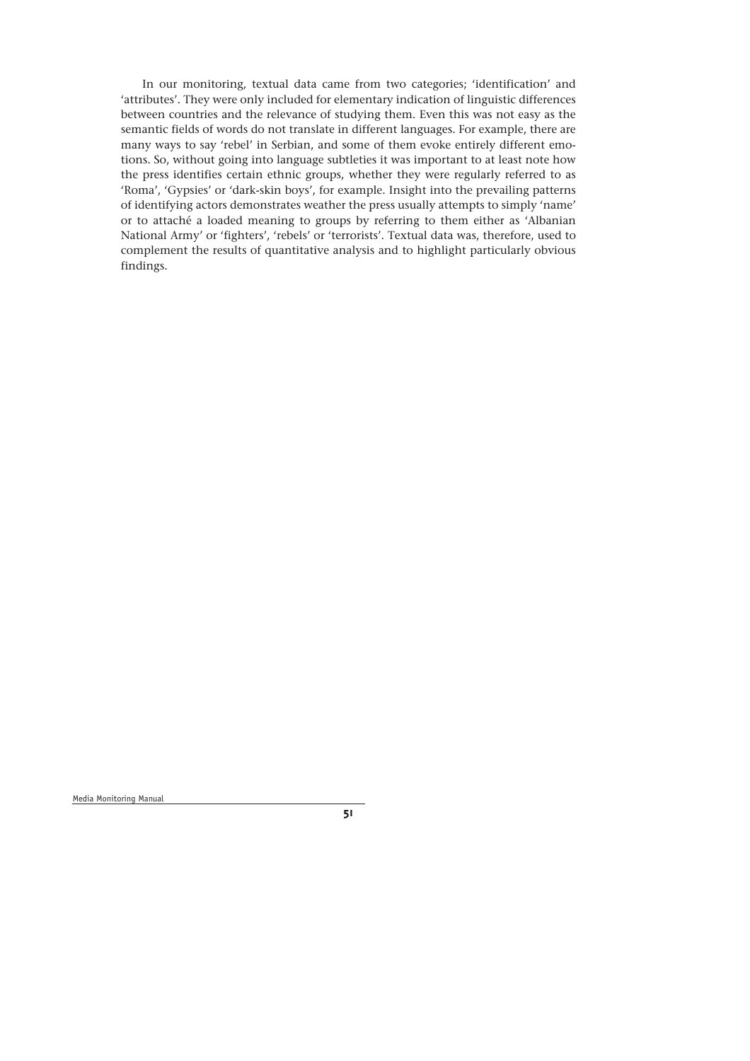In our monitoring, textual data came from two categories; 'identification' and 'attributes'. They were only included for elementary indication of linguistic differences between countries and the relevance of studying them. Even this was not easy as the semantic fields of words do not translate in different languages. For example, there are many ways to say 'rebel' in Serbian, and some of them evoke entirely different emotions. So, without going into language subtleties it was important to at least note how the press identifies certain ethnic groups, whether they were regularly referred to as 'Roma', 'Gypsies' or 'dark-skin boys', for example. Insight into the prevailing patterns of identifying actors demonstrates weather the press usually attempts to simply 'name' or to attaché a loaded meaning to groups by referring to them either as 'Albanian National Army' or 'fighters', 'rebels' or 'terrorists'. Textual data was, therefore, used to complement the results of quantitative analysis and to highlight particularly obvious findings.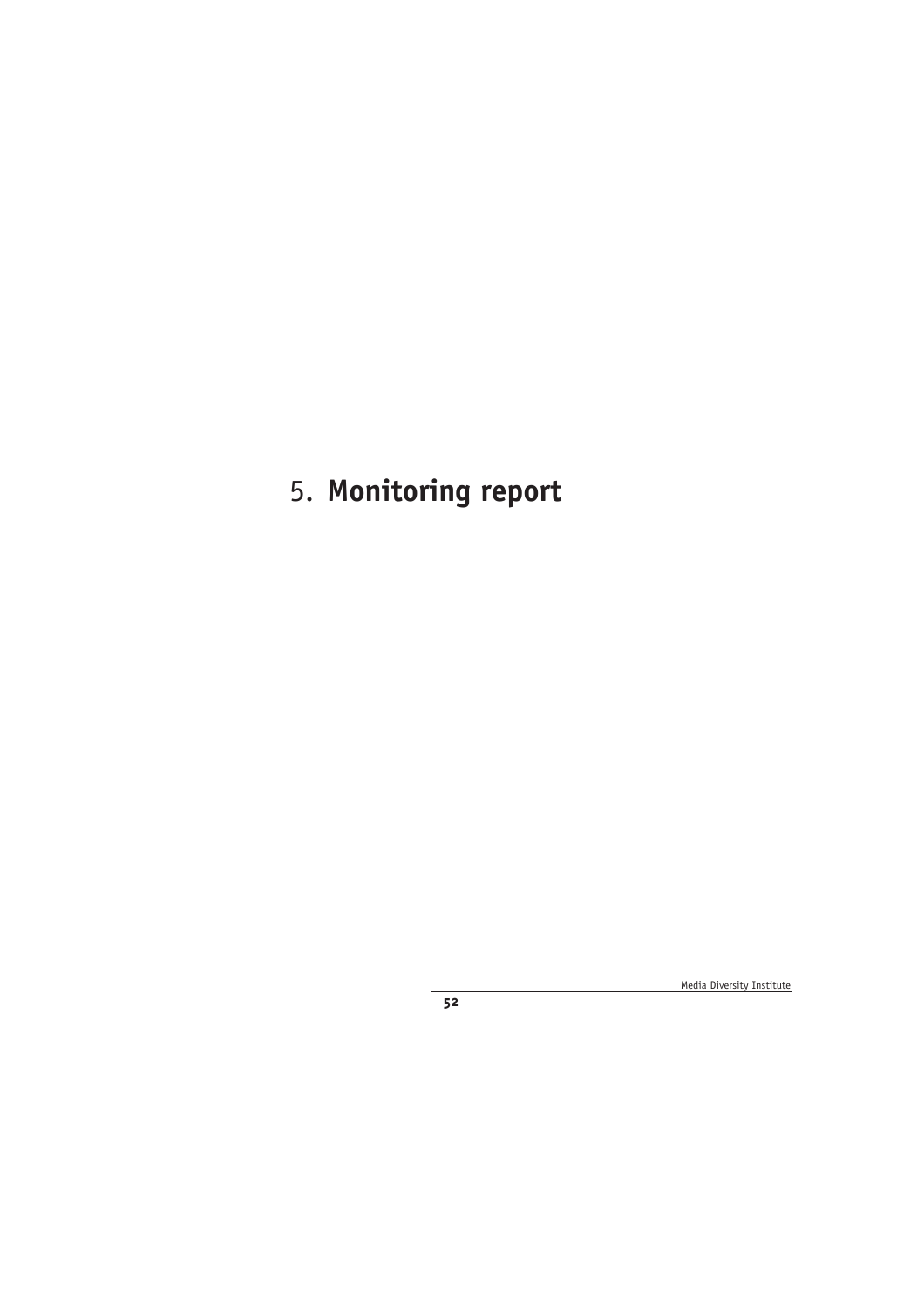# 5. Monitoring report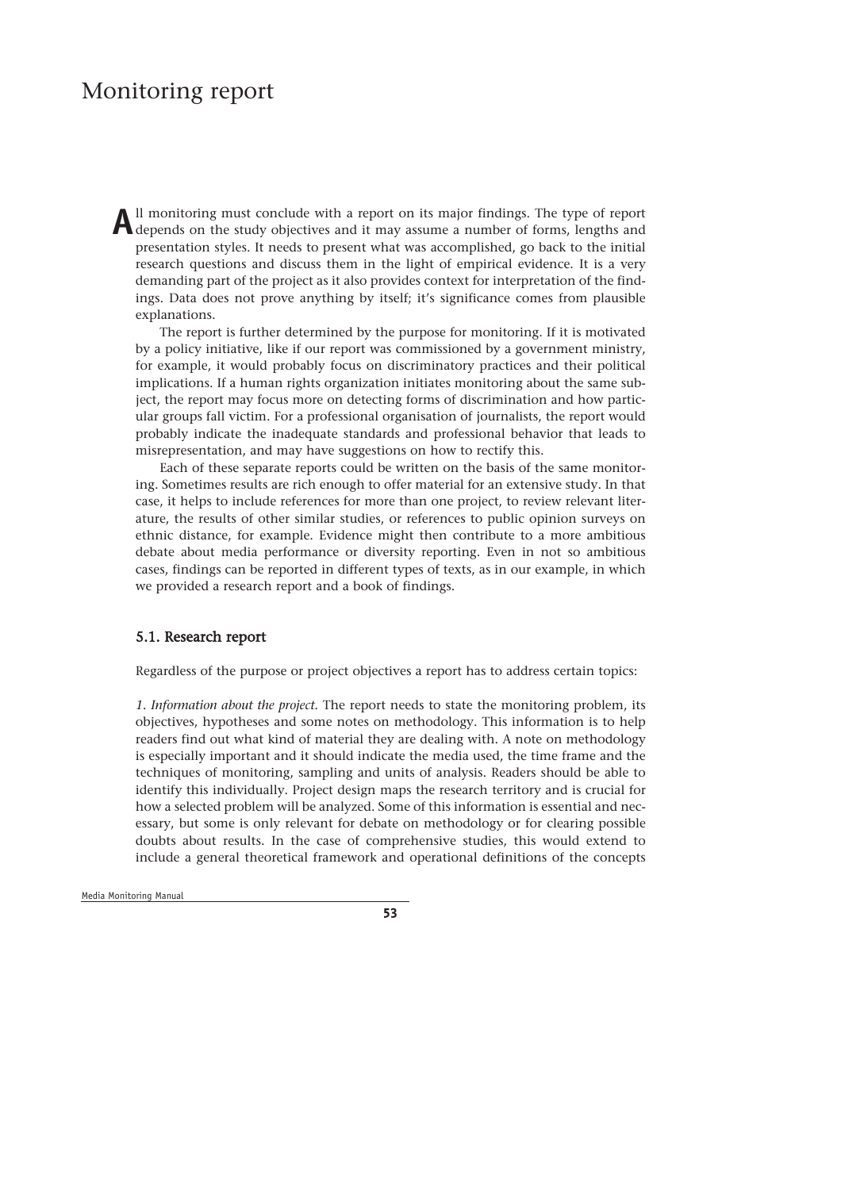# Monitoring report

All monitoring must conclude with a report on its major findings. The type of report depends on the study objectives and it may assume a number of forms, lengths and presentation styles. It needs to present what was accomplished, go back to the initial research questions and discuss them in the light of empirical evidence. It is a very demanding part of the project as it also provides context for interpretation of the findings. Data does not prove anything by itself; it's significance comes from plausible explanations.

The report is further determined by the purpose for monitoring. If it is motivated by a policy initiative, like if our report was commissioned by a government ministry, for example, it would probably focus on discriminatory practices and their political implications. If a human rights organization initiates monitoring about the same subject, the report may focus more on detecting forms of discrimination and how particular groups fall victim. For a professional organisation of journalists, the report would probably indicate the inadequate standards and professional behavior that leads to misrepresentation, and may have suggestions on how to rectify this.

Each of these separate reports could be written on the basis of the same monitoring. Sometimes results are rich enough to offer material for an extensive study. In that case, it helps to include references for more than one project, to review relevant literature, the results of other similar studies, or references to public opinion surveys on ethnic distance, for example. Evidence might then contribute to a more ambitious debate about media performance or diversity reporting. Even in not so ambitious cases, findings can be reported in different types of texts, as in our example, in which we provided a research report and a book of findings.

## 5.1. Research report

Regardless of the purpose or project objectives a report has to address certain topics:

*1. Information about the project.* The report needs to state the monitoring problem, its objectives, hypotheses and some notes on methodology. This information is to help readers find out what kind of material they are dealing with. A note on methodology is especially important and it should indicate the media used, the time frame and the techniques of monitoring, sampling and units of analysis. Readers should be able to identify this individually. Project design maps the research territory and is crucial for how a selected problem will be analyzed. Some of this information is essential and necessary, but some is only relevant for debate on methodology or for clearing possible doubts about results. In the case of comprehensive studies, this would extend to include a general theoretical framework and operational definitions of the concepts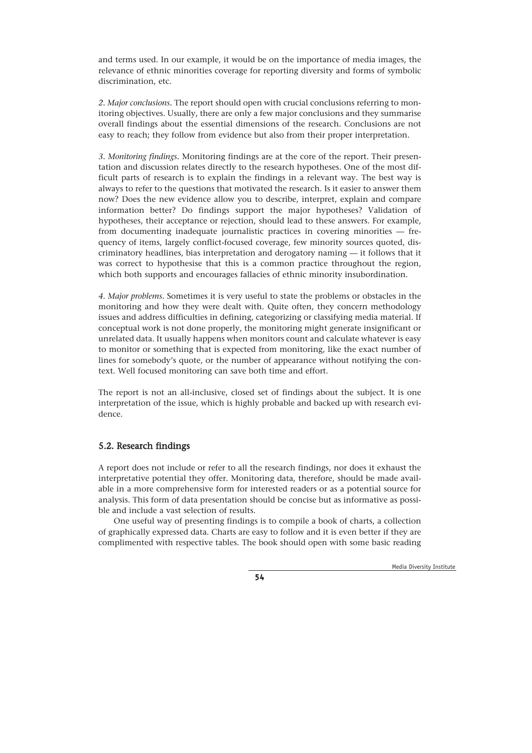and terms used. In our example, it would be on the importance of media images, the relevance of ethnic minorities coverage for reporting diversity and forms of symbolic discrimination, etc.

*2. Major conclusions*. The report should open with crucial conclusions referring to monitoring objectives. Usually, there are only a few major conclusions and they summarise overall findings about the essential dimensions of the research. Conclusions are not easy to reach; they follow from evidence but also from their proper interpretation.

*3. Monitoring findings*. Monitoring findings are at the core of the report. Their presentation and discussion relates directly to the research hypotheses. One of the most difficult parts of research is to explain the findings in a relevant way. The best way is always to refer to the questions that motivated the research. Is it easier to answer them now? Does the new evidence allow you to describe, interpret, explain and compare information better? Do findings support the major hypotheses? Validation of hypotheses, their acceptance or rejection, should lead to these answers. For example, from documenting inadequate journalistic practices in covering minorities — frequency of items, largely conflict-focused coverage, few minority sources quoted, discriminatory headlines, bias interpretation and derogatory naming — it follows that it was correct to hypothesise that this is a common practice throughout the region, which both supports and encourages fallacies of ethnic minority insubordination.

*4. Major problems*. Sometimes it is very useful to state the problems or obstacles in the monitoring and how they were dealt with. Quite often, they concern methodology issues and address difficulties in defining, categorizing or classifying media material. If conceptual work is not done properly, the monitoring might generate insignificant or unrelated data. It usually happens when monitors count and calculate whatever is easy to monitor or something that is expected from monitoring, like the exact number of lines for somebody's quote, or the number of appearance without notifying the context. Well focused monitoring can save both time and effort.

The report is not an all-inclusive, closed set of findings about the subject. It is one interpretation of the issue, which is highly probable and backed up with research evidence.

### 5.2. Research findings

A report does not include or refer to all the research findings, nor does it exhaust the interpretative potential they offer. Monitoring data, therefore, should be made available in a more comprehensive form for interested readers or as a potential source for analysis. This form of data presentation should be concise but as informative as possible and include a vast selection of results.

One useful way of presenting findings is to compile a book of charts, a collection of graphically expressed data. Charts are easy to follow and it is even better if they are complimented with respective tables. The book should open with some basic reading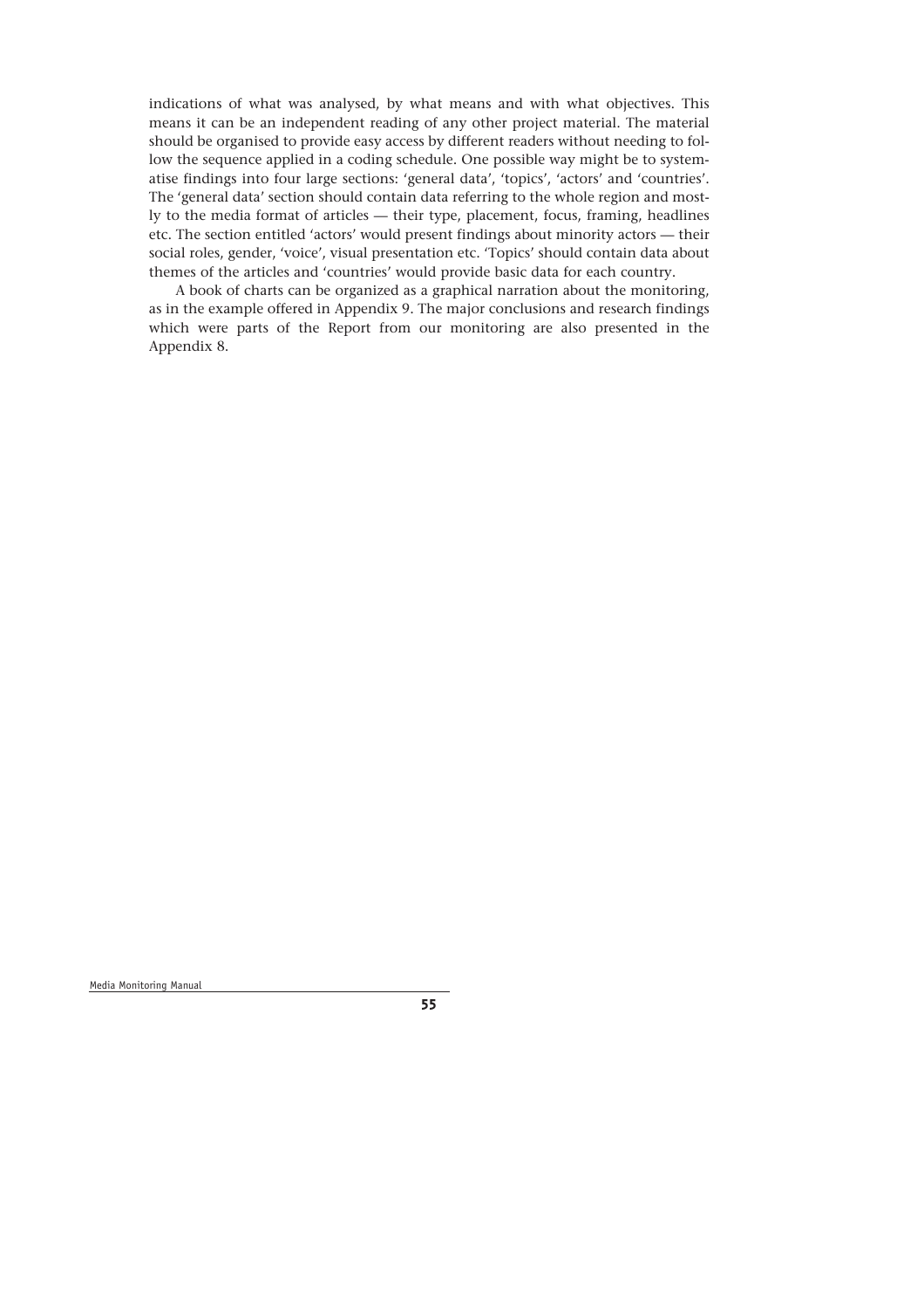indications of what was analysed, by what means and with what objectives. This means it can be an independent reading of any other project material. The material should be organised to provide easy access by different readers without needing to follow the sequence applied in a coding schedule. One possible way might be to systematise findings into four large sections: 'general data', 'topics', 'actors' and 'countries'. The 'general data' section should contain data referring to the whole region and mostly to the media format of articles — their type, placement, focus, framing, headlines etc. The section entitled 'actors' would present findings about minority actors — their social roles, gender, 'voice', visual presentation etc. 'Topics' should contain data about themes of the articles and 'countries' would provide basic data for each country.

A book of charts can be organized as a graphical narration about the monitoring, as in the example offered in Appendix 9. The major conclusions and research findings which were parts of the Report from our monitoring are also presented in the Appendix 8.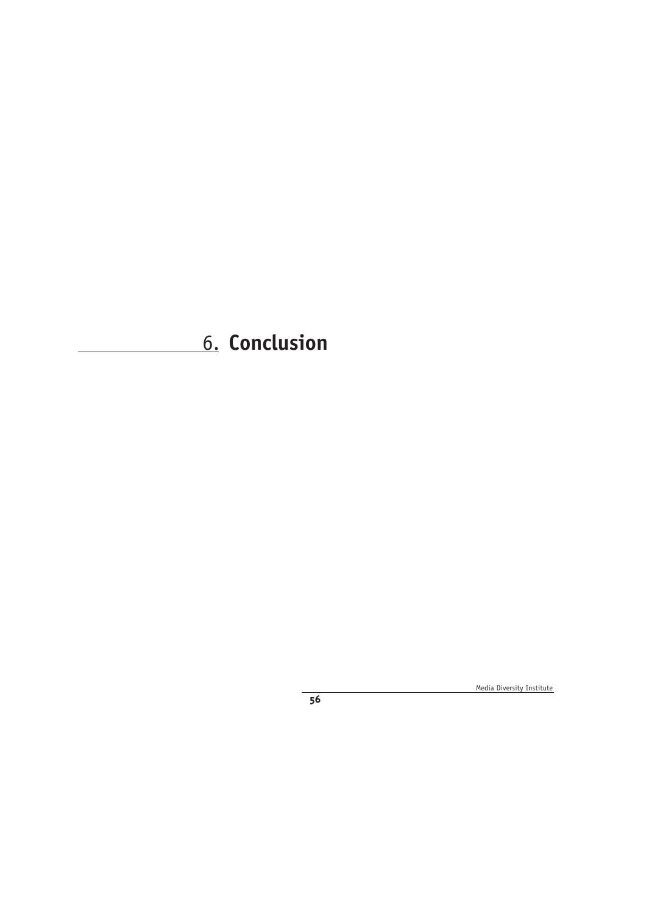# 6. Conclusion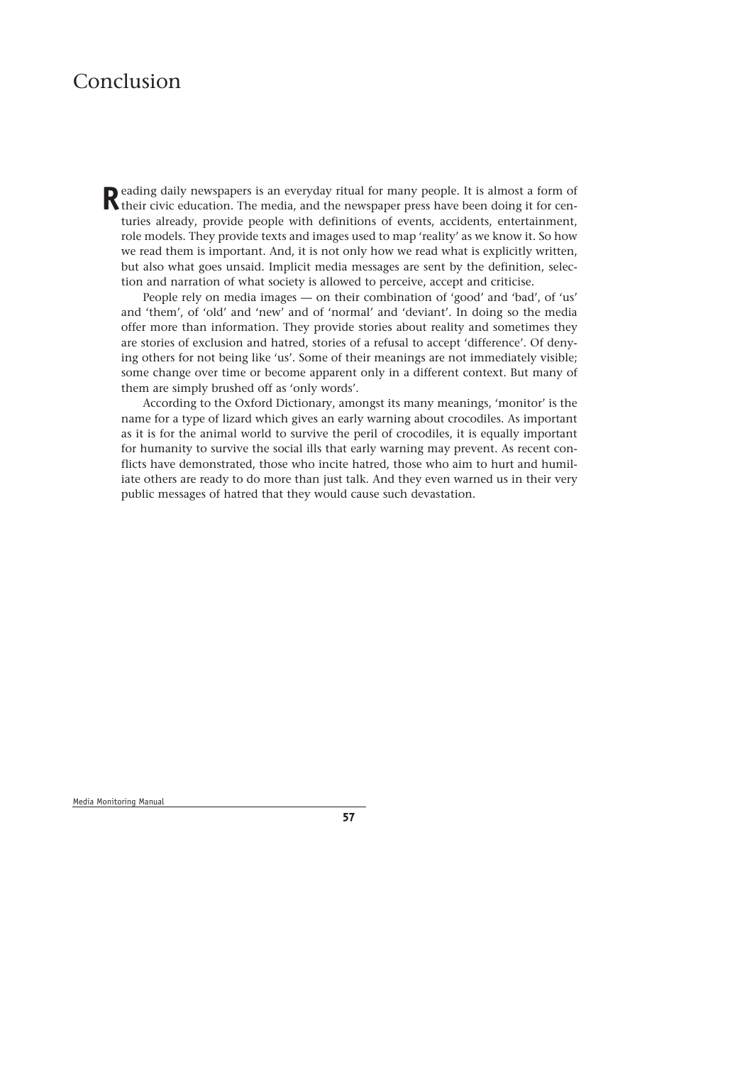# Conclusion

Reading daily newspapers is an everyday ritual for many people. It is almost a form of their civic education. The media, and the newspaper press have been doing it for centuries already, provide people with definitions of events, accidents, entertainment, role models. They provide texts and images used to map 'reality' as we know it. So how we read them is important. And, it is not only how we read what is explicitly written, but also what goes unsaid. Implicit media messages are sent by the definition, selection and narration of what society is allowed to perceive, accept and criticise.

People rely on media images — on their combination of 'good' and 'bad', of 'us' and 'them', of 'old' and 'new' and of 'normal' and 'deviant'. In doing so the media offer more than information. They provide stories about reality and sometimes they are stories of exclusion and hatred, stories of a refusal to accept 'difference'. Of denying others for not being like 'us'. Some of their meanings are not immediately visible; some change over time or become apparent only in a different context. But many of them are simply brushed off as 'only words'.

According to the Oxford Dictionary, amongst its many meanings, 'monitor' is the name for a type of lizard which gives an early warning about crocodiles. As important as it is for the animal world to survive the peril of crocodiles, it is equally important for humanity to survive the social ills that early warning may prevent. As recent conflicts have demonstrated, those who incite hatred, those who aim to hurt and humiliate others are ready to do more than just talk. And they even warned us in their very public messages of hatred that they would cause such devastation.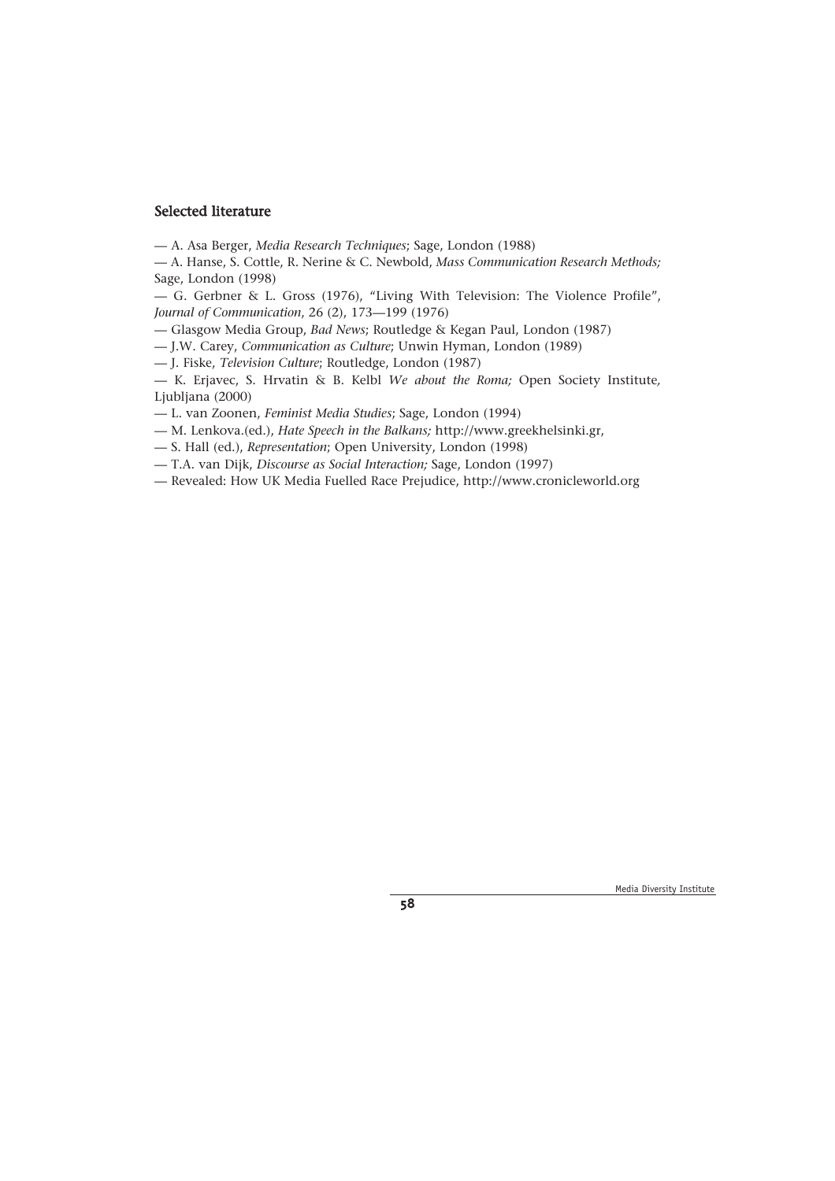## Selected literature

— A. Asa Berger, *Media Research Techniques*; Sage, London (1988)
— A. Hanse, S. Cottle, R. Nerine & C. Newbold, *Mass Communication Research Methods;* Sage, London (1998)
— G. Gerbner & L. Gross (1976), "Living With Television: The Violence Profile", *Journal of Communication*, 26 (2), 173—199 (1976)
— Glasgow Media Group, *Bad News*; Routledge & Kegan Paul, London (1987)
— J.W. Carey, *Communication as Culture*; Unwin Hyman, London (1989)
— J. Fiske, *Television Culture*; Routledge, London (1987)
— K. Erjavec, S. Hrvatin & B. Kelbl *We about the Roma;* Open Society Institute, Ljubljana (2000)
— L. van Zoonen, *Feminist Media Studies*; Sage, London (1994)
— M. Lenkova.(ed.), *Hate Speech in the Balkans;* http://www.greekhelsinki.gr,
— S. Hall (ed.), *Representation*; Open University, London (1998)
— T.A. van Dijk, *Discourse as Social Interaction;* Sage, London (1997)
— Revealed: How UK Media Fuelled Race Prejudice, http://www.cronicleworld.org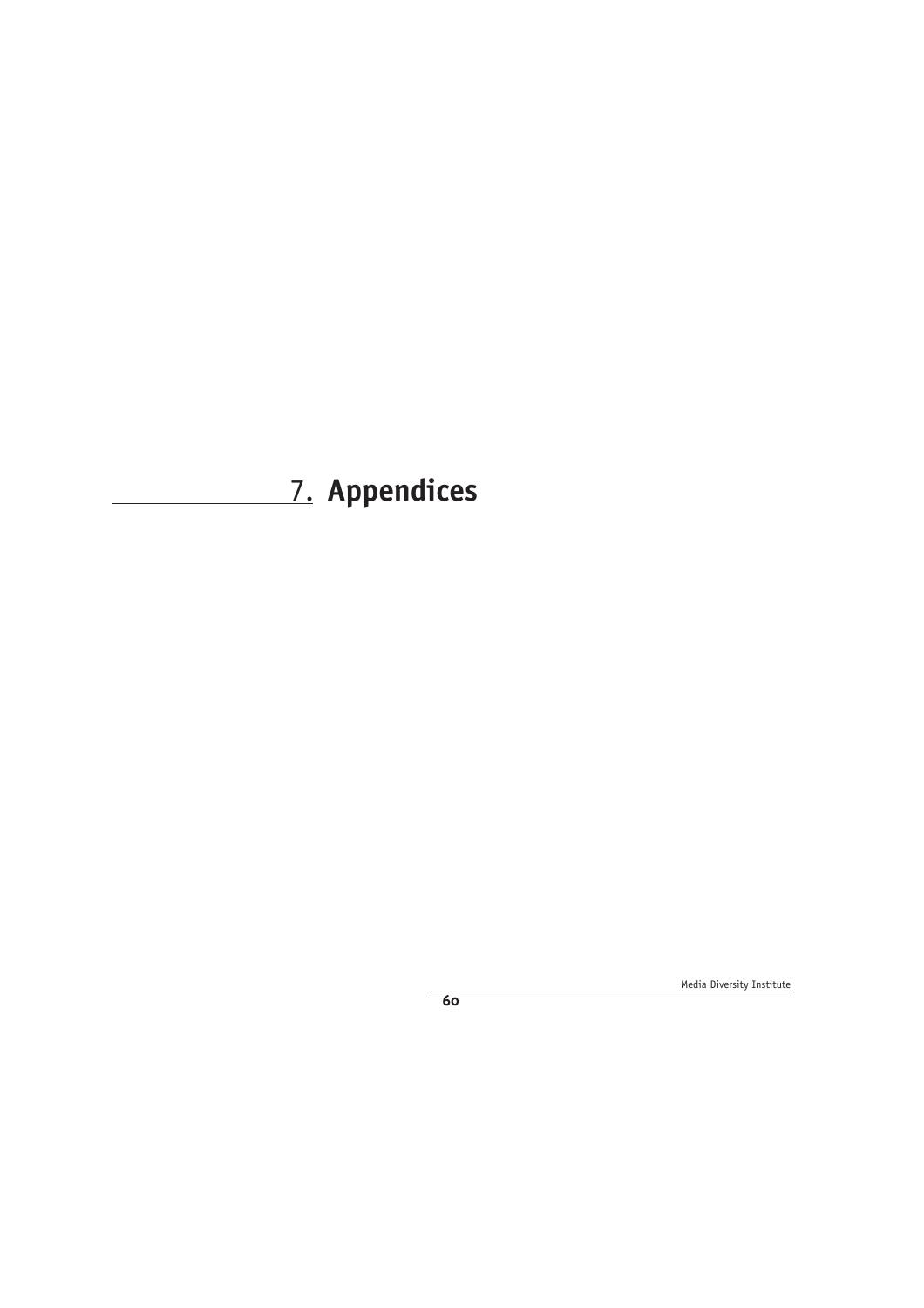# 7. Appendices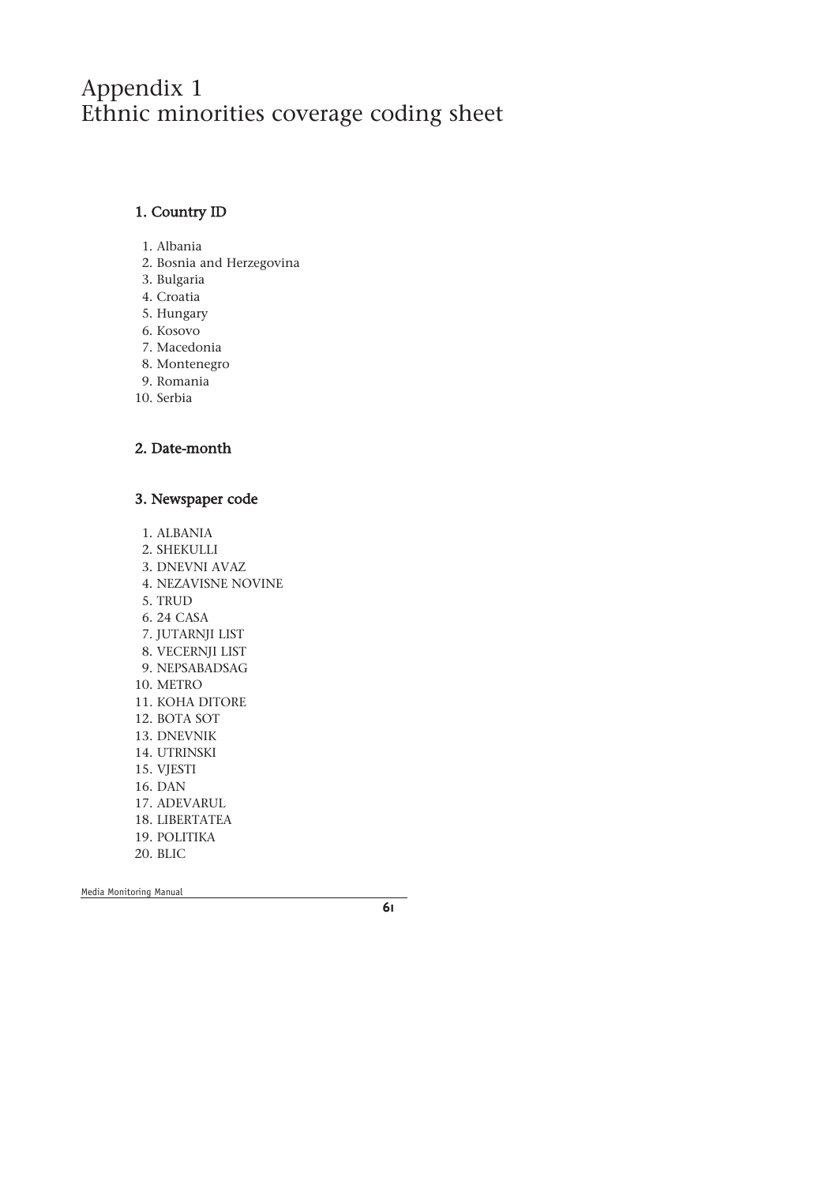# Appendix 1
# Ethnic minorities coverage coding sheet

### 1. Country ID

1. Albania
2. Bosnia and Herzegovina
3. Bulgaria
4. Croatia
5. Hungary
6. Kosovo
7. Macedonia
8. Montenegro
9. Romania
10. Serbia

### 2. Date-month

### 3. Newspaper code

1. ALBANIA
2. SHEKULLI
3. DNEVNI AVAZ
4. NEZAVISNE NOVINE
5. TRUD
6. 24 CASA
7. JUTARNJI LIST
8. VECERNJI LIST
9. NEPSABADSAG
10. METRO
11. KOHA DITORE
12. BOTA SOT
13. DNEVNIK
14. UTRINSKI
15. VJESTI
16. DAN
17. ADEVARUL
18. LIBERTATEA
19. POLITIKA
20. BLIC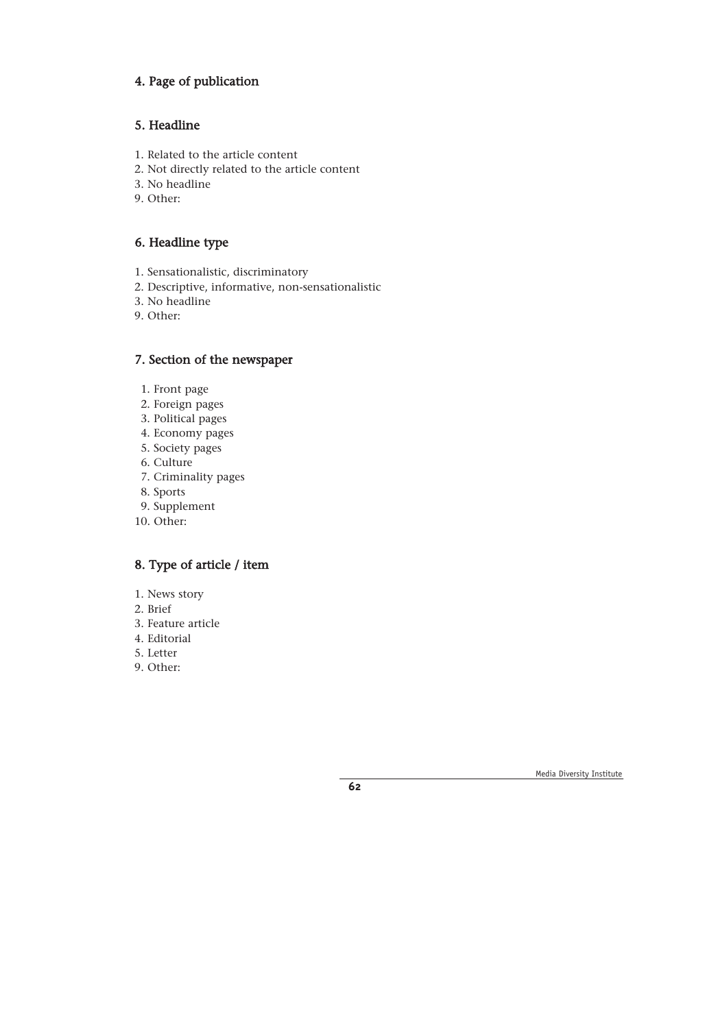### 4. Page of publication

### 5. Headline

1. Related to the article content
2. Not directly related to the article content
3. No headline
9. Other:

### 6. Headline type

1. Sensationalistic, discriminatory
2. Descriptive, informative, non-sensationalistic
3. No headline
9. Other:

### 7. Section of the newspaper

1. Front page
2. Foreign pages
3. Political pages
4. Economy pages
5. Society pages
6. Culture
7. Criminality pages
8. Sports
9. Supplement
10. Other:

### 8. Type of article / item

1. News story
2. Brief
3. Feature article
4. Editorial
5. Letter
9. Other: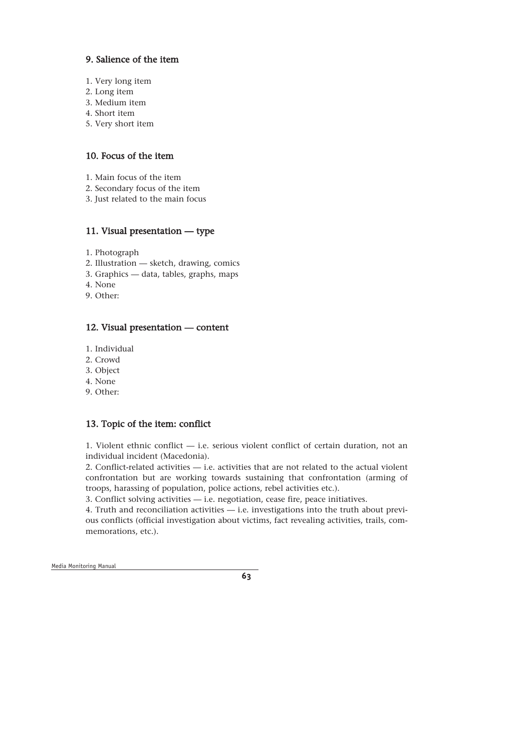### 9. Salience of the item

1. Very long item
2. Long item
3. Medium item
4. Short item
5. Very short item

### 10. Focus of the item

1. Main focus of the item
2. Secondary focus of the item
3. Just related to the main focus

### 11. Visual presentation — type

1. Photograph
2. Illustration — sketch, drawing, comics
3. Graphics — data, tables, graphs, maps
4. None
9. Other:

### 12. Visual presentation — content

1. Individual
2. Crowd
3. Object
4. None
9. Other:

### 13. Topic of the item: conflict

1. Violent ethnic conflict — i.e. serious violent conflict of certain duration, not an individual incident (Macedonia).
2. Conflict-related activities — i.e. activities that are not related to the actual violent confrontation but are working towards sustaining that confrontation (arming of troops, harassing of population, police actions, rebel activities etc.).
3. Conflict solving activities — i.e. negotiation, cease fire, peace initiatives.
4. Truth and reconciliation activities — i.e. investigations into the truth about previous conflicts (official investigation about victims, fact revealing activities, trails, commemorations, etc.).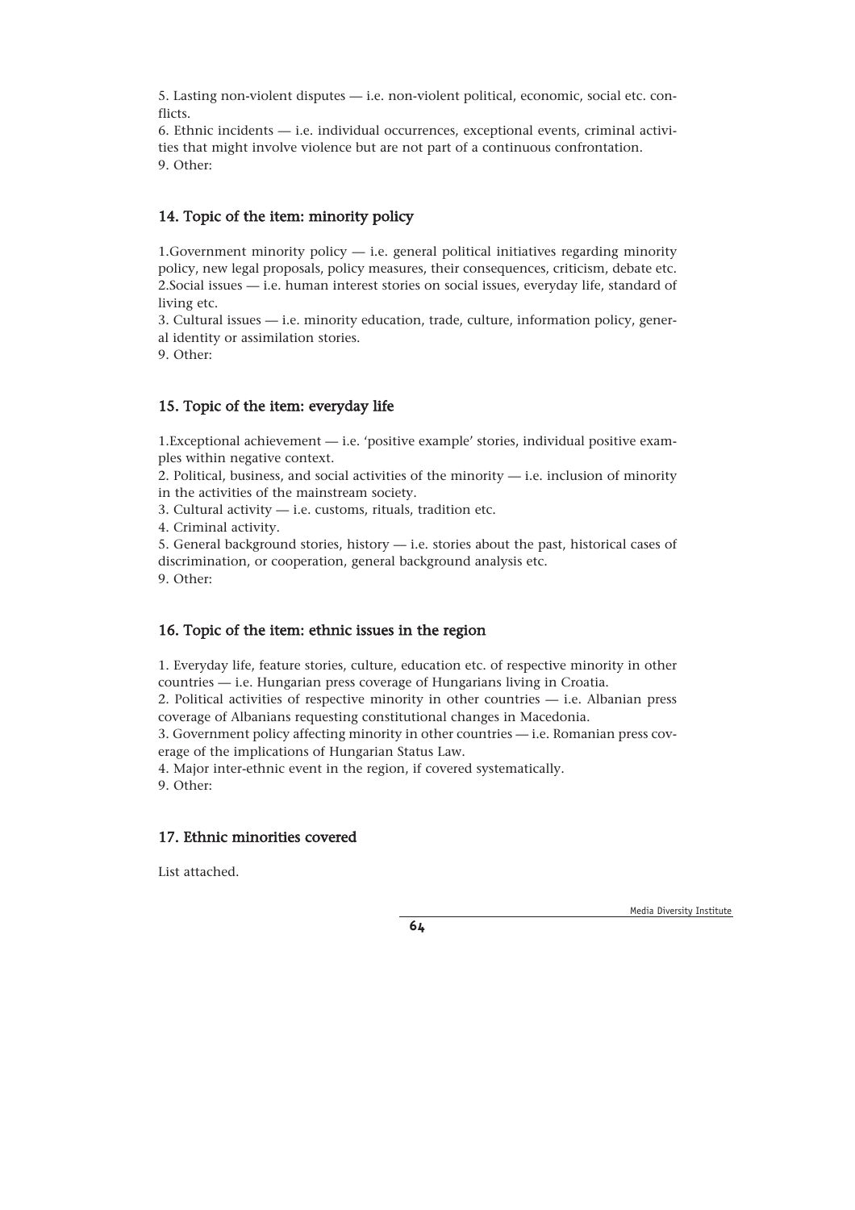5. Lasting non-violent disputes — i.e. non-violent political, economic, social etc. conflicts.

6. Ethnic incidents — i.e. individual occurrences, exceptional events, criminal activities that might involve violence but are not part of a continuous confrontation.

9. Other:

### 14. Topic of the item: minority policy

1.Government minority policy — i.e. general political initiatives regarding minority policy, new legal proposals, policy measures, their consequences, criticism, debate etc.

2.Social issues — i.e. human interest stories on social issues, everyday life, standard of living etc.

3. Cultural issues — i.e. minority education, trade, culture, information policy, general identity or assimilation stories.

9. Other:

### 15. Topic of the item: everyday life

1.Exceptional achievement — i.e. 'positive example' stories, individual positive examples within negative context.

2. Political, business, and social activities of the minority — i.e. inclusion of minority in the activities of the mainstream society.

3. Cultural activity — i.e. customs, rituals, tradition etc.

4. Criminal activity.

5. General background stories, history — i.e. stories about the past, historical cases of discrimination, or cooperation, general background analysis etc.

9. Other:

### 16. Topic of the item: ethnic issues in the region

1. Everyday life, feature stories, culture, education etc. of respective minority in other countries — i.e. Hungarian press coverage of Hungarians living in Croatia.

2. Political activities of respective minority in other countries — i.e. Albanian press coverage of Albanians requesting constitutional changes in Macedonia.

3. Government policy affecting minority in other countries — i.e. Romanian press coverage of the implications of Hungarian Status Law.

4. Major inter-ethnic event in the region, if covered systematically.

9. Other:

### 17. Ethnic minorities covered

List attached.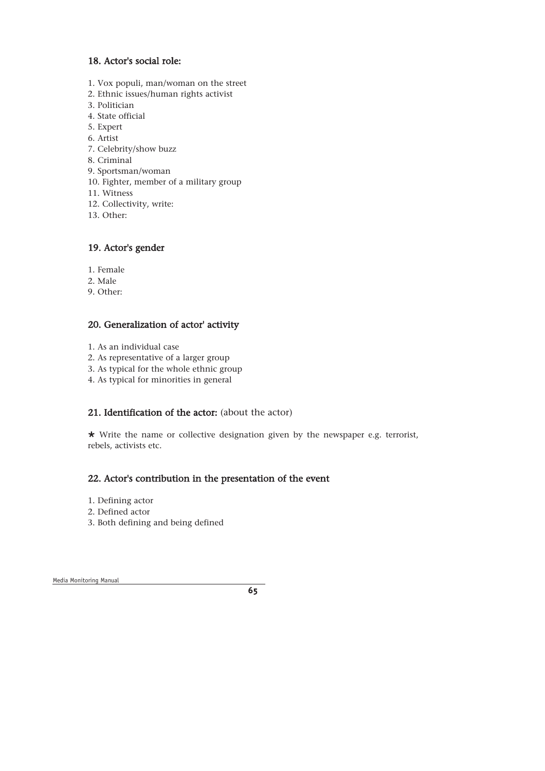### 18. Actor's social role:

1. Vox populi, man/woman on the street
2. Ethnic issues/human rights activist
3. Politician
4. State official
5. Expert
6. Artist
7. Celebrity/show buzz
8. Criminal
9. Sportsman/woman
10. Fighter, member of a military group
11. Witness
12. Collectivity, write:
13. Other:

### 19. Actor's gender

1. Female
2. Male

9. Other:

### 20. Generalization of actor' activity

1. As an individual case
2. As representative of a larger group
3. As typical for the whole ethnic group
4. As typical for minorities in general

### 21. Identification of the actor: (about the actor)

★ Write the name or collective designation given by the newspaper e.g. terrorist, rebels, activists etc.

### 22. Actor's contribution in the presentation of the event

1. Defining actor
2. Defined actor
3. Both defining and being defined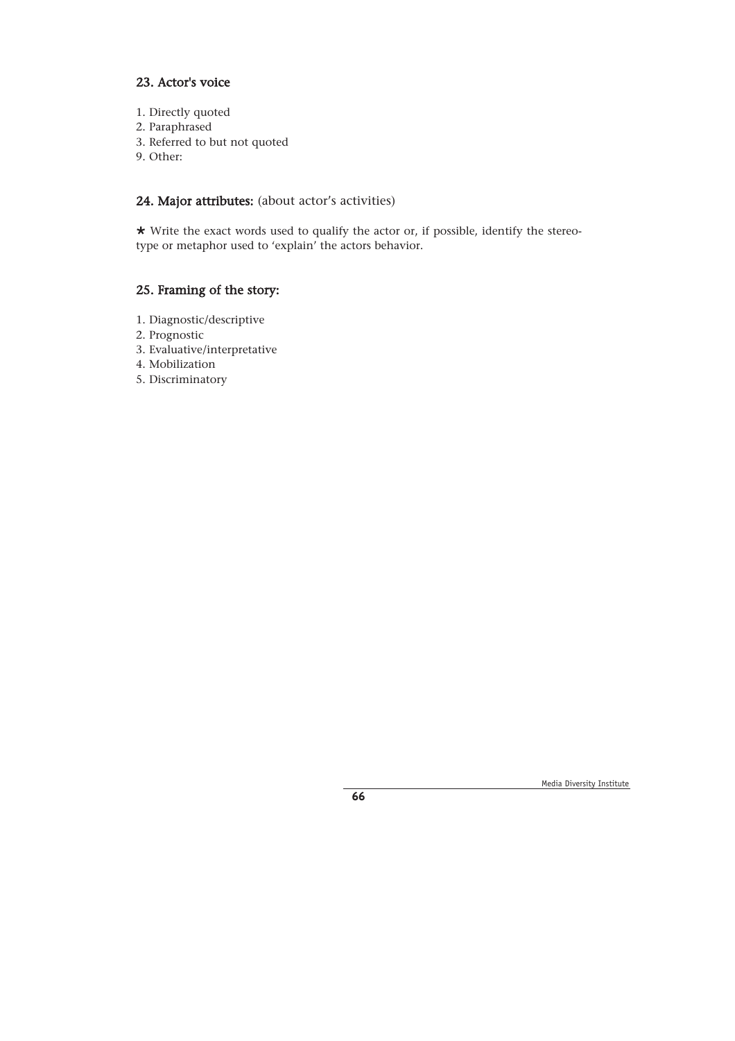### 23. Actor's voice

1. Directly quoted
2. Paraphrased
3. Referred to but not quoted
9. Other:

### 24. Major attributes: (about actor's activities)

★ Write the exact words used to qualify the actor or, if possible, identify the stereotype or metaphor used to 'explain' the actors behavior.

### 25. Framing of the story:

1. Diagnostic/descriptive
2. Prognostic
3. Evaluative/interpretative
4. Mobilization
5. Discriminatory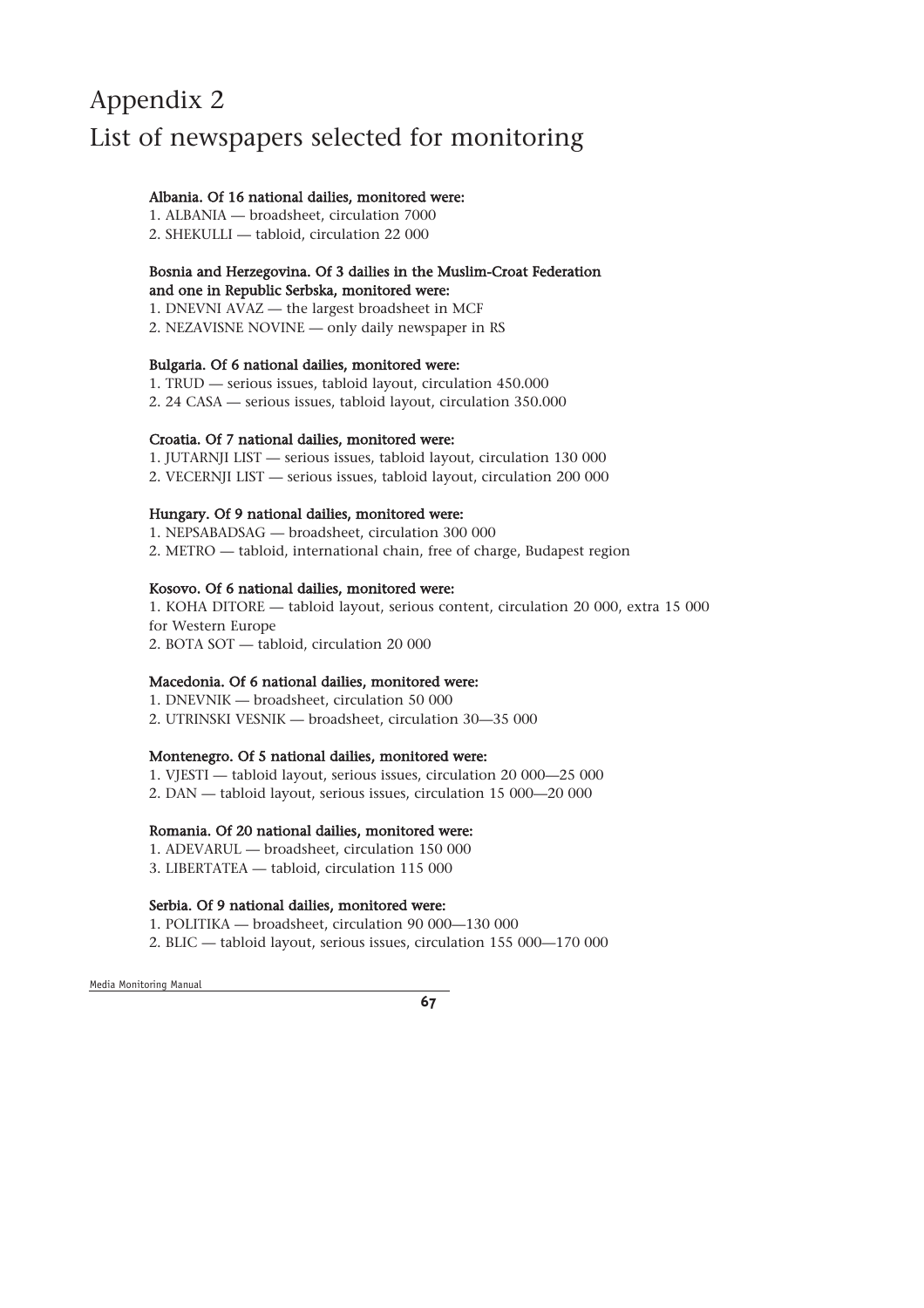# Appendix 2

# List of newspapers selected for monitoring

**Albania. Of 16 national dailies, monitored were:**

1. ALBANIA — broadsheet, circulation 7000
2. SHEKULLI — tabloid, circulation 22 000

**Bosnia and Herzegovina. Of 3 dailies in the Muslim-Croat Federation and one in Republic Serbska, monitored were:**

1. DNEVNI AVAZ — the largest broadsheet in MCF
2. NEZAVISNE NOVINE — only daily newspaper in RS

**Bulgaria. Of 6 national dailies, monitored were:**

1. TRUD — serious issues, tabloid layout, circulation 450.000
2. 24 CASA — serious issues, tabloid layout, circulation 350.000

**Croatia. Of 7 national dailies, monitored were:**

1. JUTARNJI LIST — serious issues, tabloid layout, circulation 130 000
2. VECERNJI LIST — serious issues, tabloid layout, circulation 200 000

**Hungary. Of 9 national dailies, monitored were:**

1. NEPSABADSAG — broadsheet, circulation 300 000
2. METRO — tabloid, international chain, free of charge, Budapest region

**Kosovo. Of 6 national dailies, monitored were:**

1. KOHA DITORE — tabloid layout, serious content, circulation 20 000, extra 15 000 for Western Europe
2. BOTA SOT — tabloid, circulation 20 000

**Macedonia. Of 6 national dailies, monitored were:**

1. DNEVNIK — broadsheet, circulation 50 000
2. UTRINSKI VESNIK — broadsheet, circulation 30—35 000

**Montenegro. Of 5 national dailies, monitored were:**

1. VJESTI — tabloid layout, serious issues, circulation 20 000—25 000
2. DAN — tabloid layout, serious issues, circulation 15 000—20 000

**Romania. Of 20 national dailies, monitored were:**

1\. ADEVARUL — broadsheet, circulation 150 000

3\. LIBERTATEA — tabloid, circulation 115 000

**Serbia. Of 9 national dailies, monitored were:**

1. POLITIKA — broadsheet, circulation 90 000—130 000
2. BLIC — tabloid layout, serious issues, circulation 155 000—170 000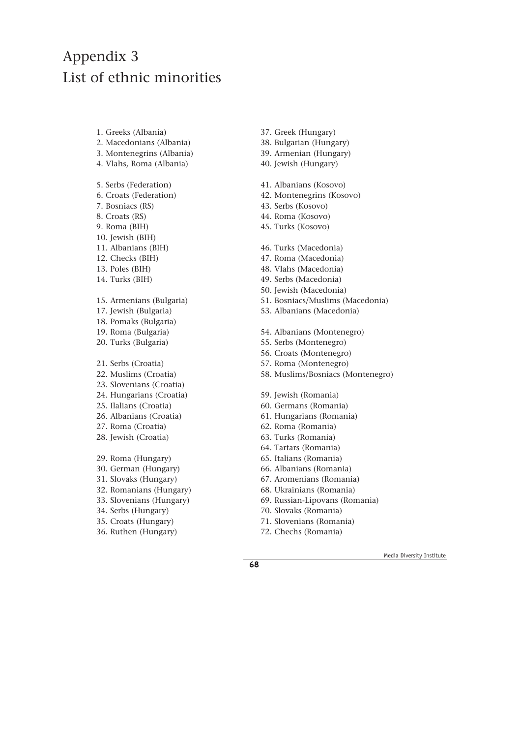# Appendix 3
# List of ethnic minorities

1. Greeks (Albania)
2. Macedonians (Albania)
3. Montenegrins (Albania)
4. Vlahs, Roma (Albania)

5. Serbs (Federation)
6. Croats (Federation)
7. Bosniacs (RS)
8. Croats (RS)
9. Roma (BIH)
10. Jewish (BIH)
11. Albanians (BIH)
12. Checks (BIH)
13. Poles (BIH)
14. Turks (BIH)

15. Armenians (Bulgaria)
17. Jewish (Bulgaria)
18. Pomaks (Bulgaria)
19. Roma (Bulgaria)
20. Turks (Bulgaria)

21. Serbs (Croatia)
22. Muslims (Croatia)
23. Slovenians (Croatia)
24. Hungarians (Croatia)
25. Ilalians (Croatia)
26. Albanians (Croatia)
27. Roma (Croatia)
28. Jewish (Croatia)

29. Roma (Hungary)
30. German (Hungary)
31. Slovaks (Hungary)
32. Romanians (Hungary)
33. Slovenians (Hungary)
34. Serbs (Hungary)
35. Croats (Hungary)
36. Ruthen (Hungary)
37. Greek (Hungary)
38. Bulgarian (Hungary)
39. Armenian (Hungary)
40. Jewish (Hungary)

41. Albanians (Kosovo)
42. Montenegrins (Kosovo)
43. Serbs (Kosovo)
44. Roma (Kosovo)
45. Turks (Kosovo)

46. Turks (Macedonia)
47. Roma (Macedonia)
48. Vlahs (Macedonia)
49. Serbs (Macedonia)
50. Jewish (Macedonia)
51. Bosniacs/Muslims (Macedonia)
53. Albanians (Macedonia)

54. Albanians (Montenegro)
55. Serbs (Montenegro)
56. Croats (Montenegro)
57. Roma (Montenegro)
58. Muslims/Bosniacs (Montenegro)

59. Jewish (Romania)
60. Germans (Romania)
61. Hungarians (Romania)
62. Roma (Romania)
63. Turks (Romania)
64. Tartars (Romania)
65. Italians (Romania)
66. Albanians (Romania)
67. Aromenians (Romania)
68. Ukrainians (Romania)
69. Russian-Lipovans (Romania)
70. Slovaks (Romania)
71. Slovenians (Romania)
72. Chechs (Romania)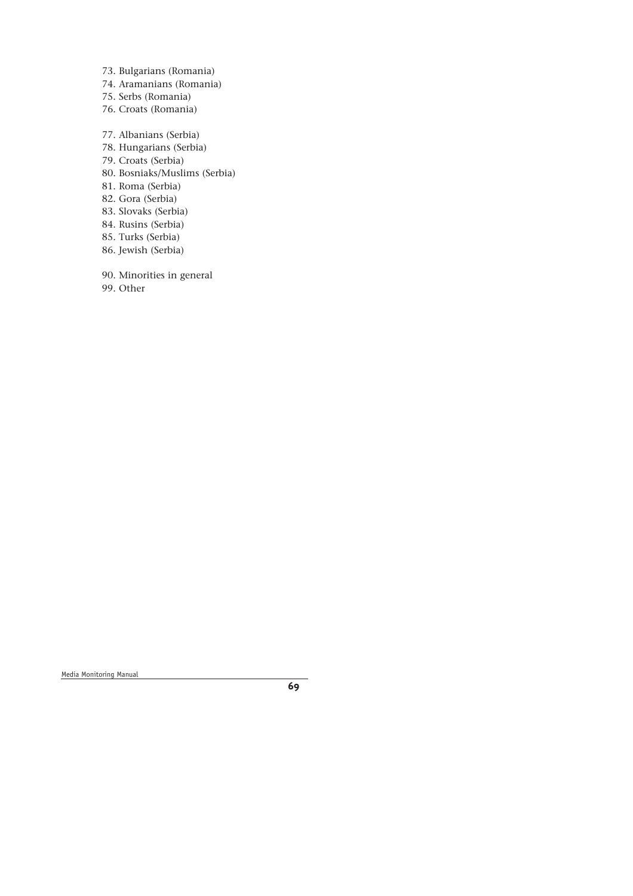73. Bulgarians (Romania)
74. Aramanians (Romania)
75. Serbs (Romania)
76. Croats (Romania)

77. Albanians (Serbia)
78. Hungarians (Serbia)
79. Croats (Serbia)
80. Bosniaks/Muslims (Serbia)
81. Roma (Serbia)
82. Gora (Serbia)
83. Slovaks (Serbia)
84. Rusins (Serbia)
85. Turks (Serbia)
86. Jewish (Serbia)

90. Minorities in general
99. Other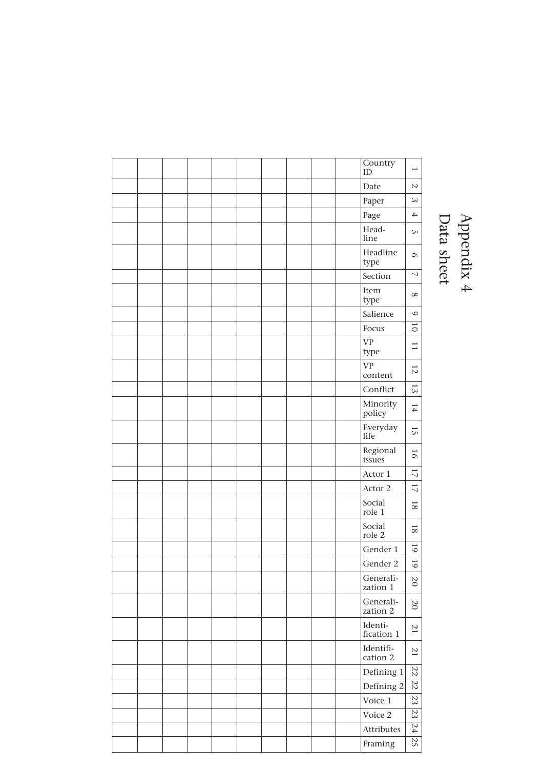# Appendix 4
## Data sheet

| 1 | 2 | 3 | 4 | 5 | 6 | 7 | 8 | 9 | 10 | 11 | 12 | 13 | 14 | 15 | 16 | 17 | 17 | 18 | 18 | 19 | 19 | 20 | 20 | 21 | 21 | 22 | 22 | 23 | 23 | 24 | 25 |
|---|---|---|---|---|---|---|---|---|---|---|---|---|---|---|---|---|---|---|---|---|---|---|---|---|---|---|---|---|---|---|---|
| Country ID | Date | Paper | Page | Headline | Headline type | Section | Item type | Salience | Focus | VP type | VP content | Conflict | Minority policy | Everyday life | Regional issues | Actor 1 | Actor 2 | Social role 1 | Social role 2 | Gender 1 | Gender 2 | Generalization 1 | Generalization 2 | Identification 1 | Identification 2 | Defining 1 | Defining 2 | Voice 1 | Voice 2 | Attributes | Framing |
| | | | | | | | | | | | | | | | | | | | | | | | | | | | | | | | |
| | | | | | | | | | | | | | | | | | | | | | | | | | | | | | | | |
| | | | | | | | | | | | | | | | | | | | | | | | | | | | | | | | |
| | | | | | | | | | | | | | | | | | | | | | | | | | | | | | | | |
| | | | | | | | | | | | | | | | | | | | | | | | | | | | | | | | |
| | | | | | | | | | | | | | | | | | | | | | | | | | | | | | | | |
| | | | | | | | | | | | | | | | | | | | | | | | | | | | | | | | |
| | | | | | | | | | | | | | | | | | | | | | | | | | | | | | | | |
| | | | | | | | | | | | | | | | | | | | | | | | | | | | | | | | |
| | | | | | | | | | | | | | | | | | | | | | | | | | | | | | | | |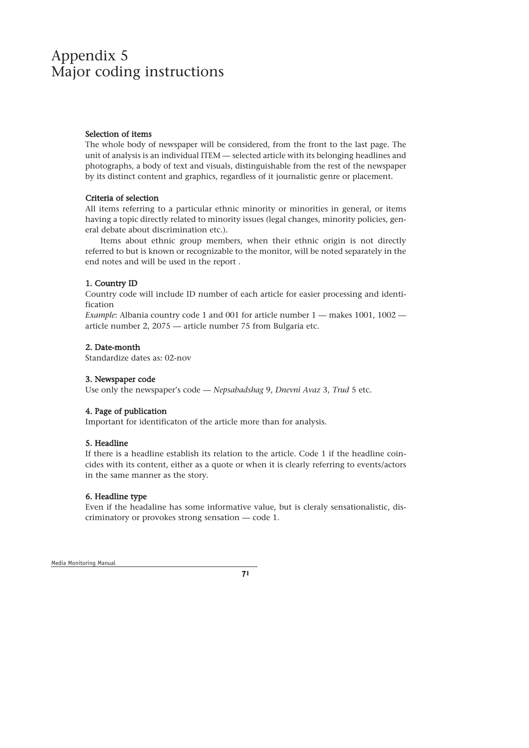# Appendix 5
# Major coding instructions

**Selection of items**

The whole body of newspaper will be considered, from the front to the last page. The unit of analysis is an individual ITEM — selected article with its belonging headlines and photographs, a body of text and visuals, distinguishable from the rest of the newspaper by its distinct content and graphics, regardless of it journalistic genre or placement.

**Criteria of selection**

All items referring to a particular ethnic minority or minorities in general, or items having a topic directly related to minority issues (legal changes, minority policies, general debate about discrimination etc.).

Items about ethnic group members, when their ethnic origin is not directly referred to but is known or recognizable to the monitor, will be noted separately in the end notes and will be used in the report .

**1. Country ID**

Country code will include ID number of each article for easier processing and identification

*Example*: Albania country code 1 and 001 for article number 1 — makes 1001, 1002 — article number 2, 2075 — article number 75 from Bulgaria etc.

**2. Date-month**

Standardize dates as: 02-nov

**3. Newspaper code**

Use only the newspaper's code — *Nepsabadshag* 9, *Dnevni Avaz* 3, *Trud* 5 etc.

**4. Page of publication**

Important for identificaton of the article more than for analysis.

**5. Headline**

If there is a headline establish its relation to the article. Code 1 if the headline coincides with its content, either as a quote or when it is clearly referring to events/actors in the same manner as the story.

**6. Headline type**

Even if the headaline has some informative value, but is cleraly sensationalistic, discriminatory or provokes strong sensation — code 1.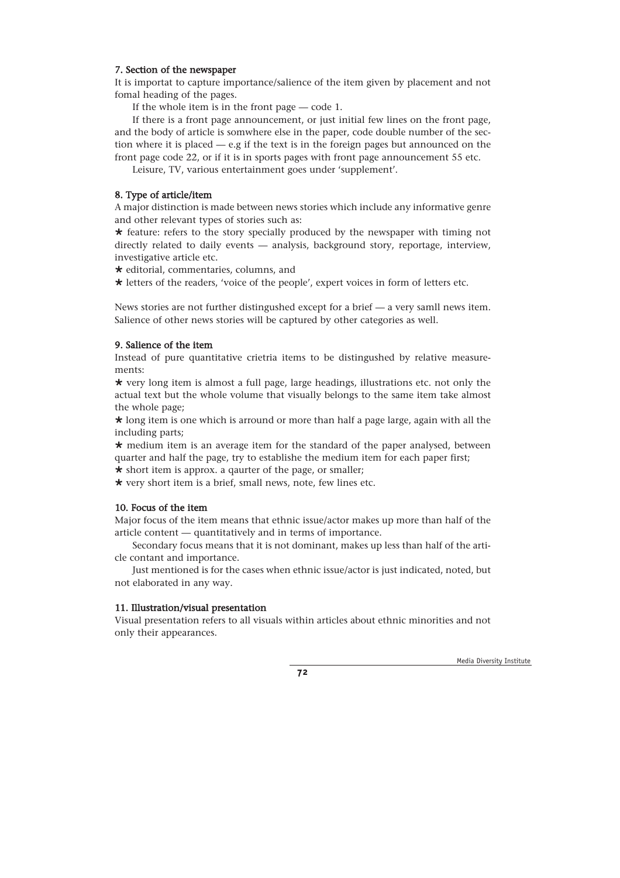### 7. Section of the newspaper

It is importat to capture importance/salience of the item given by placement and not fomal heading of the pages.

If the whole item is in the front page — code 1.

If there is a front page announcement, or just initial few lines on the front page, and the body of article is somwhere else in the paper, code double number of the section where it is placed — e.g if the text is in the foreign pages but announced on the front page code 22, or if it is in sports pages with front page announcement 55 etc.

Leisure, TV, various entertainment goes under 'supplement'.

### 8. Type of article/item

A major distinction is made between news stories which include any informative genre and other relevant types of stories such as:

★ feature: refers to the story specially produced by the newspaper with timing not directly related to daily events — analysis, background story, reportage, interview, investigative article etc.

★ editorial, commentaries, columns, and

★ letters of the readers, 'voice of the people', expert voices in form of letters etc.

News stories are not further distingushed except for a brief — a very samll news item. Salience of other news stories will be captured by other categories as well.

### 9. Salience of the item

Instead of pure quantitative crietria items to be distingushed by relative measurements:

★ very long item is almost a full page, large headings, illustrations etc. not only the actual text but the whole volume that visually belongs to the same item take almost the whole page;

★ long item is one which is arround or more than half a page large, again with all the including parts;

★ medium item is an average item for the standard of the paper analysed, between quarter and half the page, try to establishe the medium item for each paper first;

★ short item is approx. a qaurter of the page, or smaller;

★ very short item is a brief, small news, note, few lines etc.

### 10. Focus of the item

Major focus of the item means that ethnic issue/actor makes up more than half of the article content — quantitatively and in terms of importance.

Secondary focus means that it is not dominant, makes up less than half of the article contant and importance.

Just mentioned is for the cases when ethnic issue/actor is just indicated, noted, but not elaborated in any way.

### 11. Illustration/visual presentation

Visual presentation refers to all visuals within articles about ethnic minorities and not only their appearances.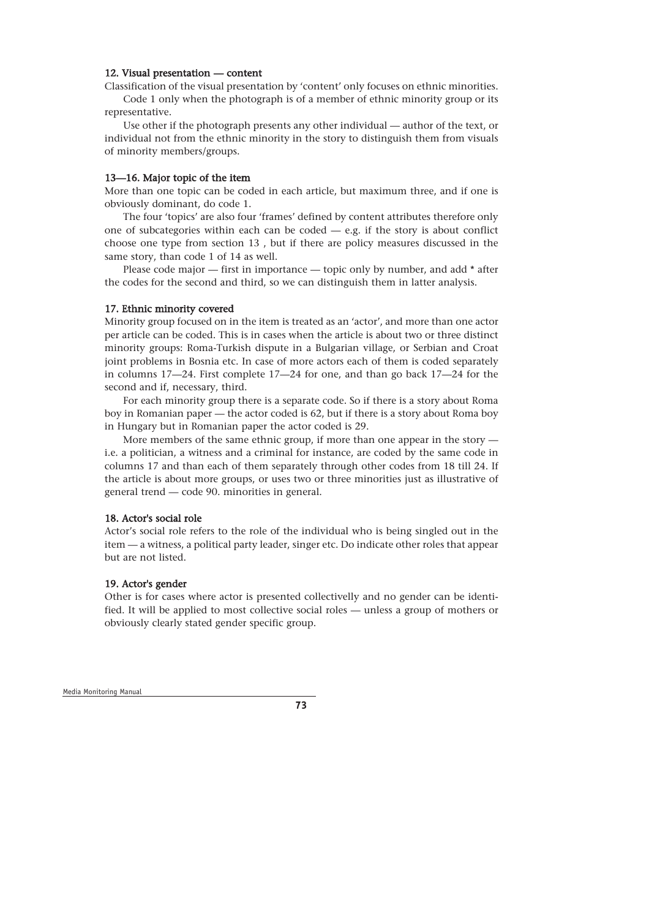### 12. Visual presentation — content

Classification of the visual presentation by 'content' only focuses on ethnic minorities.

Code 1 only when the photograph is of a member of ethnic minority group or its representative.

Use other if the photograph presents any other individual — author of the text, or individual not from the ethnic minority in the story to distinguish them from visuals of minority members/groups.

### 13—16. Major topic of the item

More than one topic can be coded in each article, but maximum three, and if one is obviously dominant, do code 1.

The four 'topics' are also four 'frames' defined by content attributes therefore only one of subcategories within each can be coded — e.g. if the story is about conflict choose one type from section 13 , but if there are policy measures discussed in the same story, than code 1 of 14 as well.

Please code major — first in importance — topic only by number, and add * after the codes for the second and third, so we can distinguish them in latter analysis.

### 17. Ethnic minority covered

Minority group focused on in the item is treated as an 'actor', and more than one actor per article can be coded. This is in cases when the article is about two or three distinct minority groups: Roma-Turkish dispute in a Bulgarian village, or Serbian and Croat joint problems in Bosnia etc. In case of more actors each of them is coded separately in columns 17—24. First complete 17—24 for one, and than go back 17—24 for the second and if, necessary, third.

For each minority group there is a separate code. So if there is a story about Roma boy in Romanian paper — the actor coded is 62, but if there is a story about Roma boy in Hungary but in Romanian paper the actor coded is 29.

More members of the same ethnic group, if more than one appear in the story — i.e. a politician, a witness and a criminal for instance, are coded by the same code in columns 17 and than each of them separately through other codes from 18 till 24. If the article is about more groups, or uses two or three minorities just as illustrative of general trend — code 90. minorities in general.

### 18. Actor's social role

Actor's social role refers to the role of the individual who is being singled out in the item — a witness, a political party leader, singer etc. Do indicate other roles that appear but are not listed.

### 19. Actor's gender

Other is for cases where actor is presented collectivelly and no gender can be identified. It will be applied to most collective social roles — unless a group of mothers or obviously clearly stated gender specific group.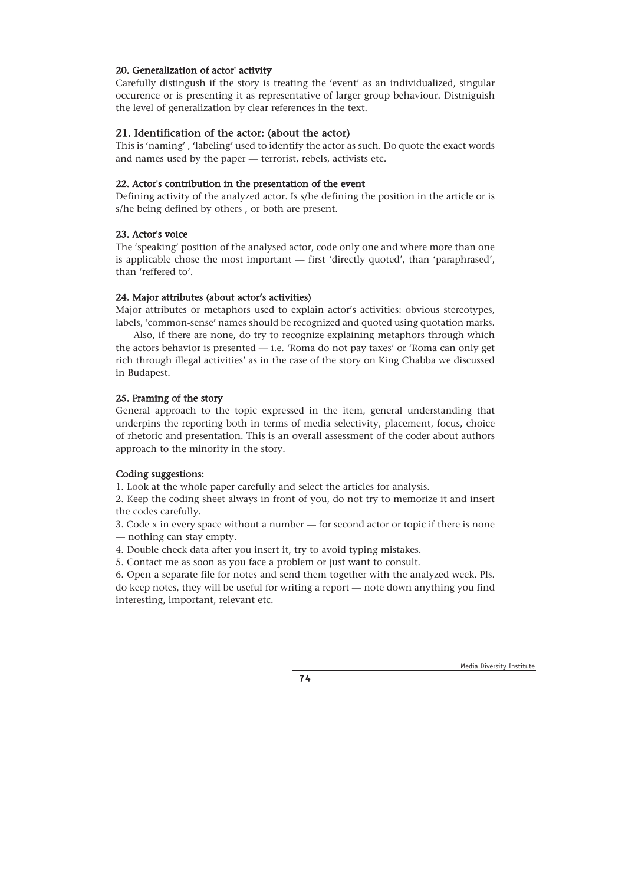### 20. Generalization of actor' activity

Carefully distingush if the story is treating the 'event' as an individualized, singular occurence or is presenting it as representative of larger group behaviour. Distniguish the level of generalization by clear references in the text.

### 21. Identification of the actor: (about the actor)

This is 'naming' , 'labeling' used to identify the actor as such. Do quote the exact words and names used by the paper — terrorist, rebels, activists etc.

### 22. Actor's contribution in the presentation of the event

Defining activity of the analyzed actor. Is s/he defining the position in the article or is s/he being defined by others , or both are present.

### 23. Actor's voice

The 'speaking' position of the analysed actor, code only one and where more than one is applicable chose the most important — first 'directly quoted', than 'paraphrased', than 'reffered to'.

### 24. Major attributes (about actor's activities)

Major attributes or metaphors used to explain actor's activities: obvious stereotypes, labels, 'common-sense' names should be recognized and quoted using quotation marks.

Also, if there are none, do try to recognize explaining metaphors through which the actors behavior is presented — i.e. 'Roma do not pay taxes' or 'Roma can only get rich through illegal activities' as in the case of the story on King Chabba we discussed in Budapest.

### 25. Framing of the story

General approach to the topic expressed in the item, general understanding that underpins the reporting both in terms of media selectivity, placement, focus, choice of rhetoric and presentation. This is an overall assessment of the coder about authors approach to the minority in the story.

### Coding suggestions:

1. Look at the whole paper carefully and select the articles for analysis.
2. Keep the coding sheet always in front of you, do not try to memorize it and insert the codes carefully.
3. Code x in every space without a number — for second actor or topic if there is none — nothing can stay empty.
4. Double check data after you insert it, try to avoid typing mistakes.
5. Contact me as soon as you face a problem or just want to consult.
6. Open a separate file for notes and send them together with the analyzed week. Pls. do keep notes, they will be useful for writing a report — note down anything you find interesting, important, relevant etc.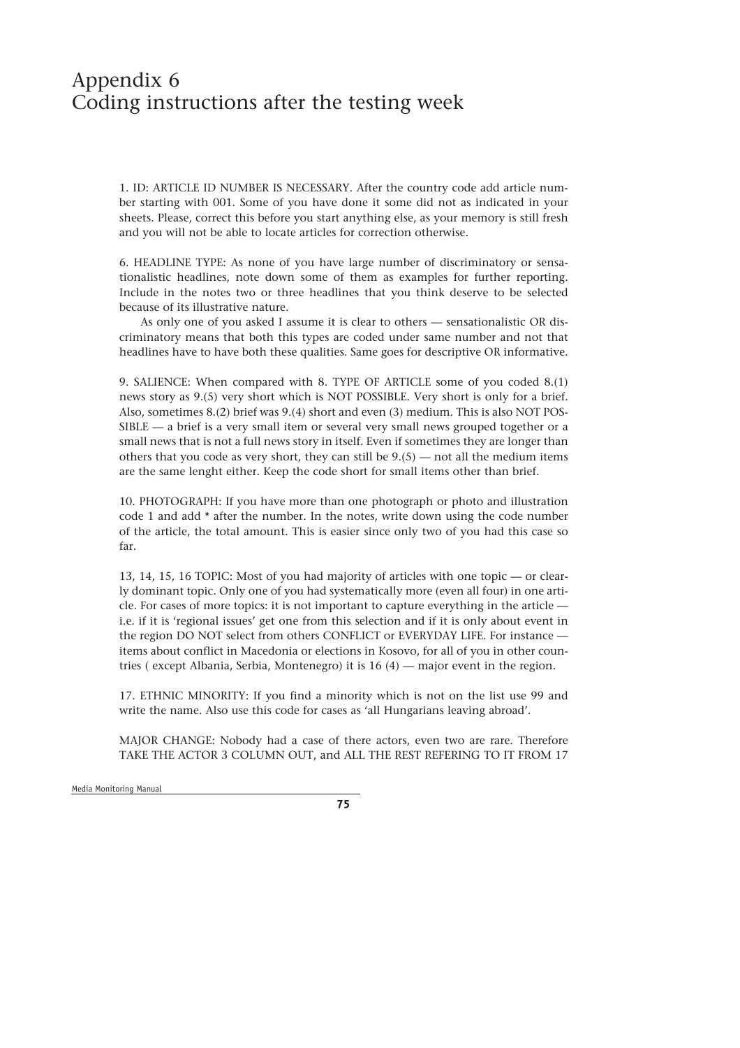# Appendix 6
# Coding instructions after the testing week

1. ID: ARTICLE ID NUMBER IS NECESSARY. After the country code add article number starting with 001. Some of you have done it some did not as indicated in your sheets. Please, correct this before you start anything else, as your memory is still fresh and you will not be able to locate articles for correction otherwise.

6. HEADLINE TYPE: As none of you have large number of discriminatory or sensationalistic headlines, note down some of them as examples for further reporting. Include in the notes two or three headlines that you think deserve to be selected because of its illustrative nature.

As only one of you asked I assume it is clear to others — sensationalistic OR discriminatory means that both this types are coded under same number and not that headlines have to have both these qualities. Same goes for descriptive OR informative.

9. SALIENCE: When compared with 8. TYPE OF ARTICLE some of you coded 8.(1) news story as 9.(5) very short which is NOT POSSIBLE. Very short is only for a brief. Also, sometimes 8.(2) brief was 9.(4) short and even (3) medium. This is also NOT POSSIBLE — a brief is a very small item or several very small news grouped together or a small news that is not a full news story in itself. Even if sometimes they are longer than others that you code as very short, they can still be 9.(5) — not all the medium items are the same lenght either. Keep the code short for small items other than brief.

10. PHOTOGRAPH: If you have more than one photograph or photo and illustration code 1 and add * after the number. In the notes, write down using the code number of the article, the total amount. This is easier since only two of you had this case so far.

13, 14, 15, 16 TOPIC: Most of you had majority of articles with one topic — or clearly dominant topic. Only one of you had systematically more (even all four) in one article. For cases of more topics: it is not important to capture everything in the article — i.e. if it is 'regional issues' get one from this selection and if it is only about event in the region DO NOT select from others CONFLICT or EVERYDAY LIFE. For instance — items about conflict in Macedonia or elections in Kosovo, for all of you in other countries ( except Albania, Serbia, Montenegro) it is 16 (4) — major event in the region.

17. ETHNIC MINORITY: If you find a minority which is not on the list use 99 and write the name. Also use this code for cases as 'all Hungarians leaving abroad'.

MAJOR CHANGE: Nobody had a case of there actors, even two are rare. Therefore TAKE THE ACTOR 3 COLUMN OUT, and ALL THE REST REFERING TO IT FROM 17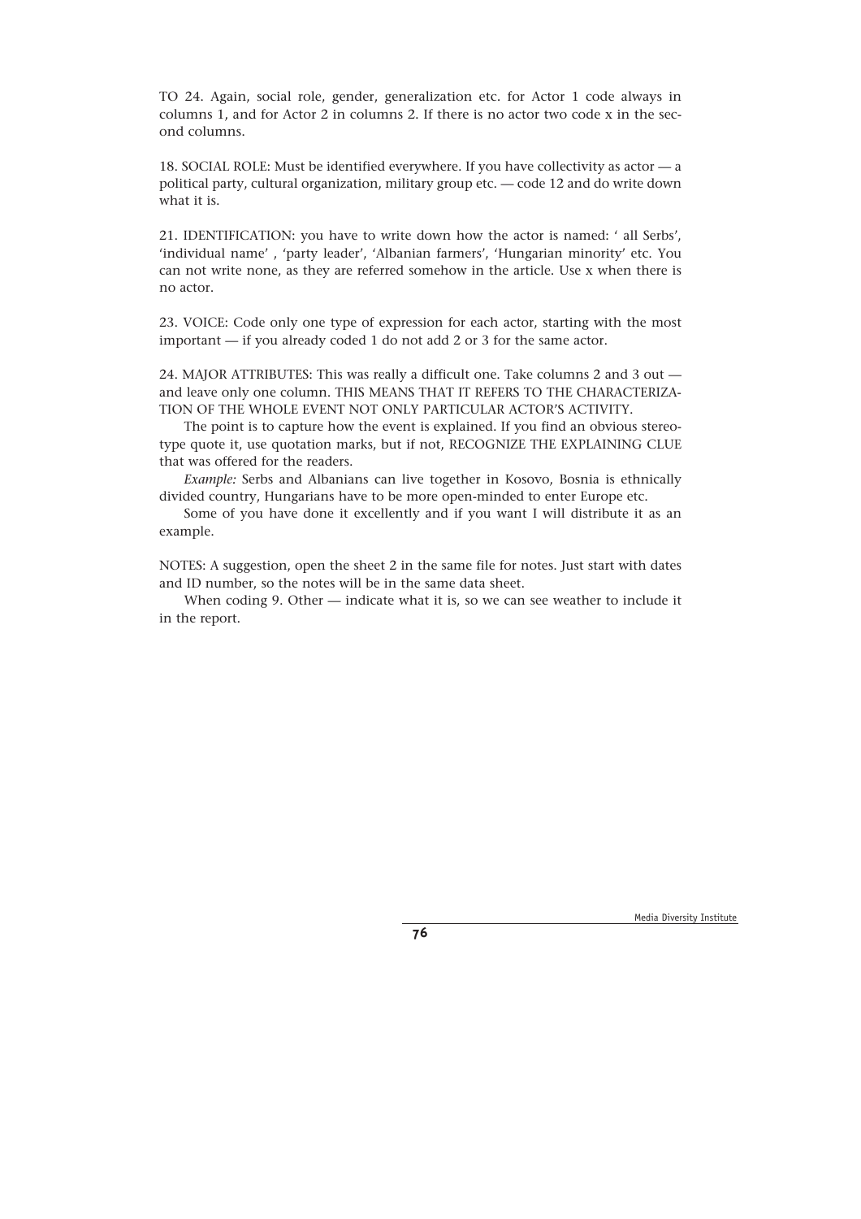TO 24. Again, social role, gender, generalization etc. for Actor 1 code always in columns 1, and for Actor 2 in columns 2. If there is no actor two code x in the second columns.

18. SOCIAL ROLE: Must be identified everywhere. If you have collectivity as actor — a political party, cultural organization, military group etc. — code 12 and do write down what it is.

21. IDENTIFICATION: you have to write down how the actor is named: ' all Serbs', 'individual name' , 'party leader', 'Albanian farmers', 'Hungarian minority' etc. You can not write none, as they are referred somehow in the article. Use x when there is no actor.

23. VOICE: Code only one type of expression for each actor, starting with the most important — if you already coded 1 do not add 2 or 3 for the same actor.

24. MAJOR ATTRIBUTES: This was really a difficult one. Take columns 2 and 3 out — and leave only one column. THIS MEANS THAT IT REFERS TO THE CHARACTERIZATION OF THE WHOLE EVENT NOT ONLY PARTICULAR ACTOR'S ACTIVITY.

The point is to capture how the event is explained. If you find an obvious stereotype quote it, use quotation marks, but if not, RECOGNIZE THE EXPLAINING CLUE that was offered for the readers.

*Example:* Serbs and Albanians can live together in Kosovo, Bosnia is ethnically divided country, Hungarians have to be more open-minded to enter Europe etc.

Some of you have done it excellently and if you want I will distribute it as an example.

NOTES: A suggestion, open the sheet 2 in the same file for notes. Just start with dates and ID number, so the notes will be in the same data sheet.

When coding 9. Other — indicate what it is, so we can see weather to include it in the report.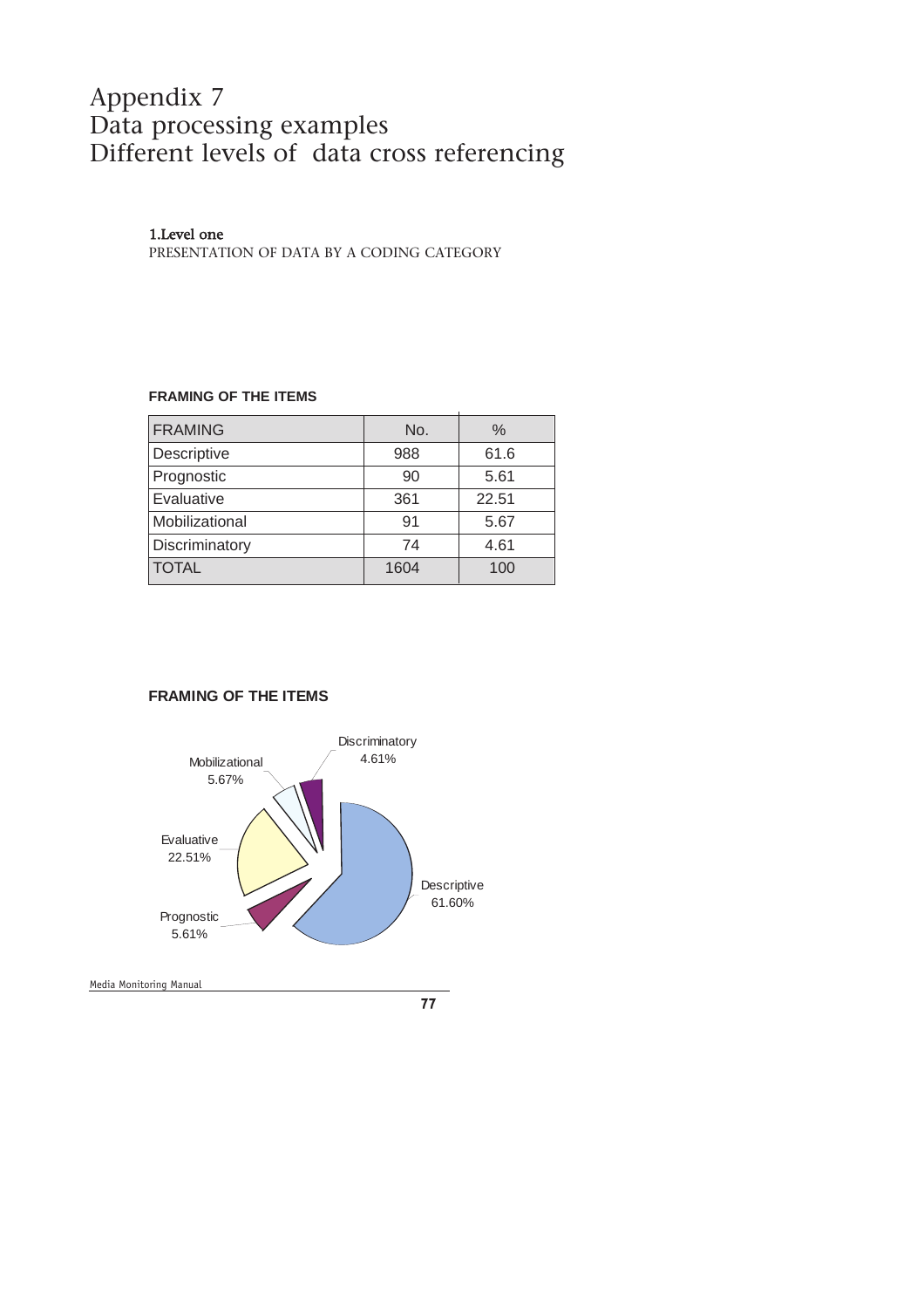# Appendix 7
# Data processing examples
# Different levels of data cross referencing

### 1.Level one

PRESENTATION OF DATA BY A CODING CATEGORY

**FRAMING OF THE ITEMS**

| FRAMING | No. | % |
| --- | --- | --- |
| Descriptive | 988 | 61.6 |
| Prognostic | 90 | 5.61 |
| Evaluative | 361 | 22.51 |
| Mobilizational | 91 | 5.67 |
| Discriminatory | 74 | 4.61 |
| TOTAL | 1604 | 100 |

**FRAMING OF THE ITEMS**

Discriminatory 4.61%
Mobilizational 5.67%
Evaluative 22.51%
Descriptive 61.60%
Prognostic 5.61%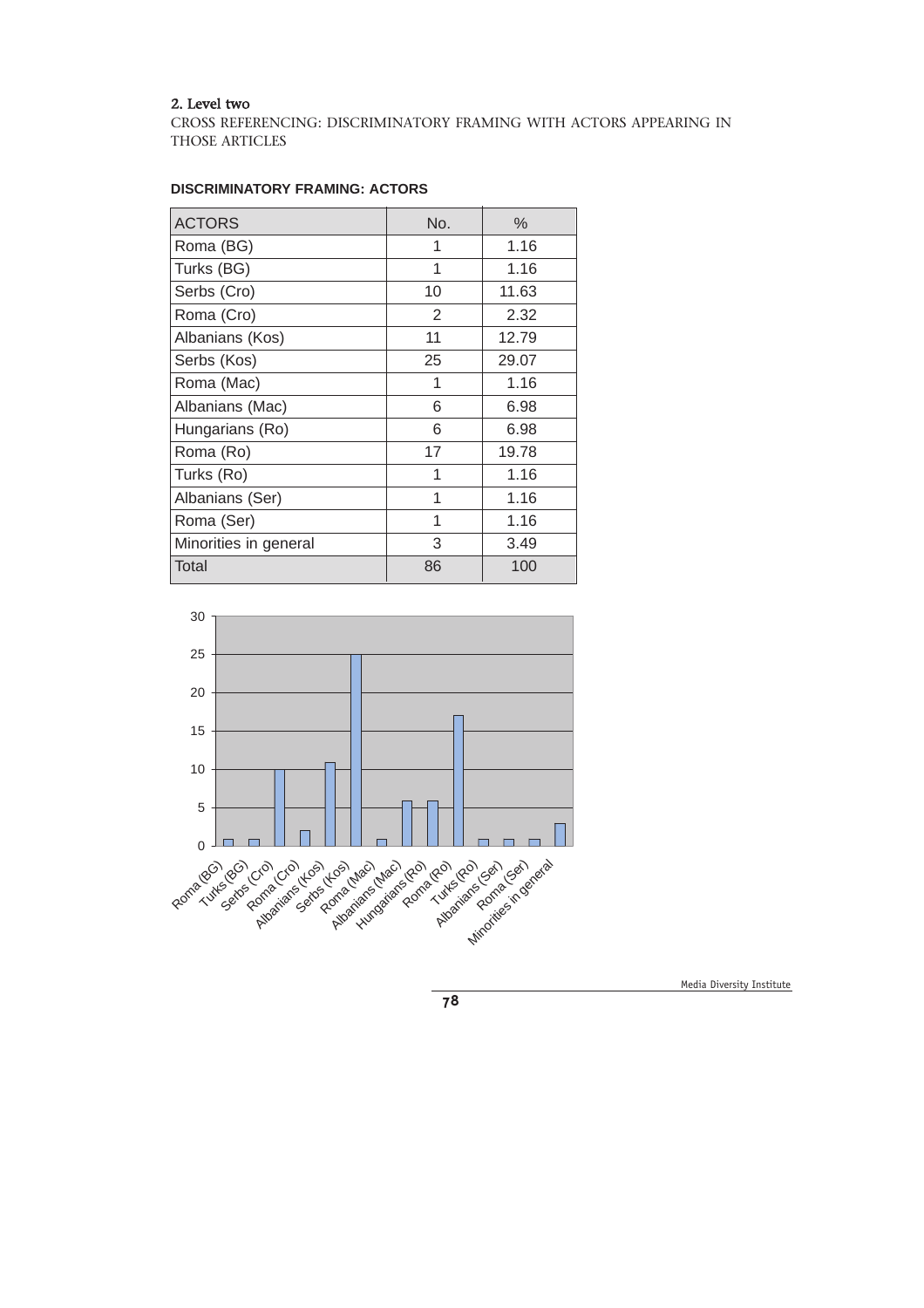## 2. Level two

CROSS REFERENCING: DISCRIMINATORY FRAMING WITH ACTORS APPEARING IN THOSE ARTICLES

**DISCRIMINATORY FRAMING: ACTORS**

| ACTORS | No. | % |
|---|---|---|
| Roma (BG) | 1 | 1.16 |
| Turks (BG) | 1 | 1.16 |
| Serbs (Cro) | 10 | 11.63 |
| Roma (Cro) | 2 | 2.32 |
| Albanians (Kos) | 11 | 12.79 |
| Serbs (Kos) | 25 | 29.07 |
| Roma (Mac) | 1 | 1.16 |
| Albanians (Mac) | 6 | 6.98 |
| Hungarians (Ro) | 6 | 6.98 |
| Roma (Ro) | 17 | 19.78 |
| Turks (Ro) | 1 | 1.16 |
| Albanians (Ser) | 1 | 1.16 |
| Roma (Ser) | 1 | 1.16 |
| Minorities in general | 3 | 3.49 |
| Total | 86 | 100 |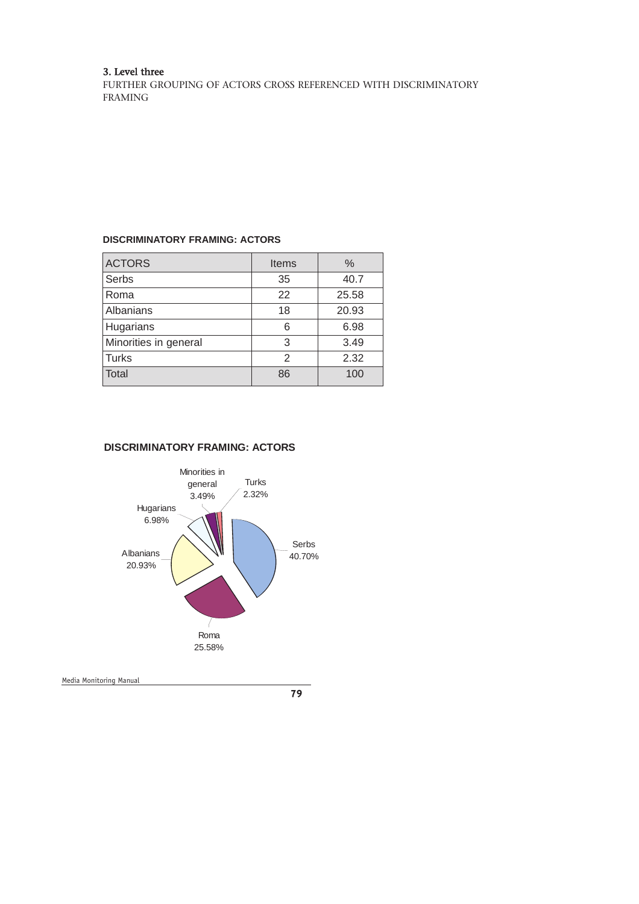### 3. Level three

FURTHER GROUPING OF ACTORS CROSS REFERENCED WITH DISCRIMINATORY FRAMING

**DISCRIMINATORY FRAMING: ACTORS**

| ACTORS | Items | % |
| --- | --- | --- |
| Serbs | 35 | 40.7 |
| Roma | 22 | 25.58 |
| Albanians | 18 | 20.93 |
| Hugarians | 6 | 6.98 |
| Minorities in general | 3 | 3.49 |
| Turks | 2 | 2.32 |
| Total | 86 | 100 |

**DISCRIMINATORY FRAMING: ACTORS**

Minorities in general 3.49%
Turks 2.32%
Hugarians 6.98%
Serbs 40.70%
Albanians 20.93%
Roma 25.58%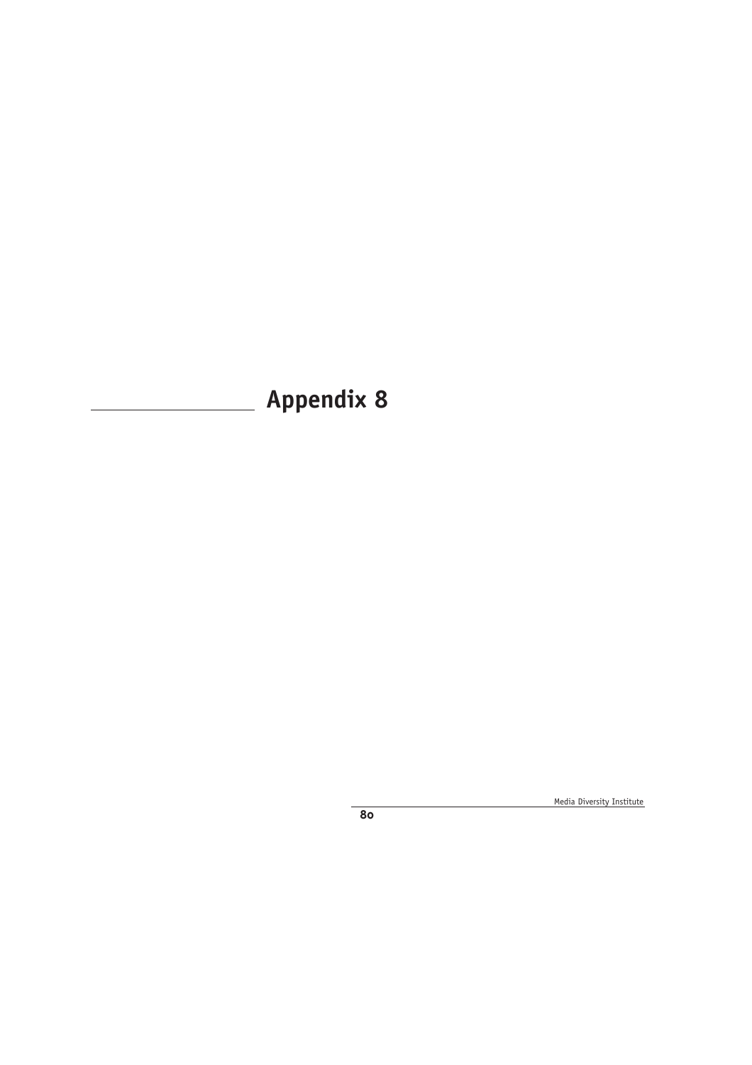# Appendix 8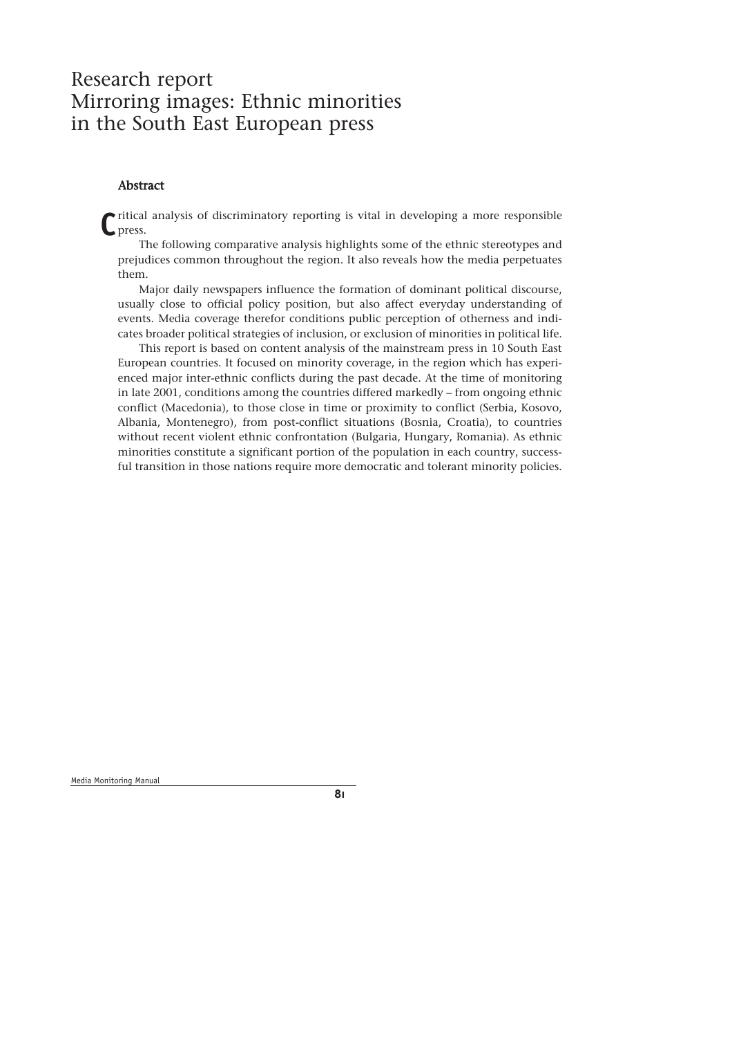# Research report
# Mirroring images: Ethnic minorities in the South East European press

## Abstract

Critical analysis of discriminatory reporting is vital in developing a more responsible press.

The following comparative analysis highlights some of the ethnic stereotypes and prejudices common throughout the region. It also reveals how the media perpetuates them.

Major daily newspapers influence the formation of dominant political discourse, usually close to official policy position, but also affect everyday understanding of events. Media coverage therefor conditions public perception of otherness and indicates broader political strategies of inclusion, or exclusion of minorities in political life.

This report is based on content analysis of the mainstream press in 10 South East European countries. It focused on minority coverage, in the region which has experienced major inter-ethnic conflicts during the past decade. At the time of monitoring in late 2001, conditions among the countries differed markedly – from ongoing ethnic conflict (Macedonia), to those close in time or proximity to conflict (Serbia, Kosovo, Albania, Montenegro), from post-conflict situations (Bosnia, Croatia), to countries without recent violent ethnic confrontation (Bulgaria, Hungary, Romania). As ethnic minorities constitute a significant portion of the population in each country, successful transition in those nations require more democratic and tolerant minority policies.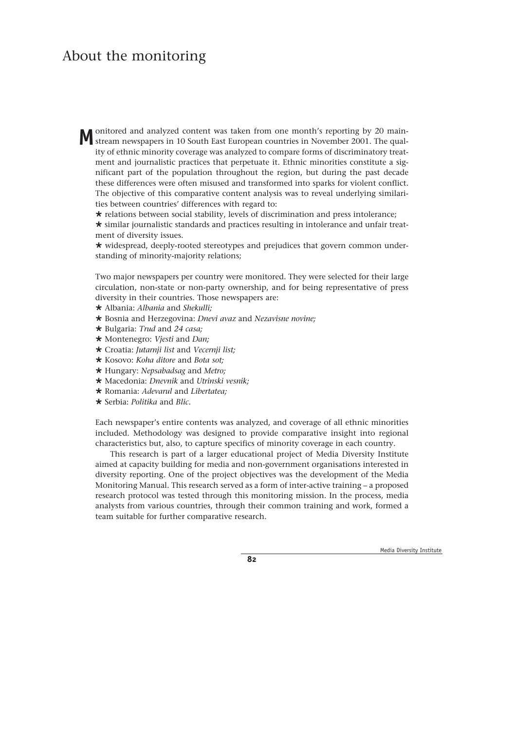# About the monitoring

Monitored and analyzed content was taken from one month's reporting by 20 mainstream newspapers in 10 South East European countries in November 2001. The quality of ethnic minority coverage was analyzed to compare forms of discriminatory treatment and journalistic practices that perpetuate it. Ethnic minorities constitute a significant part of the population throughout the region, but during the past decade these differences were often misused and transformed into sparks for violent conflict. The objective of this comparative content analysis was to reveal underlying similarities between countries' differences with regard to:

- relations between social stability, levels of discrimination and press intolerance;
- similar journalistic standards and practices resulting in intolerance and unfair treatment of diversity issues.
- widespread, deeply-rooted stereotypes and prejudices that govern common understanding of minority-majority relations;

Two major newspapers per country were monitored. They were selected for their large circulation, non-state or non-party ownership, and for being representative of press diversity in their countries. Those newspapers are:

- Albania: *Albania* and *Shekulli;*
- Bosnia and Herzegovina: *Dnevi avaz* and *Nezavisne novine;*
- Bulgaria: *Trud* and *24 casa;*
- Montenegro: *Vjesti* and *Dan;*
- Croatia: *Jutarnji list* and *Vecernji list;*
- Kosovo: *Koha ditore* and *Bota sot;*
- Hungary: *Nepsabadsag* and *Metro;*
- Macedonia: *Dnevnik* and *Utrinski vesnik;*
- Romania: *Adevarul* and *Libertatea;*
- Serbia: *Politika* and *Blic.*

Each newspaper's entire contents was analyzed, and coverage of all ethnic minorities included. Methodology was designed to provide comparative insight into regional characteristics but, also, to capture specifics of minority coverage in each country.

This research is part of a larger educational project of Media Diversity Institute aimed at capacity building for media and non-government organisations interested in diversity reporting. One of the project objectives was the development of the Media Monitoring Manual. This research served as a form of inter-active training – a proposed research protocol was tested through this monitoring mission. In the process, media analysts from various countries, through their common training and work, formed a team suitable for further comparative research.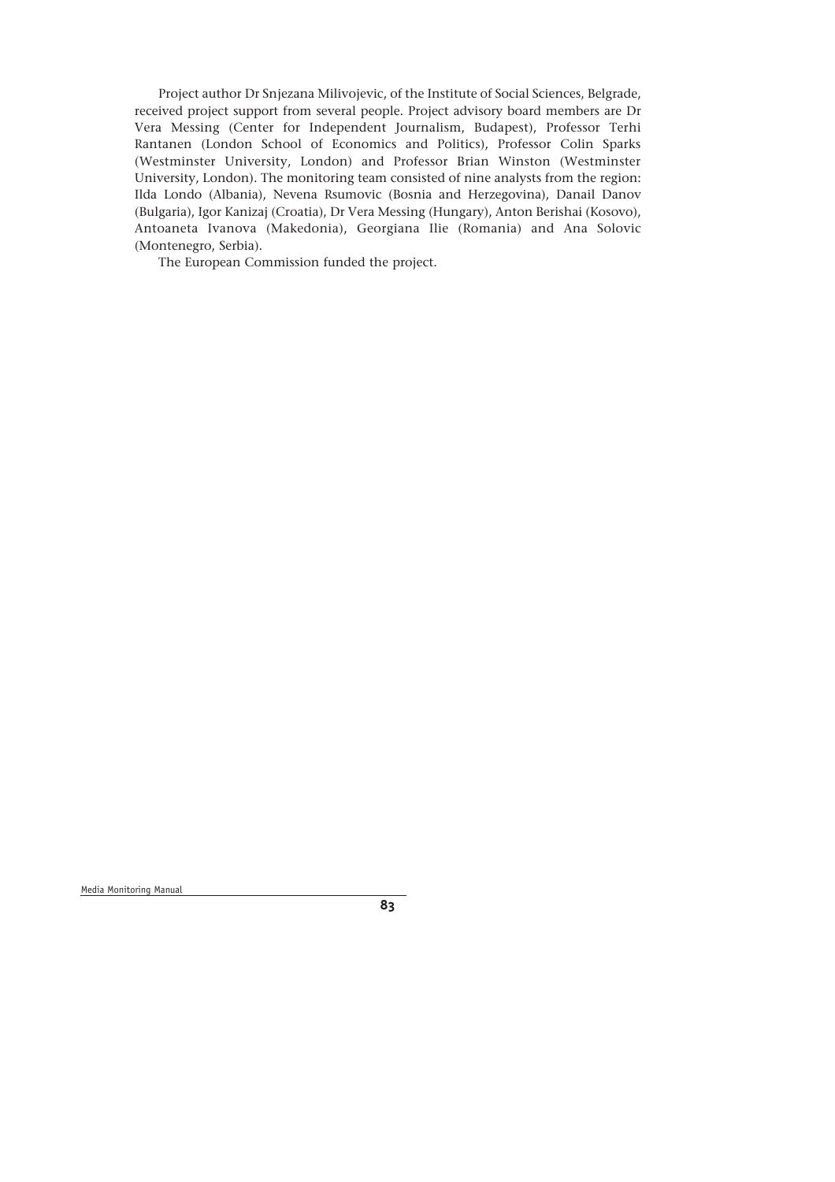Project author Dr Snjezana Milivojevic, of the Institute of Social Sciences, Belgrade, received project support from several people. Project advisory board members are Dr Vera Messing (Center for Independent Journalism, Budapest), Professor Terhi Rantanen (London School of Economics and Politics), Professor Colin Sparks (Westminster University, London) and Professor Brian Winston (Westminster University, London). The monitoring team consisted of nine analysts from the region: Ilda Londo (Albania), Nevena Rsumovic (Bosnia and Herzegovina), Danail Danov (Bulgaria), Igor Kanizaj (Croatia), Dr Vera Messing (Hungary), Anton Berishai (Kosovo), Antoaneta Ivanova (Makedonia), Georgiana Ilie (Romania) and Ana Solovic (Montenegro, Serbia).

The European Commission funded the project.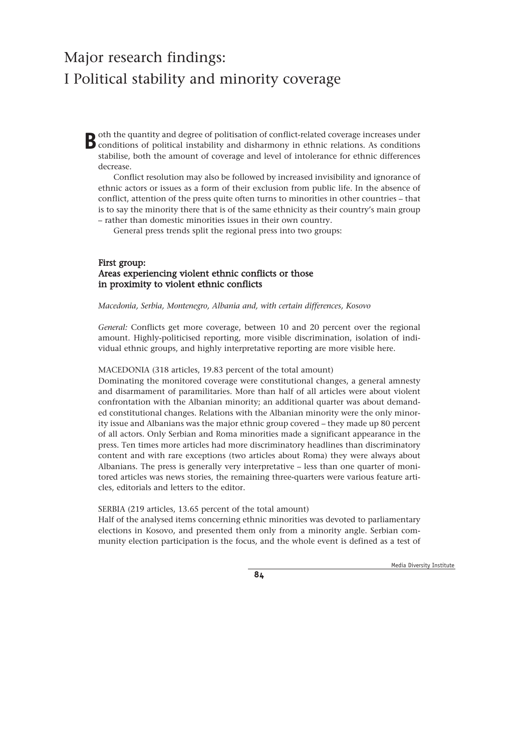# Major research findings:
# I Political stability and minority coverage

Both the quantity and degree of politisation of conflict-related coverage increases under conditions of political instability and disharmony in ethnic relations. As conditions stabilise, both the amount of coverage and level of intolerance for ethnic differences decrease.

Conflict resolution may also be followed by increased invisibility and ignorance of ethnic actors or issues as a form of their exclusion from public life. In the absence of conflict, attention of the press quite often turns to minorities in other countries – that is to say the minority there that is of the same ethnicity as their country's main group – rather than domestic minorities issues in their own country.

General press trends split the regional press into two groups:

### First group:
### Areas experiencing violent ethnic conflicts or those in proximity to violent ethnic conflicts

*Macedonia, Serbia, Montenegro, Albania and, with certain differences, Kosovo*

*General:* Conflicts get more coverage, between 10 and 20 percent over the regional amount. Highly-politicised reporting, more visible discrimination, isolation of individual ethnic groups, and highly interpretative reporting are more visible here.

MACEDONIA (318 articles, 19.83 percent of the total amount)
Dominating the monitored coverage were constitutional changes, a general amnesty and disarmament of paramilitaries. More than half of all articles were about violent confrontation with the Albanian minority; an additional quarter was about demanded constitutional changes. Relations with the Albanian minority were the only minority issue and Albanians was the major ethnic group covered – they made up 80 percent of all actors. Only Serbian and Roma minorities made a significant appearance in the press. Ten times more articles had more discriminatory headlines than discriminatory content and with rare exceptions (two articles about Roma) they were always about Albanians. The press is generally very interpretative – less than one quarter of monitored articles was news stories, the remaining three-quarters were various feature articles, editorials and letters to the editor.

SERBIA (219 articles, 13.65 percent of the total amount)
Half of the analysed items concerning ethnic minorities was devoted to parliamentary elections in Kosovo, and presented them only from a minority angle. Serbian community election participation is the focus, and the whole event is defined as a test of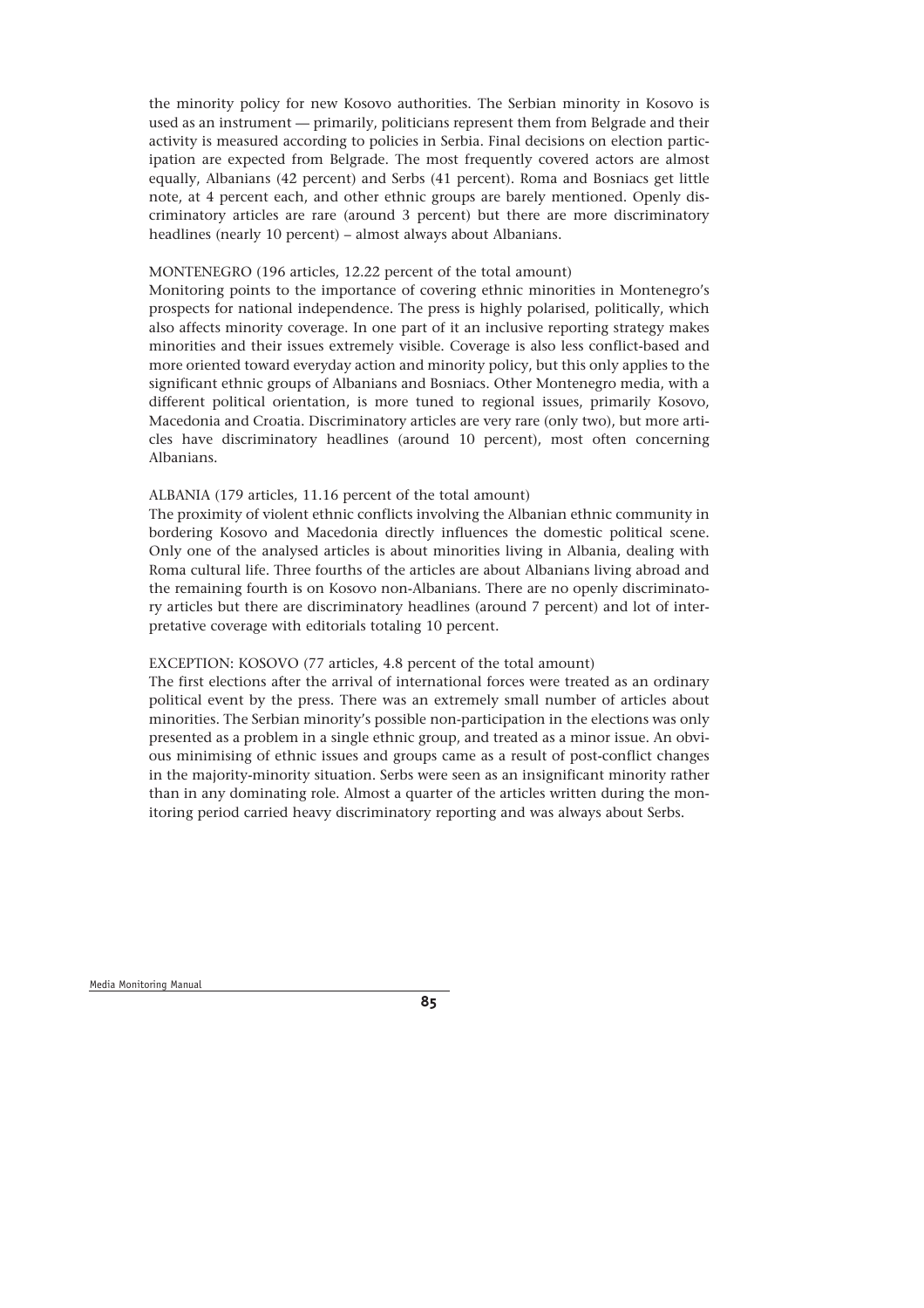the minority policy for new Kosovo authorities. The Serbian minority in Kosovo is used as an instrument — primarily, politicians represent them from Belgrade and their activity is measured according to policies in Serbia. Final decisions on election participation are expected from Belgrade. The most frequently covered actors are almost equally, Albanians (42 percent) and Serbs (41 percent). Roma and Bosniacs get little note, at 4 percent each, and other ethnic groups are barely mentioned. Openly discriminatory articles are rare (around 3 percent) but there are more discriminatory headlines (nearly 10 percent) – almost always about Albanians.

MONTENEGRO (196 articles, 12.22 percent of the total amount)
Monitoring points to the importance of covering ethnic minorities in Montenegro's prospects for national independence. The press is highly polarised, politically, which also affects minority coverage. In one part of it an inclusive reporting strategy makes minorities and their issues extremely visible. Coverage is also less conflict-based and more oriented toward everyday action and minority policy, but this only applies to the significant ethnic groups of Albanians and Bosniacs. Other Montenegro media, with a different political orientation, is more tuned to regional issues, primarily Kosovo, Macedonia and Croatia. Discriminatory articles are very rare (only two), but more articles have discriminatory headlines (around 10 percent), most often concerning Albanians.

ALBANIA (179 articles, 11.16 percent of the total amount)
The proximity of violent ethnic conflicts involving the Albanian ethnic community in bordering Kosovo and Macedonia directly influences the domestic political scene. Only one of the analysed articles is about minorities living in Albania, dealing with Roma cultural life. Three fourths of the articles are about Albanians living abroad and the remaining fourth is on Kosovo non-Albanians. There are no openly discriminatory articles but there are discriminatory headlines (around 7 percent) and lot of interpretative coverage with editorials totaling 10 percent.

EXCEPTION: KOSOVO (77 articles, 4.8 percent of the total amount)
The first elections after the arrival of international forces were treated as an ordinary political event by the press. There was an extremely small number of articles about minorities. The Serbian minority's possible non-participation in the elections was only presented as a problem in a single ethnic group, and treated as a minor issue. An obvious minimising of ethnic issues and groups came as a result of post-conflict changes in the majority-minority situation. Serbs were seen as an insignificant minority rather than in any dominating role. Almost a quarter of the articles written during the monitoring period carried heavy discriminatory reporting and was always about Serbs.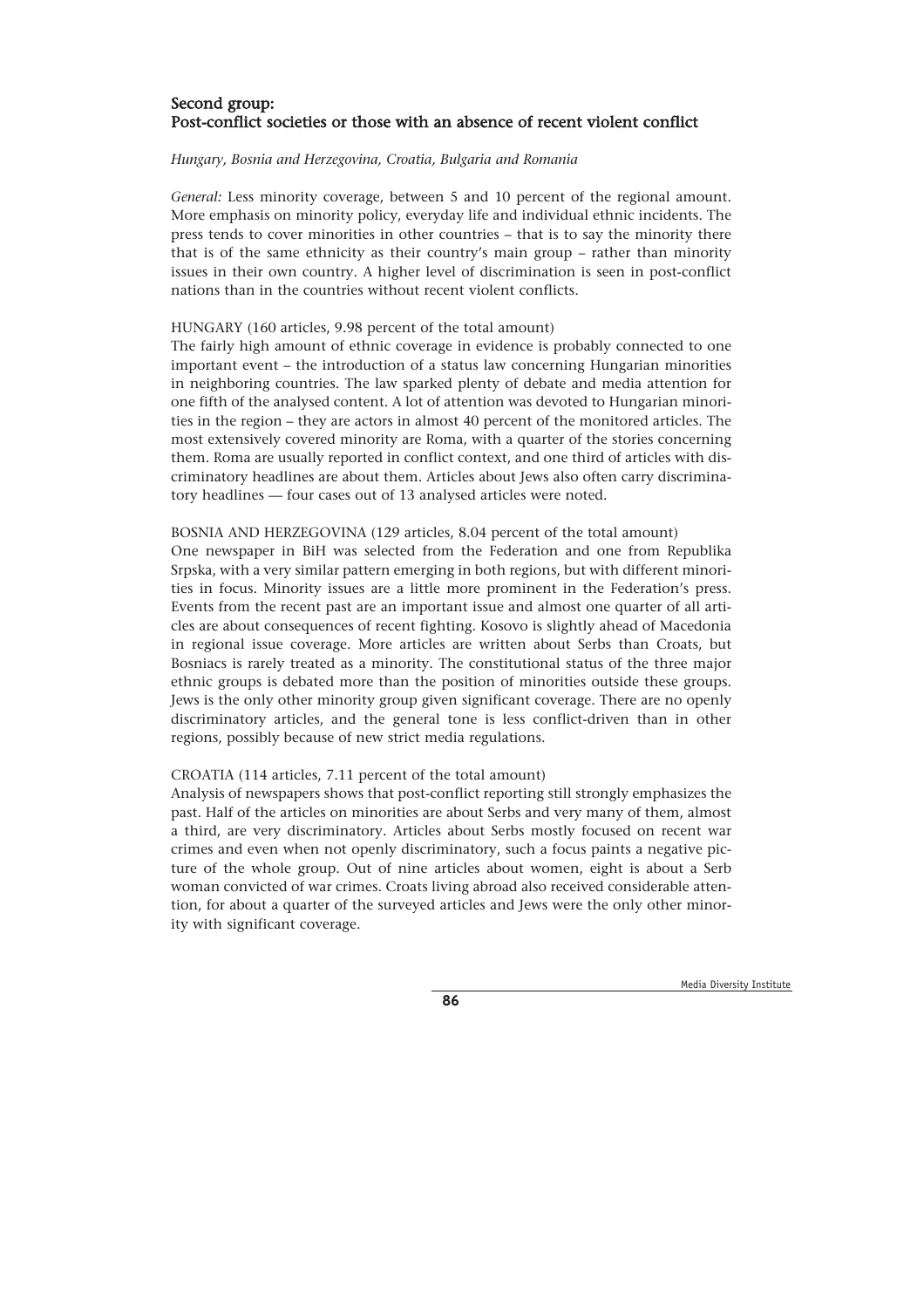## Second group: Post-conflict societies or those with an absence of recent violent conflict

*Hungary, Bosnia and Herzegovina, Croatia, Bulgaria and Romania*

*General:* Less minority coverage, between 5 and 10 percent of the regional amount. More emphasis on minority policy, everyday life and individual ethnic incidents. The press tends to cover minorities in other countries – that is to say the minority there that is of the same ethnicity as their country's main group – rather than minority issues in their own country. A higher level of discrimination is seen in post-conflict nations than in the countries without recent violent conflicts.

HUNGARY (160 articles, 9.98 percent of the total amount)

The fairly high amount of ethnic coverage in evidence is probably connected to one important event – the introduction of a status law concerning Hungarian minorities in neighboring countries. The law sparked plenty of debate and media attention for one fifth of the analysed content. A lot of attention was devoted to Hungarian minorities in the region – they are actors in almost 40 percent of the monitored articles. The most extensively covered minority are Roma, with a quarter of the stories concerning them. Roma are usually reported in conflict context, and one third of articles with discriminatory headlines are about them. Articles about Jews also often carry discriminatory headlines — four cases out of 13 analysed articles were noted.

BOSNIA AND HERZEGOVINA (129 articles, 8.04 percent of the total amount)

One newspaper in BiH was selected from the Federation and one from Republika Srpska, with a very similar pattern emerging in both regions, but with different minorities in focus. Minority issues are a little more prominent in the Federation's press. Events from the recent past are an important issue and almost one quarter of all articles are about consequences of recent fighting. Kosovo is slightly ahead of Macedonia in regional issue coverage. More articles are written about Serbs than Croats, but Bosniacs is rarely treated as a minority. The constitutional status of the three major ethnic groups is debated more than the position of minorities outside these groups. Jews is the only other minority group given significant coverage. There are no openly discriminatory articles, and the general tone is less conflict-driven than in other regions, possibly because of new strict media regulations.

CROATIA (114 articles, 7.11 percent of the total amount)

Analysis of newspapers shows that post-conflict reporting still strongly emphasizes the past. Half of the articles on minorities are about Serbs and very many of them, almost a third, are very discriminatory. Articles about Serbs mostly focused on recent war crimes and even when not openly discriminatory, such a focus paints a negative picture of the whole group. Out of nine articles about women, eight is about a Serb woman convicted of war crimes. Croats living abroad also received considerable attention, for about a quarter of the surveyed articles and Jews were the only other minority with significant coverage.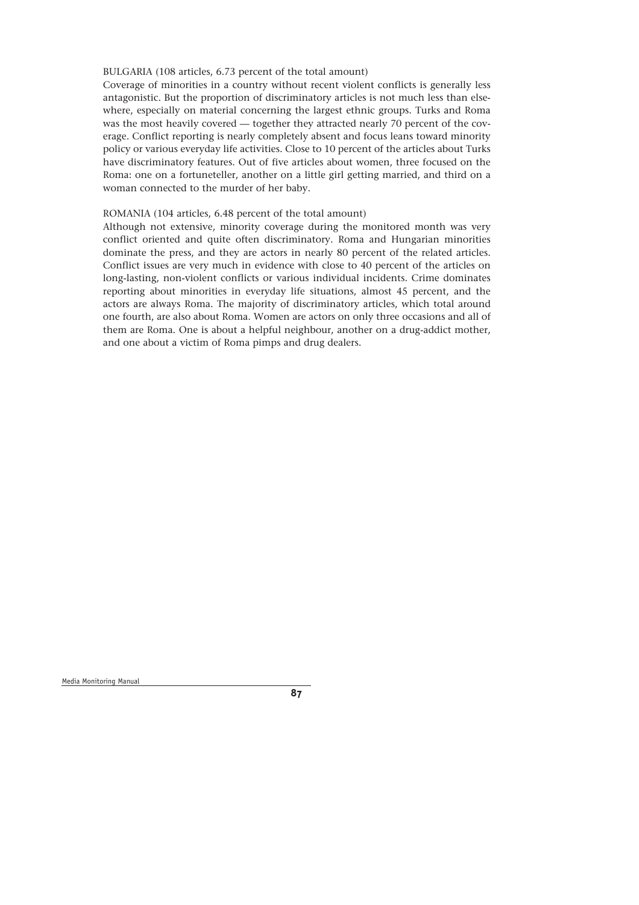BULGARIA (108 articles, 6.73 percent of the total amount)

Coverage of minorities in a country without recent violent conflicts is generally less antagonistic. But the proportion of discriminatory articles is not much less than elsewhere, especially on material concerning the largest ethnic groups. Turks and Roma was the most heavily covered — together they attracted nearly 70 percent of the coverage. Conflict reporting is nearly completely absent and focus leans toward minority policy or various everyday life activities. Close to 10 percent of the articles about Turks have discriminatory features. Out of five articles about women, three focused on the Roma: one on a fortuneteller, another on a little girl getting married, and third on a woman connected to the murder of her baby.

ROMANIA (104 articles, 6.48 percent of the total amount)

Although not extensive, minority coverage during the monitored month was very conflict oriented and quite often discriminatory. Roma and Hungarian minorities dominate the press, and they are actors in nearly 80 percent of the related articles. Conflict issues are very much in evidence with close to 40 percent of the articles on long-lasting, non-violent conflicts or various individual incidents. Crime dominates reporting about minorities in everyday life situations, almost 45 percent, and the actors are always Roma. The majority of discriminatory articles, which total around one fourth, are also about Roma. Women are actors on only three occasions and all of them are Roma. One is about a helpful neighbour, another on a drug-addict mother, and one about a victim of Roma pimps and drug dealers.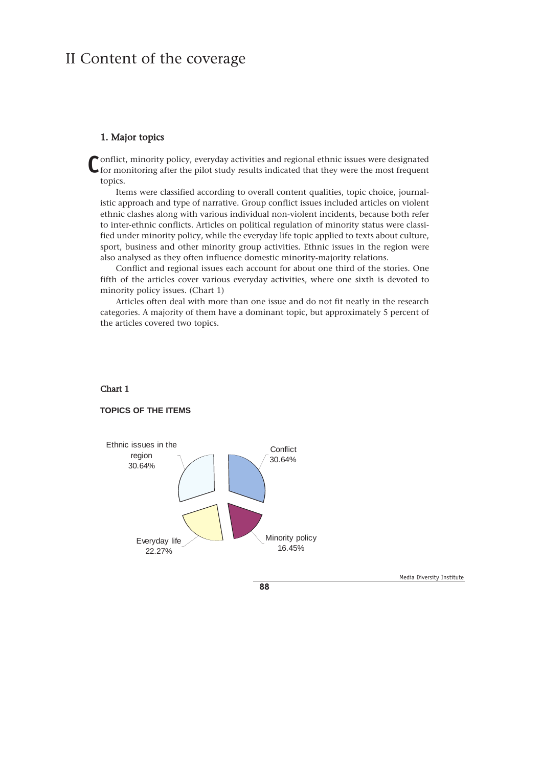# II Content of the coverage

## 1. Major topics

Conflict, minority policy, everyday activities and regional ethnic issues were designated for monitoring after the pilot study results indicated that they were the most frequent topics.

Items were classified according to overall content qualities, topic choice, journalistic approach and type of narrative. Group conflict issues included articles on violent ethnic clashes along with various individual non-violent incidents, because both refer to inter-ethnic conflicts. Articles on political regulation of minority status were classified under minority policy, while the everyday life topic applied to texts about culture, sport, business and other minority group activities. Ethnic issues in the region were also analysed as they often influence domestic minority-majority relations.

Conflict and regional issues each account for about one third of the stories. One fifth of the articles cover various everyday activities, where one sixth is devoted to minority policy issues. (Chart 1)

Articles often deal with more than one issue and do not fit neatly in the research categories. A majority of them have a dominant topic, but approximately 5 percent of the articles covered two topics.

**Chart 1**

**TOPICS OF THE ITEMS**

| Topic | Share |
| --- | --- |
| Conflict | 30.64% |
| Ethnic issues in the region | 30.64% |
| Everyday life | 22.27% |
| Minority policy | 16.45% |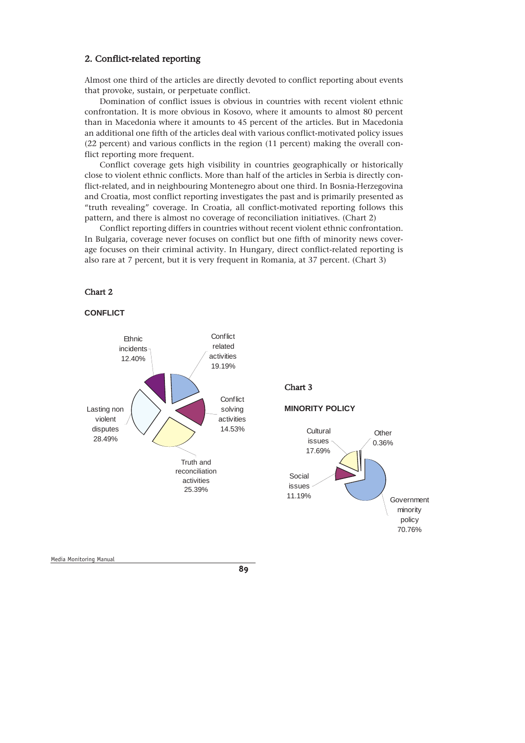## 2. Conflict-related reporting

Almost one third of the articles are directly devoted to conflict reporting about events that provoke, sustain, or perpetuate conflict.

Domination of conflict issues is obvious in countries with recent violent ethnic confrontation. It is more obvious in Kosovo, where it amounts to almost 80 percent than in Macedonia where it amounts to 45 percent of the articles. But in Macedonia an additional one fifth of the articles deal with various conflict-motivated policy issues (22 percent) and various conflicts in the region (11 percent) making the overall conflict reporting more frequent.

Conflict coverage gets high visibility in countries geographically or historically close to violent ethnic conflicts. More than half of the articles in Serbia is directly conflict-related, and in neighbouring Montenegro about one third. In Bosnia-Herzegovina and Croatia, most conflict reporting investigates the past and is primarily presented as "truth revealing" coverage. In Croatia, all conflict-motivated reporting follows this pattern, and there is almost no coverage of reconciliation initiatives. (Chart 2)

Conflict reporting differs in countries without recent violent ethnic confrontation. In Bulgaria, coverage never focuses on conflict but one fifth of minority news coverage focuses on their criminal activity. In Hungary, direct conflict-related reporting is also rare at 7 percent, but it is very frequent in Romania, at 37 percent. (Chart 3)

### Chart 2

**CONFLICT**

| Category | Share |
| --- | --- |
| Conflict related activities | 19.19% |
| Conflict solving activities | 14.53% |
| Truth and reconciliation activities | 25.39% |
| Lasting non violent disputes | 28.49% |
| Ethnic incidents | 12.40% |

### Chart 3

**MINORITY POLICY**

| Category | Share |
| --- | --- |
| Government minority policy | 70.76% |
| Social issues | 11.19% |
| Cultural issues | 17.69% |
| Other | 0.36% |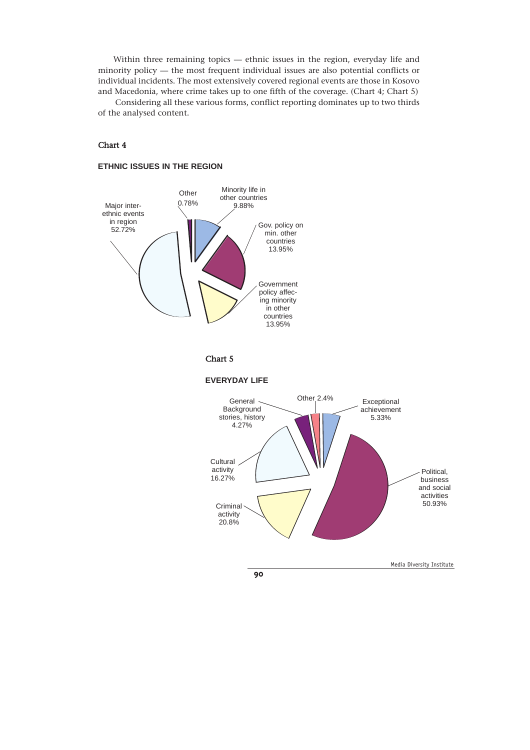Within three remaining topics — ethnic issues in the region, everyday life and minority policy — the most frequent individual issues are also potential conflicts or individual incidents. The most extensively covered regional events are those in Kosovo and Macedonia, where crime takes up to one fifth of the coverage. (Chart 4; Chart 5)

Considering all these various forms, conflict reporting dominates up to two thirds of the analysed content.

## Chart 4

### ETHNIC ISSUES IN THE REGION

| Category | Share |
|---|---|
| Major inter-ethnic events in region | 52.72% |
| Other | 0.78% |
| Minority life in other countries | 9.88% |
| Gov. policy on min. other countries | 13.95% |
| Government policy affecing minority in other countries | 13.95% |

## Chart 5

### EVERYDAY LIFE

| Category | Share |
|---|---|
| General Background stories, history | 4.27% |
| Other | 2.4% |
| Exceptional achievement | 5.33% |
| Political, business and social activities | 50.93% |
| Cultural activity | 16.27% |
| Criminal activity | 20.8% |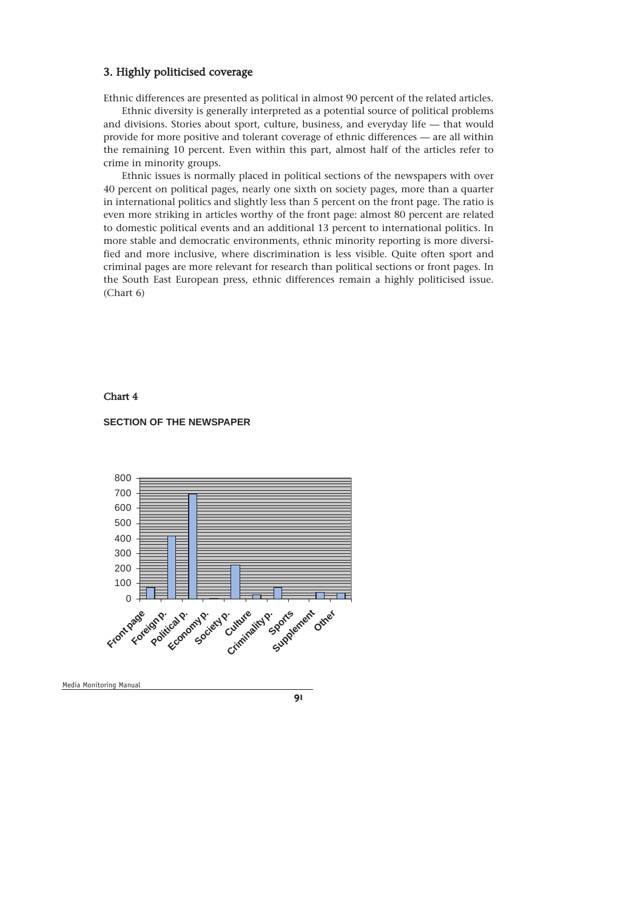## 3. Highly politicised coverage

Ethnic differences are presented as political in almost 90 percent of the related articles.

Ethnic diversity is generally interpreted as a potential source of political problems and divisions. Stories about sport, culture, business, and everyday life — that would provide for more positive and tolerant coverage of ethnic differences — are all within the remaining 10 percent. Even within this part, almost half of the articles refer to crime in minority groups.

Ethnic issues is normally placed in political sections of the newspapers with over 40 percent on political pages, nearly one sixth on society pages, more than a quarter in international politics and slightly less than 5 percent on the front page. The ratio is even more striking in articles worthy of the front page: almost 80 percent are related to domestic political events and an additional 13 percent to international politics. In more stable and democratic environments, ethnic minority reporting is more diversified and more inclusive, where discrimination is less visible. Quite often sport and criminal pages are more relevant for research than political sections or front pages. In the South East European press, ethnic differences remain a highly politicised issue. (Chart 6)

### Chart 4

**SECTION OF THE NEWSPAPER**

| Section | Approx. value |
|---|---|
| Front page | 75 |
| Foreign p. | 420 |
| Political p. | 695 |
| Economy p. | 2 |
| Society p. | 225 |
| Culture | 25 |
| Criminality p. | 75 |
| Sports | 0 |
| Supplement | 40 |
| Other | 35 |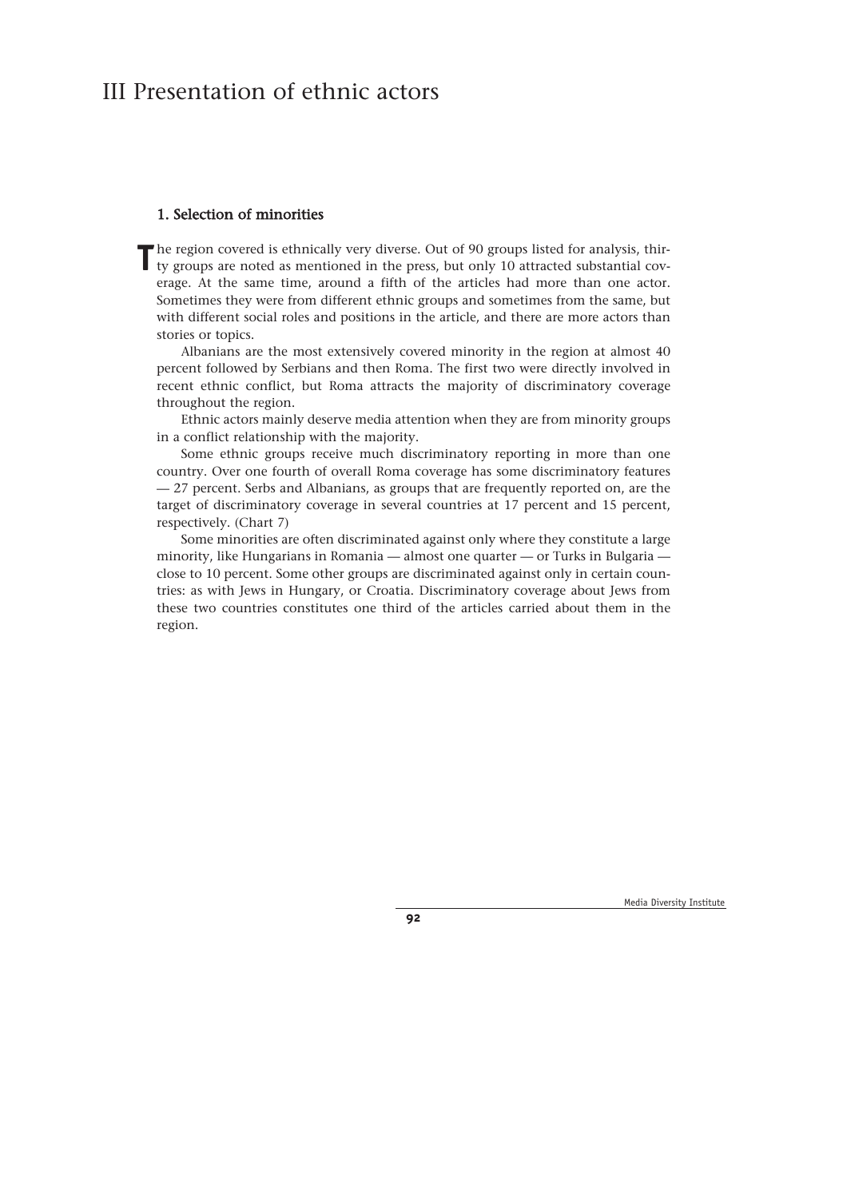# III Presentation of ethnic actors

## 1. Selection of minorities

The region covered is ethnically very diverse. Out of 90 groups listed for analysis, thirty groups are noted as mentioned in the press, but only 10 attracted substantial coverage. At the same time, around a fifth of the articles had more than one actor. Sometimes they were from different ethnic groups and sometimes from the same, but with different social roles and positions in the article, and there are more actors than stories or topics.

Albanians are the most extensively covered minority in the region at almost 40 percent followed by Serbians and then Roma. The first two were directly involved in recent ethnic conflict, but Roma attracts the majority of discriminatory coverage throughout the region.

Ethnic actors mainly deserve media attention when they are from minority groups in a conflict relationship with the majority.

Some ethnic groups receive much discriminatory reporting in more than one country. Over one fourth of overall Roma coverage has some discriminatory features — 27 percent. Serbs and Albanians, as groups that are frequently reported on, are the target of discriminatory coverage in several countries at 17 percent and 15 percent, respectively. (Chart 7)

Some minorities are often discriminated against only where they constitute a large minority, like Hungarians in Romania — almost one quarter — or Turks in Bulgaria — close to 10 percent. Some other groups are discriminated against only in certain countries: as with Jews in Hungary, or Croatia. Discriminatory coverage about Jews from these two countries constitutes one third of the articles carried about them in the region.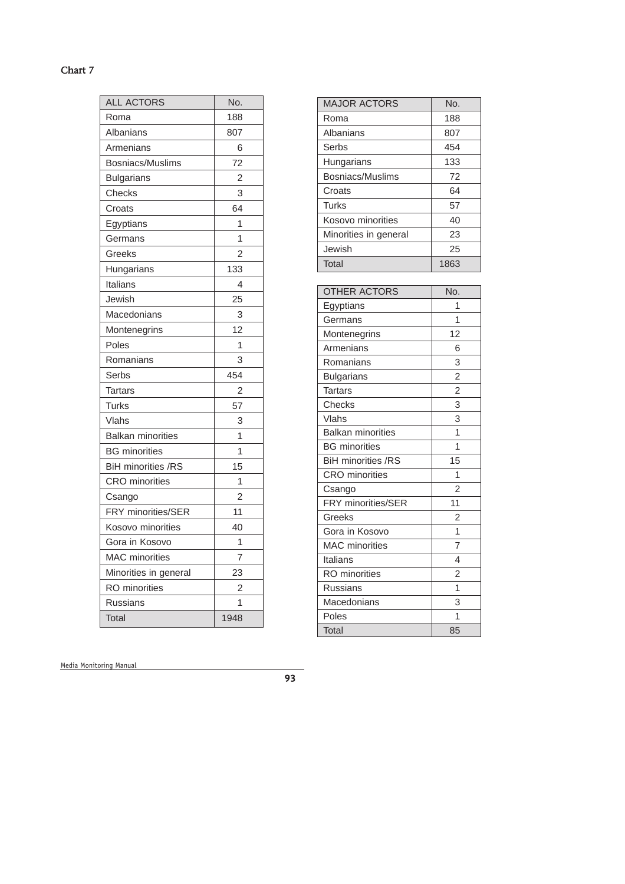Chart 7

| ALL ACTORS | No. |
|---|---|
| Roma | 188 |
| Albanians | 807 |
| Armenians | 6 |
| Bosniacs/Muslims | 72 |
| Bulgarians | 2 |
| Checks | 3 |
| Croats | 64 |
| Egyptians | 1 |
| Germans | 1 |
| Greeks | 2 |
| Hungarians | 133 |
| Italians | 4 |
| Jewish | 25 |
| Macedonians | 3 |
| Montenegrins | 12 |
| Poles | 1 |
| Romanians | 3 |
| Serbs | 454 |
| Tartars | 2 |
| Turks | 57 |
| Vlahs | 3 |
| Balkan minorities | 1 |
| BG minorities | 1 |
| BiH minorities /RS | 15 |
| CRO minorities | 1 |
| Csango | 2 |
| FRY minorities/SER | 11 |
| Kosovo minorities | 40 |
| Gora in Kosovo | 1 |
| MAC minorities | 7 |
| Minorities in general | 23 |
| RO minorities | 2 |
| Russians | 1 |
| Total | 1948 |

| MAJOR ACTORS | No. |
|---|---|
| Roma | 188 |
| Albanians | 807 |
| Serbs | 454 |
| Hungarians | 133 |
| Bosniacs/Muslims | 72 |
| Croats | 64 |
| Turks | 57 |
| Kosovo minorities | 40 |
| Minorities in general | 23 |
| Jewish | 25 |
| Total | 1863 |

| OTHER ACTORS | No. |
|---|---|
| Egyptians | 1 |
| Germans | 1 |
| Montenegrins | 12 |
| Armenians | 6 |
| Romanians | 3 |
| Bulgarians | 2 |
| Tartars | 2 |
| Checks | 3 |
| Vlahs | 3 |
| Balkan minorities | 1 |
| BG minorities | 1 |
| BiH minorities /RS | 15 |
| CRO minorities | 1 |
| Csango | 2 |
| FRY minorities/SER | 11 |
| Greeks | 2 |
| Gora in Kosovo | 1 |
| MAC minorities | 7 |
| Italians | 4 |
| RO minorities | 2 |
| Russians | 1 |
| Macedonians | 3 |
| Poles | 1 |
| Total | 85 |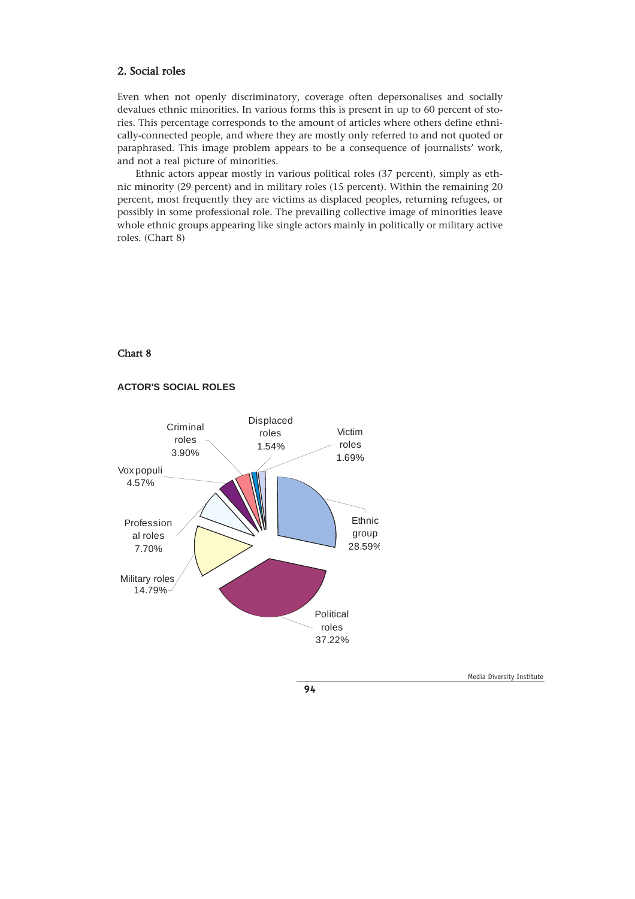## 2. Social roles

Even when not openly discriminatory, coverage often depersonalises and socially devalues ethnic minorities. In various forms this is present in up to 60 percent of stories. This percentage corresponds to the amount of articles where others define ethnically-connected people, and where they are mostly only referred to and not quoted or paraphrased. This image problem appears to be a consequence of journalists' work, and not a real picture of minorities.

Ethnic actors appear mostly in various political roles (37 percent), simply as ethnic minority (29 percent) and in military roles (15 percent). Within the remaining 20 percent, most frequently they are victims as displaced peoples, returning refugees, or possibly in some professional role. The prevailing collective image of minorities leave whole ethnic groups appearing like single actors mainly in politically or military active roles. (Chart 8)

### Chart 8

**ACTOR'S SOCIAL ROLES**

| Role | Percentage |
|---|---|
| Political roles | 37.22% |
| Ethnic group | 28.59% |
| Military roles | 14.79% |
| Professional roles | 7.70% |
| Vox populi | 4.57% |
| Criminal roles | 3.90% |
| Victim roles | 1.69% |
| Displaced roles | 1.54% |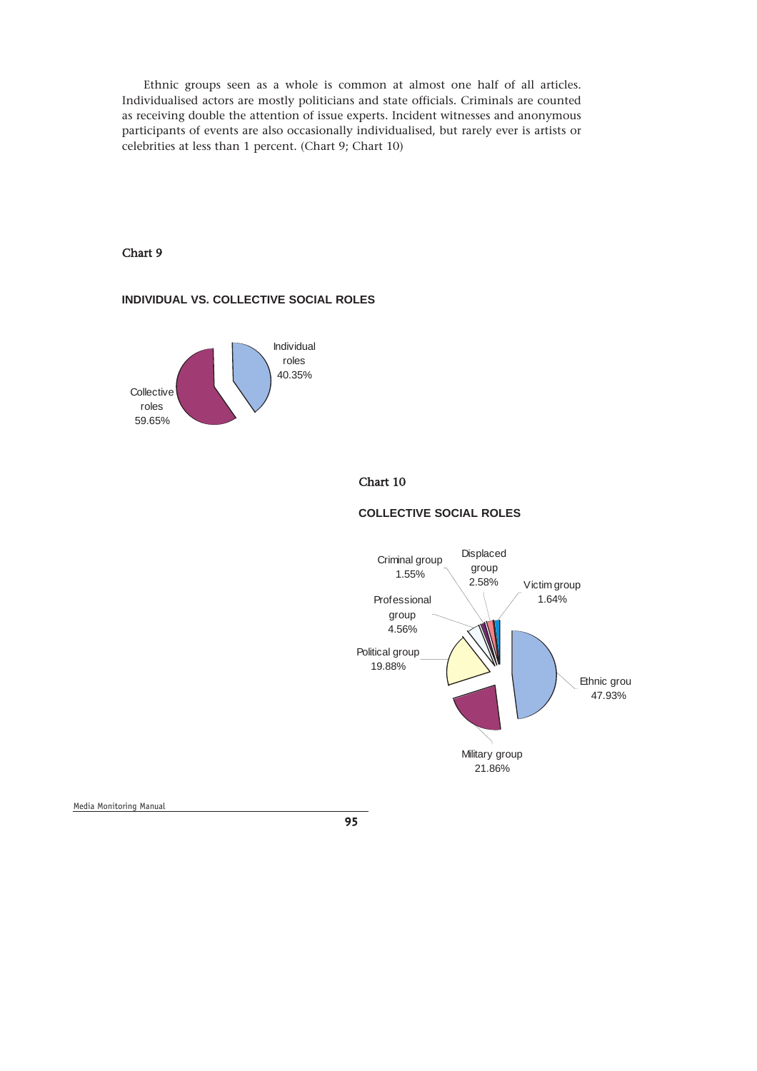Ethnic groups seen as a whole is common at almost one half of all articles. Individualised actors are mostly politicians and state officials. Criminals are counted as receiving double the attention of issue experts. Incident witnesses and anonymous participants of events are also occasionally individualised, but rarely ever is artists or celebrities at less than 1 percent. (Chart 9; Chart 10)

Chart 9

**INDIVIDUAL VS. COLLECTIVE SOCIAL ROLES**

Individual roles 40.35%

Collective roles 59.65%

Chart 10

**COLLECTIVE SOCIAL ROLES**

Criminal group 1.55%

Displaced group 2.58%

Victim group 1.64%

Professional group 4.56%

Political group 19.88%

Ethnic grou 47.93%

Military group 21.86%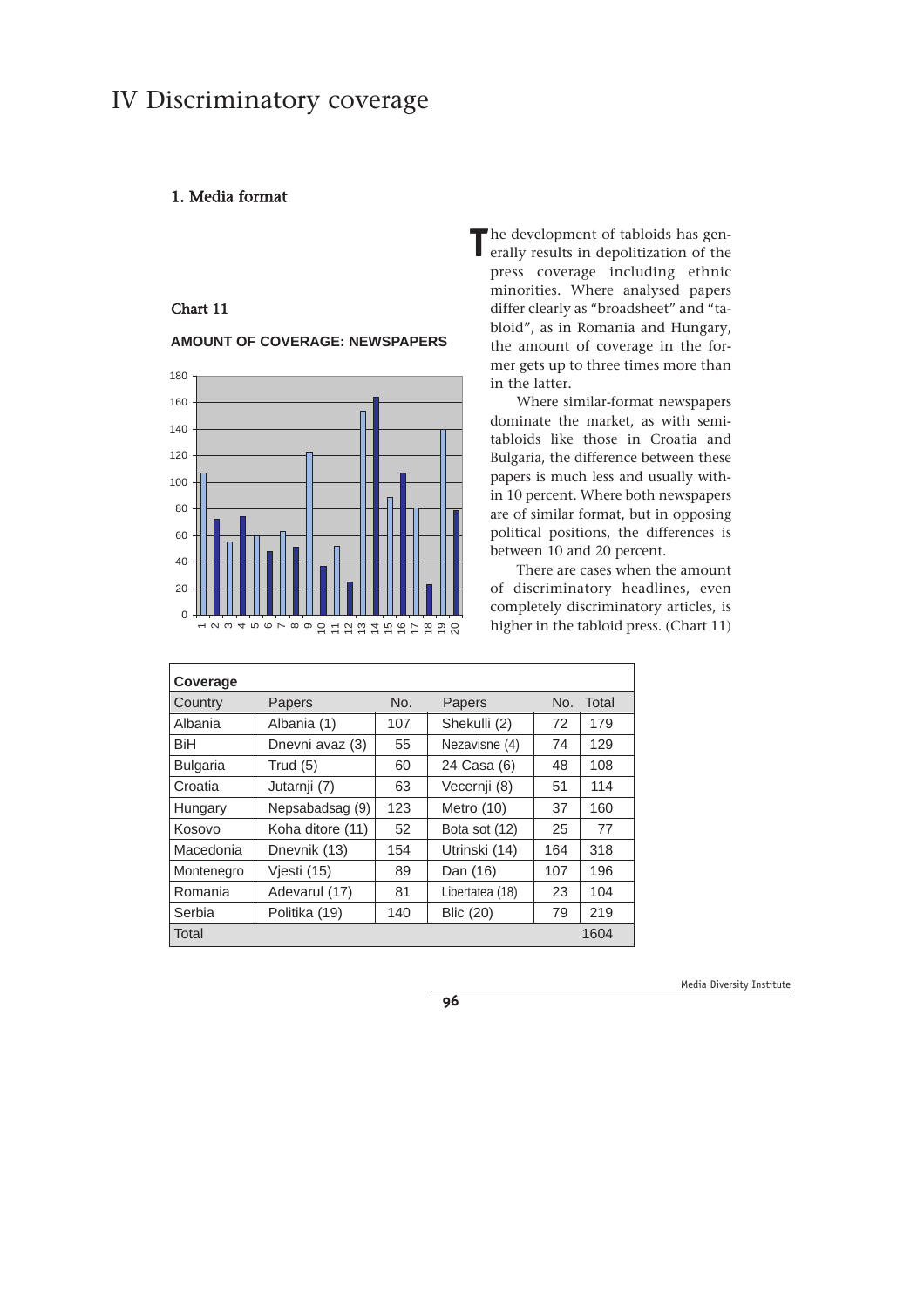# IV Discriminatory coverage

## 1. Media format

The development of tabloids has generally results in depolitization of the press coverage including ethnic minorities. Where analysed papers differ clearly as "broadsheet" and "tabloid", as in Romania and Hungary, the amount of coverage in the former gets up to three times more than in the latter.

Where similar-format newspapers dominate the market, as with semi-tabloids like those in Croatia and Bulgaria, the difference between these papers is much less and usually within 10 percent. Where both newspapers are of similar format, but in opposing political positions, the differences is between 10 and 20 percent.

There are cases when the amount of discriminatory headlines, even completely discriminatory articles, is higher in the tabloid press. (Chart 11)

### Chart 11

**AMOUNT OF COVERAGE: NEWSPAPERS**

| Coverage | | | | | |
|---|---|---|---|---|---|
| Country | Papers | No. | Papers | No. | Total |
| Albania | Albania (1) | 107 | Shekulli (2) | 72 | 179 |
| BiH | Dnevni avaz (3) | 55 | Nezavisne (4) | 74 | 129 |
| Bulgaria | Trud (5) | 60 | 24 Casa (6) | 48 | 108 |
| Croatia | Jutarnji (7) | 63 | Vecernji (8) | 51 | 114 |
| Hungary | Nepsabadsag (9) | 123 | Metro (10) | 37 | 160 |
| Kosovo | Koha ditore (11) | 52 | Bota sot (12) | 25 | 77 |
| Macedonia | Dnevnik (13) | 154 | Utrinski (14) | 164 | 318 |
| Montenegro | Vjesti (15) | 89 | Dan (16) | 107 | 196 |
| Romania | Adevarul (17) | 81 | Libertatea (18) | 23 | 104 |
| Serbia | Politika (19) | 140 | Blic (20) | 79 | 219 |
| Total | | | | | 1604 |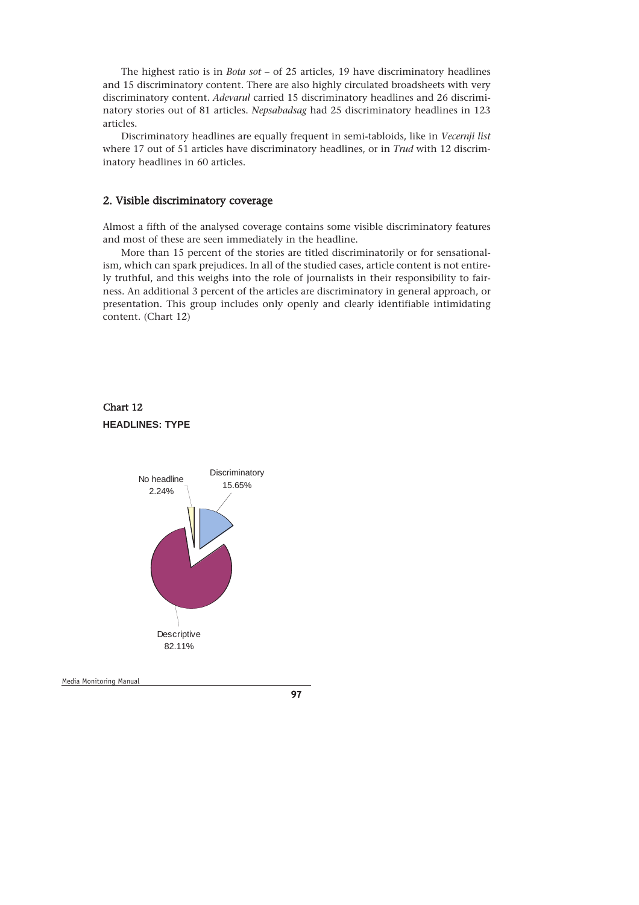The highest ratio is in *Bota sot* – of 25 articles, 19 have discriminatory headlines and 15 discriminatory content. There are also highly circulated broadsheets with very discriminatory content. *Adevarul* carried 15 discriminatory headlines and 26 discriminatory stories out of 81 articles. *Nepsabadsag* had 25 discriminatory headlines in 123 articles.

Discriminatory headlines are equally frequent in semi-tabloids, like in *Vecernji list* where 17 out of 51 articles have discriminatory headlines, or in *Trud* with 12 discriminatory headlines in 60 articles.

## 2. Visible discriminatory coverage

Almost a fifth of the analysed coverage contains some visible discriminatory features and most of these are seen immediately in the headline.

More than 15 percent of the stories are titled discriminatorily or for sensationalism, which can spark prejudices. In all of the studied cases, article content is not entirely truthful, and this weighs into the role of journalists in their responsibility to fairness. An additional 3 percent of the articles are discriminatory in general approach, or presentation. This group includes only openly and clearly identifiable intimidating content. (Chart 12)

### Chart 12

**HEADLINES: TYPE**

No headline 2.24%

Discriminatory 15.65%

Descriptive 82.11%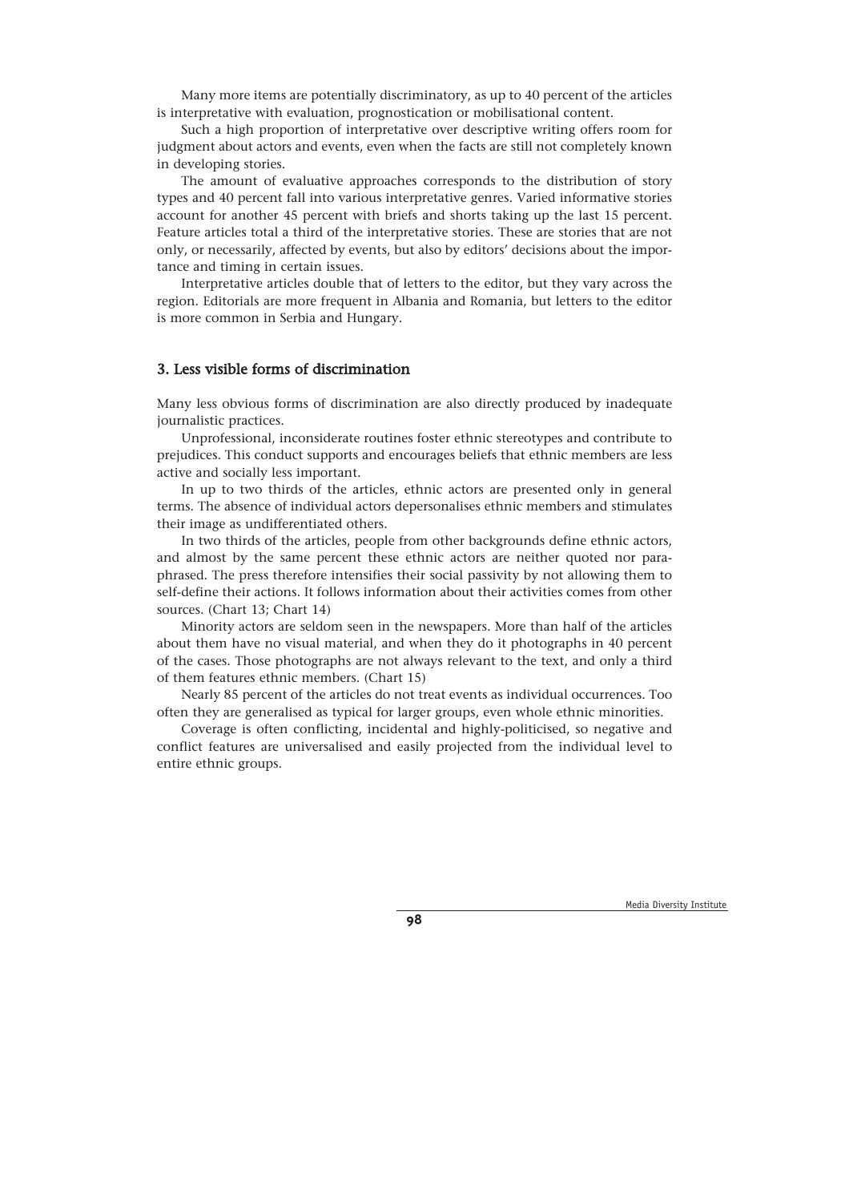Many more items are potentially discriminatory, as up to 40 percent of the articles is interpretative with evaluation, prognostication or mobilisational content.

Such a high proportion of interpretative over descriptive writing offers room for judgment about actors and events, even when the facts are still not completely known in developing stories.

The amount of evaluative approaches corresponds to the distribution of story types and 40 percent fall into various interpretative genres. Varied informative stories account for another 45 percent with briefs and shorts taking up the last 15 percent. Feature articles total a third of the interpretative stories. These are stories that are not only, or necessarily, affected by events, but also by editors' decisions about the importance and timing in certain issues.

Interpretative articles double that of letters to the editor, but they vary across the region. Editorials are more frequent in Albania and Romania, but letters to the editor is more common in Serbia and Hungary.

### 3. Less visible forms of discrimination

Many less obvious forms of discrimination are also directly produced by inadequate journalistic practices.

Unprofessional, inconsiderate routines foster ethnic stereotypes and contribute to prejudices. This conduct supports and encourages beliefs that ethnic members are less active and socially less important.

In up to two thirds of the articles, ethnic actors are presented only in general terms. The absence of individual actors depersonalises ethnic members and stimulates their image as undifferentiated others.

In two thirds of the articles, people from other backgrounds define ethnic actors, and almost by the same percent these ethnic actors are neither quoted nor paraphrased. The press therefore intensifies their social passivity by not allowing them to self-define their actions. It follows information about their activities comes from other sources. (Chart 13; Chart 14)

Minority actors are seldom seen in the newspapers. More than half of the articles about them have no visual material, and when they do it photographs in 40 percent of the cases. Those photographs are not always relevant to the text, and only a third of them features ethnic members. (Chart 15)

Nearly 85 percent of the articles do not treat events as individual occurrences. Too often they are generalised as typical for larger groups, even whole ethnic minorities.

Coverage is often conflicting, incidental and highly-politicised, so negative and conflict features are universalised and easily projected from the individual level to entire ethnic groups.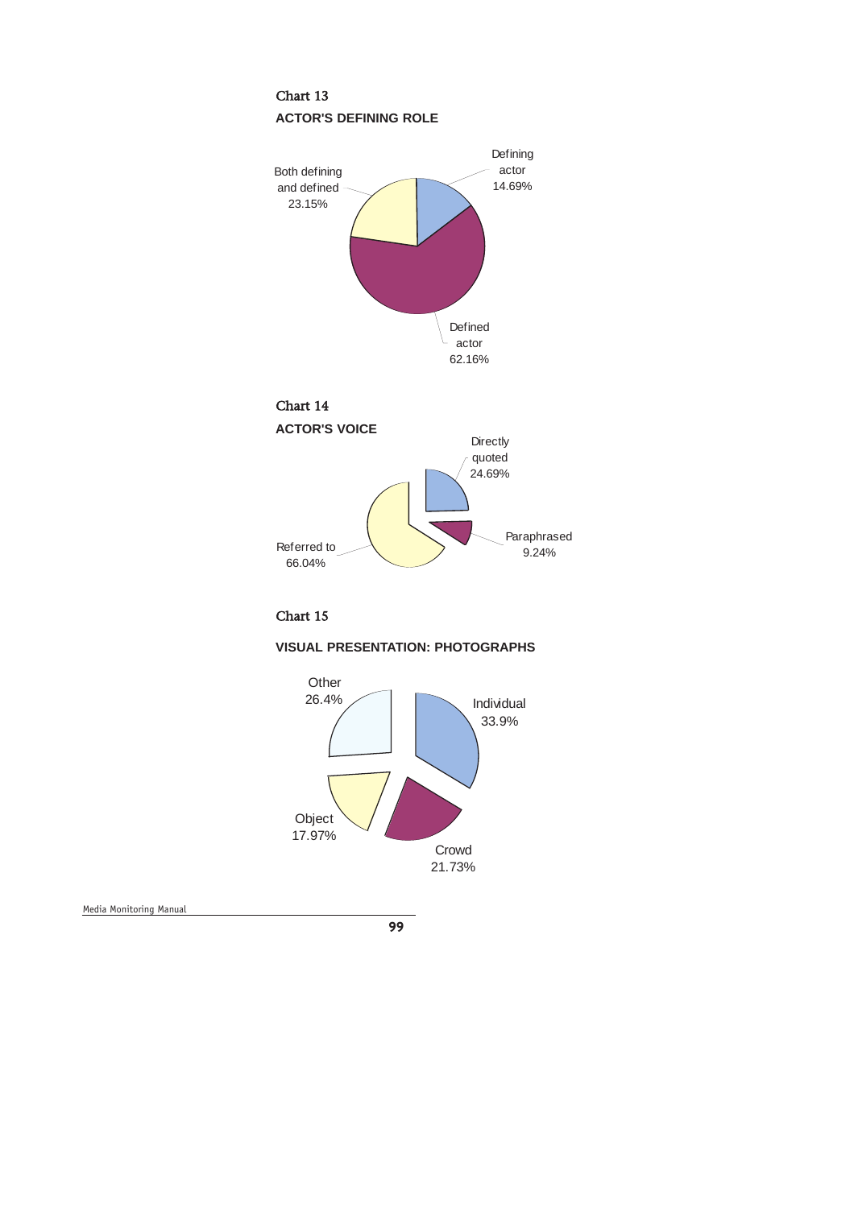Chart 13

**ACTOR'S DEFINING ROLE**

Defining actor 14.69%

Both defining and defined 23.15%

Defined actor 62.16%

Chart 14

**ACTOR'S VOICE**

Directly quoted 24.69%

Paraphrased 9.24%

Referred to 66.04%

Chart 15

**VISUAL PRESENTATION: PHOTOGRAPHS**

Other 26.4%

Individual 33.9%

Object 17.97%

Crowd 21.73%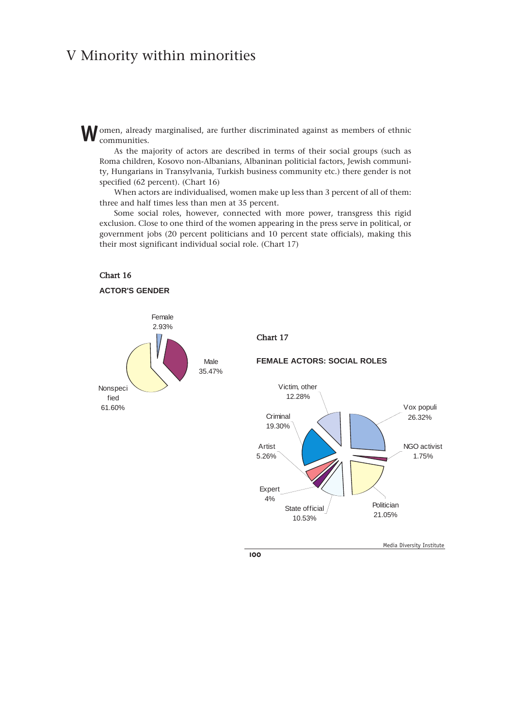# V Minority within minorities

Women, already marginalised, are further discriminated against as members of ethnic communities.

As the majority of actors are described in terms of their social groups (such as Roma children, Kosovo non-Albanians, Albaninan politicial factors, Jewish community, Hungarians in Transylvania, Turkish business community etc.) there gender is not specified (62 percent). (Chart 16)

When actors are individualised, women make up less than 3 percent of all of them: three and half times less than men at 35 percent.

Some social roles, however, connected with more power, transgress this rigid exclusion. Close to one third of the women appearing in the press serve in political, or government jobs (20 percent politicians and 10 percent state officials), making this their most significant individual social role. (Chart 17)

**Chart 16**

**ACTOR'S GENDER**

Female 2.93%

Male 35.47%

Nonspecified 61.60%

**Chart 17**

**FEMALE ACTORS: SOCIAL ROLES**

Victim, other 12.28%

Vox populi 26.32%

Criminal 19.30%

NGO activist 1.75%

Artist 5.26%

Expert 4%

State official 10.53%

Politician 21.05%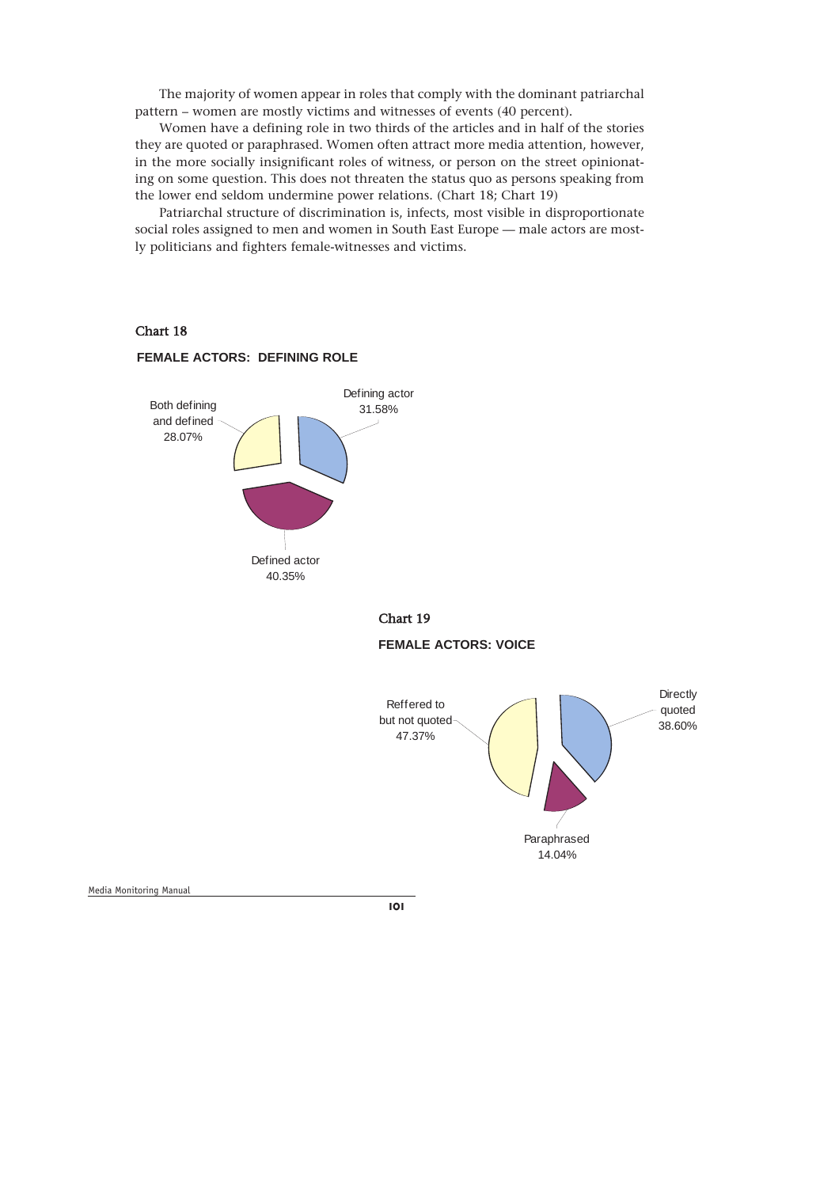The majority of women appear in roles that comply with the dominant patriarchal pattern – women are mostly victims and witnesses of events (40 percent).

Women have a defining role in two thirds of the articles and in half of the stories they are quoted or paraphrased. Women often attract more media attention, however, in the more socially insignificant roles of witness, or person on the street opinionating on some question. This does not threaten the status quo as persons speaking from the lower end seldom undermine power relations. (Chart 18; Chart 19)

Patriarchal structure of discrimination is, infects, most visible in disproportionate social roles assigned to men and women in South East Europe — male actors are mostly politicians and fighters female-witnesses and victims.

Chart 18

**FEMALE ACTORS: DEFINING ROLE**

| Role | Percentage |
|---|---|
| Defining actor | 31.58% |
| Defined actor | 40.35% |
| Both defining and defined | 28.07% |

Chart 19

**FEMALE ACTORS: VOICE**

| Voice | Percentage |
|---|---|
| Directly quoted | 38.60% |
| Paraphrased | 14.04% |
| Reffered to but not quoted | 47.37% |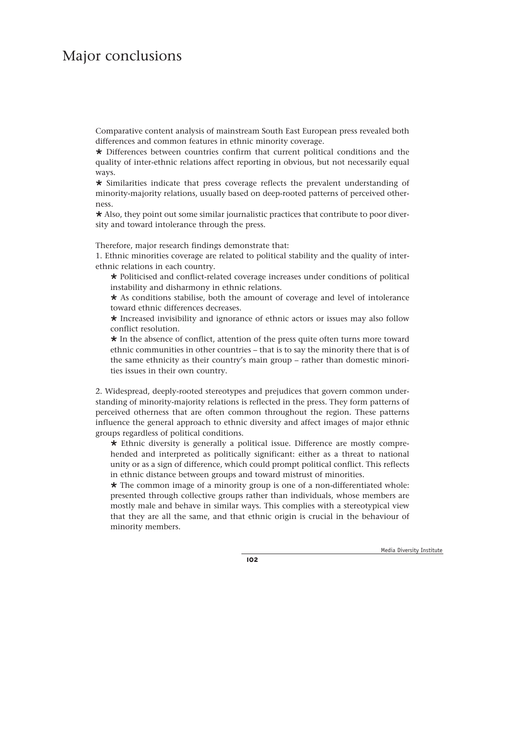# Major conclusions

Comparative content analysis of mainstream South East European press revealed both differences and common features in ethnic minority coverage.

★ Differences between countries confirm that current political conditions and the quality of inter-ethnic relations affect reporting in obvious, but not necessarily equal ways.

★ Similarities indicate that press coverage reflects the prevalent understanding of minority-majority relations, usually based on deep-rooted patterns of perceived otherness.

★ Also, they point out some similar journalistic practices that contribute to poor diversity and toward intolerance through the press.

Therefore, major research findings demonstrate that:

1. Ethnic minorities coverage are related to political stability and the quality of inter-ethnic relations in each country.

   ★ Politicised and conflict-related coverage increases under conditions of political instability and disharmony in ethnic relations.

   ★ As conditions stabilise, both the amount of coverage and level of intolerance toward ethnic differences decreases.

   ★ Increased invisibility and ignorance of ethnic actors or issues may also follow conflict resolution.

   ★ In the absence of conflict, attention of the press quite often turns more toward ethnic communities in other countries – that is to say the minority there that is of the same ethnicity as their country's main group – rather than domestic minorities issues in their own country.

2. Widespread, deeply-rooted stereotypes and prejudices that govern common understanding of minority-majority relations is reflected in the press. They form patterns of perceived otherness that are often common throughout the region. These patterns influence the general approach to ethnic diversity and affect images of major ethnic groups regardless of political conditions.

   ★ Ethnic diversity is generally a political issue. Difference are mostly comprehended and interpreted as politically significant: either as a threat to national unity or as a sign of difference, which could prompt political conflict. This reflects in ethnic distance between groups and toward mistrust of minorities.

   ★ The common image of a minority group is one of a non-differentiated whole: presented through collective groups rather than individuals, whose members are mostly male and behave in similar ways. This complies with a stereotypical view that they are all the same, and that ethnic origin is crucial in the behaviour of minority members.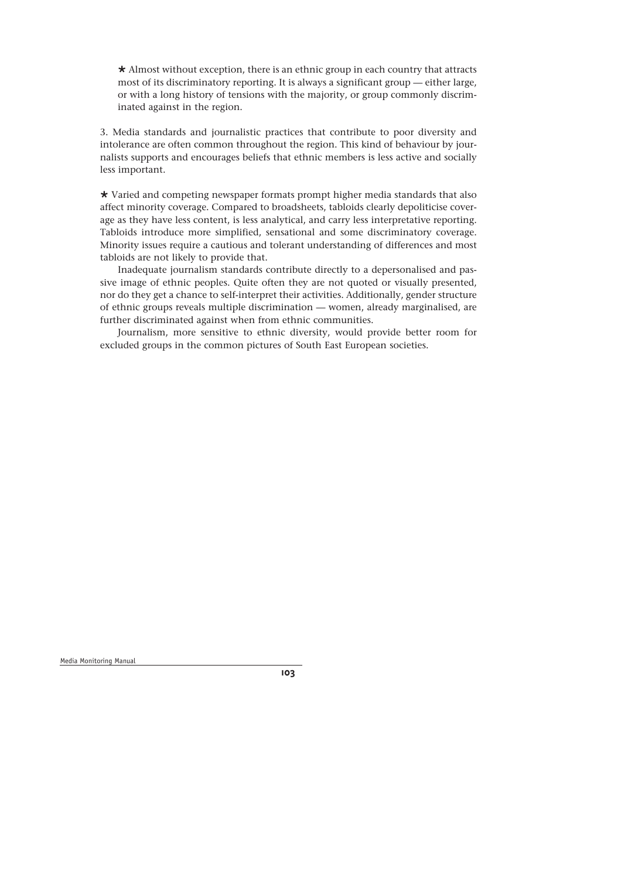★ Almost without exception, there is an ethnic group in each country that attracts most of its discriminatory reporting. It is always a significant group — either large, or with a long history of tensions with the majority, or group commonly discriminated against in the region.

3. Media standards and journalistic practices that contribute to poor diversity and intolerance are often common throughout the region. This kind of behaviour by journalists supports and encourages beliefs that ethnic members is less active and socially less important.

★ Varied and competing newspaper formats prompt higher media standards that also affect minority coverage. Compared to broadsheets, tabloids clearly depoliticise coverage as they have less content, is less analytical, and carry less interpretative reporting. Tabloids introduce more simplified, sensational and some discriminatory coverage. Minority issues require a cautious and tolerant understanding of differences and most tabloids are not likely to provide that.

Inadequate journalism standards contribute directly to a depersonalised and passive image of ethnic peoples. Quite often they are not quoted or visually presented, nor do they get a chance to self-interpret their activities. Additionally, gender structure of ethnic groups reveals multiple discrimination — women, already marginalised, are further discriminated against when from ethnic communities.

Journalism, more sensitive to ethnic diversity, would provide better room for excluded groups in the common pictures of South East European societies.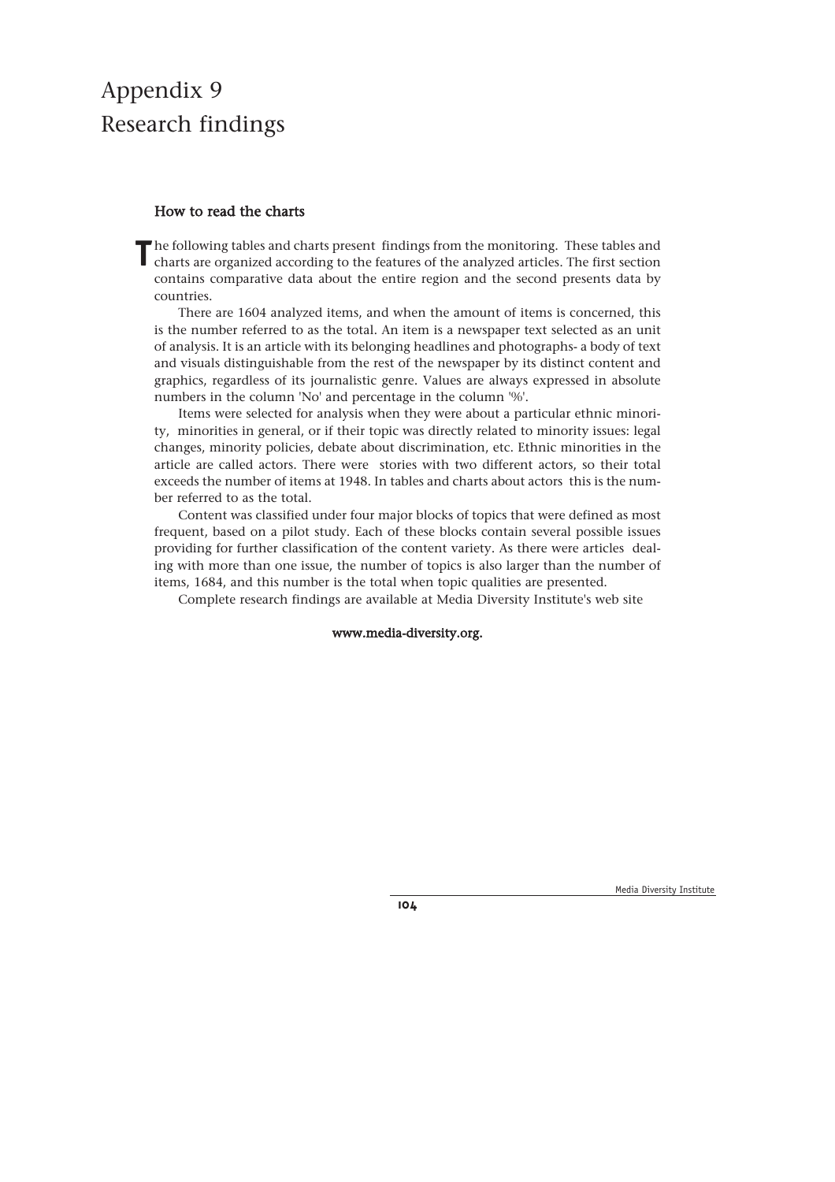# Appendix 9
# Research findings

### How to read the charts

The following tables and charts present findings from the monitoring. These tables and charts are organized according to the features of the analyzed articles. The first section contains comparative data about the entire region and the second presents data by countries.

There are 1604 analyzed items, and when the amount of items is concerned, this is the number referred to as the total. An item is a newspaper text selected as an unit of analysis. It is an article with its belonging headlines and photographs- a body of text and visuals distinguishable from the rest of the newspaper by its distinct content and graphics, regardless of its journalistic genre. Values are always expressed in absolute numbers in the column 'No' and percentage in the column '%'.

Items were selected for analysis when they were about a particular ethnic minority, minorities in general, or if their topic was directly related to minority issues: legal changes, minority policies, debate about discrimination, etc. Ethnic minorities in the article are called actors. There were stories with two different actors, so their total exceeds the number of items at 1948. In tables and charts about actors this is the number referred to as the total.

Content was classified under four major blocks of topics that were defined as most frequent, based on a pilot study. Each of these blocks contain several possible issues providing for further classification of the content variety. As there were articles dealing with more than one issue, the number of topics is also larger than the number of items, 1684, and this number is the total when topic qualities are presented.

Complete research findings are available at Media Diversity Institute's web site

**www.media-diversity.org.**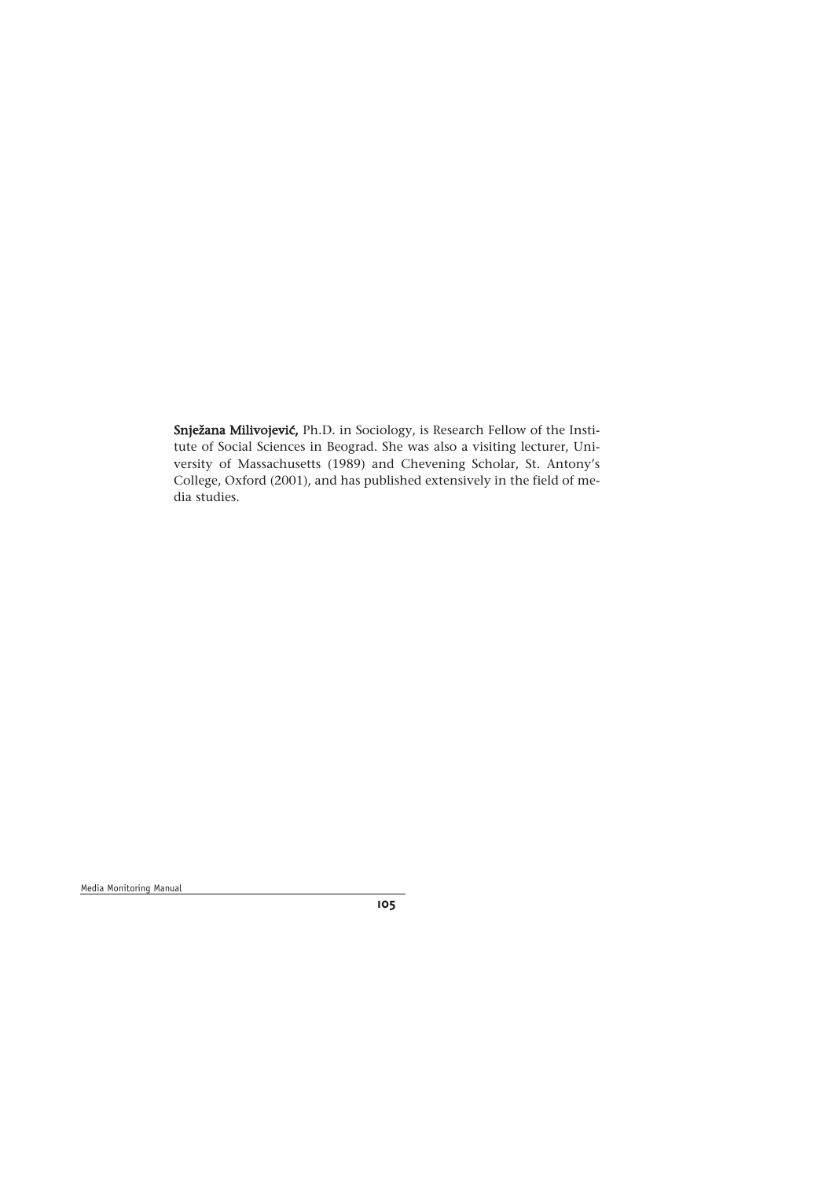**Snježana Milivojević,** Ph.D. in Sociology, is Research Fellow of the Institute of Social Sciences in Beograd. She was also a visiting lecturer, University of Massachusetts (1989) and Chevening Scholar, St. Antony's College, Oxford (2001), and has published extensively in the field of media studies.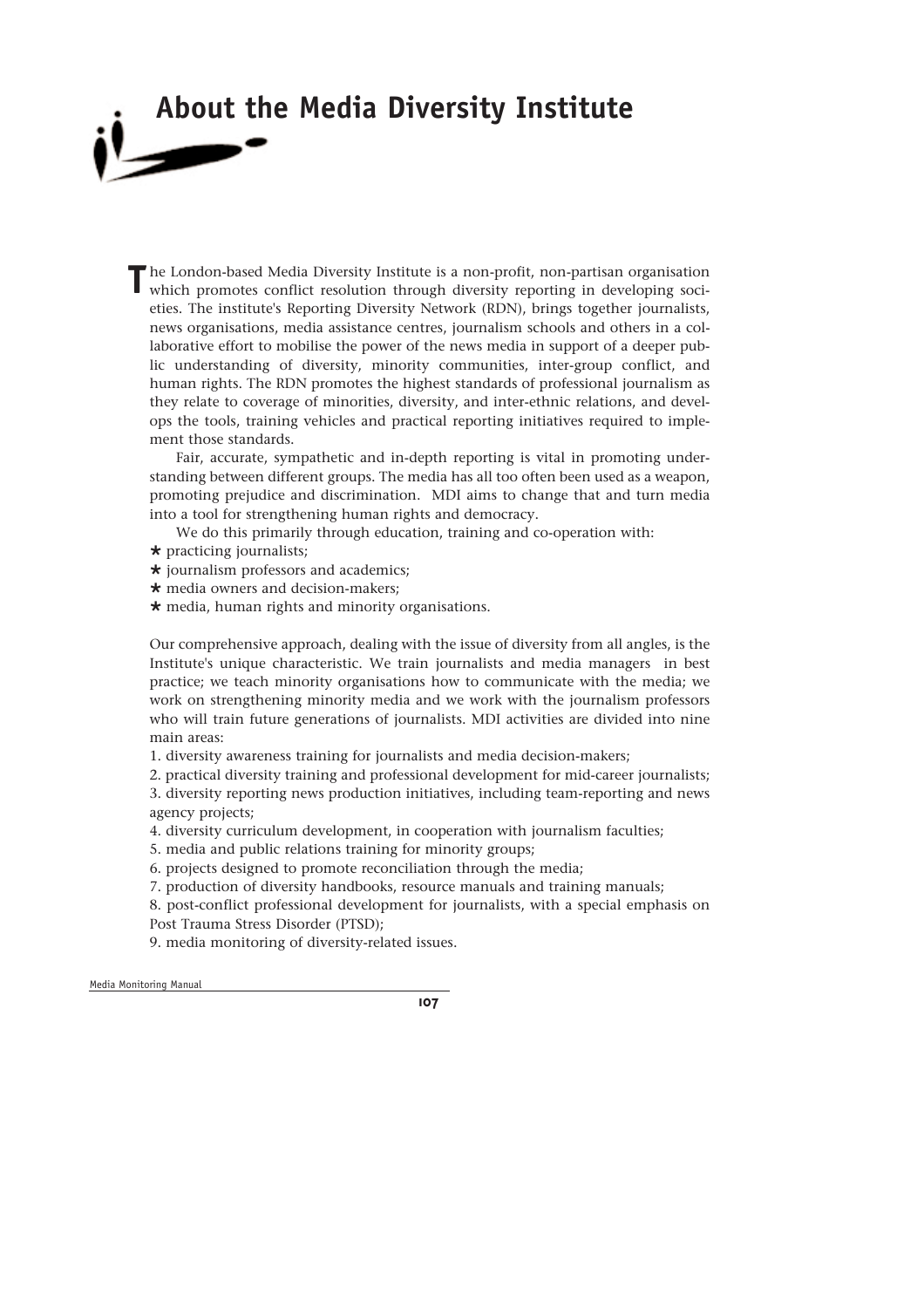# About the Media Diversity Institute

The London-based Media Diversity Institute is a non-profit, non-partisan organisation which promotes conflict resolution through diversity reporting in developing societies. The institute's Reporting Diversity Network (RDN), brings together journalists, news organisations, media assistance centres, journalism schools and others in a collaborative effort to mobilise the power of the news media in support of a deeper public understanding of diversity, minority communities, inter-group conflict, and human rights. The RDN promotes the highest standards of professional journalism as they relate to coverage of minorities, diversity, and inter-ethnic relations, and develops the tools, training vehicles and practical reporting initiatives required to implement those standards.

Fair, accurate, sympathetic and in-depth reporting is vital in promoting understanding between different groups. The media has all too often been used as a weapon, promoting prejudice and discrimination. MDI aims to change that and turn media into a tool for strengthening human rights and democracy.

We do this primarily through education, training and co-operation with:

- practicing journalists;
- journalism professors and academics;
- media owners and decision-makers;
- media, human rights and minority organisations.

Our comprehensive approach, dealing with the issue of diversity from all angles, is the Institute's unique characteristic. We train journalists and media managers in best practice; we teach minority organisations how to communicate with the media; we work on strengthening minority media and we work with the journalism professors who will train future generations of journalists. MDI activities are divided into nine main areas:

1. diversity awareness training for journalists and media decision-makers;
2. practical diversity training and professional development for mid-career journalists;
3. diversity reporting news production initiatives, including team-reporting and news agency projects;
4. diversity curriculum development, in cooperation with journalism faculties;
5. media and public relations training for minority groups;
6. projects designed to promote reconciliation through the media;
7. production of diversity handbooks, resource manuals and training manuals;
8. post-conflict professional development for journalists, with a special emphasis on Post Trauma Stress Disorder (PTSD);
9. media monitoring of diversity-related issues.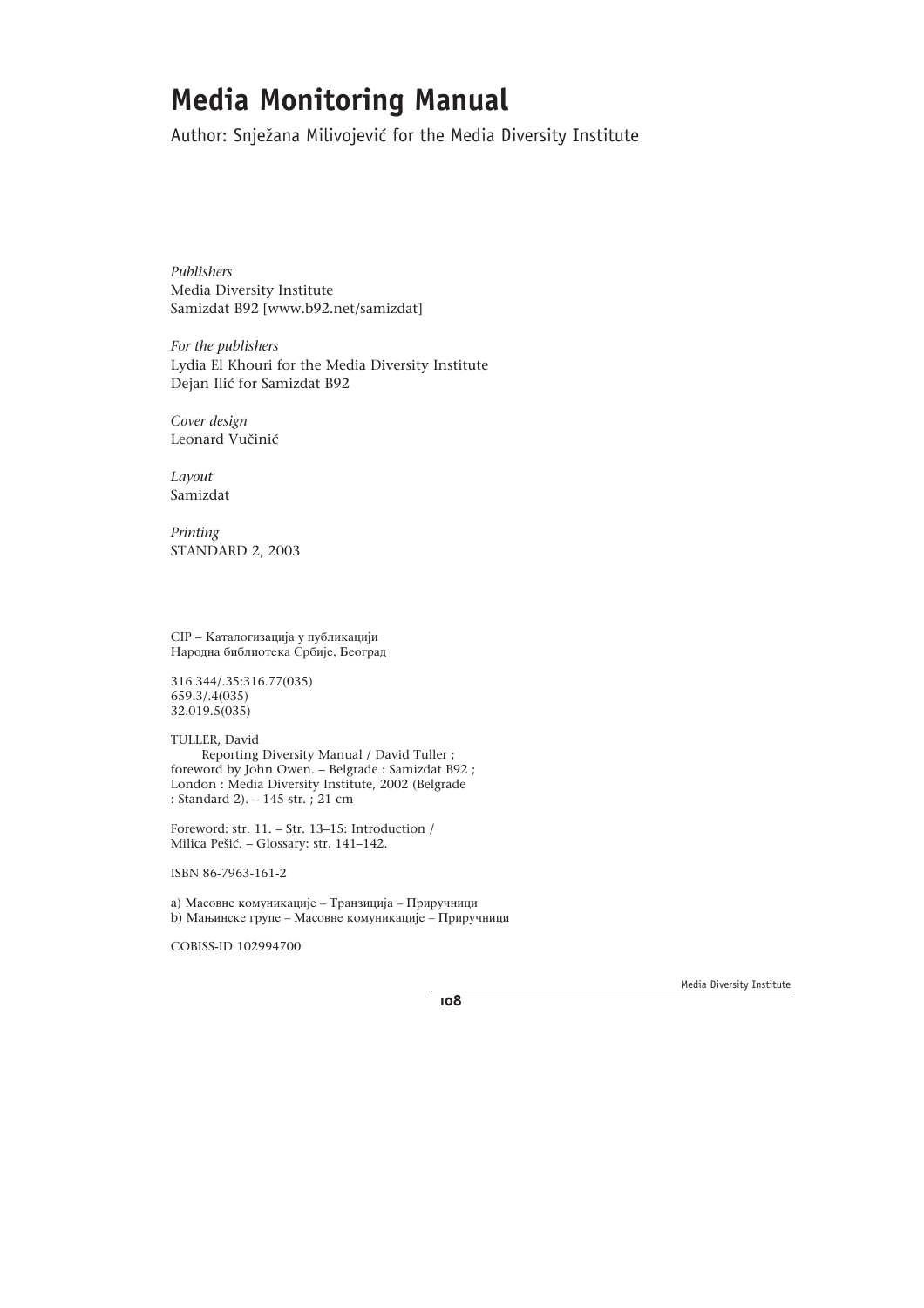# Media Monitoring Manual

Author: Snježana Milivojević for the Media Diversity Institute

*Publishers*
Media Diversity Institute
Samizdat B92 [www.b92.net/samizdat]

*For the publishers*
Lydia El Khouri for the Media Diversity Institute
Dejan Ilić for Samizdat B92

*Cover design*
Leonard Vučinić

*Layout*
Samizdat

*Printing*
STANDARD 2, 2003

CIP – Каталогизација у публикацији
Народна библиотека Србије, Београд

316.344/.35:316.77(035)
659.3/.4(035)
32.019.5(035)

TULLER, David
Reporting Diversity Manual / David Tuller ; foreword by John Owen. – Belgrade : Samizdat B92 ; London : Media Diversity Institute, 2002 (Belgrade : Standard 2). – 145 str. ; 21 cm

Foreword: str. 11. – Str. 13–15: Introduction / Milica Pešić. – Glossary: str. 141–142.

ISBN 86-7963-161-2

a) Масовне комуникације – Транзиција – Приручници
b) Мањинске групе – Масовне комуникације – Приручници

COBISS-ID 102994700